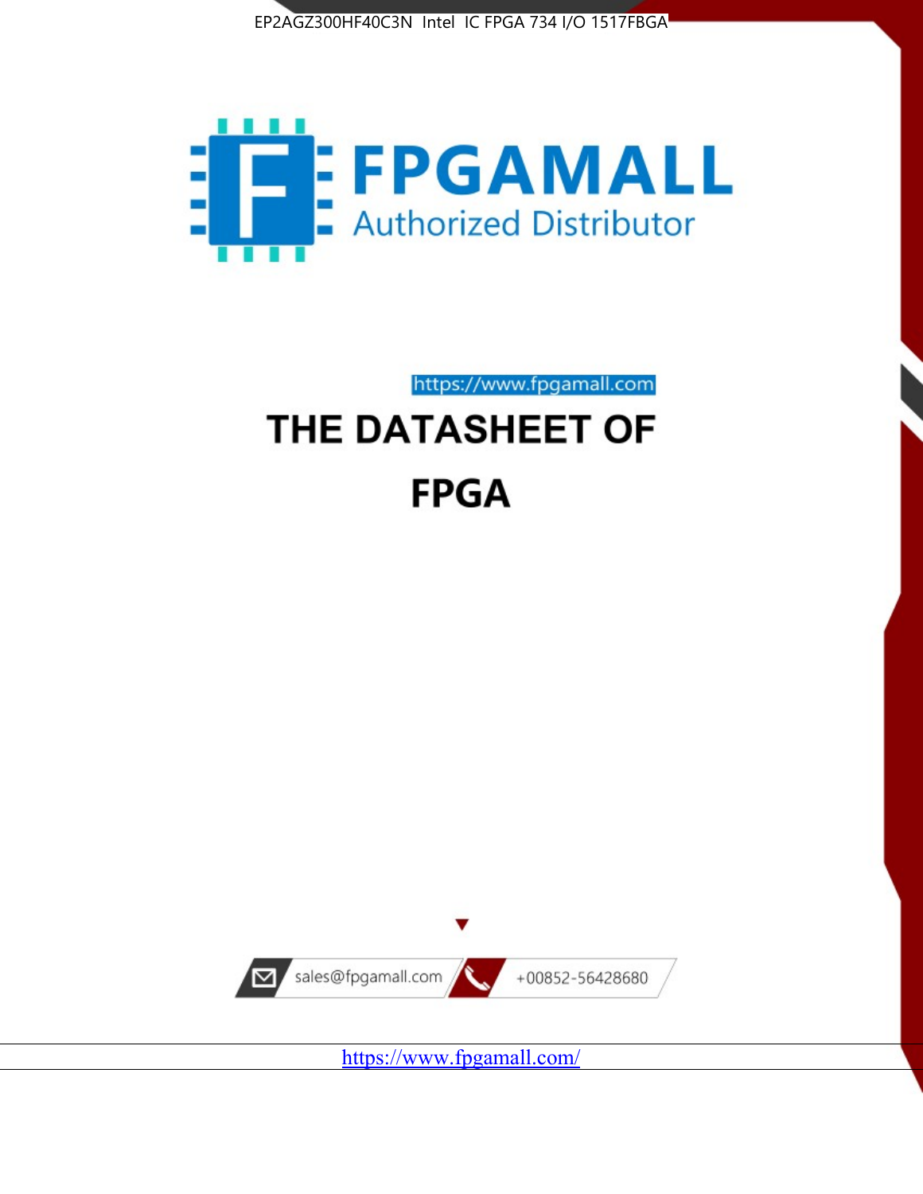EP2AGZ300HF40C3N Intel IC FPGA 734 I/O 1517FBGA

FPGAMALL

Authorized Distributor

https://www.fpgamall.com

# THE DATASHEET OF

# FPGA

sales@fpgamall.com

+00852-56428680

https://www.fpgamall.com/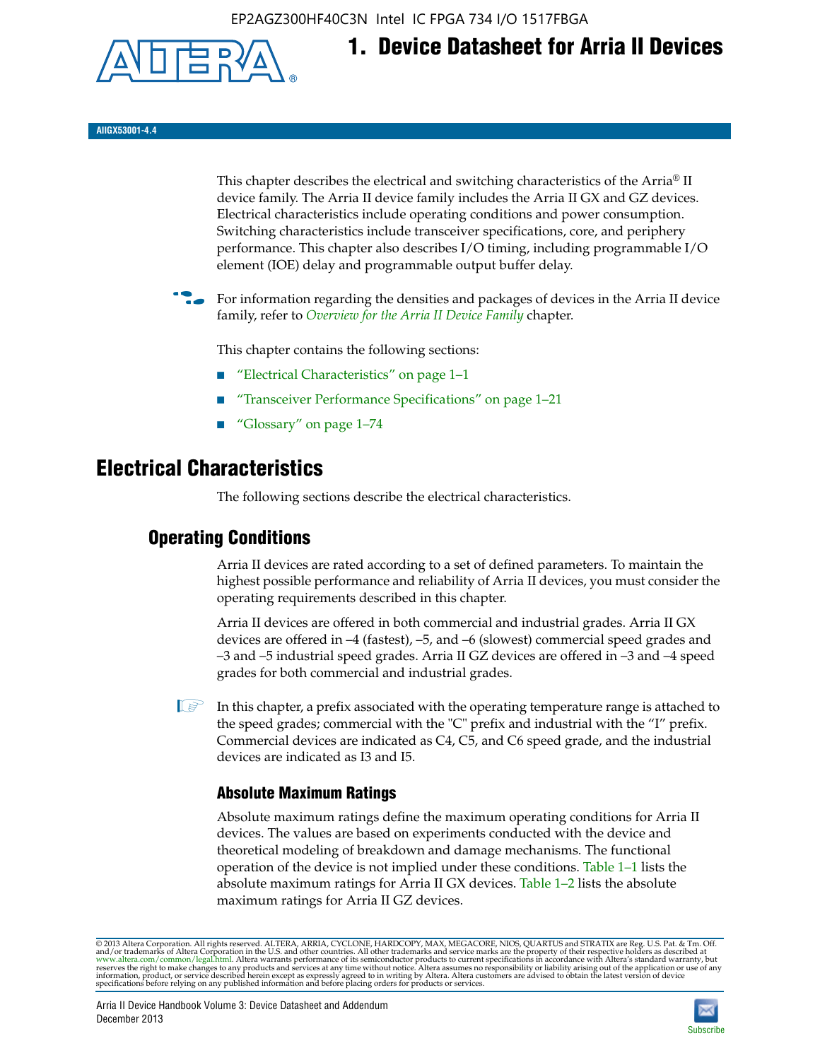# 1. Device Datasheet for Arria II Devices

AIIGX53001-4.4

This chapter describes the electrical and switching characteristics of the Arria® II device family. The Arria II device family includes the Arria II GX and GZ devices. Electrical characteristics include operating conditions and power consumption. Switching characteristics include transceiver specifications, core, and periphery performance. This chapter also describes I/O timing, including programmable I/O element (IOE) delay and programmable output buffer delay.

For information regarding the densities and packages of devices in the Arria II device family, refer to *Overview for the Arria II Device Family* chapter.

This chapter contains the following sections:

- "Electrical Characteristics" on page 1–1
- "Transceiver Performance Specifications" on page 1–21
- "Glossary" on page 1–74

# Electrical Characteristics

The following sections describe the electrical characteristics.

## Operating Conditions

Arria II devices are rated according to a set of defined parameters. To maintain the highest possible performance and reliability of Arria II devices, you must consider the operating requirements described in this chapter.

Arria II devices are offered in both commercial and industrial grades. Arria II GX devices are offered in –4 (fastest), –5, and –6 (slowest) commercial speed grades and –3 and –5 industrial speed grades. Arria II GZ devices are offered in –3 and –4 speed grades for both commercial and industrial grades.

In this chapter, a prefix associated with the operating temperature range is attached to the speed grades; commercial with the "C" prefix and industrial with the "I" prefix. Commercial devices are indicated as C4, C5, and C6 speed grade, and the industrial devices are indicated as I3 and I5.

### Absolute Maximum Ratings

Absolute maximum ratings define the maximum operating conditions for Arria II devices. The values are based on experiments conducted with the device and theoretical modeling of breakdown and damage mechanisms. The functional operation of the device is not implied under these conditions. Table 1–1 lists the absolute maximum ratings for Arria II GX devices. Table 1–2 lists the absolute maximum ratings for Arria II GZ devices.

© 2013 Altera Corporation. All rights reserved. ALTERA, ARRIA, CYCLONE, HARDCOPY, MAX, MEGACORE, NIOS, QUARTUS and STRATIX are Reg. U.S. Pat. & Tm. Off. and/or trademarks of Altera Corporation in the U.S. and other countries. All other trademarks and service marks are the property of their respective holders as described at www.altera.com/common/legal.html. Altera warrants performance of its semiconductor products to current specifications in accordance with Altera's standard warranty, but reserves the right to make changes to any products and services at any time without notice. Altera assumes no responsibility or liability arising out of the application or use of any information, product, or service described herein except as expressly agreed to in writing by Altera. Altera customers are advised to obtain the latest version of device specifications before relying on any published information and before placing orders for products or services.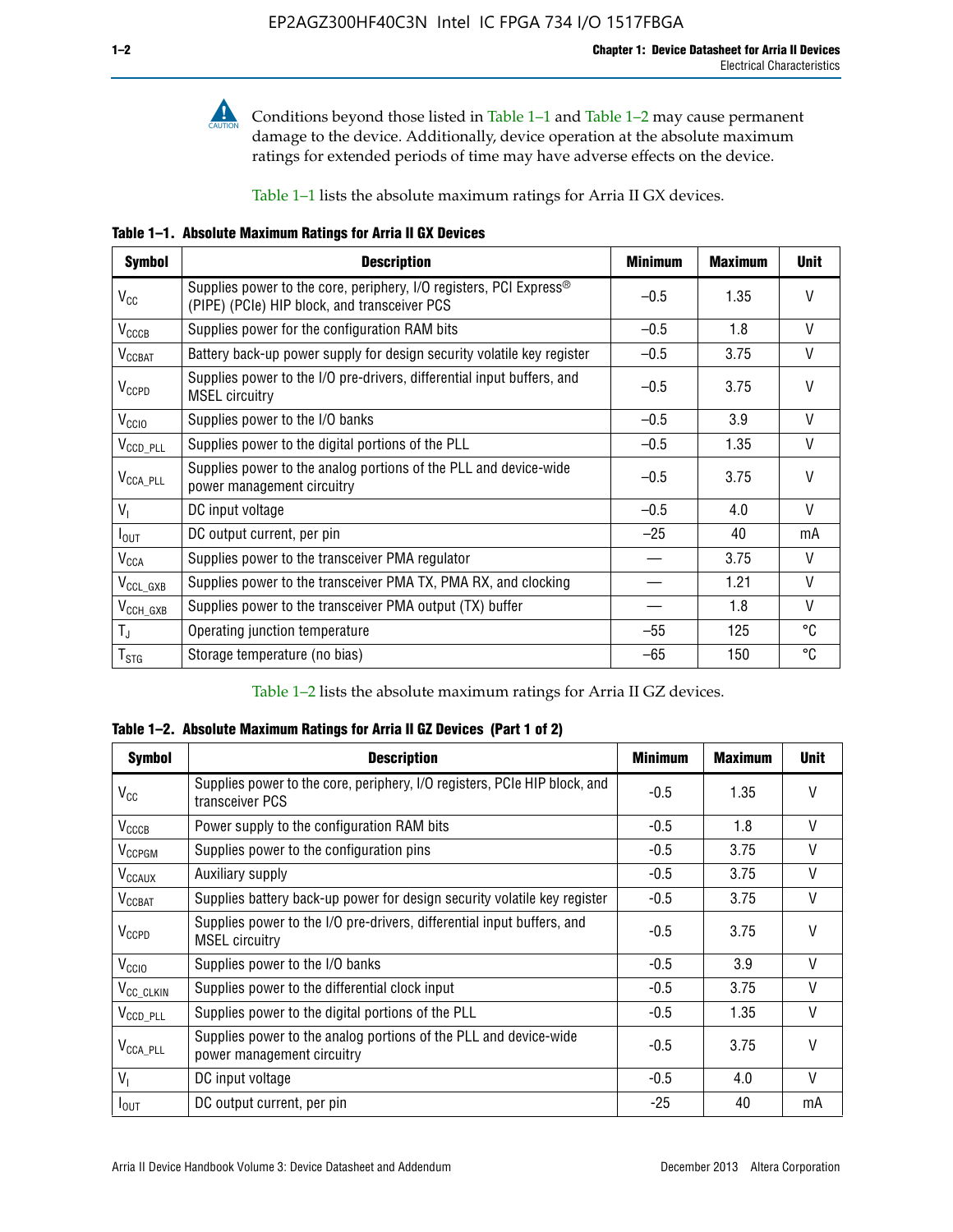Conditions beyond those listed in Table 1–1 and Table 1–2 may cause permanent damage to the device. Additionally, device operation at the absolute maximum ratings for extended periods of time may have adverse effects on the device.

Table 1–1 lists the absolute maximum ratings for Arria II GX devices.

**Table 1–1. Absolute Maximum Ratings for Arria II GX Devices**

| Symbol | Description | Minimum | Maximum | Unit |
|---|---|---|---|---|
| $V_{CC}$ | Supplies power to the core, periphery, I/O registers, PCI Express® (PIPE) (PCIe) HIP block, and transceiver PCS | –0.5 | 1.35 | V |
| $V_{CCCB}$ | Supplies power for the configuration RAM bits | –0.5 | 1.8 | V |
| $V_{CCBAT}$ | Battery back-up power supply for design security volatile key register | –0.5 | 3.75 | V |
| $V_{CCPD}$ | Supplies power to the I/O pre-drivers, differential input buffers, and MSEL circuitry | –0.5 | 3.75 | V |
| $V_{CCIO}$ | Supplies power to the I/O banks | –0.5 | 3.9 | V |
| $V_{CCD\_PLL}$ | Supplies power to the digital portions of the PLL | –0.5 | 1.35 | V |
| $V_{CCA\_PLL}$ | Supplies power to the analog portions of the PLL and device-wide power management circuitry | –0.5 | 3.75 | V |
| $V_I$ | DC input voltage | –0.5 | 4.0 | V |
| $I_{OUT}$ | DC output current, per pin | –25 | 40 | mA |
| $V_{CCA}$ | Supplies power to the transceiver PMA regulator | — | 3.75 | V |
| $V_{CCL\_GXB}$ | Supplies power to the transceiver PMA TX, PMA RX, and clocking | — | 1.21 | V |
| $V_{CCH\_GXB}$ | Supplies power to the transceiver PMA output (TX) buffer | — | 1.8 | V |
| $T_J$ | Operating junction temperature | –55 | 125 | °C |
| $T_{STG}$ | Storage temperature (no bias) | –65 | 150 | °C |

Table 1–2 lists the absolute maximum ratings for Arria II GZ devices.

**Table 1–2. Absolute Maximum Ratings for Arria II GZ Devices (Part 1 of 2)**

| Symbol | Description | Minimum | Maximum | Unit |
|---|---|---|---|---|
| $V_{CC}$ | Supplies power to the core, periphery, I/O registers, PCIe HIP block, and transceiver PCS | -0.5 | 1.35 | V |
| $V_{CCCB}$ | Power supply to the configuration RAM bits | -0.5 | 1.8 | V |
| $V_{CCPGM}$ | Supplies power to the configuration pins | -0.5 | 3.75 | V |
| $V_{CCAUX}$ | Auxiliary supply | -0.5 | 3.75 | V |
| $V_{CCBAT}$ | Supplies battery back-up power for design security volatile key register | -0.5 | 3.75 | V |
| $V_{CCPD}$ | Supplies power to the I/O pre-drivers, differential input buffers, and MSEL circuitry | -0.5 | 3.75 | V |
| $V_{CCIO}$ | Supplies power to the I/O banks | -0.5 | 3.9 | V |
| $V_{CC\_CLKIN}$ | Supplies power to the differential clock input | -0.5 | 3.75 | V |
| $V_{CCD\_PLL}$ | Supplies power to the digital portions of the PLL | -0.5 | 1.35 | V |
| $V_{CCA\_PLL}$ | Supplies power to the analog portions of the PLL and device-wide power management circuitry | -0.5 | 3.75 | V |
| $V_I$ | DC input voltage | -0.5 | 4.0 | V |
| $I_{OUT}$ | DC output current, per pin | -25 | 40 | mA |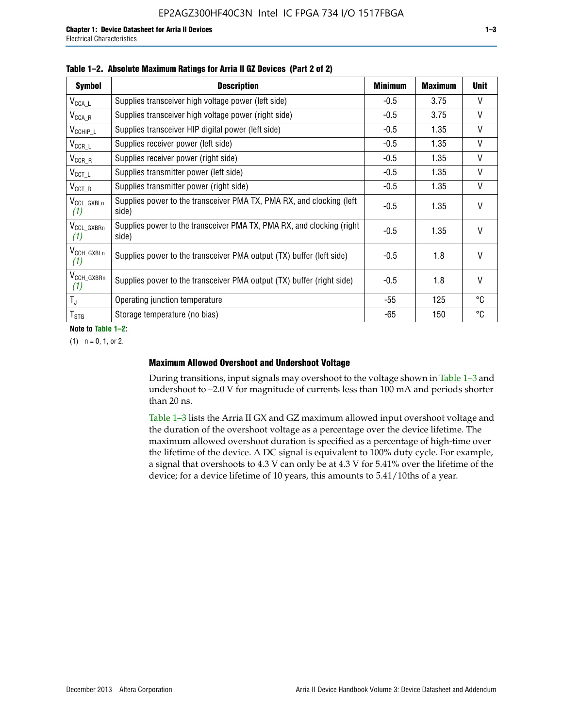**Table 1–2. Absolute Maximum Ratings for Arria II GZ Devices (Part 2 of 2)**

| Symbol | Description | Minimum | Maximum | Unit |
|---|---|---|---|---|
| $V_{CCA\_L}$ | Supplies transceiver high voltage power (left side) | -0.5 | 3.75 | V |
| $V_{CCA\_R}$ | Supplies transceiver high voltage power (right side) | -0.5 | 3.75 | V |
| $V_{CCHIP\_L}$ | Supplies transceiver HIP digital power (left side) | -0.5 | 1.35 | V |
| $V_{CCR\_L}$ | Supplies receiver power (left side) | -0.5 | 1.35 | V |
| $V_{CCR\_R}$ | Supplies receiver power (right side) | -0.5 | 1.35 | V |
| $V_{CCT\_L}$ | Supplies transmitter power (left side) | -0.5 | 1.35 | V |
| $V_{CCT\_R}$ | Supplies transmitter power (right side) | -0.5 | 1.35 | V |
| $V_{CCL\_GXBLn}$ *(1)* | Supplies power to the transceiver PMA TX, PMA RX, and clocking (left side) | -0.5 | 1.35 | V |
| $V_{CCL\_GXBRn}$ *(1)* | Supplies power to the transceiver PMA TX, PMA RX, and clocking (right side) | -0.5 | 1.35 | V |
| $V_{CCH\_GXBLn}$ *(1)* | Supplies power to the transceiver PMA output (TX) buffer (left side) | -0.5 | 1.8 | V |
| $V_{CCH\_GXBRn}$ *(1)* | Supplies power to the transceiver PMA output (TX) buffer (right side) | -0.5 | 1.8 | V |
| $T_J$ | Operating junction temperature | -55 | 125 | °C |
| $T_{STG}$ | Storage temperature (no bias) | -65 | 150 | °C |

**Note to Table 1–2:**

(1) n = 0, 1, or 2.

### Maximum Allowed Overshoot and Undershoot Voltage

During transitions, input signals may overshoot to the voltage shown in Table 1–3 and undershoot to –2.0 V for magnitude of currents less than 100 mA and periods shorter than 20 ns.

Table 1–3 lists the Arria II GX and GZ maximum allowed input overshoot voltage and the duration of the overshoot voltage as a percentage over the device lifetime. The maximum allowed overshoot duration is specified as a percentage of high-time over the lifetime of the device. A DC signal is equivalent to 100% duty cycle. For example, a signal that overshoots to 4.3 V can only be at 4.3 V for 5.41% over the lifetime of the device; for a device lifetime of 10 years, this amounts to 5.41/10ths of a year.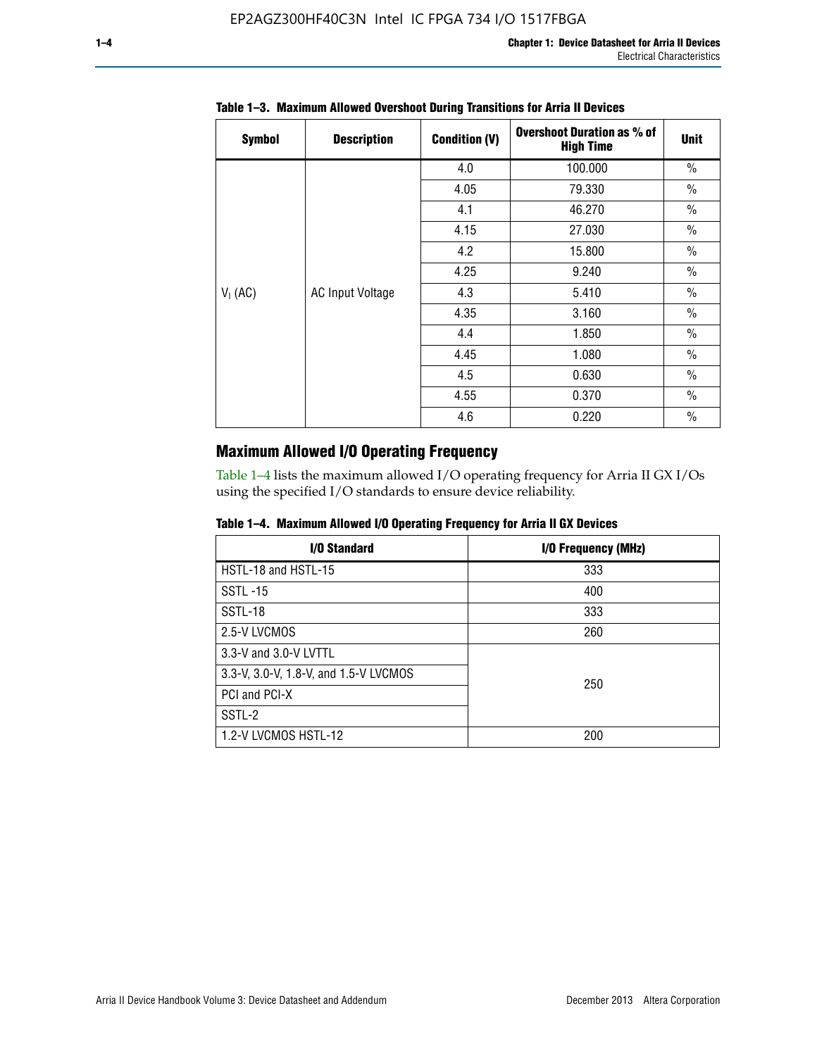**Table 1–3. Maximum Allowed Overshoot During Transitions for Arria II Devices**

| Symbol | Description | Condition (V) | Overshoot Duration as % of High Time | Unit |
|---|---|---|---|---|
| $V_I$ (AC) | AC Input Voltage | 4.0 | 100.000 | % |
| | | 4.05 | 79.330 | % |
| | | 4.1 | 46.270 | % |
| | | 4.15 | 27.030 | % |
| | | 4.2 | 15.800 | % |
| | | 4.25 | 9.240 | % |
| | | 4.3 | 5.410 | % |
| | | 4.35 | 3.160 | % |
| | | 4.4 | 1.850 | % |
| | | 4.45 | 1.080 | % |
| | | 4.5 | 0.630 | % |
| | | 4.55 | 0.370 | % |
| | | 4.6 | 0.220 | % |

## Maximum Allowed I/O Operating Frequency

Table 1–4 lists the maximum allowed I/O operating frequency for Arria II GX I/Os using the specified I/O standards to ensure device reliability.

**Table 1–4. Maximum Allowed I/O Operating Frequency for Arria II GX Devices**

| I/O Standard | I/O Frequency (MHz) |
|---|---|
| HSTL-18 and HSTL-15 | 333 |
| SSTL -15 | 400 |
| SSTL-18 | 333 |
| 2.5-V LVCMOS | 260 |
| 3.3-V and 3.0-V LVTTL | 250 |
| 3.3-V, 3.0-V, 1.8-V, and 1.5-V LVCMOS | |
| PCI and PCI-X | |
| SSTL-2 | |
| 1.2-V LVCMOS HSTL-12 | 200 |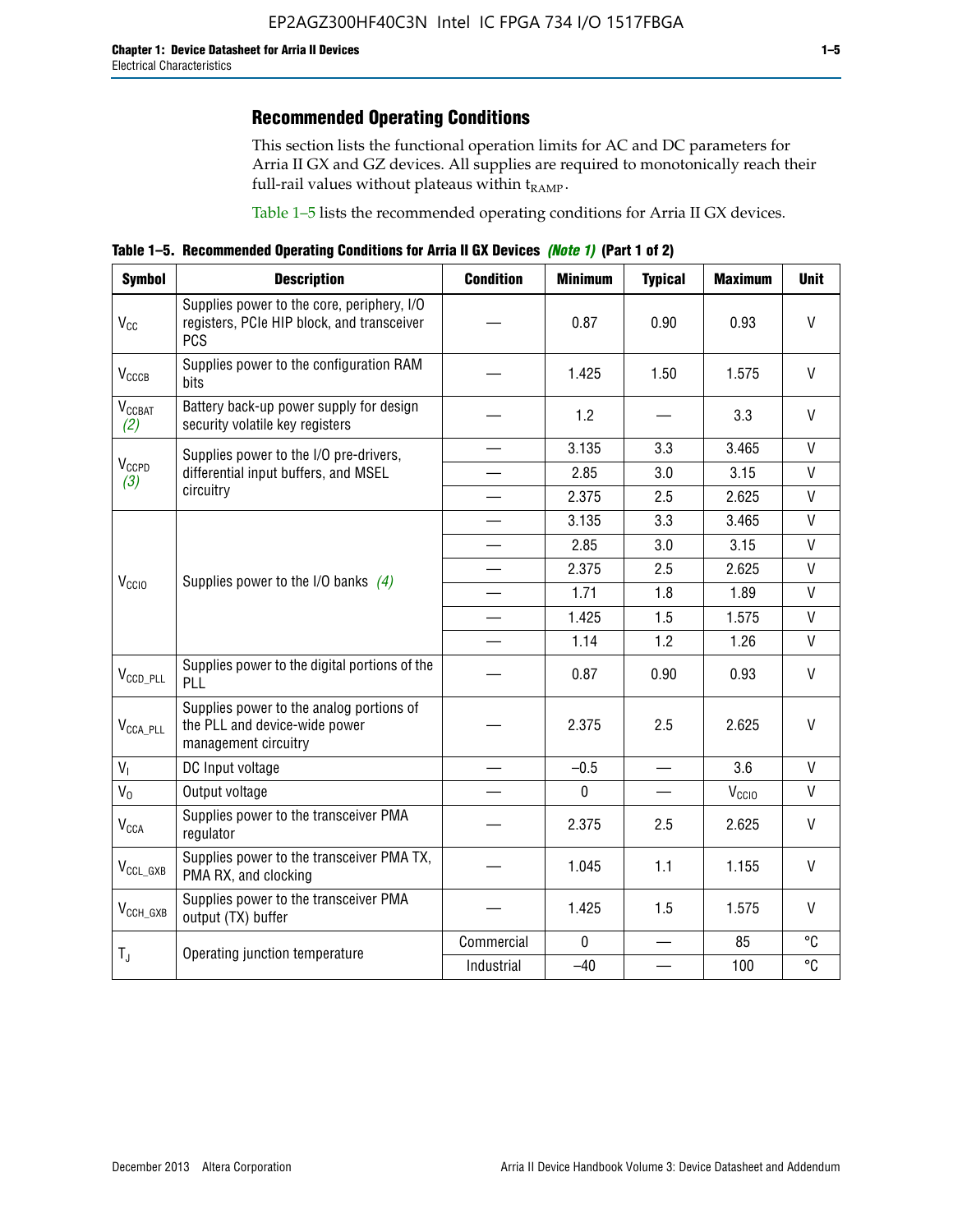## Recommended Operating Conditions

This section lists the functional operation limits for AC and DC parameters for Arria II GX and GZ devices. All supplies are required to monotonically reach their full-rail values without plateaus within $t_{RAMP}$.

Table 1–5 lists the recommended operating conditions for Arria II GX devices.

**Table 1–5. Recommended Operating Conditions for Arria II GX Devices** *(Note 1)* **(Part 1 of 2)**

| Symbol | Description | Condition | Minimum | Typical | Maximum | Unit |
|---|---|---|---|---|---|---|
| $V_{CC}$ | Supplies power to the core, periphery, I/O registers, PCIe HIP block, and transceiver PCS | — | 0.87 | 0.90 | 0.93 | V |
| $V_{CCCB}$ | Supplies power to the configuration RAM bits | — | 1.425 | 1.50 | 1.575 | V |
| $V_{CCBAT}$ *(2)* | Battery back-up power supply for design security volatile key registers | — | 1.2 | — | 3.3 | V |
| $V_{CCPD}$ *(3)* | Supplies power to the I/O pre-drivers, differential input buffers, and MSEL circuitry | — | 3.135 | 3.3 | 3.465 | V |
| | | — | 2.85 | 3.0 | 3.15 | V |
| | | — | 2.375 | 2.5 | 2.625 | V |
| $V_{CCIO}$ | Supplies power to the I/O banks *(4)* | — | 3.135 | 3.3 | 3.465 | V |
| | | — | 2.85 | 3.0 | 3.15 | V |
| | | — | 2.375 | 2.5 | 2.625 | V |
| | | — | 1.71 | 1.8 | 1.89 | V |
| | | — | 1.425 | 1.5 | 1.575 | V |
| | | — | 1.14 | 1.2 | 1.26 | V |
| $V_{CCD\_PLL}$ | Supplies power to the digital portions of the PLL | — | 0.87 | 0.90 | 0.93 | V |
| $V_{CCA\_PLL}$ | Supplies power to the analog portions of the PLL and device-wide power management circuitry | — | 2.375 | 2.5 | 2.625 | V |
| $V_I$ | DC Input voltage | — | –0.5 | — | 3.6 | V |
| $V_O$ | Output voltage | — | 0 | — | $V_{CCIO}$ | V |
| $V_{CCA}$ | Supplies power to the transceiver PMA regulator | — | 2.375 | 2.5 | 2.625 | V |
| $V_{CCL\_GXB}$ | Supplies power to the transceiver PMA TX, PMA RX, and clocking | — | 1.045 | 1.1 | 1.155 | V |
| $V_{CCH\_GXB}$ | Supplies power to the transceiver PMA output (TX) buffer | — | 1.425 | 1.5 | 1.575 | V |
| $T_J$ | Operating junction temperature | Commercial | 0 | — | 85 | °C |
| | | Industrial | –40 | — | 100 | °C |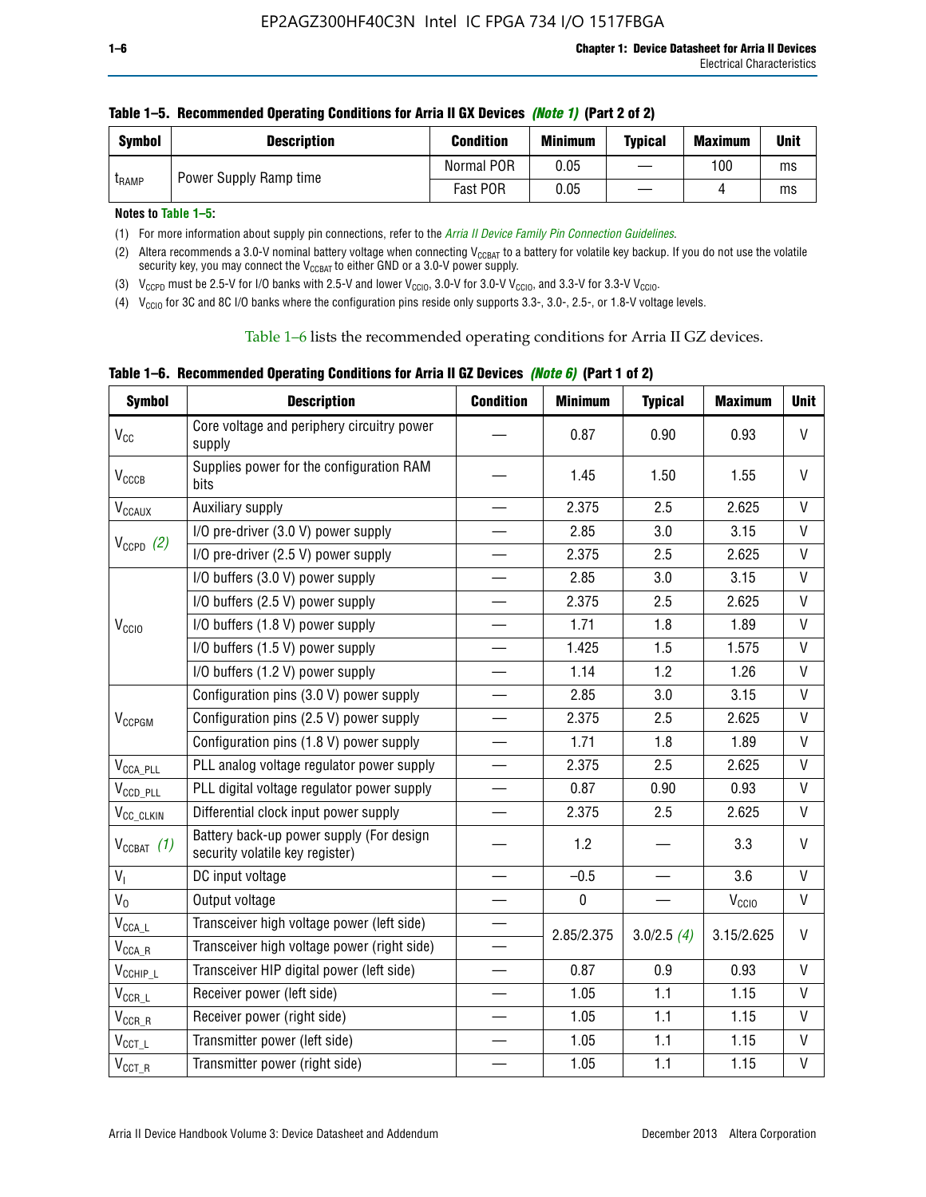**Table 1–5. Recommended Operating Conditions for Arria II GX Devices** ***(Note 1)*** **(Part 2 of 2)**

| Symbol | Description | Condition | Minimum | Typical | Maximum | Unit |
|---|---|---|---|---|---|---|
| $t_{RAMP}$ | Power Supply Ramp time | Normal POR | 0.05 | — | 100 | ms |
| | | Fast POR | 0.05 | — | 4 | ms |

**Notes to Table 1–5:**

(1) For more information about supply pin connections, refer to the *Arria II Device Family Pin Connection Guidelines*.

(2) Altera recommends a 3.0-V nominal battery voltage when connecting $V_{CCBAT}$ to a battery for volatile key backup. If you do not use the volatile security key, you may connect the $V_{CCBAT}$ to either GND or a 3.0-V power supply.

(3) $V_{CCPD}$ must be 2.5-V for I/O banks with 2.5-V and lower $V_{CCIO}$, 3.0-V for 3.0-V $V_{CCIO}$, and 3.3-V for 3.3-V $V_{CCIO}$.

(4) $V_{CCIO}$ for 3C and 8C I/O banks where the configuration pins reside only supports 3.3-, 3.0-, 2.5-, or 1.8-V voltage levels.

Table 1–6 lists the recommended operating conditions for Arria II GZ devices.

**Table 1–6. Recommended Operating Conditions for Arria II GZ Devices** ***(Note 6)*** **(Part 1 of 2)**

| Symbol | Description | Condition | Minimum | Typical | Maximum | Unit |
|---|---|---|---|---|---|---|
| $V_{CC}$ | Core voltage and periphery circuitry power supply | — | 0.87 | 0.90 | 0.93 | V |
| $V_{CCCB}$ | Supplies power for the configuration RAM bits | — | 1.45 | 1.50 | 1.55 | V |
| $V_{CCAUX}$ | Auxiliary supply | — | 2.375 | 2.5 | 2.625 | V |
| $V_{CCPD}$ *(2)* | I/O pre-driver (3.0 V) power supply | — | 2.85 | 3.0 | 3.15 | V |
| | I/O pre-driver (2.5 V) power supply | — | 2.375 | 2.5 | 2.625 | V |
| $V_{CCIO}$ | I/O buffers (3.0 V) power supply | — | 2.85 | 3.0 | 3.15 | V |
| | I/O buffers (2.5 V) power supply | — | 2.375 | 2.5 | 2.625 | V |
| | I/O buffers (1.8 V) power supply | — | 1.71 | 1.8 | 1.89 | V |
| | I/O buffers (1.5 V) power supply | — | 1.425 | 1.5 | 1.575 | V |
| | I/O buffers (1.2 V) power supply | — | 1.14 | 1.2 | 1.26 | V |
| $V_{CCPGM}$ | Configuration pins (3.0 V) power supply | — | 2.85 | 3.0 | 3.15 | V |
| | Configuration pins (2.5 V) power supply | — | 2.375 | 2.5 | 2.625 | V |
| | Configuration pins (1.8 V) power supply | — | 1.71 | 1.8 | 1.89 | V |
| $V_{CCA\_PLL}$ | PLL analog voltage regulator power supply | — | 2.375 | 2.5 | 2.625 | V |
| $V_{CCD\_PLL}$ | PLL digital voltage regulator power supply | — | 0.87 | 0.90 | 0.93 | V |
| $V_{CC\_CLKIN}$ | Differential clock input power supply | — | 2.375 | 2.5 | 2.625 | V |
| $V_{CCBAT}$ *(1)* | Battery back-up power supply (For design security volatile key register) | — | 1.2 | — | 3.3 | V |
| $V_I$ | DC input voltage | — | –0.5 | — | 3.6 | V |
| $V_O$ | Output voltage | — | 0 | — | $V_{CCIO}$ | V |
| $V_{CCA\_L}$ | Transceiver high voltage power (left side) | — | 2.85/2.375 | 3.0/2.5 *(4)* | 3.15/2.625 | V |
| $V_{CCA\_R}$ | Transceiver high voltage power (right side) | — | | | | |
| $V_{CCHIP\_L}$ | Transceiver HIP digital power (left side) | — | 0.87 | 0.9 | 0.93 | V |
| $V_{CCR\_L}$ | Receiver power (left side) | — | 1.05 | 1.1 | 1.15 | V |
| $V_{CCR\_R}$ | Receiver power (right side) | — | 1.05 | 1.1 | 1.15 | V |
| $V_{CCT\_L}$ | Transmitter power (left side) | — | 1.05 | 1.1 | 1.15 | V |
| $V_{CCT\_R}$ | Transmitter power (right side) | — | 1.05 | 1.1 | 1.15 | V |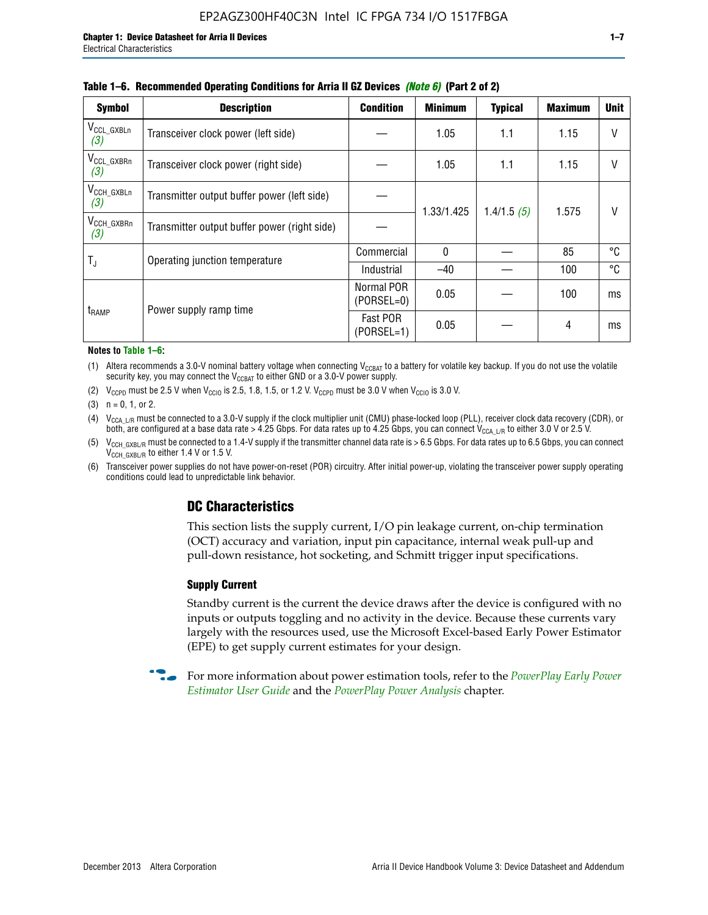**Table 1–6. Recommended Operating Conditions for Arria II GZ Devices *(Note 6)* (Part 2 of 2)**

| Symbol | Description | Condition | Minimum | Typical | Maximum | Unit |
|---|---|---|---|---|---|---|
| $V_{CCL\_GXBLn}$ *(3)* | Transceiver clock power (left side) | — | 1.05 | 1.1 | 1.15 | V |
| $V_{CCL\_GXBRn}$ *(3)* | Transceiver clock power (right side) | — | 1.05 | 1.1 | 1.15 | V |
| $V_{CCH\_GXBLn}$ *(3)* | Transmitter output buffer power (left side) | — | 1.33/1.425 | 1.4/1.5 *(5)* | 1.575 | V |
| $V_{CCH\_GXBRn}$ *(3)* | Transmitter output buffer power (right side) | — | | | | |
| $T_J$ | Operating junction temperature | Commercial | 0 | — | 85 | °C |
| | | Industrial | –40 | — | 100 | °C |
| $t_{RAMP}$ | Power supply ramp time | Normal POR (PORSEL=0) | 0.05 | — | 100 | ms |
| | | Fast POR (PORSEL=1) | 0.05 | — | 4 | ms |

**Notes to Table 1–6:**

(1) Altera recommends a 3.0-V nominal battery voltage when connecting $V_{CCBAT}$ to a battery for volatile key backup. If you do not use the volatile security key, you may connect the $V_{CCBAT}$ to either GND or a 3.0-V power supply.

(2) $V_{CCPD}$ must be 2.5 V when $V_{CCIO}$ is 2.5, 1.8, 1.5, or 1.2 V. $V_{CCPD}$ must be 3.0 V when $V_{CCIO}$ is 3.0 V.

(3) n = 0, 1, or 2.

(4) $V_{CCA\_L/R}$ must be connected to a 3.0-V supply if the clock multiplier unit (CMU) phase-locked loop (PLL), receiver clock data recovery (CDR), or both, are configured at a base data rate > 4.25 Gbps. For data rates up to 4.25 Gbps, you can connect $V_{CCA\_L/R}$ to either 3.0 V or 2.5 V.

(5) $V_{CCH\_GXBL/R}$ must be connected to a 1.4-V supply if the transmitter channel data rate is > 6.5 Gbps. For data rates up to 6.5 Gbps, you can connect $V_{CCH\_GXBL/R}$ to either 1.4 V or 1.5 V.

(6) Transceiver power supplies do not have power-on-reset (POR) circuitry. After initial power-up, violating the transceiver power supply operating conditions could lead to unpredictable link behavior.

## DC Characteristics

This section lists the supply current, I/O pin leakage current, on-chip termination (OCT) accuracy and variation, input pin capacitance, internal weak pull-up and pull-down resistance, hot socketing, and Schmitt trigger input specifications.

### Supply Current

Standby current is the current the device draws after the device is configured with no inputs or outputs toggling and no activity in the device. Because these currents vary largely with the resources used, use the Microsoft Excel-based Early Power Estimator (EPE) to get supply current estimates for your design.

For more information about power estimation tools, refer to the *PowerPlay Early Power Estimator User Guide* and the *PowerPlay Power Analysis* chapter.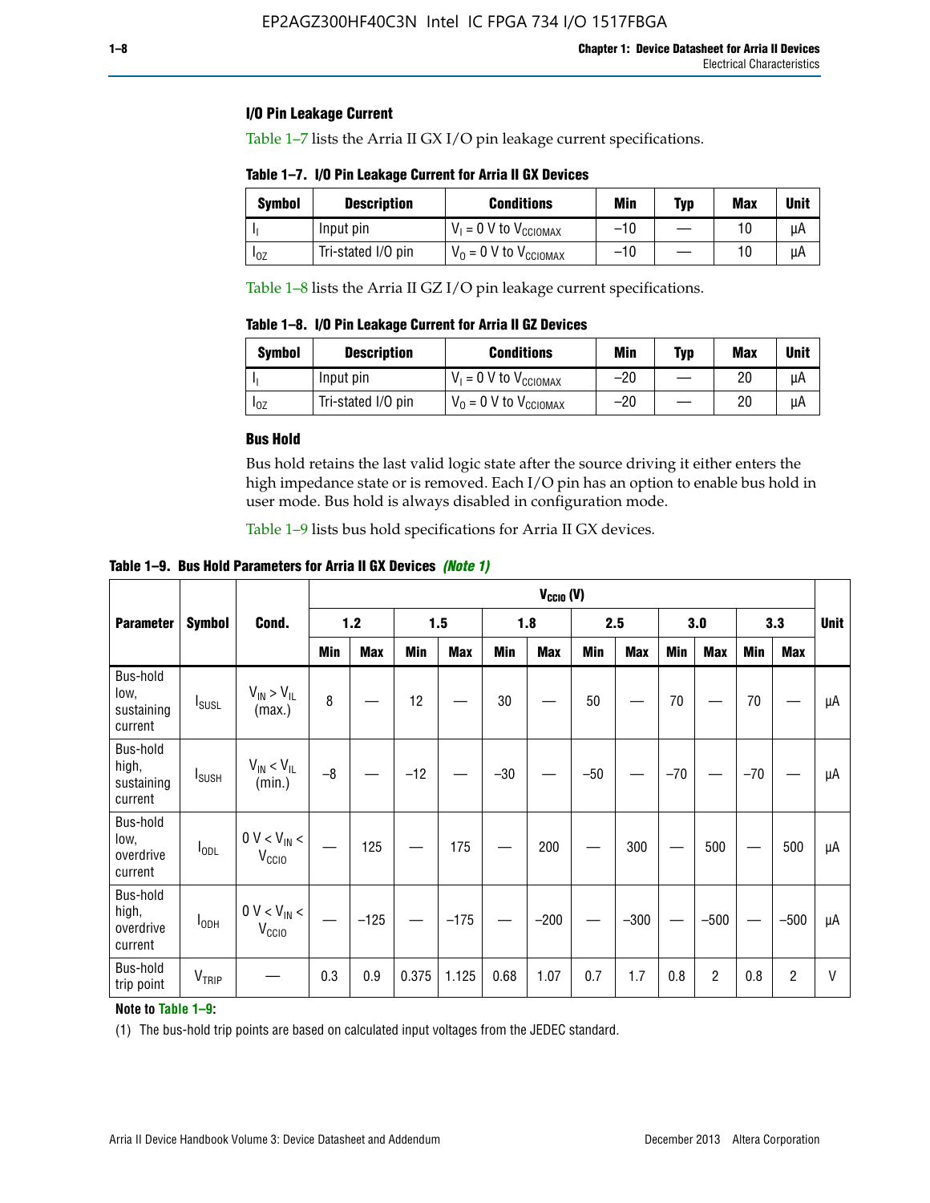### I/O Pin Leakage Current

Table 1–7 lists the Arria II GX I/O pin leakage current specifications.

**Table 1–7. I/O Pin Leakage Current for Arria II GX Devices**

| Symbol | Description | Conditions | Min | Typ | Max | Unit |
|---|---|---|---|---|---|---|
| $I_I$ | Input pin | $V_I$ = 0 V to $V_{CCIOMAX}$ | –10 | — | 10 | µA |
| $I_{OZ}$ | Tri-stated I/O pin | $V_O$ = 0 V to $V_{CCIOMAX}$ | –10 | — | 10 | µA |

Table 1–8 lists the Arria II GZ I/O pin leakage current specifications.

**Table 1–8. I/O Pin Leakage Current for Arria II GZ Devices**

| Symbol | Description | Conditions | Min | Typ | Max | Unit |
|---|---|---|---|---|---|---|
| $I_I$ | Input pin | $V_I$ = 0 V to $V_{CCIOMAX}$ | –20 | — | 20 | µA |
| $I_{OZ}$ | Tri-stated I/O pin | $V_O$ = 0 V to $V_{CCIOMAX}$ | –20 | — | 20 | µA |

### Bus Hold

Bus hold retains the last valid logic state after the source driving it either enters the high impedance state or is removed. Each I/O pin has an option to enable bus hold in user mode. Bus hold is always disabled in configuration mode.

Table 1–9 lists bus hold specifications for Arria II GX devices.

**Table 1–9. Bus Hold Parameters for Arria II GX Devices** *(Note 1)*

| Parameter | Symbol | Cond. | $V_{CCIO}$ (V) | | | | | | | | | | | | Unit |
|---|---|---|---|---|---|---|---|---|---|---|---|---|---|---|---|
| | | | 1.2 | | 1.5 | | 1.8 | | 2.5 | | 3.0 | | 3.3 | | |
| | | | Min | Max | Min | Max | Min | Max | Min | Max | Min | Max | Min | Max | |
| Bus-hold low, sustaining current | $I_{SUSL}$ | $V_{IN} > V_{IL}$ (max.) | 8 | — | 12 | — | 30 | — | 50 | — | 70 | — | 70 | — | µA |
| Bus-hold high, sustaining current | $I_{SUSH}$ | $V_{IN} < V_{IL}$ (min.) | –8 | — | –12 | — | –30 | — | –50 | — | –70 | — | –70 | — | µA |
| Bus-hold low, overdrive current | $I_{ODL}$ | 0 V < $V_{IN}$ < $V_{CCIO}$ | — | 125 | — | 175 | — | 200 | — | 300 | — | 500 | — | 500 | µA |
| Bus-hold high, overdrive current | $I_{ODH}$ | 0 V < $V_{IN}$ < $V_{CCIO}$ | — | –125 | — | –175 | — | –200 | — | –300 | — | –500 | — | –500 | µA |
| Bus-hold trip point | $V_{TRIP}$ | — | 0.3 | 0.9 | 0.375 | 1.125 | 0.68 | 1.07 | 0.7 | 1.7 | 0.8 | 2 | 0.8 | 2 | V |

**Note to Table 1–9:**

(1) The bus-hold trip points are based on calculated input voltages from the JEDEC standard.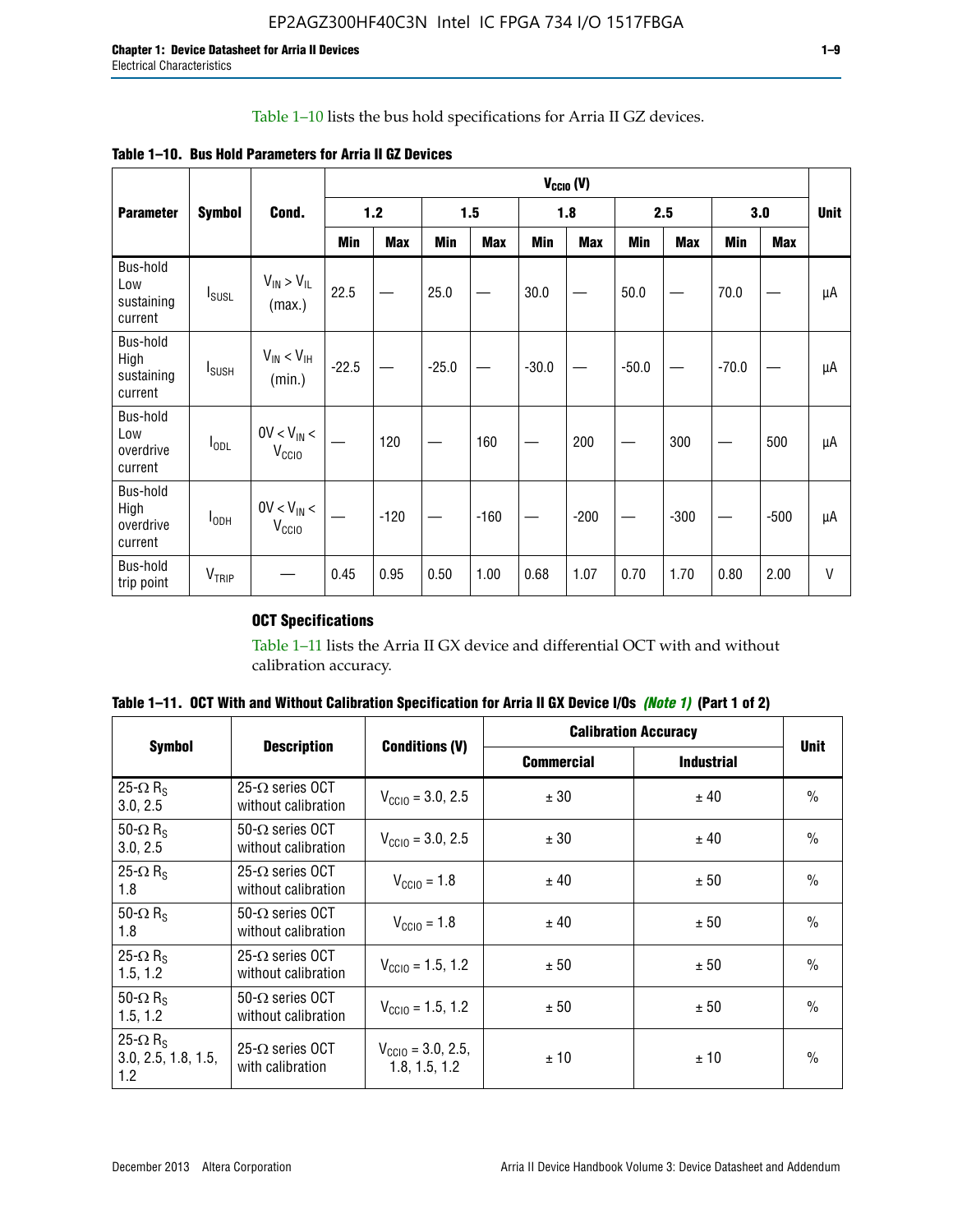Table 1–10 lists the bus hold specifications for Arria II GZ devices.

**Table 1–10. Bus Hold Parameters for Arria II GZ Devices**

| Parameter | Symbol | Cond. | $V_{CCIO}$ (V) | | | | | | | | | | Unit |
|---|---|---|---|---|---|---|---|---|---|---|---|---|---|
| | | | 1.2 | | 1.5 | | 1.8 | | 2.5 | | 3.0 | | |
| | | | Min | Max | Min | Max | Min | Max | Min | Max | Min | Max | |
| Bus-hold Low sustaining current | $I_{SUSL}$ | $V_{IN} > V_{IL}$ (max.) | 22.5 | — | 25.0 | — | 30.0 | — | 50.0 | — | 70.0 | — | µA |
| Bus-hold High sustaining current | $I_{SUSH}$ | $V_{IN} < V_{IH}$ (min.) | -22.5 | — | -25.0 | — | -30.0 | — | -50.0 | — | -70.0 | — | µA |
| Bus-hold Low overdrive current | $I_{ODL}$ | $0V < V_{IN} < V_{CCIO}$ | — | 120 | — | 160 | — | 200 | — | 300 | — | 500 | µA |
| Bus-hold High overdrive current | $I_{ODH}$ | $0V < V_{IN} < V_{CCIO}$ | — | -120 | — | -160 | — | -200 | — | -300 | — | -500 | µA |
| Bus-hold trip point | $V_{TRIP}$ | — | 0.45 | 0.95 | 0.50 | 1.00 | 0.68 | 1.07 | 0.70 | 1.70 | 0.80 | 2.00 | V |

### OCT Specifications

Table 1–11 lists the Arria II GX device and differential OCT with and without calibration accuracy.

**Table 1–11. OCT With and Without Calibration Specification for Arria II GX Device I/Os *(Note 1)* (Part 1 of 2)**

| Symbol | Description | Conditions (V) | Calibration Accuracy | | Unit |
|---|---|---|---|---|---|
| | | | Commercial | Industrial | |
| 25-Ω $R_S$ 3.0, 2.5 | 25-Ω series OCT without calibration | $V_{CCIO}$ = 3.0, 2.5 | ± 30 | ± 40 | % |
| 50-Ω $R_S$ 3.0, 2.5 | 50-Ω series OCT without calibration | $V_{CCIO}$ = 3.0, 2.5 | ± 30 | ± 40 | % |
| 25-Ω $R_S$ 1.8 | 25-Ω series OCT without calibration | $V_{CCIO}$ = 1.8 | ± 40 | ± 50 | % |
| 50-Ω $R_S$ 1.8 | 50-Ω series OCT without calibration | $V_{CCIO}$ = 1.8 | ± 40 | ± 50 | % |
| 25-Ω $R_S$ 1.5, 1.2 | 25-Ω series OCT without calibration | $V_{CCIO}$ = 1.5, 1.2 | ± 50 | ± 50 | % |
| 50-Ω $R_S$ 1.5, 1.2 | 50-Ω series OCT without calibration | $V_{CCIO}$ = 1.5, 1.2 | ± 50 | ± 50 | % |
| 25-Ω $R_S$ 3.0, 2.5, 1.8, 1.5, 1.2 | 25-Ω series OCT with calibration | $V_{CCIO}$ = 3.0, 2.5, 1.8, 1.5, 1.2 | ± 10 | ± 10 | % |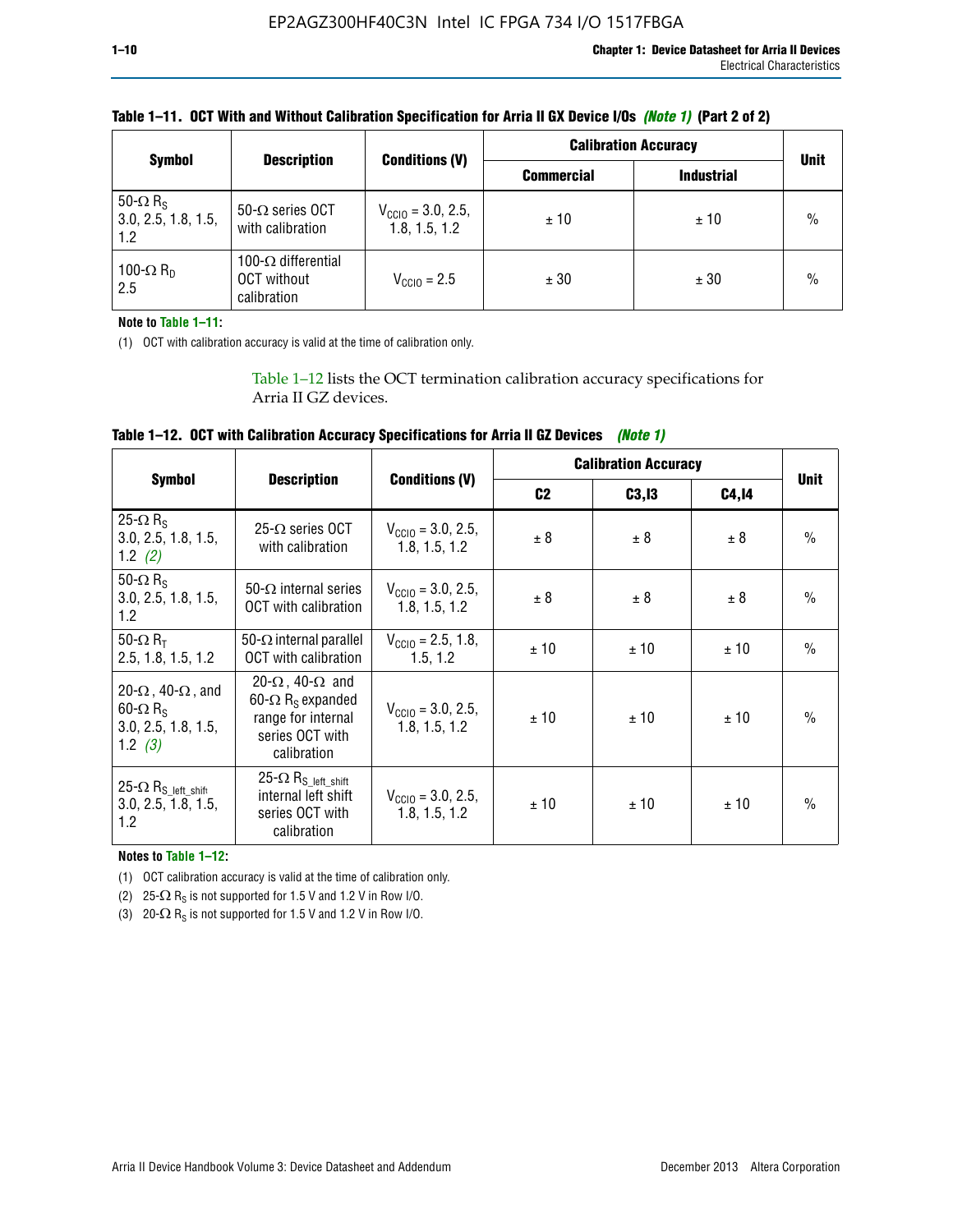**Table 1–11. OCT With and Without Calibration Specification for Arria II GX Device I/Os *(Note 1)* (Part 2 of 2)**

| Symbol | Description | Conditions (V) | Calibration Accuracy | | Unit |
|---|---|---|---|---|---|
| | | | Commercial | Industrial | |
| 50-Ω $R_S$ 3.0, 2.5, 1.8, 1.5, 1.2 | 50-Ω series OCT with calibration | $V_{CCIO}$ = 3.0, 2.5, 1.8, 1.5, 1.2 | ± 10 | ± 10 | % |
| 100-Ω $R_D$ 2.5 | 100-Ω differential OCT without calibration | $V_{CCIO}$ = 2.5 | ± 30 | ± 30 | % |

**Note to Table 1–11:**

(1) OCT with calibration accuracy is valid at the time of calibration only.

Table 1–12 lists the OCT termination calibration accuracy specifications for Arria II GZ devices.

**Table 1–12. OCT with Calibration Accuracy Specifications for Arria II GZ Devices *(Note 1)***

| Symbol | Description | Conditions (V) | Calibration Accuracy | | | Unit |
|---|---|---|---|---|---|---|
| | | | C2 | C3,I3 | C4,I4 | |
| 25-Ω $R_S$ 3.0, 2.5, 1.8, 1.5, 1.2 *(2)* | 25-Ω series OCT with calibration | $V_{CCIO}$ = 3.0, 2.5, 1.8, 1.5, 1.2 | ± 8 | ± 8 | ± 8 | % |
| 50-Ω $R_S$ 3.0, 2.5, 1.8, 1.5, 1.2 | 50-Ω internal series OCT with calibration | $V_{CCIO}$ = 3.0, 2.5, 1.8, 1.5, 1.2 | ± 8 | ± 8 | ± 8 | % |
| 50-Ω $R_T$ 2.5, 1.8, 1.5, 1.2 | 50-Ω internal parallel OCT with calibration | $V_{CCIO}$ = 2.5, 1.8, 1.5, 1.2 | ± 10 | ± 10 | ± 10 | % |
| 20-Ω, 40-Ω, and 60-Ω $R_S$ 3.0, 2.5, 1.8, 1.5, 1.2 *(3)* | 20-Ω, 40-Ω and 60-Ω $R_S$ expanded range for internal series OCT with calibration | $V_{CCIO}$ = 3.0, 2.5, 1.8, 1.5, 1.2 | ± 10 | ± 10 | ± 10 | % |
| 25-Ω $R_{S\_left\_shift}$ 3.0, 2.5, 1.8, 1.5, 1.2 | 25-Ω $R_{S\_left\_shift}$ internal left shift series OCT with calibration | $V_{CCIO}$ = 3.0, 2.5, 1.8, 1.5, 1.2 | ± 10 | ± 10 | ± 10 | % |

**Notes to Table 1–12:**

(1) OCT calibration accuracy is valid at the time of calibration only.

(2) 25-Ω $R_S$ is not supported for 1.5 V and 1.2 V in Row I/O.

(3) 20-Ω $R_S$ is not supported for 1.5 V and 1.2 V in Row I/O.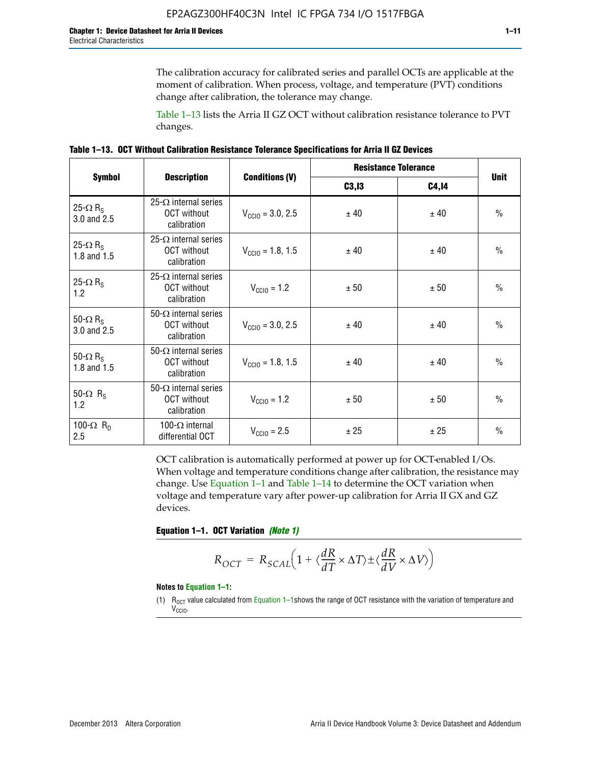The calibration accuracy for calibrated series and parallel OCTs are applicable at the moment of calibration. When process, voltage, and temperature (PVT) conditions change after calibration, the tolerance may change.

Table 1–13 lists the Arria II GZ OCT without calibration resistance tolerance to PVT changes.

**Table 1–13. OCT Without Calibration Resistance Tolerance Specifications for Arria II GZ Devices**

| Symbol | Description | Conditions (V) | Resistance Tolerance | | Unit |
|---|---|---|---|---|---|
| | | | C3,I3 | C4,I4 | |
| 25-Ω $R_S$ 3.0 and 2.5 | 25-Ω internal series OCT without calibration | $V_{CCIO}$ = 3.0, 2.5 | ± 40 | ± 40 | % |
| 25-Ω $R_S$ 1.8 and 1.5 | 25-Ω internal series OCT without calibration | $V_{CCIO}$ = 1.8, 1.5 | ± 40 | ± 40 | % |
| 25-Ω $R_S$ 1.2 | 25-Ω internal series OCT without calibration | $V_{CCIO}$ = 1.2 | ± 50 | ± 50 | % |
| 50-Ω $R_S$ 3.0 and 2.5 | 50-Ω internal series OCT without calibration | $V_{CCIO}$ = 3.0, 2.5 | ± 40 | ± 40 | % |
| 50-Ω $R_S$ 1.8 and 1.5 | 50-Ω internal series OCT without calibration | $V_{CCIO}$ = 1.8, 1.5 | ± 40 | ± 40 | % |
| 50-Ω $R_S$ 1.2 | 50-Ω internal series OCT without calibration | $V_{CCIO}$ = 1.2 | ± 50 | ± 50 | % |
| 100-Ω $R_D$ 2.5 | 100-Ω internal differential OCT | $V_{CCIO}$ = 2.5 | ± 25 | ± 25 | % |

OCT calibration is automatically performed at power up for OCT-enabled I/Os. When voltage and temperature conditions change after calibration, the resistance may change. Use Equation 1–1 and Table 1–14 to determine the OCT variation when voltage and temperature vary after power-up calibration for Arria II GX and GZ devices.

**Equation 1–1. OCT Variation** ***(Note 1)***

$$R_{OCT} = R_{SCAL}\left(1 + \langle\frac{dR}{dT} \times \Delta T\rangle \pm \langle\frac{dR}{dV} \times \Delta V\rangle\right)$$

**Notes to Equation 1–1:**

(1) $R_{OCT}$ value calculated from Equation 1–1shows the range of OCT resistance with the variation of temperature and $V_{CCIO}$.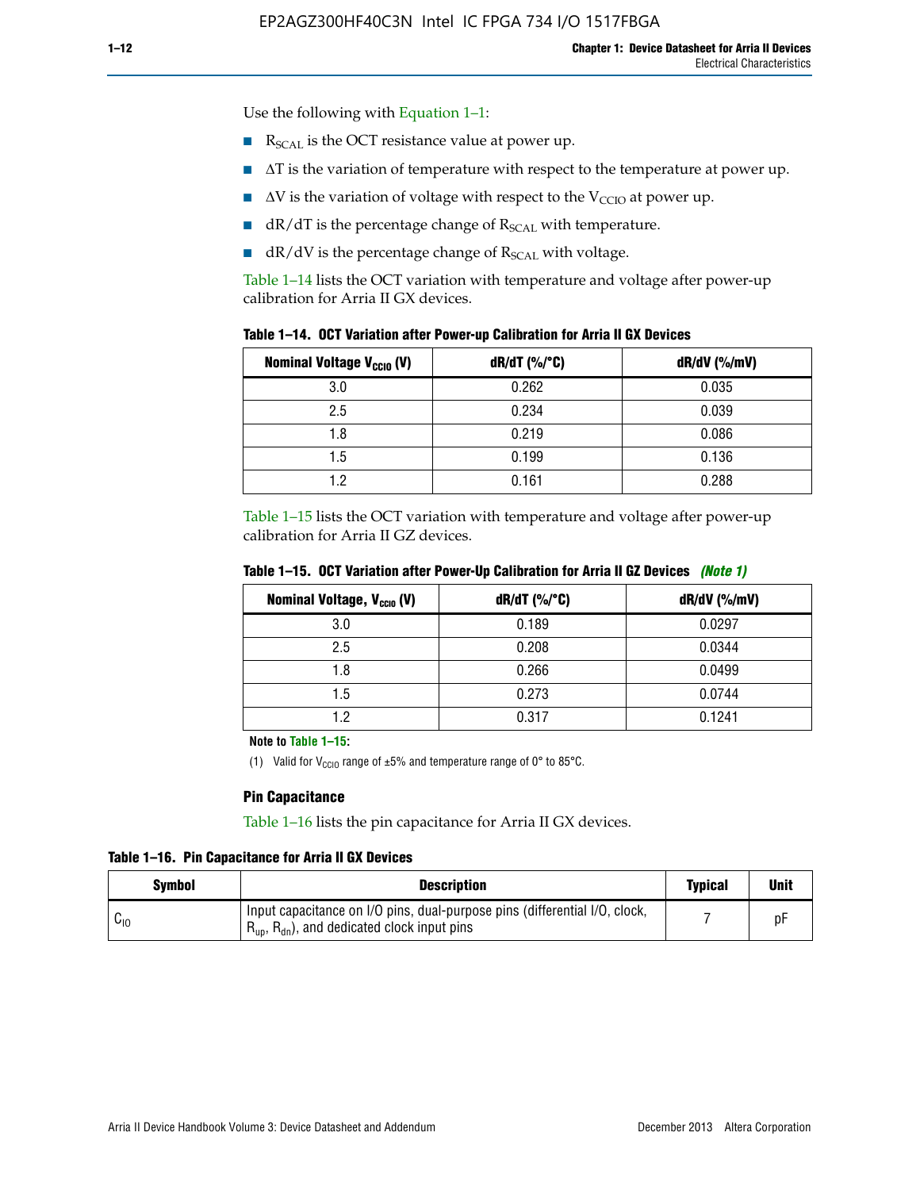Use the following with Equation 1–1:

- $R_{SCAL}$ is the OCT resistance value at power up.
- $\Delta T$ is the variation of temperature with respect to the temperature at power up.
- $\Delta V$ is the variation of voltage with respect to the $V_{CCIO}$ at power up.
- $dR/dT$ is the percentage change of $R_{SCAL}$ with temperature.
- $dR/dV$ is the percentage change of $R_{SCAL}$ with voltage.

Table 1–14 lists the OCT variation with temperature and voltage after power-up calibration for Arria II GX devices.

**Table 1–14. OCT Variation after Power-up Calibration for Arria II GX Devices**

| Nominal Voltage $V_{CCIO}$ (V) | dR/dT (%/°C) | dR/dV (%/mV) |
|---|---|---|
| 3.0 | 0.262 | 0.035 |
| 2.5 | 0.234 | 0.039 |
| 1.8 | 0.219 | 0.086 |
| 1.5 | 0.199 | 0.136 |
| 1.2 | 0.161 | 0.288 |

Table 1–15 lists the OCT variation with temperature and voltage after power-up calibration for Arria II GZ devices.

**Table 1–15. OCT Variation after Power-Up Calibration for Arria II GZ Devices** *(Note 1)*

| Nominal Voltage, $V_{CCIO}$ (V) | dR/dT (%/°C) | dR/dV (%/mV) |
|---|---|---|
| 3.0 | 0.189 | 0.0297 |
| 2.5 | 0.208 | 0.0344 |
| 1.8 | 0.266 | 0.0499 |
| 1.5 | 0.273 | 0.0744 |
| 1.2 | 0.317 | 0.1241 |

**Note to Table 1–15:**

(1) Valid for $V_{CCIO}$ range of ±5% and temperature range of 0° to 85°C.

### Pin Capacitance

Table 1–16 lists the pin capacitance for Arria II GX devices.

**Table 1–16. Pin Capacitance for Arria II GX Devices**

| Symbol | Description | Typical | Unit |
|---|---|---|---|
| $C_{IO}$ | Input capacitance on I/O pins, dual-purpose pins (differential I/O, clock, $R_{up}$, $R_{dn}$), and dedicated clock input pins | 7 | pF |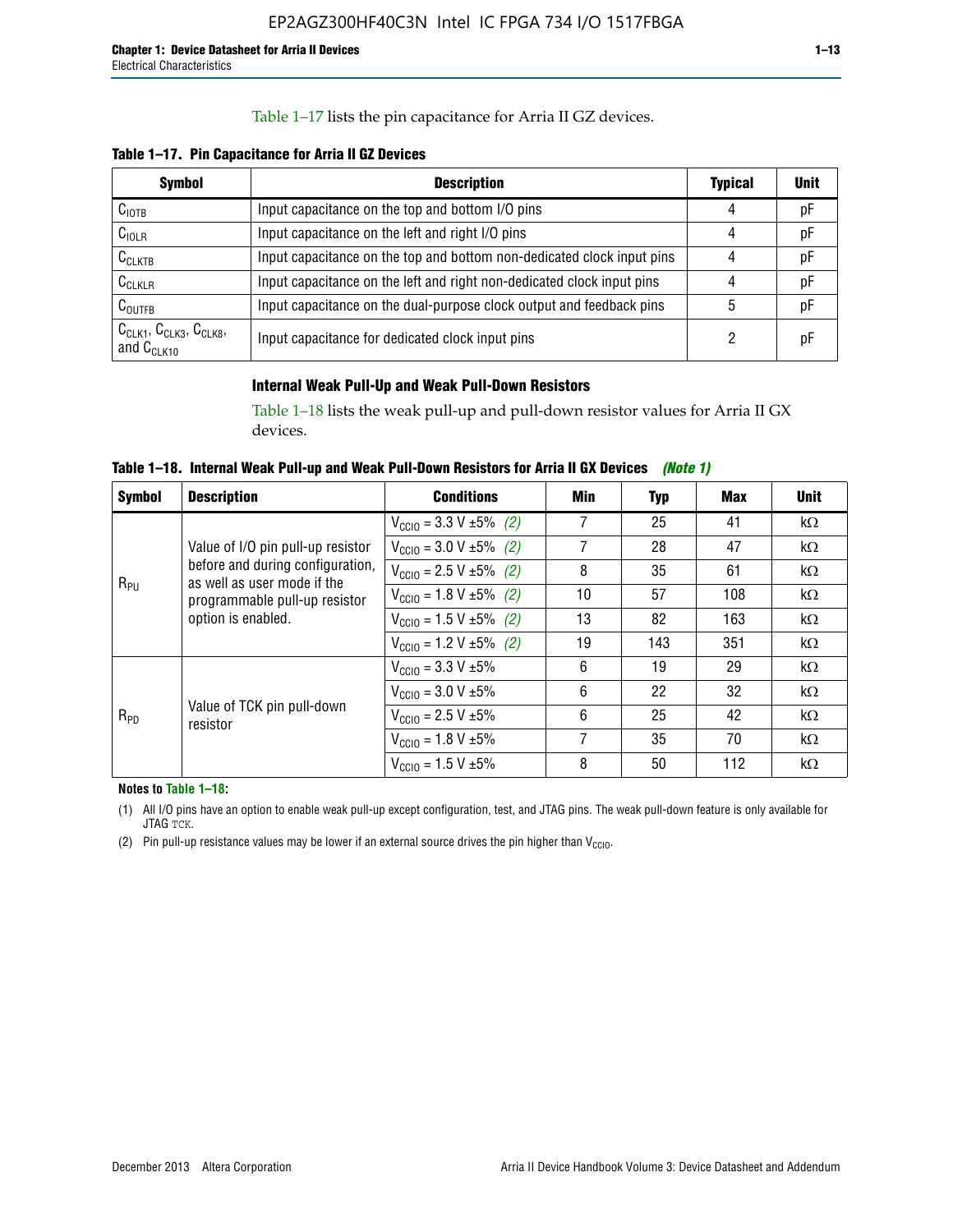Table 1–17 lists the pin capacitance for Arria II GZ devices.

**Table 1–17. Pin Capacitance for Arria II GZ Devices**

| Symbol | Description | Typical | Unit |
|---|---|---|---|
| $C_{IOTB}$ | Input capacitance on the top and bottom I/O pins | 4 | pF |
| $C_{IOLR}$ | Input capacitance on the left and right I/O pins | 4 | pF |
| $C_{CLKTB}$ | Input capacitance on the top and bottom non-dedicated clock input pins | 4 | pF |
| $C_{CLKLR}$ | Input capacitance on the left and right non-dedicated clock input pins | 4 | pF |
| $C_{OUTFB}$ | Input capacitance on the dual-purpose clock output and feedback pins | 5 | pF |
| $C_{CLK1}$, $C_{CLK3}$, $C_{CLK8}$, and $C_{CLK10}$ | Input capacitance for dedicated clock input pins | 2 | pF |

### Internal Weak Pull-Up and Weak Pull-Down Resistors

Table 1–18 lists the weak pull-up and pull-down resistor values for Arria II GX devices.

**Table 1–18. Internal Weak Pull-up and Weak Pull-Down Resistors for Arria II GX Devices** *(Note 1)*

| Symbol | Description | Conditions | Min | Typ | Max | Unit |
|---|---|---|---|---|---|---|
| $R_{PU}$ | Value of I/O pin pull-up resistor before and during configuration, as well as user mode if the programmable pull-up resistor option is enabled. | $V_{CCIO}$ = 3.3 V ±5% *(2)* | 7 | 25 | 41 | kΩ |
| | | $V_{CCIO}$ = 3.0 V ±5% *(2)* | 7 | 28 | 47 | kΩ |
| | | $V_{CCIO}$ = 2.5 V ±5% *(2)* | 8 | 35 | 61 | kΩ |
| | | $V_{CCIO}$ = 1.8 V ±5% *(2)* | 10 | 57 | 108 | kΩ |
| | | $V_{CCIO}$ = 1.5 V ±5% *(2)* | 13 | 82 | 163 | kΩ |
| | | $V_{CCIO}$ = 1.2 V ±5% *(2)* | 19 | 143 | 351 | kΩ |
| $R_{PD}$ | Value of TCK pin pull-down resistor | $V_{CCIO}$ = 3.3 V ±5% | 6 | 19 | 29 | kΩ |
| | | $V_{CCIO}$ = 3.0 V ±5% | 6 | 22 | 32 | kΩ |
| | | $V_{CCIO}$ = 2.5 V ±5% | 6 | 25 | 42 | kΩ |
| | | $V_{CCIO}$ = 1.8 V ±5% | 7 | 35 | 70 | kΩ |
| | | $V_{CCIO}$ = 1.5 V ±5% | 8 | 50 | 112 | kΩ |

**Notes to Table 1–18:**

(1) All I/O pins have an option to enable weak pull-up except configuration, test, and JTAG pins. The weak pull-down feature is only available for JTAG TCK.

(2) Pin pull-up resistance values may be lower if an external source drives the pin higher than $V_{CCIO}$.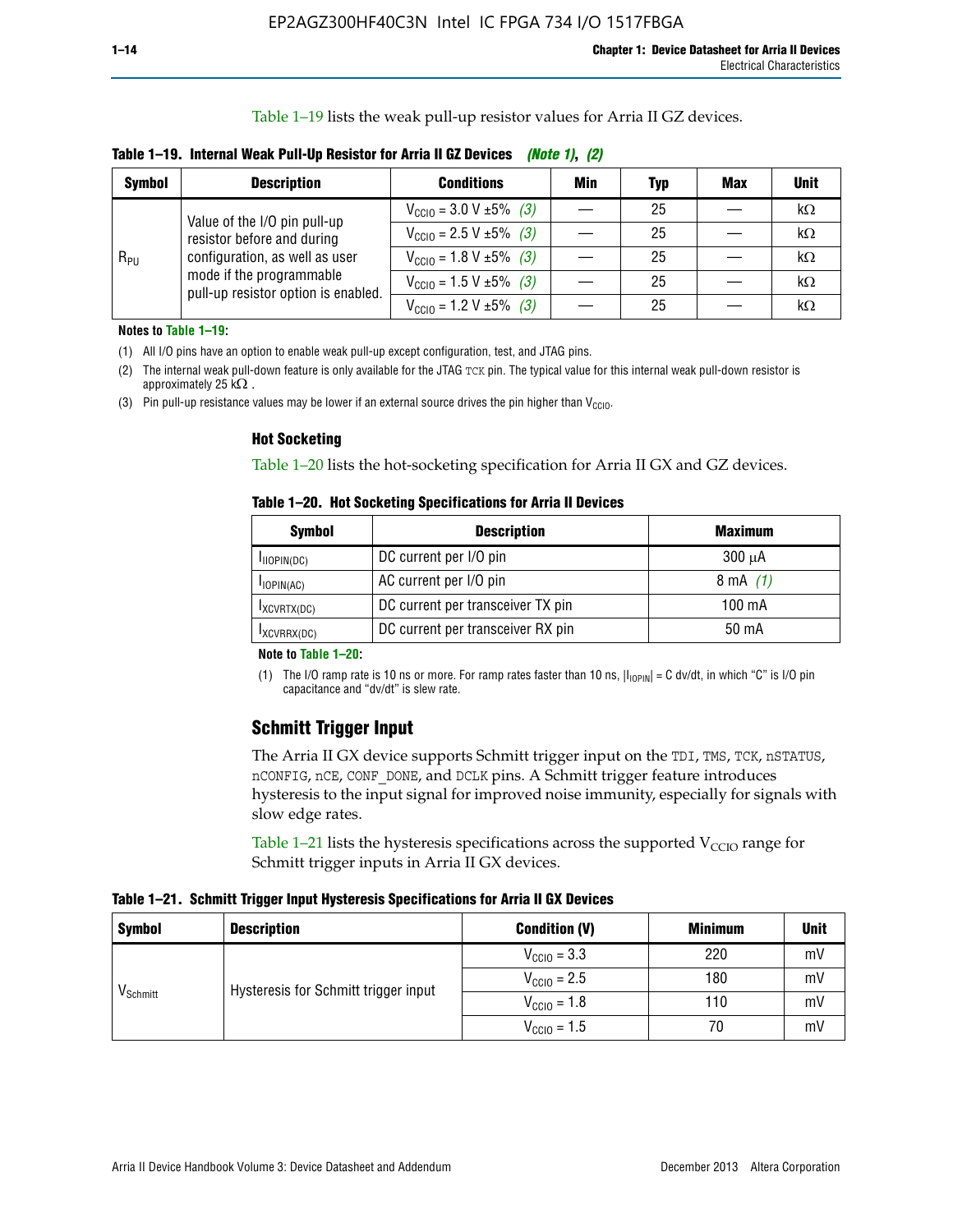Table 1–19 lists the weak pull-up resistor values for Arria II GZ devices.

**Table 1–19. Internal Weak Pull-Up Resistor for Arria II GZ Devices** *(Note 1)*, *(2)*

| Symbol | Description | Conditions | Min | Typ | Max | Unit |
|---|---|---|---|---|---|---|
| $R_{PU}$ | Value of the I/O pin pull-up resistor before and during configuration, as well as user mode if the programmable pull-up resistor option is enabled. | $V_{CCIO}$ = 3.0 V ±5% *(3)* | — | 25 | — | kΩ |
| | | $V_{CCIO}$ = 2.5 V ±5% *(3)* | — | 25 | — | kΩ |
| | | $V_{CCIO}$ = 1.8 V ±5% *(3)* | — | 25 | — | kΩ |
| | | $V_{CCIO}$ = 1.5 V ±5% *(3)* | — | 25 | — | kΩ |
| | | $V_{CCIO}$ = 1.2 V ±5% *(3)* | — | 25 | — | kΩ |

**Notes to Table 1–19:**

(1) All I/O pins have an option to enable weak pull-up except configuration, test, and JTAG pins.

(2) The internal weak pull-down feature is only available for the JTAG TCK pin. The typical value for this internal weak pull-down resistor is approximately 25 kΩ .

(3) Pin pull-up resistance values may be lower if an external source drives the pin higher than $V_{CCIO}$.

### Hot Socketing

Table 1–20 lists the hot-socketing specification for Arria II GX and GZ devices.

**Table 1–20. Hot Socketing Specifications for Arria II Devices**

| Symbol | Description | Maximum |
|---|---|---|
| $I_{IIOPIN(DC)}$ | DC current per I/O pin | 300 μA |
| $I_{IOPIN(AC)}$ | AC current per I/O pin | 8 mA *(1)* |
| $I_{XCVRTX(DC)}$ | DC current per transceiver TX pin | 100 mA |
| $I_{XCVRRX(DC)}$ | DC current per transceiver RX pin | 50 mA |

**Note to Table 1–20:**

(1) The I/O ramp rate is 10 ns or more. For ramp rates faster than 10 ns, $|I_{IOPIN}|$ = C dv/dt, in which "C" is I/O pin capacitance and "dv/dt" is slew rate.

## Schmitt Trigger Input

The Arria II GX device supports Schmitt trigger input on the TDI, TMS, TCK, nSTATUS, nCONFIG, nCE, CONF_DONE, and DCLK pins. A Schmitt trigger feature introduces hysteresis to the input signal for improved noise immunity, especially for signals with slow edge rates.

Table 1–21 lists the hysteresis specifications across the supported $V_{CCIO}$ range for Schmitt trigger inputs in Arria II GX devices.

**Table 1–21. Schmitt Trigger Input Hysteresis Specifications for Arria II GX Devices**

| Symbol | Description | Condition (V) | Minimum | Unit |
|---|---|---|---|---|
| $V_{Schmitt}$ | Hysteresis for Schmitt trigger input | $V_{CCIO}$ = 3.3 | 220 | mV |
| | | $V_{CCIO}$ = 2.5 | 180 | mV |
| | | $V_{CCIO}$ = 1.8 | 110 | mV |
| | | $V_{CCIO}$ = 1.5 | 70 | mV |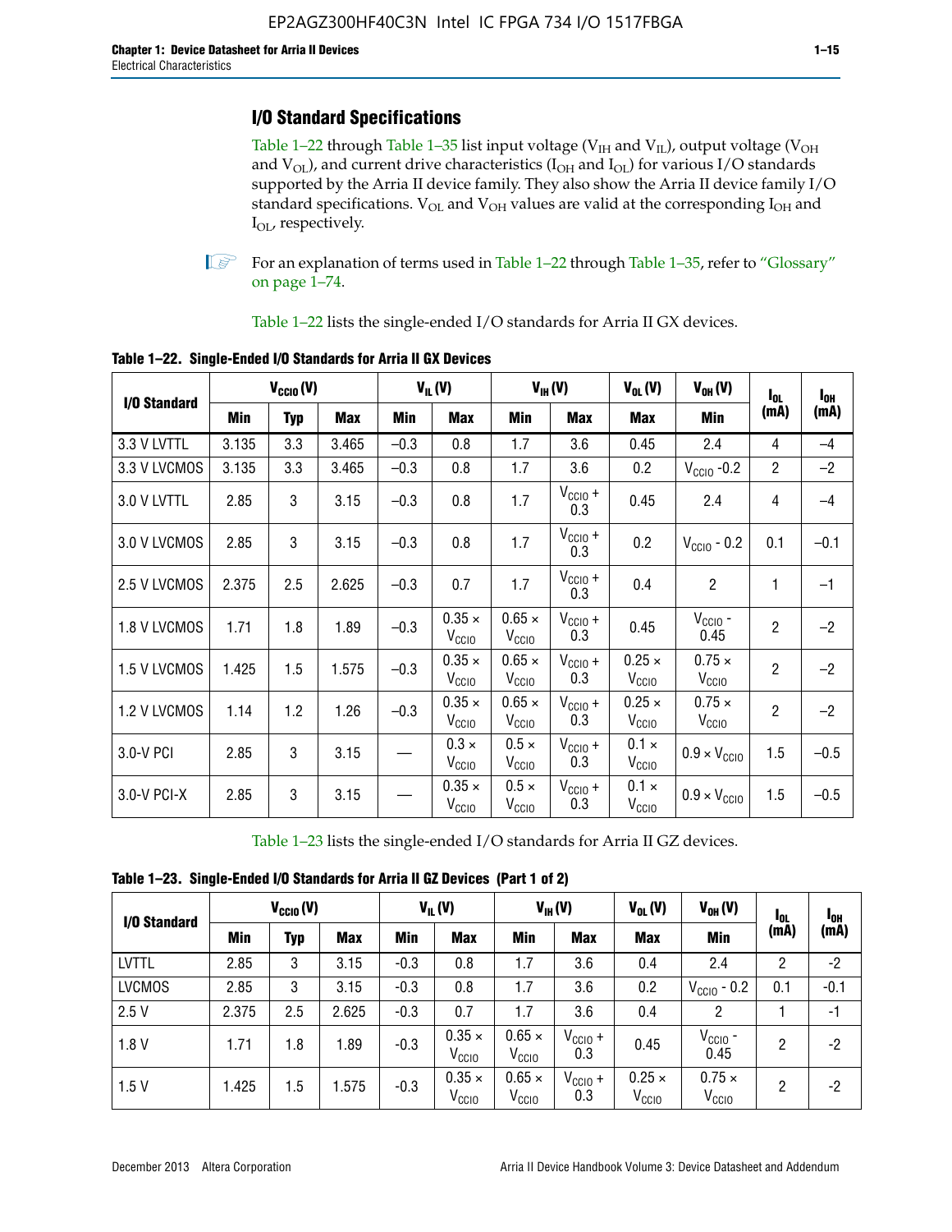## I/O Standard Specifications

Table 1–22 through Table 1–35 list input voltage ($V_{IH}$ and $V_{IL}$), output voltage ($V_{OH}$ and $V_{OL}$), and current drive characteristics ($I_{OH}$ and $I_{OL}$) for various I/O standards supported by the Arria II device family. They also show the Arria II device family I/O standard specifications. $V_{OL}$ and $V_{OH}$ values are valid at the corresponding $I_{OH}$ and $I_{OL}$, respectively.

For an explanation of terms used in Table 1–22 through Table 1–35, refer to "Glossary" on page 1–74.

Table 1–22 lists the single-ended I/O standards for Arria II GX devices.

**Table 1–22. Single-Ended I/O Standards for Arria II GX Devices**

| I/O Standard | $V_{CCIO}$ (V) | | | $V_{IL}$ (V) | | $V_{IH}$ (V) | | $V_{OL}$ (V) | $V_{OH}$ (V) | $I_{OL}$ (mA) | $I_{OH}$ (mA) |
|---|---|---|---|---|---|---|---|---|---|---|---|
| | Min | Typ | Max | Min | Max | Min | Max | Max | Min | | |
| 3.3 V LVTTL | 3.135 | 3.3 | 3.465 | –0.3 | 0.8 | 1.7 | 3.6 | 0.45 | 2.4 | 4 | –4 |
| 3.3 V LVCMOS | 3.135 | 3.3 | 3.465 | –0.3 | 0.8 | 1.7 | 3.6 | 0.2 | $V_{CCIO}$ -0.2 | 2 | –2 |
| 3.0 V LVTTL | 2.85 | 3 | 3.15 | –0.3 | 0.8 | 1.7 | $V_{CCIO}$ + 0.3 | 0.45 | 2.4 | 4 | –4 |
| 3.0 V LVCMOS | 2.85 | 3 | 3.15 | –0.3 | 0.8 | 1.7 | $V_{CCIO}$ + 0.3 | 0.2 | $V_{CCIO}$ - 0.2 | 0.1 | –0.1 |
| 2.5 V LVCMOS | 2.375 | 2.5 | 2.625 | –0.3 | 0.7 | 1.7 | $V_{CCIO}$ + 0.3 | 0.4 | 2 | 1 | –1 |
| 1.8 V LVCMOS | 1.71 | 1.8 | 1.89 | –0.3 | 0.35 × $V_{CCIO}$ | 0.65 × $V_{CCIO}$ | $V_{CCIO}$ + 0.3 | 0.45 | $V_{CCIO}$ - 0.45 | 2 | –2 |
| 1.5 V LVCMOS | 1.425 | 1.5 | 1.575 | –0.3 | 0.35 × $V_{CCIO}$ | 0.65 × $V_{CCIO}$ | $V_{CCIO}$ + 0.3 | 0.25 × $V_{CCIO}$ | 0.75 × $V_{CCIO}$ | 2 | –2 |
| 1.2 V LVCMOS | 1.14 | 1.2 | 1.26 | –0.3 | 0.35 × $V_{CCIO}$ | 0.65 × $V_{CCIO}$ | $V_{CCIO}$ + 0.3 | 0.25 × $V_{CCIO}$ | 0.75 × $V_{CCIO}$ | 2 | –2 |
| 3.0-V PCI | 2.85 | 3 | 3.15 | — | 0.3 × $V_{CCIO}$ | 0.5 × $V_{CCIO}$ | $V_{CCIO}$ + 0.3 | 0.1 × $V_{CCIO}$ | 0.9 × $V_{CCIO}$ | 1.5 | –0.5 |
| 3.0-V PCI-X | 2.85 | 3 | 3.15 | — | 0.35 × $V_{CCIO}$ | 0.5 × $V_{CCIO}$ | $V_{CCIO}$ + 0.3 | 0.1 × $V_{CCIO}$ | 0.9 × $V_{CCIO}$ | 1.5 | –0.5 |

Table 1–23 lists the single-ended I/O standards for Arria II GZ devices.

**Table 1–23. Single-Ended I/O Standards for Arria II GZ Devices (Part 1 of 2)**

| I/O Standard | $V_{CCIO}$ (V) | | | $V_{IL}$ (V) | | $V_{IH}$ (V) | | $V_{OL}$ (V) | $V_{OH}$ (V) | $I_{OL}$ (mA) | $I_{OH}$ (mA) |
|---|---|---|---|---|---|---|---|---|---|---|---|
| | Min | Typ | Max | Min | Max | Min | Max | Max | Min | | |
| LVTTL | 2.85 | 3 | 3.15 | -0.3 | 0.8 | 1.7 | 3.6 | 0.4 | 2.4 | 2 | -2 |
| LVCMOS | 2.85 | 3 | 3.15 | -0.3 | 0.8 | 1.7 | 3.6 | 0.2 | $V_{CCIO}$ - 0.2 | 0.1 | -0.1 |
| 2.5 V | 2.375 | 2.5 | 2.625 | -0.3 | 0.7 | 1.7 | 3.6 | 0.4 | 2 | 1 | -1 |
| 1.8 V | 1.71 | 1.8 | 1.89 | -0.3 | 0.35 × $V_{CCIO}$ | 0.65 × $V_{CCIO}$ | $V_{CCIO}$ + 0.3 | 0.45 | $V_{CCIO}$ - 0.45 | 2 | -2 |
| 1.5 V | 1.425 | 1.5 | 1.575 | -0.3 | 0.35 × $V_{CCIO}$ | 0.65 × $V_{CCIO}$ | $V_{CCIO}$ + 0.3 | 0.25 × $V_{CCIO}$ | 0.75 × $V_{CCIO}$ | 2 | -2 |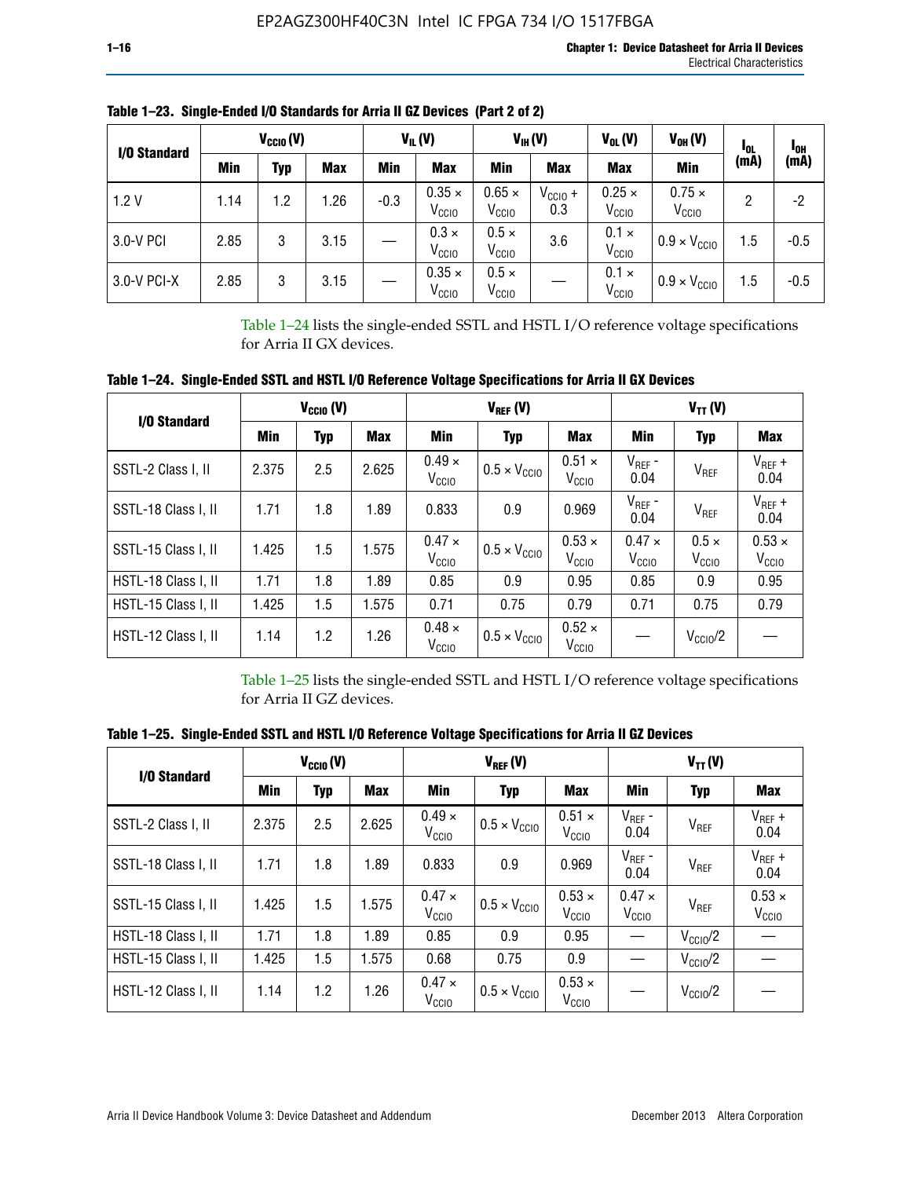**Table 1–23. Single-Ended I/O Standards for Arria II GZ Devices (Part 2 of 2)**

| I/O Standard | $V_{CCIO}$ (V) | | | $V_{IL}$ (V) | | $V_{IH}$ (V) | | $V_{OL}$ (V) | $V_{OH}$ (V) | $I_{OL}$ (mA) | $I_{OH}$ (mA) |
|---|---|---|---|---|---|---|---|---|---|---|---|
| | Min | Typ | Max | Min | Max | Min | Max | Max | Min | | |
| 1.2 V | 1.14 | 1.2 | 1.26 | -0.3 | 0.35 × $V_{CCIO}$ | 0.65 × $V_{CCIO}$ | $V_{CCIO}$ + 0.3 | 0.25 × $V_{CCIO}$ | 0.75 × $V_{CCIO}$ | 2 | -2 |
| 3.0-V PCI | 2.85 | 3 | 3.15 | — | 0.3 × $V_{CCIO}$ | 0.5 × $V_{CCIO}$ | 3.6 | 0.1 × $V_{CCIO}$ | 0.9 × $V_{CCIO}$ | 1.5 | -0.5 |
| 3.0-V PCI-X | 2.85 | 3 | 3.15 | — | 0.35 × $V_{CCIO}$ | 0.5 × $V_{CCIO}$ | — | 0.1 × $V_{CCIO}$ | 0.9 × $V_{CCIO}$ | 1.5 | -0.5 |

Table 1–24 lists the single-ended SSTL and HSTL I/O reference voltage specifications for Arria II GX devices.

**Table 1–24. Single-Ended SSTL and HSTL I/O Reference Voltage Specifications for Arria II GX Devices**

| I/O Standard | $V_{CCIO}$ (V) | | | $V_{REF}$ (V) | | | $V_{TT}$ (V) | | |
|---|---|---|---|---|---|---|---|---|---|
| | Min | Typ | Max | Min | Typ | Max | Min | Typ | Max |
| SSTL-2 Class I, II | 2.375 | 2.5 | 2.625 | 0.49 × $V_{CCIO}$ | 0.5 × $V_{CCIO}$ | 0.51 × $V_{CCIO}$ | $V_{REF}$ - 0.04 | $V_{REF}$ | $V_{REF}$ + 0.04 |
| SSTL-18 Class I, II | 1.71 | 1.8 | 1.89 | 0.833 | 0.9 | 0.969 | $V_{REF}$ - 0.04 | $V_{REF}$ | $V_{REF}$ + 0.04 |
| SSTL-15 Class I, II | 1.425 | 1.5 | 1.575 | 0.47 × $V_{CCIO}$ | 0.5 × $V_{CCIO}$ | 0.53 × $V_{CCIO}$ | 0.47 × $V_{CCIO}$ | 0.5 × $V_{CCIO}$ | 0.53 × $V_{CCIO}$ |
| HSTL-18 Class I, II | 1.71 | 1.8 | 1.89 | 0.85 | 0.9 | 0.95 | 0.85 | 0.9 | 0.95 |
| HSTL-15 Class I, II | 1.425 | 1.5 | 1.575 | 0.71 | 0.75 | 0.79 | 0.71 | 0.75 | 0.79 |
| HSTL-12 Class I, II | 1.14 | 1.2 | 1.26 | 0.48 × $V_{CCIO}$ | 0.5 × $V_{CCIO}$ | 0.52 × $V_{CCIO}$ | — | $V_{CCIO}$/2 | — |

Table 1–25 lists the single-ended SSTL and HSTL I/O reference voltage specifications for Arria II GZ devices.

**Table 1–25. Single-Ended SSTL and HSTL I/O Reference Voltage Specifications for Arria II GZ Devices**

| I/O Standard | $V_{CCIO}$ (V) | | | $V_{REF}$ (V) | | | $V_{TT}$ (V) | | |
|---|---|---|---|---|---|---|---|---|---|
| | Min | Typ | Max | Min | Typ | Max | Min | Typ | Max |
| SSTL-2 Class I, II | 2.375 | 2.5 | 2.625 | 0.49 × $V_{CCIO}$ | 0.5 × $V_{CCIO}$ | 0.51 × $V_{CCIO}$ | $V_{REF}$ - 0.04 | $V_{REF}$ | $V_{REF}$ + 0.04 |
| SSTL-18 Class I, II | 1.71 | 1.8 | 1.89 | 0.833 | 0.9 | 0.969 | $V_{REF}$ - 0.04 | $V_{REF}$ | $V_{REF}$ + 0.04 |
| SSTL-15 Class I, II | 1.425 | 1.5 | 1.575 | 0.47 × $V_{CCIO}$ | 0.5 × $V_{CCIO}$ | 0.53 × $V_{CCIO}$ | 0.47 × $V_{CCIO}$ | $V_{REF}$ | 0.53 × $V_{CCIO}$ |
| HSTL-18 Class I, II | 1.71 | 1.8 | 1.89 | 0.85 | 0.9 | 0.95 | — | $V_{CCIO}$/2 | — |
| HSTL-15 Class I, II | 1.425 | 1.5 | 1.575 | 0.68 | 0.75 | 0.9 | — | $V_{CCIO}$/2 | — |
| HSTL-12 Class I, II | 1.14 | 1.2 | 1.26 | 0.47 × $V_{CCIO}$ | 0.5 × $V_{CCIO}$ | 0.53 × $V_{CCIO}$ | — | $V_{CCIO}$/2 | — |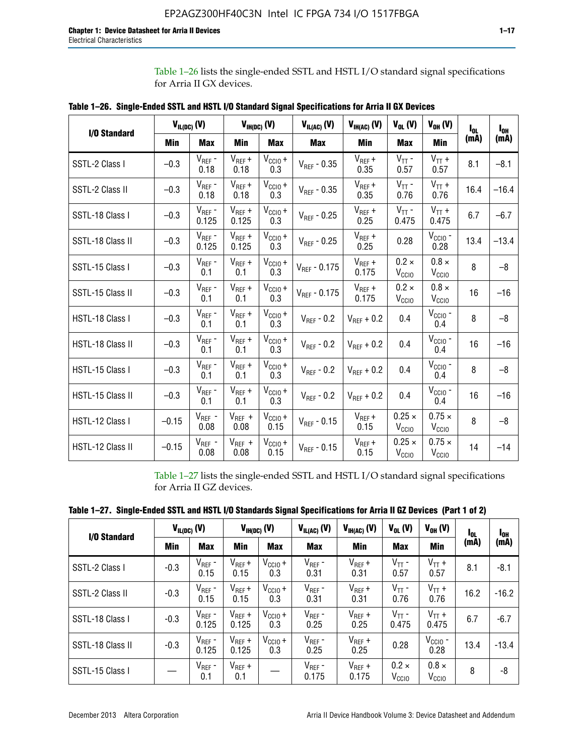Table 1–26 lists the single-ended SSTL and HSTL I/O standard signal specifications for Arria II GX devices.

**Table 1–26. Single-Ended SSTL and HSTL I/O Standard Signal Specifications for Arria II GX Devices**

| I/O Standard | $V_{IL(DC)}$ (V) | | $V_{IH(DC)}$ (V) | | $V_{IL(AC)}$ (V) | $V_{IH(AC)}$ (V) | $V_{OL}$ (V) | $V_{OH}$ (V) | $I_{OL}$ (mA) | $I_{OH}$ (mA) |
|---|---|---|---|---|---|---|---|---|---|---|
| | Min | Max | Min | Max | Max | Min | Max | Min | | |
| SSTL-2 Class I | –0.3 | $V_{REF}$ - 0.18 | $V_{REF}$ + 0.18 | $V_{CCIO}$ + 0.3 | $V_{REF}$ - 0.35 | $V_{REF}$ + 0.35 | $V_{TT}$ - 0.57 | $V_{TT}$ + 0.57 | 8.1 | –8.1 |
| SSTL-2 Class II | –0.3 | $V_{REF}$ - 0.18 | $V_{REF}$ + 0.18 | $V_{CCIO}$ + 0.3 | $V_{REF}$ - 0.35 | $V_{REF}$ + 0.35 | $V_{TT}$ - 0.76 | $V_{TT}$ + 0.76 | 16.4 | –16.4 |
| SSTL-18 Class I | –0.3 | $V_{REF}$ - 0.125 | $V_{REF}$ + 0.125 | $V_{CCIO}$ + 0.3 | $V_{REF}$ - 0.25 | $V_{REF}$ + 0.25 | $V_{TT}$ - 0.475 | $V_{TT}$ + 0.475 | 6.7 | –6.7 |
| SSTL-18 Class II | –0.3 | $V_{REF}$ - 0.125 | $V_{REF}$ + 0.125 | $V_{CCIO}$ + 0.3 | $V_{REF}$ - 0.25 | $V_{REF}$ + 0.25 | 0.28 | $V_{CCIO}$ - 0.28 | 13.4 | –13.4 |
| SSTL-15 Class I | –0.3 | $V_{REF}$ - 0.1 | $V_{REF}$ + 0.1 | $V_{CCIO}$ + 0.3 | $V_{REF}$ - 0.175 | $V_{REF}$ + 0.175 | 0.2 × $V_{CCIO}$ | 0.8 × $V_{CCIO}$ | 8 | –8 |
| SSTL-15 Class II | –0.3 | $V_{REF}$ - 0.1 | $V_{REF}$ + 0.1 | $V_{CCIO}$ + 0.3 | $V_{REF}$ - 0.175 | $V_{REF}$ + 0.175 | 0.2 × $V_{CCIO}$ | 0.8 × $V_{CCIO}$ | 16 | –16 |
| HSTL-18 Class I | –0.3 | $V_{REF}$ - 0.1 | $V_{REF}$ + 0.1 | $V_{CCIO}$ + 0.3 | $V_{REF}$ - 0.2 | $V_{REF}$ + 0.2 | 0.4 | $V_{CCIO}$ - 0.4 | 8 | –8 |
| HSTL-18 Class II | –0.3 | $V_{REF}$ - 0.1 | $V_{REF}$ + 0.1 | $V_{CCIO}$ + 0.3 | $V_{REF}$ - 0.2 | $V_{REF}$ + 0.2 | 0.4 | $V_{CCIO}$ - 0.4 | 16 | –16 |
| HSTL-15 Class I | –0.3 | $V_{REF}$ - 0.1 | $V_{REF}$ + 0.1 | $V_{CCIO}$ + 0.3 | $V_{REF}$ - 0.2 | $V_{REF}$ + 0.2 | 0.4 | $V_{CCIO}$ - 0.4 | 8 | –8 |
| HSTL-15 Class II | –0.3 | $V_{REF}$ - 0.1 | $V_{REF}$ + 0.1 | $V_{CCIO}$ + 0.3 | $V_{REF}$ - 0.2 | $V_{REF}$ + 0.2 | 0.4 | $V_{CCIO}$ - 0.4 | 16 | –16 |
| HSTL-12 Class I | –0.15 | $V_{REF}$ - 0.08 | $V_{REF}$ + 0.08 | $V_{CCIO}$ + 0.15 | $V_{REF}$ - 0.15 | $V_{REF}$ + 0.15 | 0.25 × $V_{CCIO}$ | 0.75 × $V_{CCIO}$ | 8 | –8 |
| HSTL-12 Class II | –0.15 | $V_{REF}$ - 0.08 | $V_{REF}$ + 0.08 | $V_{CCIO}$ + 0.15 | $V_{REF}$ - 0.15 | $V_{REF}$ + 0.15 | 0.25 × $V_{CCIO}$ | 0.75 × $V_{CCIO}$ | 14 | –14 |

Table 1–27 lists the single-ended SSTL and HSTL I/O standard signal specifications for Arria II GZ devices.

**Table 1–27. Single-Ended SSTL and HSTL I/O Standards Signal Specifications for Arria II GZ Devices (Part 1 of 2)**

| I/O Standard | $V_{IL(DC)}$ (V) | | $V_{IH(DC)}$ (V) | | $V_{IL(AC)}$ (V) | $V_{IH(AC)}$ (V) | $V_{OL}$ (V) | $V_{OH}$ (V) | $I_{OL}$ (mA) | $I_{OH}$ (mA) |
|---|---|---|---|---|---|---|---|---|---|---|
| | Min | Max | Min | Max | Max | Min | Max | Min | | |
| SSTL-2 Class I | -0.3 | $V_{REF}$ - 0.15 | $V_{REF}$ + 0.15 | $V_{CCIO}$ + 0.3 | $V_{REF}$ - 0.31 | $V_{REF}$ + 0.31 | $V_{TT}$ - 0.57 | $V_{TT}$ + 0.57 | 8.1 | -8.1 |
| SSTL-2 Class II | -0.3 | $V_{REF}$ - 0.15 | $V_{REF}$ + 0.15 | $V_{CCIO}$ + 0.3 | $V_{REF}$ - 0.31 | $V_{REF}$ + 0.31 | $V_{TT}$ - 0.76 | $V_{TT}$ + 0.76 | 16.2 | -16.2 |
| SSTL-18 Class I | -0.3 | $V_{REF}$ - 0.125 | $V_{REF}$ + 0.125 | $V_{CCIO}$ + 0.3 | $V_{REF}$ - 0.25 | $V_{REF}$ + 0.25 | $V_{TT}$ - 0.475 | $V_{TT}$ + 0.475 | 6.7 | -6.7 |
| SSTL-18 Class II | -0.3 | $V_{REF}$ - 0.125 | $V_{REF}$ + 0.125 | $V_{CCIO}$ + 0.3 | $V_{REF}$ - 0.25 | $V_{REF}$ + 0.25 | 0.28 | $V_{CCIO}$ - 0.28 | 13.4 | -13.4 |
| SSTL-15 Class I | — | $V_{REF}$ - 0.1 | $V_{REF}$ + 0.1 | — | $V_{REF}$ - 0.175 | $V_{REF}$ + 0.175 | 0.2 × $V_{CCIO}$ | 0.8 × $V_{CCIO}$ | 8 | -8 |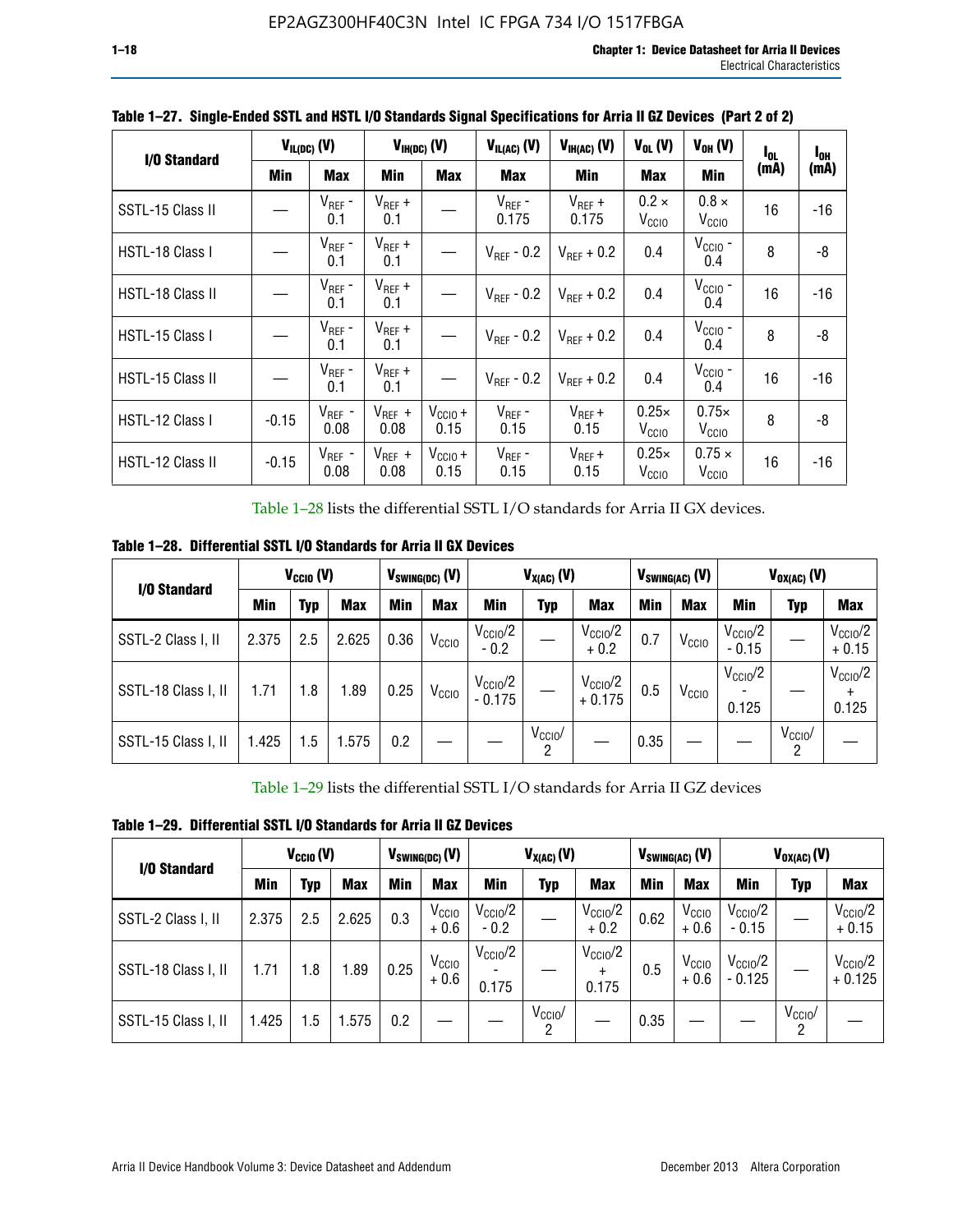**Table 1–27. Single-Ended SSTL and HSTL I/O Standards Signal Specifications for Arria II GZ Devices (Part 2 of 2)**

| I/O Standard | $V_{IL(DC)}$ (V) | | $V_{IH(DC)}$ (V) | | $V_{IL(AC)}$ (V) | $V_{IH(AC)}$ (V) | $V_{OL}$ (V) | $V_{OH}$ (V) | $I_{OL}$ (mA) | $I_{OH}$ (mA) |
|---|---|---|---|---|---|---|---|---|---|---|
| | Min | Max | Min | Max | Max | Min | Max | Min | | |
| SSTL-15 Class II | — | $V_{REF}$ - 0.1 | $V_{REF}$ + 0.1 | — | $V_{REF}$ - 0.175 | $V_{REF}$ + 0.175 | 0.2 × $V_{CCIO}$ | 0.8 × $V_{CCIO}$ | 16 | -16 |
| HSTL-18 Class I | — | $V_{REF}$ - 0.1 | $V_{REF}$ + 0.1 | — | $V_{REF}$ - 0.2 | $V_{REF}$ + 0.2 | 0.4 | $V_{CCIO}$ - 0.4 | 8 | -8 |
| HSTL-18 Class II | — | $V_{REF}$ - 0.1 | $V_{REF}$ + 0.1 | — | $V_{REF}$ - 0.2 | $V_{REF}$ + 0.2 | 0.4 | $V_{CCIO}$ - 0.4 | 16 | -16 |
| HSTL-15 Class I | — | $V_{REF}$ - 0.1 | $V_{REF}$ + 0.1 | — | $V_{REF}$ - 0.2 | $V_{REF}$ + 0.2 | 0.4 | $V_{CCIO}$ - 0.4 | 8 | -8 |
| HSTL-15 Class II | — | $V_{REF}$ - 0.1 | $V_{REF}$ + 0.1 | — | $V_{REF}$ - 0.2 | $V_{REF}$ + 0.2 | 0.4 | $V_{CCIO}$ - 0.4 | 16 | -16 |
| HSTL-12 Class I | -0.15 | $V_{REF}$ - 0.08 | $V_{REF}$ + 0.08 | $V_{CCIO}$ + 0.15 | $V_{REF}$ - 0.15 | $V_{REF}$ + 0.15 | 0.25× $V_{CCIO}$ | 0.75× $V_{CCIO}$ | 8 | -8 |
| HSTL-12 Class II | -0.15 | $V_{REF}$ - 0.08 | $V_{REF}$ + 0.08 | $V_{CCIO}$ + 0.15 | $V_{REF}$ - 0.15 | $V_{REF}$ + 0.15 | 0.25× $V_{CCIO}$ | 0.75 × $V_{CCIO}$ | 16 | -16 |

Table 1–28 lists the differential SSTL I/O standards for Arria II GX devices.

**Table 1–28. Differential SSTL I/O Standards for Arria II GX Devices**

| I/O Standard | $V_{CCIO}$ (V) | | | $V_{SWING(DC)}$ (V) | | $V_{X(AC)}$ (V) | | | $V_{SWING(AC)}$ (V) | | $V_{OX(AC)}$ (V) | | |
|---|---|---|---|---|---|---|---|---|---|---|---|---|---|
| | Min | Typ | Max | Min | Max | Min | Typ | Max | Min | Max | Min | Typ | Max |
| SSTL-2 Class I, II | 2.375 | 2.5 | 2.625 | 0.36 | $V_{CCIO}$ | $V_{CCIO}$/2 - 0.2 | — | $V_{CCIO}$/2 + 0.2 | 0.7 | $V_{CCIO}$ | $V_{CCIO}$/2 - 0.15 | — | $V_{CCIO}$/2 + 0.15 |
| SSTL-18 Class I, II | 1.71 | 1.8 | 1.89 | 0.25 | $V_{CCIO}$ | $V_{CCIO}$/2 - 0.175 | — | $V_{CCIO}$/2 + 0.175 | 0.5 | $V_{CCIO}$ | $V_{CCIO}$/2 - 0.125 | — | $V_{CCIO}$/2 + 0.125 |
| SSTL-15 Class I, II | 1.425 | 1.5 | 1.575 | 0.2 | — | — | $V_{CCIO}$/2 | — | 0.35 | — | — | $V_{CCIO}$/2 | — |

Table 1–29 lists the differential SSTL I/O standards for Arria II GZ devices

**Table 1–29. Differential SSTL I/O Standards for Arria II GZ Devices**

| I/O Standard | $V_{CCIO}$ (V) | | | $V_{SWING(DC)}$ (V) | | $V_{X(AC)}$ (V) | | | $V_{SWING(AC)}$ (V) | | $V_{OX(AC)}$ (V) | | |
|---|---|---|---|---|---|---|---|---|---|---|---|---|---|
| | Min | Typ | Max | Min | Max | Min | Typ | Max | Min | Max | Min | Typ | Max |
| SSTL-2 Class I, II | 2.375 | 2.5 | 2.625 | 0.3 | $V_{CCIO}$ + 0.6 | $V_{CCIO}$/2 - 0.2 | — | $V_{CCIO}$/2 + 0.2 | 0.62 | $V_{CCIO}$ + 0.6 | $V_{CCIO}$/2 - 0.15 | — | $V_{CCIO}$/2 + 0.15 |
| SSTL-18 Class I, II | 1.71 | 1.8 | 1.89 | 0.25 | $V_{CCIO}$ + 0.6 | $V_{CCIO}$/2 - 0.175 | — | $V_{CCIO}$/2 + 0.175 | 0.5 | $V_{CCIO}$ + 0.6 | $V_{CCIO}$/2 - 0.125 | — | $V_{CCIO}$/2 + 0.125 |
| SSTL-15 Class I, II | 1.425 | 1.5 | 1.575 | 0.2 | — | — | $V_{CCIO}$/2 | — | 0.35 | — | — | $V_{CCIO}$/2 | — |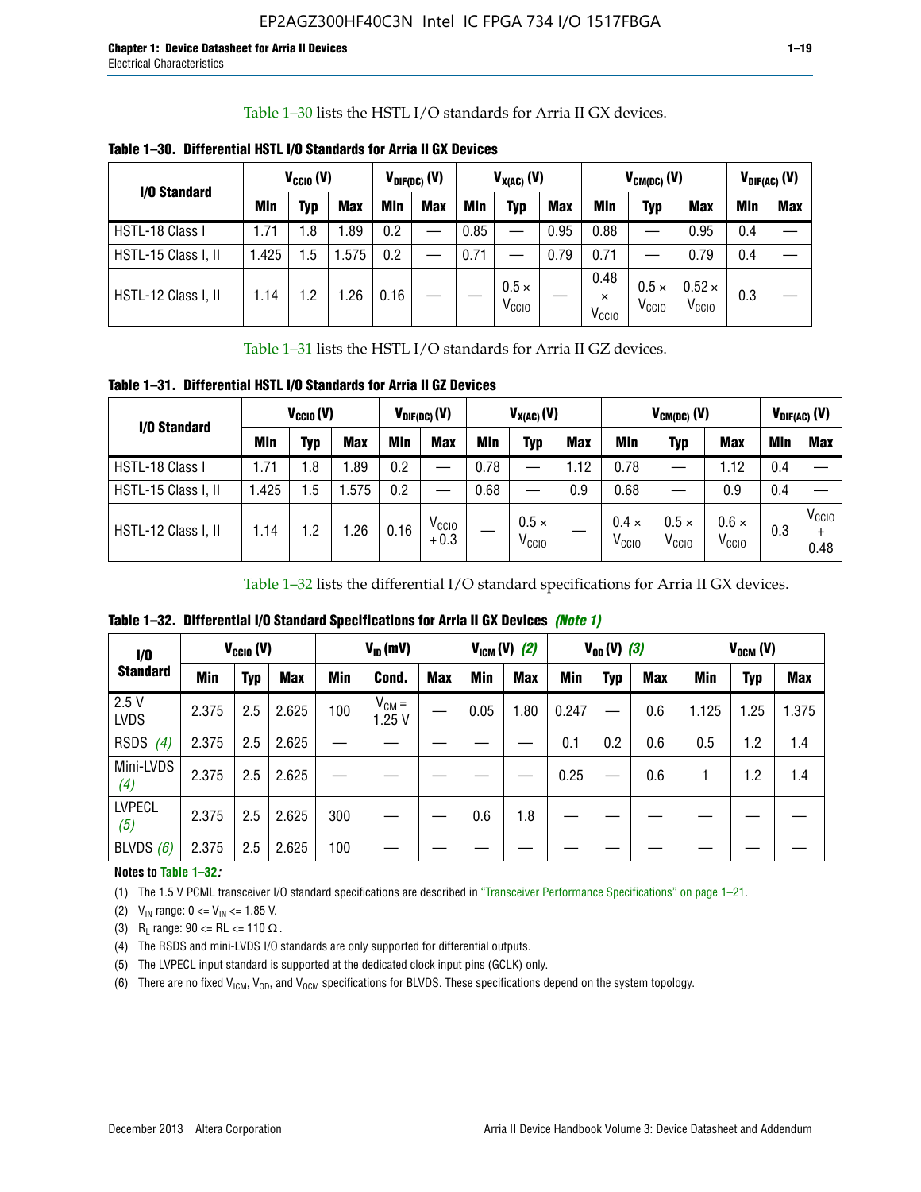Table 1–30 lists the HSTL I/O standards for Arria II GX devices.

**Table 1–30. Differential HSTL I/O Standards for Arria II GX Devices**

| I/O Standard | $V_{CCIO}$ (V) | | | $V_{DIF(DC)}$ (V) | | $V_{X(AC)}$ (V) | | | $V_{CM(DC)}$ (V) | | | $V_{DIF(AC)}$ (V) | |
|---|---|---|---|---|---|---|---|---|---|---|---|---|---|
| | Min | Typ | Max | Min | Max | Min | Typ | Max | Min | Typ | Max | Min | Max |
| HSTL-18 Class I | 1.71 | 1.8 | 1.89 | 0.2 | — | 0.85 | — | 0.95 | 0.88 | — | 0.95 | 0.4 | — |
| HSTL-15 Class I, II | 1.425 | 1.5 | 1.575 | 0.2 | — | 0.71 | — | 0.79 | 0.71 | — | 0.79 | 0.4 | — |
| HSTL-12 Class I, II | 1.14 | 1.2 | 1.26 | 0.16 | — | — | $0.5 \times V_{CCIO}$ | — | $0.48 \times V_{CCIO}$ | $0.5 \times V_{CCIO}$ | $0.52 \times V_{CCIO}$ | 0.3 | — |

Table 1–31 lists the HSTL I/O standards for Arria II GZ devices.

**Table 1–31. Differential HSTL I/O Standards for Arria II GZ Devices**

| I/O Standard | $V_{CCIO}$ (V) | | | $V_{DIF(DC)}$ (V) | | $V_{X(AC)}$ (V) | | | $V_{CM(DC)}$ (V) | | | $V_{DIF(AC)}$ (V) | |
|---|---|---|---|---|---|---|---|---|---|---|---|---|---|
| | Min | Typ | Max | Min | Max | Min | Typ | Max | Min | Typ | Max | Min | Max |
| HSTL-18 Class I | 1.71 | 1.8 | 1.89 | 0.2 | — | 0.78 | — | 1.12 | 0.78 | — | 1.12 | 0.4 | — |
| HSTL-15 Class I, II | 1.425 | 1.5 | 1.575 | 0.2 | — | 0.68 | — | 0.9 | 0.68 | — | 0.9 | 0.4 | — |
| HSTL-12 Class I, II | 1.14 | 1.2 | 1.26 | 0.16 | $V_{CCIO} + 0.3$ | — | $0.5 \times V_{CCIO}$ | — | $0.4 \times V_{CCIO}$ | $0.5 \times V_{CCIO}$ | $0.6 \times V_{CCIO}$ | 0.3 | $V_{CCIO} + 0.48$ |

Table 1–32 lists the differential I/O standard specifications for Arria II GX devices.

**Table 1–32. Differential I/O Standard Specifications for Arria II GX Devices** *(Note 1)*

| I/O Standard | $V_{CCIO}$ (V) | | | $V_{ID}$ (mV) | | | $V_{ICM}$ (V) *(2)* | | $V_{OD}$ (V) *(3)* | | | $V_{OCM}$ (V) | | |
|---|---|---|---|---|---|---|---|---|---|---|---|---|---|---|
| | Min | Typ | Max | Min | Cond. | Max | Min | Max | Min | Typ | Max | Min | Typ | Max |
| 2.5 V LVDS | 2.375 | 2.5 | 2.625 | 100 | $V_{CM}$ = 1.25 V | — | 0.05 | 1.80 | 0.247 | — | 0.6 | 1.125 | 1.25 | 1.375 |
| RSDS *(4)* | 2.375 | 2.5 | 2.625 | — | — | — | — | — | 0.1 | 0.2 | 0.6 | 0.5 | 1.2 | 1.4 |
| Mini-LVDS *(4)* | 2.375 | 2.5 | 2.625 | — | — | — | — | — | 0.25 | — | 0.6 | 1 | 1.2 | 1.4 |
| LVPECL *(5)* | 2.375 | 2.5 | 2.625 | 300 | — | — | 0.6 | 1.8 | — | — | — | — | — | — |
| BLVDS *(6)* | 2.375 | 2.5 | 2.625 | 100 | — | — | — | — | — | — | — | — | — | — |

**Notes to Table 1–32:**

(1) The 1.5 V PCML transceiver I/O standard specifications are described in "Transceiver Performance Specifications" on page 1–21.

(2) $V_{IN}$ range: $0 <= V_{IN} <= 1.85$ V.

(3) $R_L$ range: $90 <= RL <= 110\ \Omega$.

(4) The RSDS and mini-LVDS I/O standards are only supported for differential outputs.

(5) The LVPECL input standard is supported at the dedicated clock input pins (GCLK) only.

(6) There are no fixed $V_{ICM}$, $V_{OD}$, and $V_{OCM}$ specifications for BLVDS. These specifications depend on the system topology.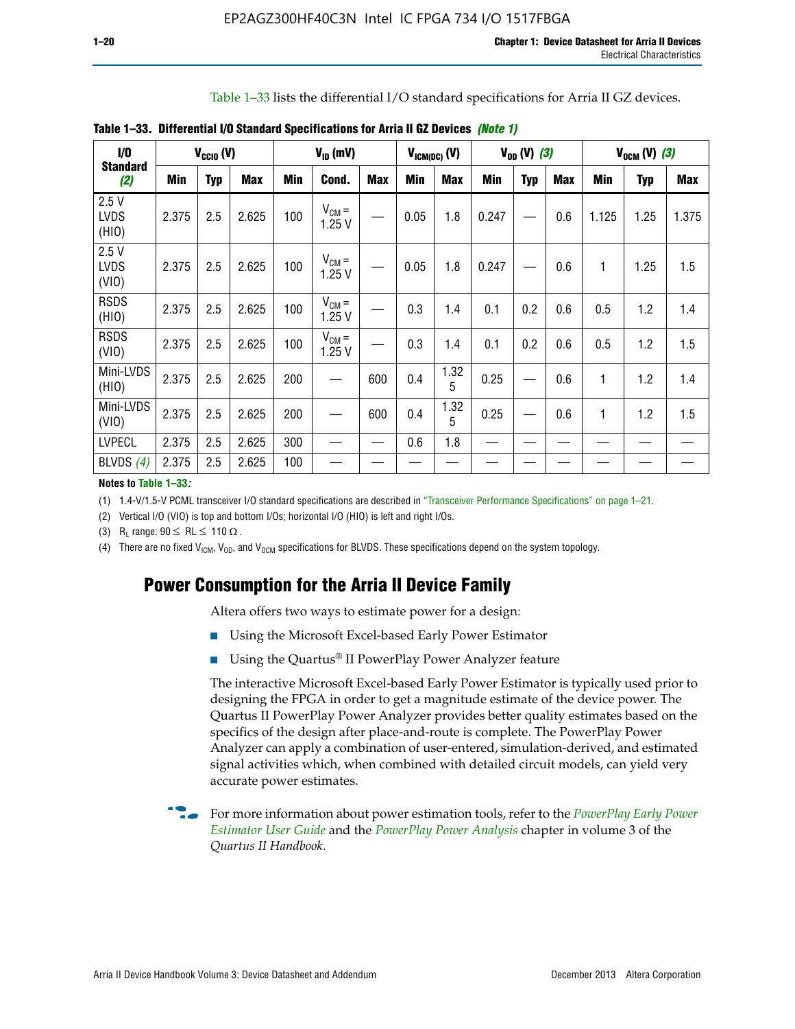Table 1–33 lists the differential I/O standard specifications for Arria II GZ devices.

**Table 1–33. Differential I/O Standard Specifications for Arria II GZ Devices** *(Note 1)*

| I/O Standard *(2)* | $V_{CCIO}$ (V) | | | $V_{ID}$ (mV) | | | $V_{ICM(DC)}$ (V) | | $V_{OD}$ (V) *(3)* | | | $V_{OCM}$ (V) *(3)* | | |
|---|---|---|---|---|---|---|---|---|---|---|---|---|---|---|
| | Min | Typ | Max | Min | Cond. | Max | Min | Max | Min | Typ | Max | Min | Typ | Max |
| 2.5 V LVDS (HIO) | 2.375 | 2.5 | 2.625 | 100 | $V_{CM}$ = 1.25 V | — | 0.05 | 1.8 | 0.247 | — | 0.6 | 1.125 | 1.25 | 1.375 |
| 2.5 V LVDS (VIO) | 2.375 | 2.5 | 2.625 | 100 | $V_{CM}$ = 1.25 V | — | 0.05 | 1.8 | 0.247 | — | 0.6 | 1 | 1.25 | 1.5 |
| RSDS (HIO) | 2.375 | 2.5 | 2.625 | 100 | $V_{CM}$ = 1.25 V | — | 0.3 | 1.4 | 0.1 | 0.2 | 0.6 | 0.5 | 1.2 | 1.4 |
| RSDS (VIO) | 2.375 | 2.5 | 2.625 | 100 | $V_{CM}$ = 1.25 V | — | 0.3 | 1.4 | 0.1 | 0.2 | 0.6 | 0.5 | 1.2 | 1.5 |
| Mini-LVDS (HIO) | 2.375 | 2.5 | 2.625 | 200 | — | 600 | 0.4 | 1.325 | 0.25 | — | 0.6 | 1 | 1.2 | 1.4 |
| Mini-LVDS (VIO) | 2.375 | 2.5 | 2.625 | 200 | — | 600 | 0.4 | 1.325 | 0.25 | — | 0.6 | 1 | 1.2 | 1.5 |
| LVPECL | 2.375 | 2.5 | 2.625 | 300 | — | — | 0.6 | 1.8 | — | — | — | — | — | — |
| BLVDS *(4)* | 2.375 | 2.5 | 2.625 | 100 | — | — | — | — | — | — | — | — | — | — |

**Notes to Table 1–33:**

(1) 1.4-V/1.5-V PCML transceiver I/O standard specifications are described in "Transceiver Performance Specifications" on page 1–21.

(2) Vertical I/O (VIO) is top and bottom I/Os; horizontal I/O (HIO) is left and right I/Os.

(3) $R_L$ range: $90 \leq RL \leq 110\ \Omega$.

(4) There are no fixed $V_{ICM}$, $V_{OD}$, and $V_{OCM}$ specifications for BLVDS. These specifications depend on the system topology.

## Power Consumption for the Arria II Device Family

Altera offers two ways to estimate power for a design:

- Using the Microsoft Excel-based Early Power Estimator
- Using the Quartus® II PowerPlay Power Analyzer feature

The interactive Microsoft Excel-based Early Power Estimator is typically used prior to designing the FPGA in order to get a magnitude estimate of the device power. The Quartus II PowerPlay Power Analyzer provides better quality estimates based on the specifics of the design after place-and-route is complete. The PowerPlay Power Analyzer can apply a combination of user-entered, simulation-derived, and estimated signal activities which, when combined with detailed circuit models, can yield very accurate power estimates.

For more information about power estimation tools, refer to the *PowerPlay Early Power Estimator User Guide* and the *PowerPlay Power Analysis* chapter in volume 3 of the *Quartus II Handbook*.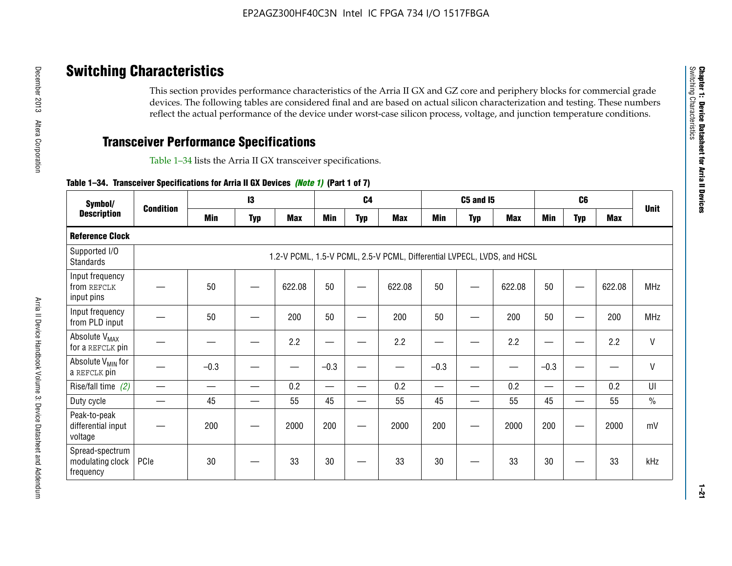# Switching Characteristics

This section provides performance characteristics of the Arria II GX and GZ core and periphery blocks for commercial grade devices. The following tables are considered final and are based on actual silicon characterization and testing. These numbers reflect the actual performance of the device under worst-case silicon process, voltage, and junction temperature conditions.

## Transceiver Performance Specifications

Table 1–34 lists the Arria II GX transceiver specifications.

**Table 1–34. Transceiver Specifications for Arria II GX Devices** *(Note 1)* **(Part 1 of 7)**

| Symbol/ Description | Condition | I3 | | | C4 | | | C5 and I5 | | | C6 | | | Unit |
|---|---|---|---|---|---|---|---|---|---|---|---|---|---|---|
| | | Min | Typ | Max | Min | Typ | Max | Min | Typ | Max | Min | Typ | Max | |
| **Reference Clock** | | | | | | | | | | | | | | |
| Supported I/O Standards | 1.2-V PCML, 1.5-V PCML, 2.5-V PCML, Differential LVPECL, LVDS, and HCSL | | | | | | | | | | | | | |
| Input frequency from REFCLK input pins | — | 50 | — | 622.08 | 50 | — | 622.08 | 50 | — | 622.08 | 50 | — | 622.08 | MHz |
| Input frequency from PLD input | — | 50 | — | 200 | 50 | — | 200 | 50 | — | 200 | 50 | — | 200 | MHz |
| Absolute $V_{MAX}$ for a REFCLK pin | — | — | — | 2.2 | — | — | 2.2 | — | — | 2.2 | — | — | 2.2 | V |
| Absolute $V_{MIN}$ for a REFCLK pin | — | –0.3 | — | — | –0.3 | — | — | –0.3 | — | — | –0.3 | — | — | V |
| Rise/fall time *(2)* | — | — | — | 0.2 | — | — | 0.2 | — | — | 0.2 | — | — | 0.2 | UI |
| Duty cycle | — | 45 | — | 55 | 45 | — | 55 | 45 | — | 55 | 45 | — | 55 | % |
| Peak-to-peak differential input voltage | — | 200 | — | 2000 | 200 | — | 2000 | 200 | — | 2000 | 200 | — | 2000 | mV |
| Spread-spectrum modulating clock frequency | PCIe | 30 | — | 33 | 30 | — | 33 | 30 | — | 33 | 30 | — | 33 | kHz |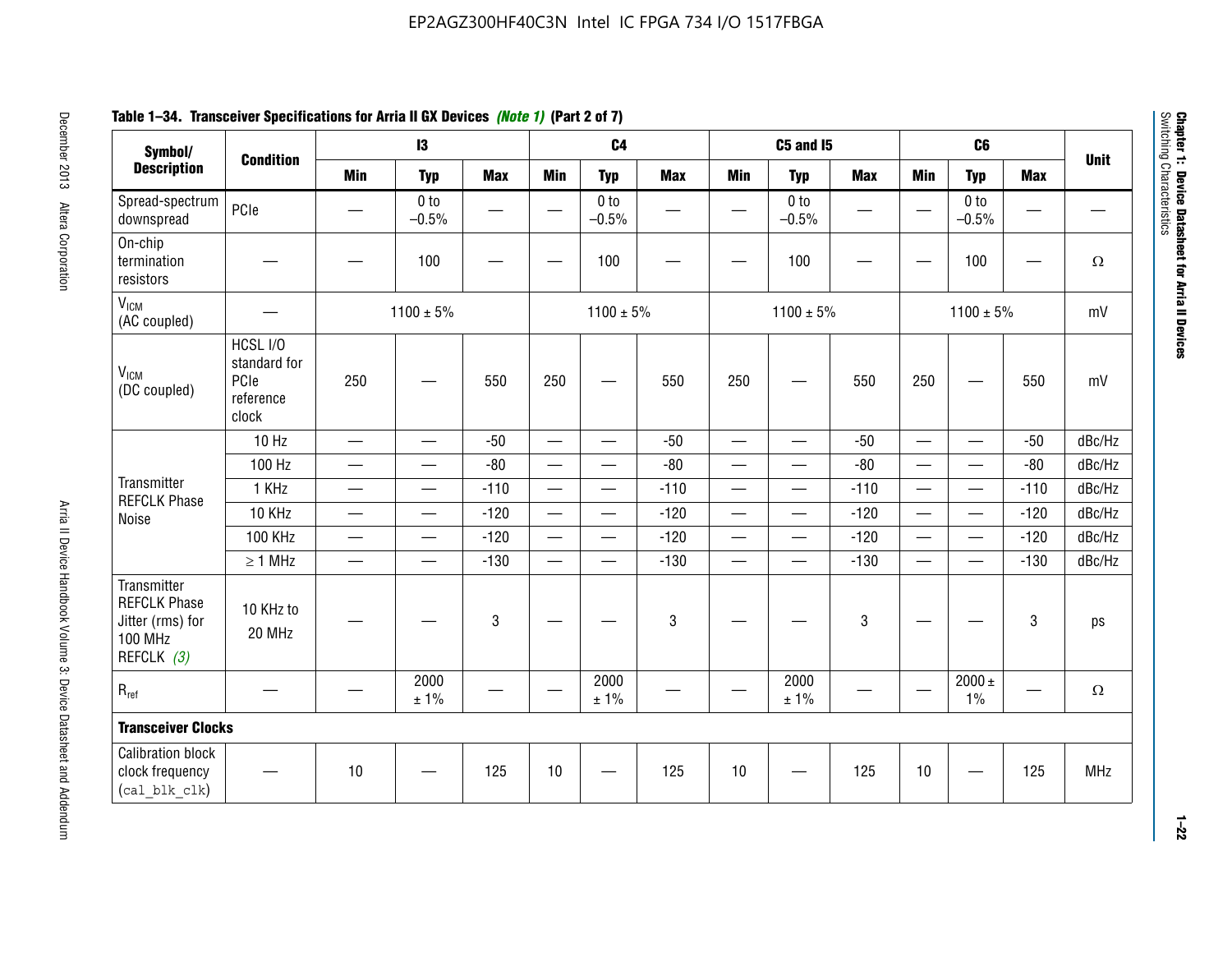**Table 1–34. Transceiver Specifications for Arria II GX Devices *(Note 1)* (Part 2 of 7)**

| Symbol/ Description | Condition | I3 | | | C4 | | | C5 and I5 | | | C6 | | | Unit |
|---|---|---|---|---|---|---|---|---|---|---|---|---|---|---|
| | | Min | Typ | Max | Min | Typ | Max | Min | Typ | Max | Min | Typ | Max | |
| Spread-spectrum downspread | PCIe | — | 0 to −0.5% | — | — | 0 to −0.5% | — | — | 0 to −0.5% | — | — | 0 to −0.5% | — | — |
| On-chip termination resistors | — | — | 100 | — | — | 100 | — | — | 100 | — | — | 100 | — | Ω |
| $V_{ICM}$ (AC coupled) | — | 1100 ± 5% | | | 1100 ± 5% | | | 1100 ± 5% | | | 1100 ± 5% | | | mV |
| $V_{ICM}$ (DC coupled) | HCSL I/O standard for PCIe reference clock | 250 | — | 550 | 250 | — | 550 | 250 | — | 550 | 250 | — | 550 | mV |
| Transmitter REFCLK Phase Noise | 10 Hz | — | — | -50 | — | — | -50 | — | — | -50 | — | — | -50 | dBc/Hz |
| | 100 Hz | — | — | -80 | — | — | -80 | — | — | -80 | — | — | -80 | dBc/Hz |
| | 1 KHz | — | — | -110 | — | — | -110 | — | — | -110 | — | — | -110 | dBc/Hz |
| | 10 KHz | — | — | -120 | — | — | -120 | — | — | -120 | — | — | -120 | dBc/Hz |
| | 100 KHz | — | — | -120 | — | — | -120 | — | — | -120 | — | — | -120 | dBc/Hz |
| | ≥ 1 MHz | — | — | -130 | — | — | -130 | — | — | -130 | — | — | -130 | dBc/Hz |
| Transmitter REFCLK Phase Jitter (rms) for 100 MHz REFCLK *(3)* | 10 KHz to 20 MHz | — | — | 3 | — | — | 3 | — | — | 3 | — | — | 3 | ps |
| $R_{ref}$ | — | — | 2000 ± 1% | — | — | 2000 ± 1% | — | — | 2000 ± 1% | — | — | 2000 ± 1% | — | Ω |
| **Transceiver Clocks** | | | | | | | | | | | | | | |
| Calibration block clock frequency (`cal_blk_clk`) | — | 10 | — | 125 | 10 | — | 125 | 10 | — | 125 | 10 | — | 125 | MHz |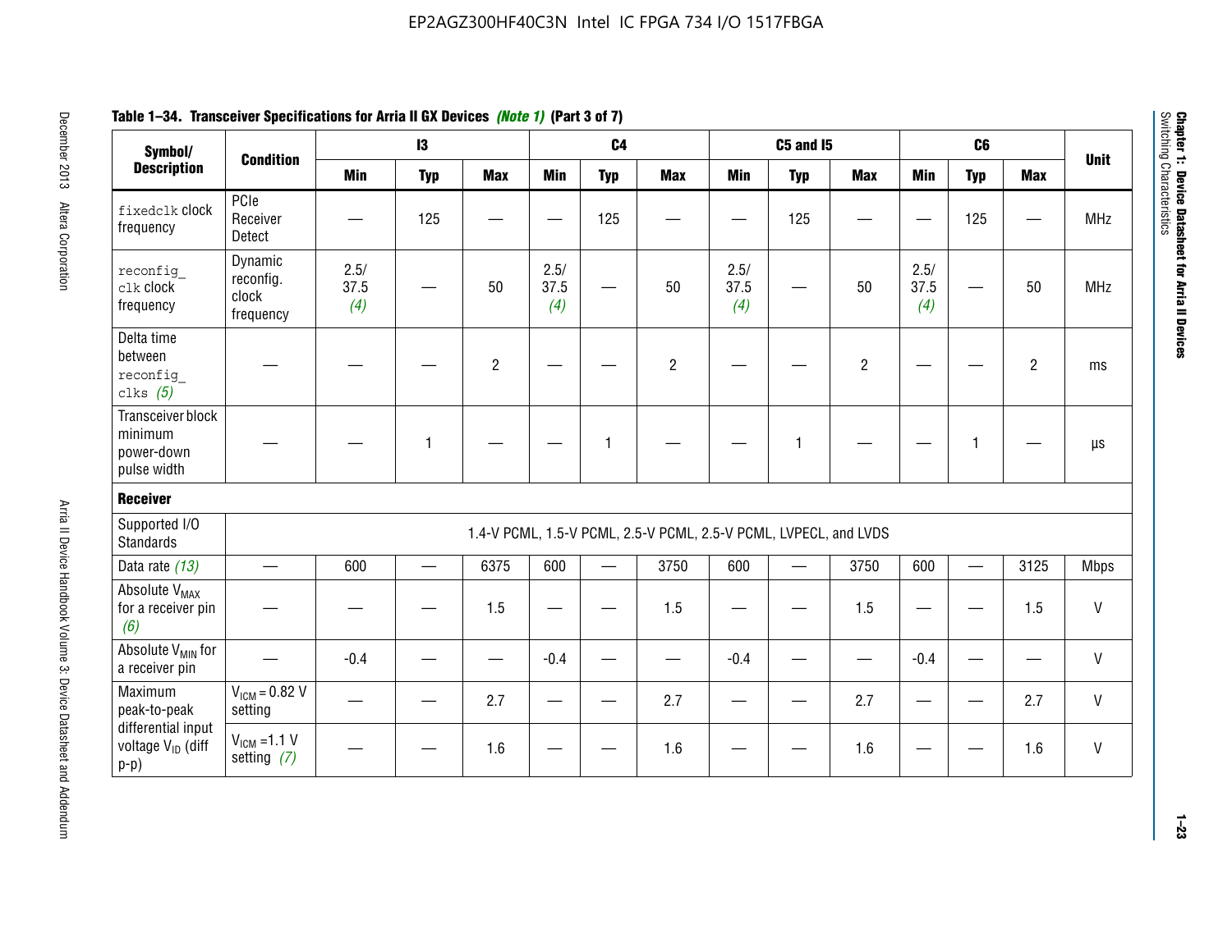**Table 1–34. Transceiver Specifications for Arria II GX Devices** *(Note 1)* **(Part 3 of 7)**

| Symbol/ Description | Condition | I3 | | | C4 | | | C5 and I5 | | | C6 | | | Unit |
|---|---|---|---|---|---|---|---|---|---|---|---|---|---|---|
| | | Min | Typ | Max | Min | Typ | Max | Min | Typ | Max | Min | Typ | Max | |
| `fixedclk` clock frequency | PCIe Receiver Detect | — | 125 | — | — | 125 | — | — | 125 | — | — | 125 | — | MHz |
| `reconfig_clk` clock frequency | Dynamic reconfig. clock frequency | 2.5/ 37.5 *(4)* | — | 50 | 2.5/ 37.5 *(4)* | — | 50 | 2.5/ 37.5 *(4)* | — | 50 | 2.5/ 37.5 *(4)* | — | 50 | MHz |
| Delta time between `reconfig_clks` *(5)* | — | — | — | 2 | — | — | 2 | — | — | 2 | — | — | 2 | ms |
| Transceiver block minimum power-down pulse width | — | — | 1 | — | — | 1 | — | — | 1 | — | — | 1 | — | µs |
| **Receiver** | | | | | | | | | | | | | | |
| Supported I/O Standards | 1.4-V PCML, 1.5-V PCML, 2.5-V PCML, 2.5-V PCML, LVPECL, and LVDS | | | | | | | | | | | | | |
| Data rate *(13)* | — | 600 | — | 6375 | 600 | — | 3750 | 600 | — | 3750 | 600 | — | 3125 | Mbps |
| Absolute $V_{MAX}$ for a receiver pin *(6)* | — | — | — | 1.5 | — | — | 1.5 | — | — | 1.5 | — | — | 1.5 | V |
| Absolute $V_{MIN}$ for a receiver pin | — | -0.4 | — | — | -0.4 | — | — | -0.4 | — | — | -0.4 | — | — | V |
| Maximum peak-to-peak differential input voltage $V_{ID}$ (diff p-p) | $V_{ICM}$ = 0.82 V setting | — | — | 2.7 | — | — | 2.7 | — | — | 2.7 | — | — | 2.7 | V |
| | $V_{ICM}$ =1.1 V setting *(7)* | — | — | 1.6 | — | — | 1.6 | — | — | 1.6 | — | — | 1.6 | V |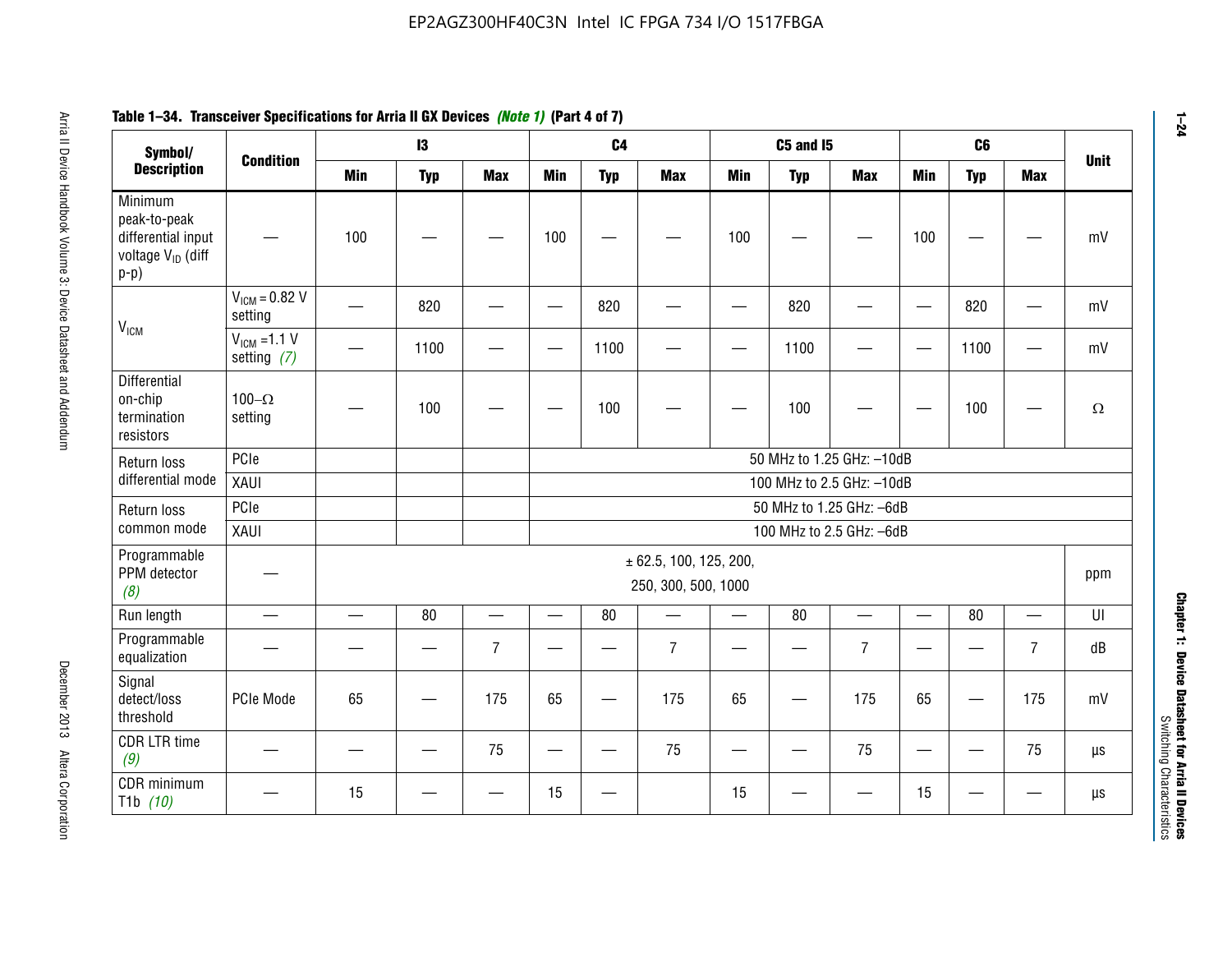**Table 1–34. Transceiver Specifications for Arria II GX Devices *(Note 1)* (Part 4 of 7)**

| Symbol/ Description | Condition | I3 | | | C4 | | | C5 and I5 | | | C6 | | | Unit |
|---|---|---|---|---|---|---|---|---|---|---|---|---|---|---|
| | | Min | Typ | Max | Min | Typ | Max | Min | Typ | Max | Min | Typ | Max | |
| Minimum peak-to-peak differential input voltage $V_{ID}$ (diff p-p) | — | 100 | — | — | 100 | — | — | 100 | — | — | 100 | — | — | mV |
| $V_{ICM}$ | $V_{ICM}$ = 0.82 V setting | — | 820 | — | — | 820 | — | — | 820 | — | — | 820 | — | mV |
| | $V_{ICM}$ =1.1 V setting *(7)* | — | 1100 | — | — | 1100 | — | — | 1100 | — | — | 1100 | — | mV |
| Differential on-chip termination resistors | 100–Ω setting | — | 100 | — | — | 100 | — | — | 100 | — | — | 100 | — | Ω |
| Return loss differential mode | PCIe | | | | 50 MHz to 1.25 GHz: –10dB | | | | | | | | | |
| | XAUI | | | | 100 MHz to 2.5 GHz: –10dB | | | | | | | | | |
| Return loss common mode | PCIe | | | | 50 MHz to 1.25 GHz: –6dB | | | | | | | | | |
| | XAUI | | | | 100 MHz to 2.5 GHz: –6dB | | | | | | | | | |
| Programmable PPM detector *(8)* | — | ± 62.5, 100, 125, 200, 250, 300, 500, 1000 | | | | | | | | | | | | ppm |
| Run length | — | — | 80 | — | — | 80 | — | — | 80 | — | — | 80 | — | UI |
| Programmable equalization | — | — | — | 7 | — | — | 7 | — | — | 7 | — | — | 7 | dB |
| Signal detect/loss threshold | PCIe Mode | 65 | — | 175 | 65 | — | 175 | 65 | — | 175 | 65 | — | 175 | mV |
| CDR LTR time *(9)* | — | — | — | 75 | — | — | 75 | — | — | 75 | — | — | 75 | µs |
| CDR minimum T1b *(10)* | — | 15 | — | — | 15 | — | | 15 | — | — | 15 | — | — | µs |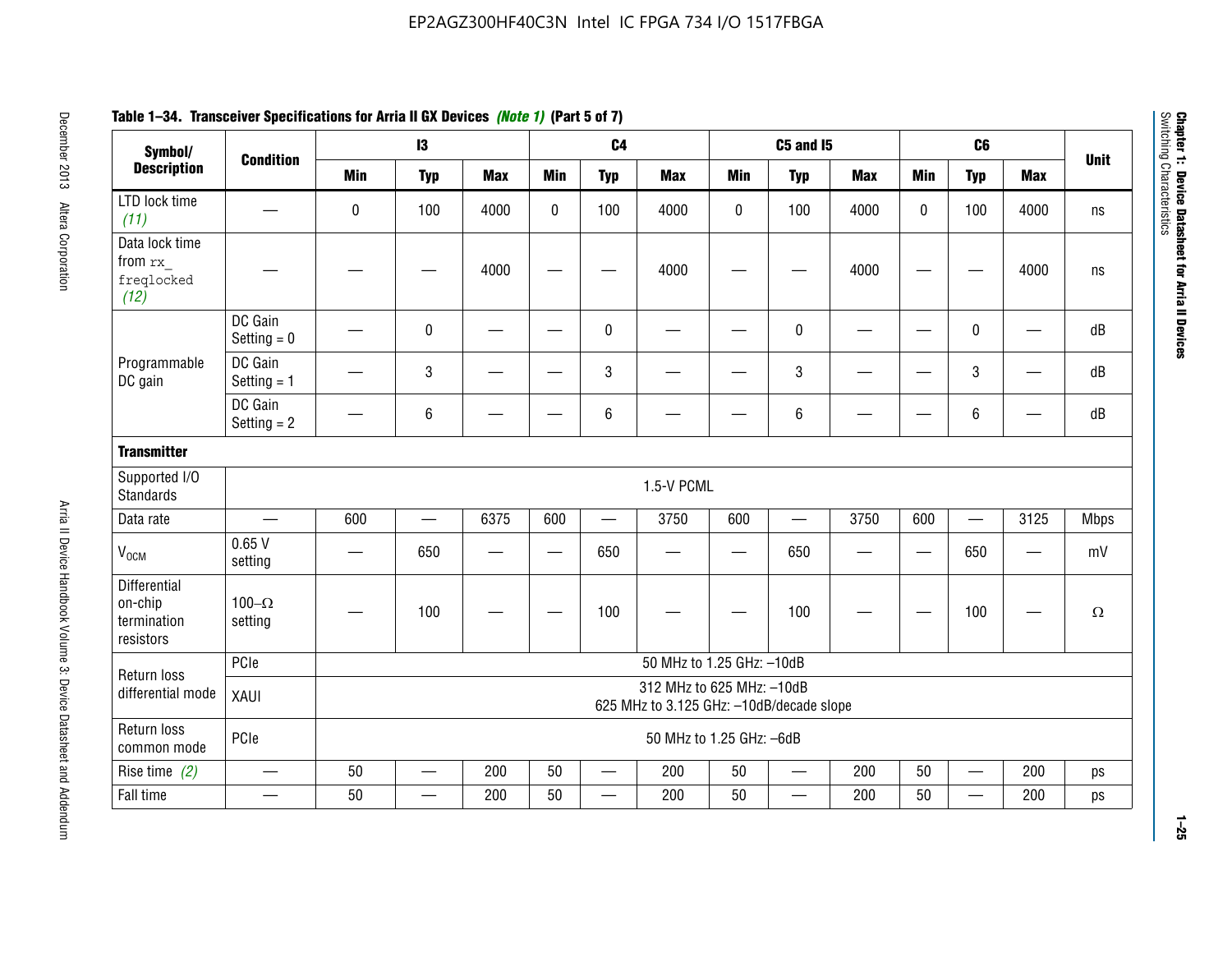**Table 1–34. Transceiver Specifications for Arria II GX Devices *(Note 1)* (Part 5 of 7)**

| Symbol/ Description | Condition | I3 | | | C4 | | | C5 and I5 | | | C6 | | | Unit |
|---|---|---|---|---|---|---|---|---|---|---|---|---|---|---|
| | | Min | Typ | Max | Min | Typ | Max | Min | Typ | Max | Min | Typ | Max | |
| LTD lock time *(11)* | — | 0 | 100 | 4000 | 0 | 100 | 4000 | 0 | 100 | 4000 | 0 | 100 | 4000 | ns |
| Data lock time from `rx_freqlocked` *(12)* | — | — | — | 4000 | — | — | 4000 | — | — | 4000 | — | — | 4000 | ns |
| Programmable DC gain | DC Gain Setting = 0 | — | 0 | — | — | 0 | — | — | 0 | — | — | 0 | — | dB |
| | DC Gain Setting = 1 | — | 3 | — | — | 3 | — | — | 3 | — | — | 3 | — | dB |
| | DC Gain Setting = 2 | — | 6 | — | — | 6 | — | — | 6 | — | — | 6 | — | dB |
| **Transmitter** | | | | | | | | | | | | | | |
| Supported I/O Standards | 1.5-V PCML | | | | | | | | | | | | | |
| Data rate | — | 600 | — | 6375 | 600 | — | 3750 | 600 | — | 3750 | 600 | — | 3125 | Mbps |
| $V_{OCM}$ | 0.65 V setting | — | 650 | — | — | 650 | — | — | 650 | — | — | 650 | — | mV |
| Differential on-chip termination resistors | 100–Ω setting | — | 100 | — | — | 100 | — | — | 100 | — | — | 100 | — | Ω |
| Return loss differential mode | PCIe | 50 MHz to 1.25 GHz: –10dB | | | | | | | | | | | | |
| | XAUI | 312 MHz to 625 MHz: –10dB 625 MHz to 3.125 GHz: –10dB/decade slope | | | | | | | | | | | | |
| Return loss common mode | PCIe | 50 MHz to 1.25 GHz: –6dB | | | | | | | | | | | | |
| Rise time *(2)* | — | 50 | — | 200 | 50 | — | 200 | 50 | — | 200 | 50 | — | 200 | ps |
| Fall time | — | 50 | — | 200 | 50 | — | 200 | 50 | — | 200 | 50 | — | 200 | ps |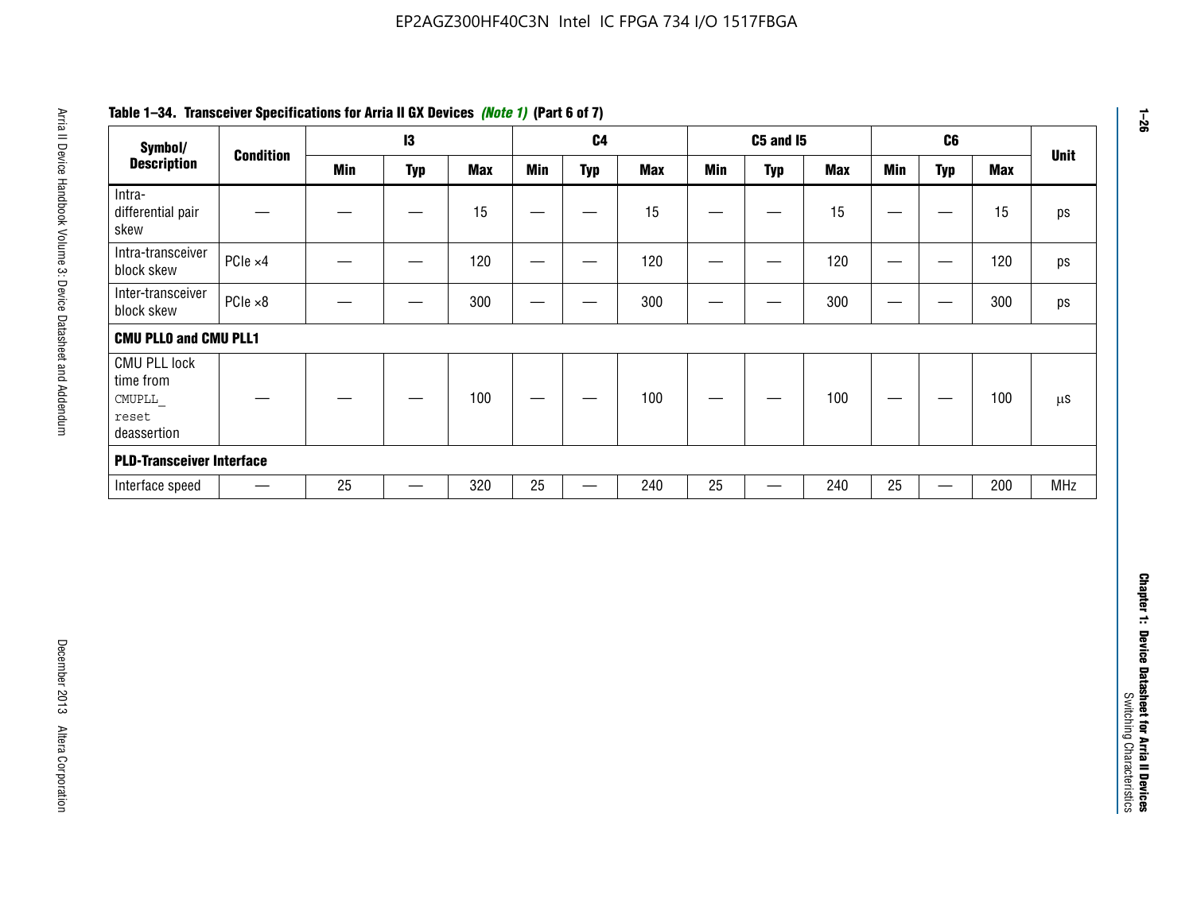**Table 1–34. Transceiver Specifications for Arria II GX Devices *(Note 1)* (Part 6 of 7)**

| Symbol/ Description | Condition | I3 | | | C4 | | | C5 and I5 | | | C6 | | | Unit |
|---|---|---|---|---|---|---|---|---|---|---|---|---|---|---|
| | | Min | Typ | Max | Min | Typ | Max | Min | Typ | Max | Min | Typ | Max | |
| Intra-differential pair skew | — | — | — | 15 | — | — | 15 | — | — | 15 | — | — | 15 | ps |
| Intra-transceiver block skew | PCIe ×4 | — | — | 120 | — | — | 120 | — | — | 120 | — | — | 120 | ps |
| Inter-transceiver block skew | PCIe ×8 | — | — | 300 | — | — | 300 | — | — | 300 | — | — | 300 | ps |
| **CMU PLL0 and CMU PLL1** | | | | | | | | | | | | | | |
| CMU PLL lock time from `CMUPLL_reset` deassertion | — | — | — | 100 | — | — | 100 | — | — | 100 | — | — | 100 | µs |
| **PLD-Transceiver Interface** | | | | | | | | | | | | | | |
| Interface speed | — | 25 | — | 320 | 25 | — | 240 | 25 | — | 240 | 25 | — | 200 | MHz |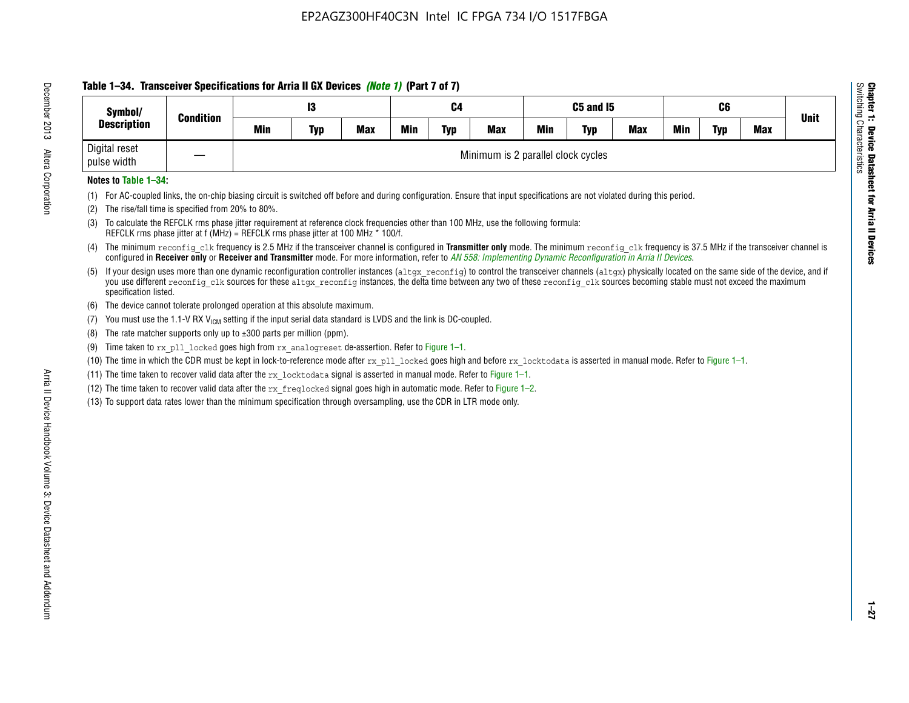**Table 1–34. Transceiver Specifications for Arria II GX Devices *(Note 1)* (Part 7 of 7)**

| Symbol/ Description | Condition | I3 | | | C4 | | | C5 and I5 | | | C6 | | | Unit |
|---|---|---|---|---|---|---|---|---|---|---|---|---|---|---|
| | | Min | Typ | Max | Min | Typ | Max | Min | Typ | Max | Min | Typ | Max | |
| Digital reset pulse width | — | Minimum is 2 parallel clock cycles | | | | | | | | | | | | |

**Notes to Table 1–34:**

(1) For AC-coupled links, the on-chip biasing circuit is switched off before and during configuration. Ensure that input specifications are not violated during this period.

(2) The rise/fall time is specified from 20% to 80%.

(3) To calculate the REFCLK rms phase jitter requirement at reference clock frequencies other than 100 MHz, use the following formula: REFCLK rms phase jitter at f (MHz) = REFCLK rms phase jitter at 100 MHz * 100/f.

(4) The minimum `reconfig_clk` frequency is 2.5 MHz if the transceiver channel is configured in **Transmitter only** mode. The minimum `reconfig_clk` frequency is 37.5 MHz if the transceiver channel is configured in **Receiver only** or **Receiver and Transmitter** mode. For more information, refer to *AN 558: Implementing Dynamic Reconfiguration in Arria II Devices*.

(5) If your design uses more than one dynamic reconfiguration controller instances (`altgx_reconfig`) to control the transceiver channels (`altgx`) physically located on the same side of the device, and if you use different `reconfig_clk` sources for these `altgx_reconfig` instances, the delta time between any two of these `reconfig_clk` sources becoming stable must not exceed the maximum specification listed.

(6) The device cannot tolerate prolonged operation at this absolute maximum.

(7) You must use the 1.1-V RX $V_{ICM}$ setting if the input serial data standard is LVDS and the link is DC-coupled.

(8) The rate matcher supports only up to ±300 parts per million (ppm).

(9) Time taken to `rx_pll_locked` goes high from `rx_analogreset` de-assertion. Refer to Figure 1–1.

(10) The time in which the CDR must be kept in lock-to-reference mode after `rx_pll_locked` goes high and before `rx_locktodata` is asserted in manual mode. Refer to Figure 1–1.

(11) The time taken to recover valid data after the `rx_locktodata` signal is asserted in manual mode. Refer to Figure 1–1.

(12) The time taken to recover valid data after the `rx_freqlocked` signal goes high in automatic mode. Refer to Figure 1–2.

(13) To support data rates lower than the minimum specification through oversampling, use the CDR in LTR mode only.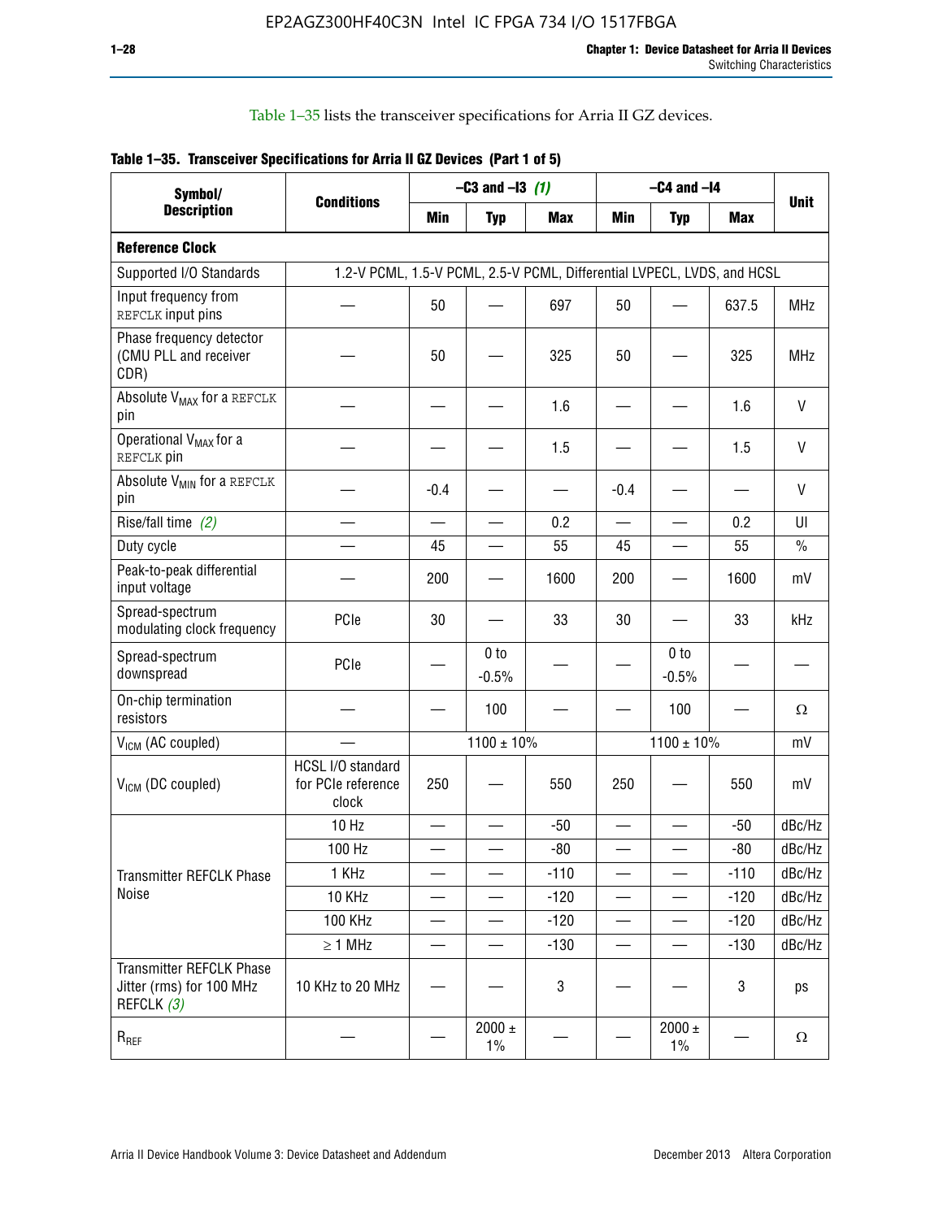Table 1–35 lists the transceiver specifications for Arria II GZ devices.

**Table 1–35. Transceiver Specifications for Arria II GZ Devices (Part 1 of 5)**

| Symbol/ Description | Conditions | –C3 and –I3 *(1)* | | | –C4 and –I4 | | | Unit |
|---|---|---|---|---|---|---|---|---|
| | | Min | Typ | Max | Min | Typ | Max | |
| **Reference Clock** | | | | | | | | |
| Supported I/O Standards | 1.2-V PCML, 1.5-V PCML, 2.5-V PCML, Differential LVPECL, LVDS, and HCSL | | | | | | | |
| Input frequency from REFCLK input pins | — | 50 | — | 697 | 50 | — | 637.5 | MHz |
| Phase frequency detector (CMU PLL and receiver CDR) | — | 50 | — | 325 | 50 | — | 325 | MHz |
| Absolute $V_{MAX}$ for a REFCLK pin | — | — | — | 1.6 | — | — | 1.6 | V |
| Operational $V_{MAX}$ for a REFCLK pin | — | — | — | 1.5 | — | — | 1.5 | V |
| Absolute $V_{MIN}$ for a REFCLK pin | — | -0.4 | — | — | -0.4 | — | — | V |
| Rise/fall time *(2)* | — | — | — | 0.2 | — | — | 0.2 | UI |
| Duty cycle | — | 45 | — | 55 | 45 | — | 55 | % |
| Peak-to-peak differential input voltage | — | 200 | — | 1600 | 200 | — | 1600 | mV |
| Spread-spectrum modulating clock frequency | PCIe | 30 | — | 33 | 30 | — | 33 | kHz |
| Spread-spectrum downspread | PCIe | — | 0 to -0.5% | — | — | 0 to -0.5% | — | — |
| On-chip termination resistors | — | — | 100 | — | — | 100 | — | Ω |
| $V_{ICM}$ (AC coupled) | — | 1100 ± 10% | | | 1100 ± 10% | | | mV |
| $V_{ICM}$ (DC coupled) | HCSL I/O standard for PCIe reference clock | 250 | — | 550 | 250 | — | 550 | mV |
| Transmitter REFCLK Phase Noise | 10 Hz | — | — | -50 | — | — | -50 | dBc/Hz |
| | 100 Hz | — | — | -80 | — | — | -80 | dBc/Hz |
| | 1 KHz | — | — | -110 | — | — | -110 | dBc/Hz |
| | 10 KHz | — | — | -120 | — | — | -120 | dBc/Hz |
| | 100 KHz | — | — | -120 | — | — | -120 | dBc/Hz |
| | ≥ 1 MHz | — | — | -130 | — | — | -130 | dBc/Hz |
| Transmitter REFCLK Phase Jitter (rms) for 100 MHz REFCLK *(3)* | 10 KHz to 20 MHz | — | — | 3 | — | — | 3 | ps |
| $R_{REF}$ | — | — | 2000 ± 1% | — | — | 2000 ± 1% | — | Ω |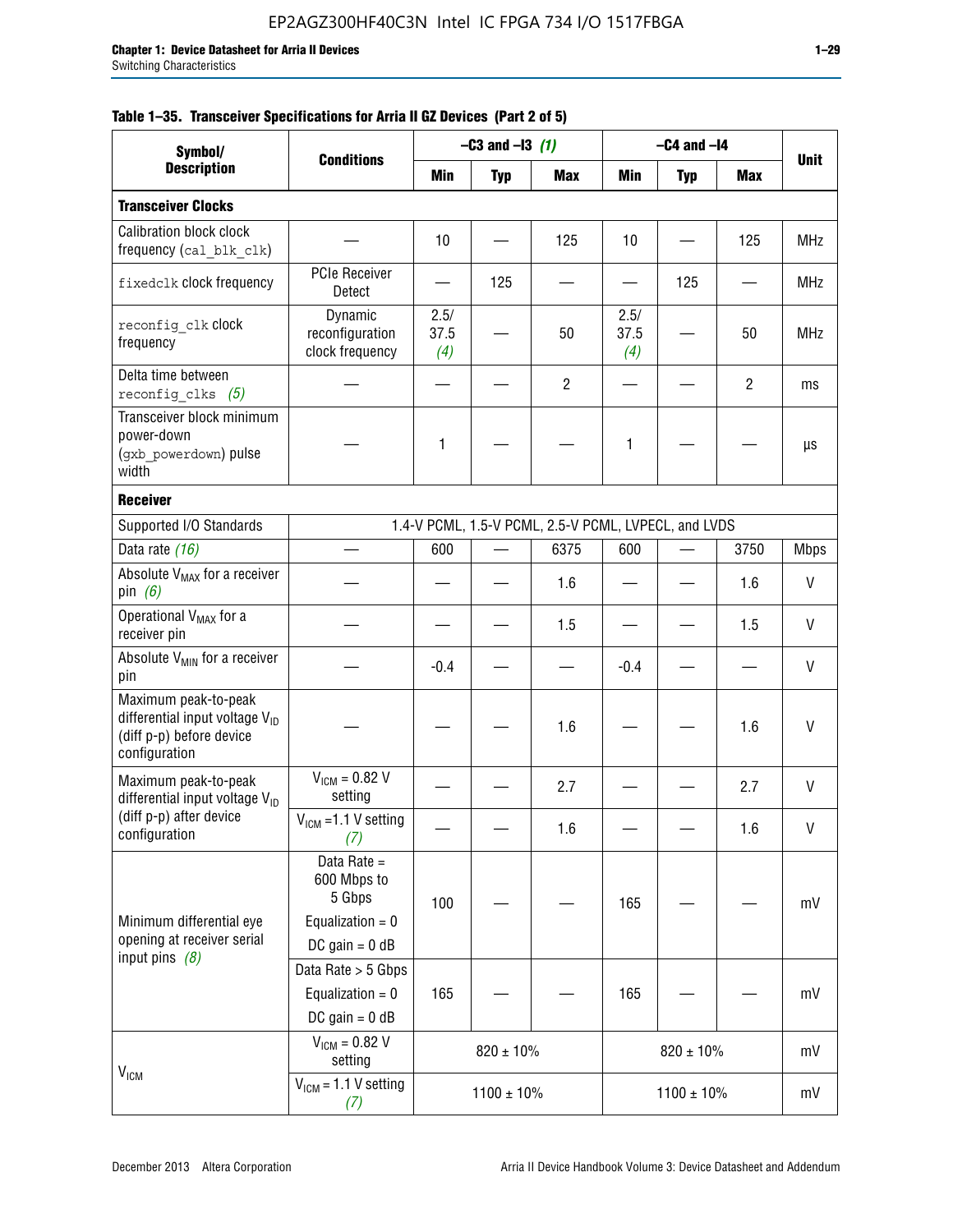**Table 1–35. Transceiver Specifications for Arria II GZ Devices (Part 2 of 5)**

| Symbol/ Description | Conditions | –C3 and –I3 *(1)* | | | –C4 and –I4 | | | Unit |
|---|---|---|---|---|---|---|---|---|
| | | Min | Typ | Max | Min | Typ | Max | |
| **Transceiver Clocks** | | | | | | | | |
| Calibration block clock frequency (`cal_blk_clk`) | — | 10 | — | 125 | 10 | — | 125 | MHz |
| `fixedclk` clock frequency | PCIe Receiver Detect | — | 125 | — | — | 125 | — | MHz |
| `reconfig_clk` clock frequency | Dynamic reconfiguration clock frequency | 2.5/ 37.5 *(4)* | — | 50 | 2.5/ 37.5 *(4)* | — | 50 | MHz |
| Delta time between `reconfig_clks` *(5)* | — | — | — | 2 | — | — | 2 | ms |
| Transceiver block minimum power-down (`gxb_powerdown`) pulse width | — | 1 | — | — | 1 | — | — | µs |
| **Receiver** | | | | | | | | |
| Supported I/O Standards | 1.4-V PCML, 1.5-V PCML, 2.5-V PCML, LVPECL, and LVDS | | | | | | | |
| Data rate *(16)* | — | 600 | — | 6375 | 600 | — | 3750 | Mbps |
| Absolute $V_{MAX}$ for a receiver pin *(6)* | — | — | — | 1.6 | — | — | 1.6 | V |
| Operational $V_{MAX}$ for a receiver pin | — | — | — | 1.5 | — | — | 1.5 | V |
| Absolute $V_{MIN}$ for a receiver pin | — | -0.4 | — | — | -0.4 | — | — | V |
| Maximum peak-to-peak differential input voltage $V_{ID}$ (diff p-p) before device configuration | — | — | — | 1.6 | — | — | 1.6 | V |
| Maximum peak-to-peak differential input voltage $V_{ID}$ (diff p-p) after device configuration | $V_{ICM}$ = 0.82 V setting | — | — | 2.7 | — | — | 2.7 | V |
| | $V_{ICM}$ =1.1 V setting *(7)* | — | — | 1.6 | — | — | 1.6 | V |
| Minimum differential eye opening at receiver serial input pins *(8)* | Data Rate = 600 Mbps to 5 Gbps<br>Equalization = 0<br>DC gain = 0 dB | 100 | — | — | 165 | — | — | mV |
| | Data Rate > 5 Gbps<br>Equalization = 0<br>DC gain = 0 dB | 165 | — | — | 165 | — | — | mV |
| $V_{ICM}$ | $V_{ICM}$ = 0.82 V setting | 820 ± 10% | | | 820 ± 10% | | | mV |
| | $V_{ICM}$ = 1.1 V setting *(7)* | 1100 ± 10% | | | 1100 ± 10% | | | mV |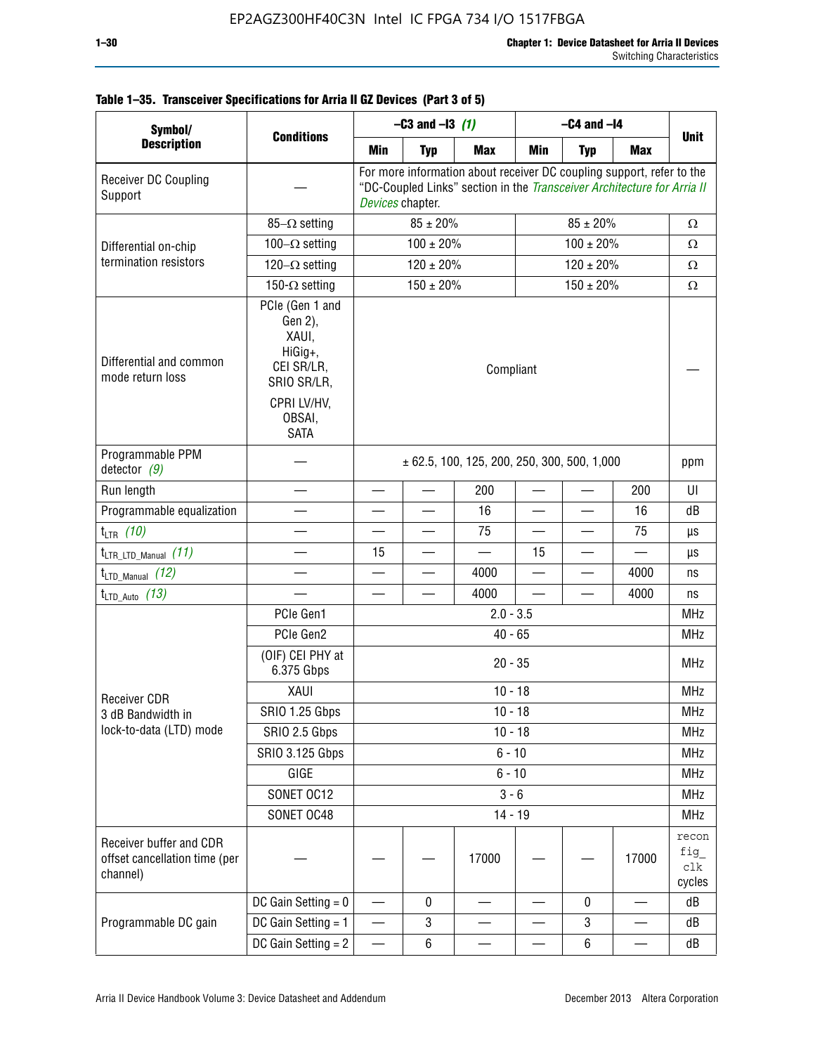**Table 1–35. Transceiver Specifications for Arria II GZ Devices (Part 3 of 5)**

| Symbol/ Description | Conditions | –C3 and –I3 *(1)* | | | –C4 and –I4 | | | Unit |
|---|---|---|---|---|---|---|---|---|
| | | Min | Typ | Max | Min | Typ | Max | |
| Receiver DC Coupling Support | — | For more information about receiver DC coupling support, refer to the "DC-Coupled Links" section in the *Transceiver Architecture for Arria II Devices* chapter. | | | | | | |
| Differential on-chip termination resistors | 85–Ω setting | 85 ± 20% | | | 85 ± 20% | | | Ω |
| | 100–Ω setting | 100 ± 20% | | | 100 ± 20% | | | Ω |
| | 120–Ω setting | 120 ± 20% | | | 120 ± 20% | | | Ω |
| | 150-Ω setting | 150 ± 20% | | | 150 ± 20% | | | Ω |
| Differential and common mode return loss | PCIe (Gen 1 and Gen 2), XAUI, HiGig+, CEI SR/LR, SRIO SR/LR, CPRI LV/HV, OBSAI, SATA | Compliant | | | | | | — |
| Programmable PPM detector *(9)* | — | ± 62.5, 100, 125, 200, 250, 300, 500, 1,000 | | | | | | ppm |
| Run length | — | — | — | 200 | — | — | 200 | UI |
| Programmable equalization | — | — | — | 16 | — | — | 16 | dB |
| $t_{LTR}$ *(10)* | — | — | — | 75 | — | — | 75 | µs |
| $t_{LTR\_LTD\_Manual}$ *(11)* | — | 15 | — | — | 15 | — | — | µs |
| $t_{LTD\_Manual}$ *(12)* | — | — | — | 4000 | — | — | 4000 | ns |
| $t_{LTD\_Auto}$ *(13)* | — | — | — | 4000 | — | — | 4000 | ns |
| Receiver CDR 3 dB Bandwidth in lock-to-data (LTD) mode | PCIe Gen1 | 2.0 - 3.5 | | | | | | MHz |
| | PCIe Gen2 | 40 - 65 | | | | | | MHz |
| | (OIF) CEI PHY at 6.375 Gbps | 20 - 35 | | | | | | MHz |
| | XAUI | 10 - 18 | | | | | | MHz |
| | SRIO 1.25 Gbps | 10 - 18 | | | | | | MHz |
| | SRIO 2.5 Gbps | 10 - 18 | | | | | | MHz |
| | SRIO 3.125 Gbps | 6 - 10 | | | | | | MHz |
| | GIGE | 6 - 10 | | | | | | MHz |
| | SONET OC12 | 3 - 6 | | | | | | MHz |
| | SONET OC48 | 14 - 19 | | | | | | MHz |
| Receiver buffer and CDR offset cancellation time (per channel) | — | — | — | 17000 | — | — | 17000 | reconfig_clk cycles |
| Programmable DC gain | DC Gain Setting = 0 | — | 0 | — | — | 0 | — | dB |
| | DC Gain Setting = 1 | — | 3 | — | — | 3 | — | dB |
| | DC Gain Setting = 2 | — | 6 | — | — | 6 | — | dB |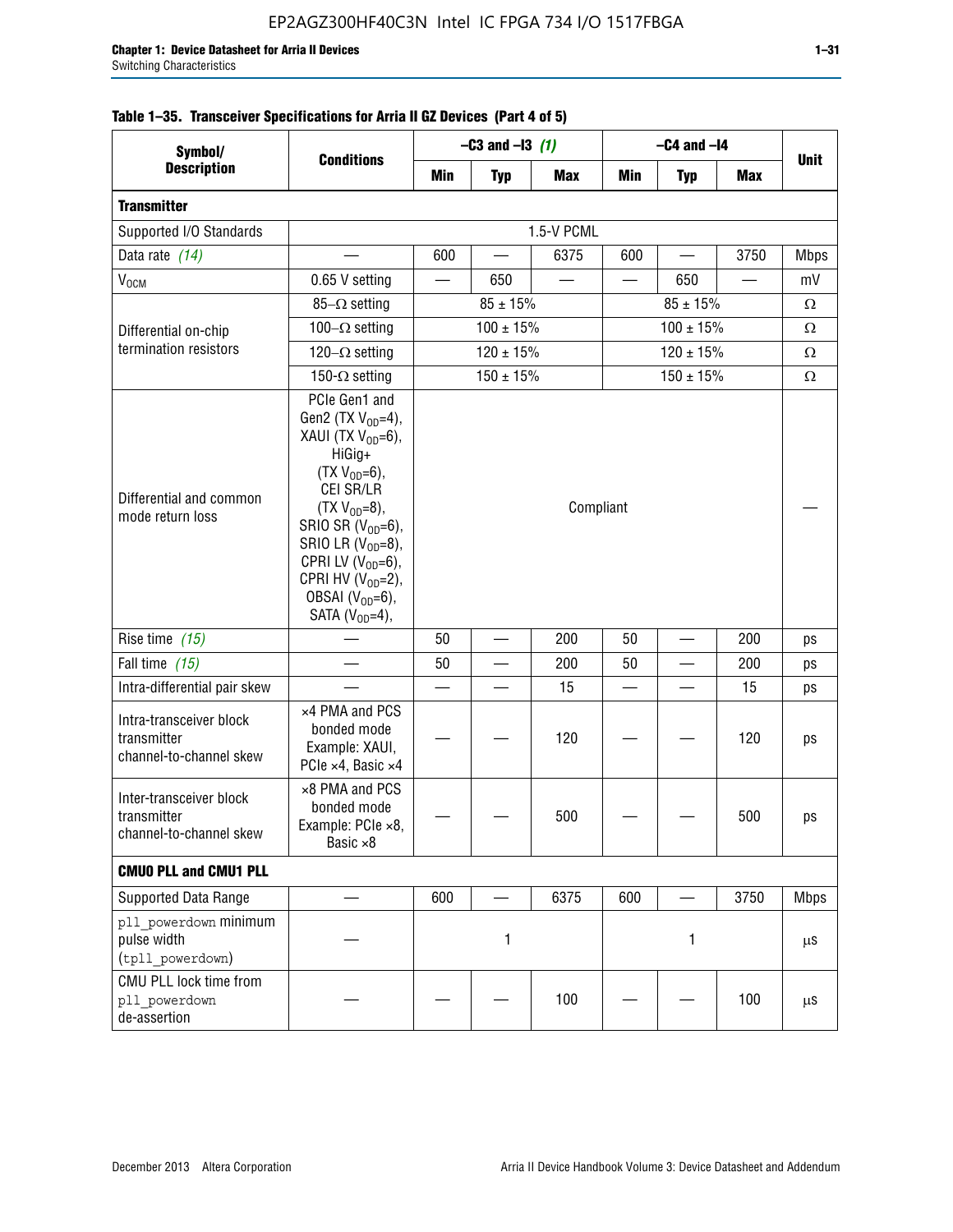#### Table 1–35. Transceiver Specifications for Arria II GZ Devices (Part 4 of 5)

| Symbol/ Description | Conditions | –C3 and –I3 *(1)* | | | –C4 and –I4 | | | Unit |
|---|---|---|---|---|---|---|---|---|
| | | Min | Typ | Max | Min | Typ | Max | |
| **Transmitter** | | | | | | | | |
| Supported I/O Standards | 1.5-V PCML | | | | | | | |
| Data rate *(14)* | — | 600 | — | 6375 | 600 | — | 3750 | Mbps |
| $V_{OCM}$ | 0.65 V setting | — | 650 | — | — | 650 | — | mV |
| Differential on-chip termination resistors | 85–Ω setting | 85 ± 15% | | | 85 ± 15% | | | Ω |
| | 100–Ω setting | 100 ± 15% | | | 100 ± 15% | | | Ω |
| | 120–Ω setting | 120 ± 15% | | | 120 ± 15% | | | Ω |
| | 150-Ω setting | 150 ± 15% | | | 150 ± 15% | | | Ω |
| Differential and common mode return loss | PCIe Gen1 and Gen2 (TX $V_{OD}$=4), XAUI (TX $V_{OD}$=6), HiGig+ (TX $V_{OD}$=6), CEI SR/LR (TX $V_{OD}$=8), SRIO SR ($V_{OD}$=6), SRIO LR ($V_{OD}$=8), CPRI LV ($V_{OD}$=6), CPRI HV ($V_{OD}$=2), OBSAI ($V_{OD}$=6), SATA ($V_{OD}$=4), | Compliant | | | | | | — |
| Rise time *(15)* | — | 50 | — | 200 | 50 | — | 200 | ps |
| Fall time *(15)* | — | 50 | — | 200 | 50 | — | 200 | ps |
| Intra-differential pair skew | — | — | — | 15 | — | — | 15 | ps |
| Intra-transceiver block transmitter channel-to-channel skew | ×4 PMA and PCS bonded mode Example: XAUI, PCIe ×4, Basic ×4 | — | — | 120 | — | — | 120 | ps |
| Inter-transceiver block transmitter channel-to-channel skew | ×8 PMA and PCS bonded mode Example: PCIe ×8, Basic ×8 | — | — | 500 | — | — | 500 | ps |
| **CMU0 PLL and CMU1 PLL** | | | | | | | | |
| Supported Data Range | — | 600 | — | 6375 | 600 | — | 3750 | Mbps |
| pll_powerdown minimum pulse width (tpll_powerdown) | — | 1 | | | 1 | | | µs |
| CMU PLL lock time from pll_powerdown de-assertion | — | — | — | 100 | — | — | 100 | µs |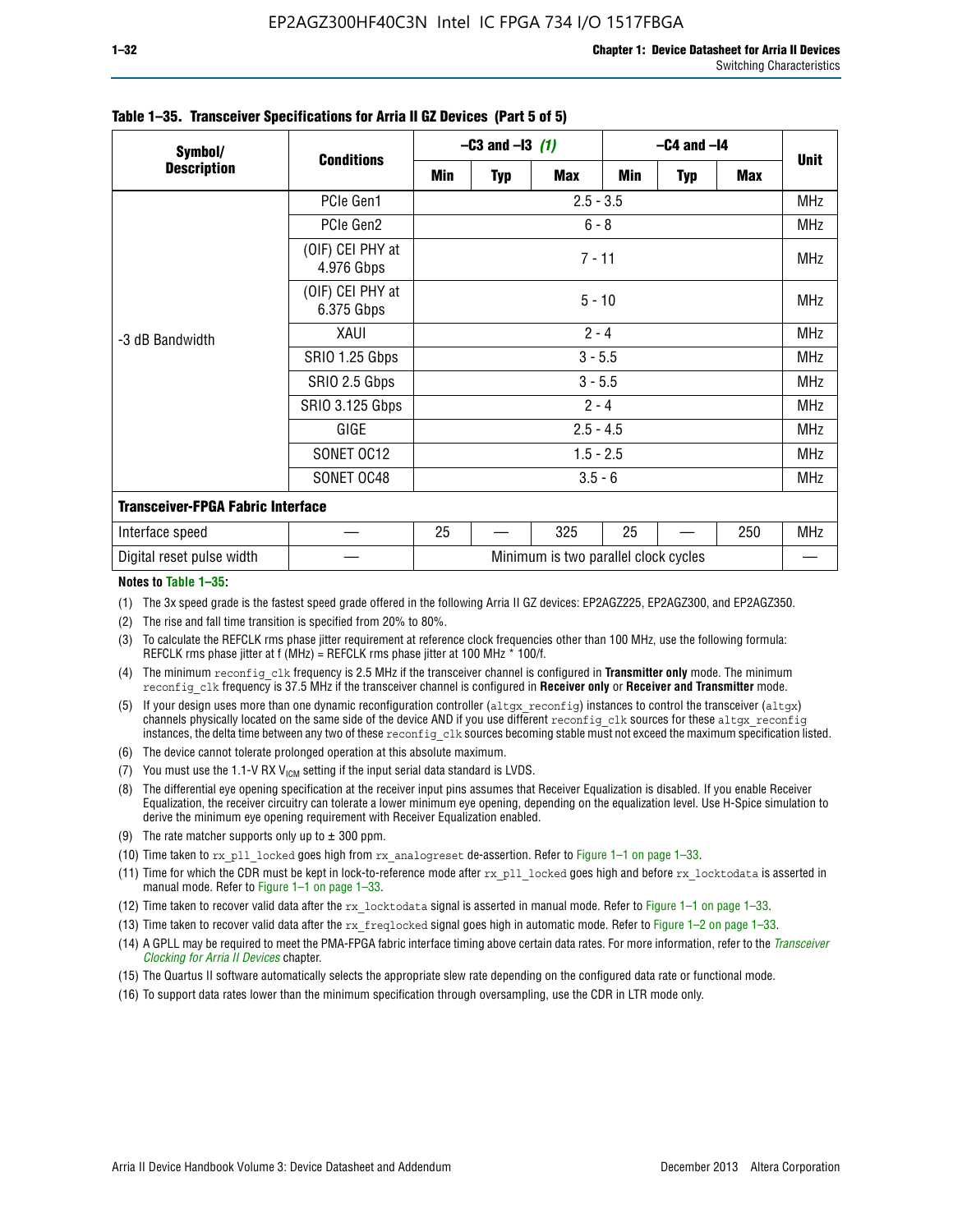**Table 1–35. Transceiver Specifications for Arria II GZ Devices (Part 5 of 5)**

| Symbol/ Description | Conditions | –C3 and –I3 (1) | | | –C4 and –I4 | | | Unit |
|---|---|---|---|---|---|---|---|---|
| | | Min | Typ | Max | Min | Typ | Max | |
| -3 dB Bandwidth | PCIe Gen1 | 2.5 - 3.5 | | | | | | MHz |
| | PCIe Gen2 | 6 - 8 | | | | | | MHz |
| | (OIF) CEI PHY at 4.976 Gbps | 7 - 11 | | | | | | MHz |
| | (OIF) CEI PHY at 6.375 Gbps | 5 - 10 | | | | | | MHz |
| | XAUI | 2 - 4 | | | | | | MHz |
| | SRIO 1.25 Gbps | 3 - 5.5 | | | | | | MHz |
| | SRIO 2.5 Gbps | 3 - 5.5 | | | | | | MHz |
| | SRIO 3.125 Gbps | 2 - 4 | | | | | | MHz |
| | GIGE | 2.5 - 4.5 | | | | | | MHz |
| | SONET OC12 | 1.5 - 2.5 | | | | | | MHz |
| | SONET OC48 | 3.5 - 6 | | | | | | MHz |
| **Transceiver-FPGA Fabric Interface** | | | | | | | | |
| Interface speed | — | 25 | — | 325 | 25 | — | 250 | MHz |
| Digital reset pulse width | — | Minimum is two parallel clock cycles | | | | | | — |

**Notes to Table 1–35:**

(1) The 3x speed grade is the fastest speed grade offered in the following Arria II GZ devices: EP2AGZ225, EP2AGZ300, and EP2AGZ350.

(2) The rise and fall time transition is specified from 20% to 80%.

(3) To calculate the REFCLK rms phase jitter requirement at reference clock frequencies other than 100 MHz, use the following formula: REFCLK rms phase jitter at f (MHz) = REFCLK rms phase jitter at 100 MHz * 100/f.

(4) The minimum reconfig_clk frequency is 2.5 MHz if the transceiver channel is configured in **Transmitter only** mode. The minimum reconfig_clk frequency is 37.5 MHz if the transceiver channel is configured in **Receiver only** or **Receiver and Transmitter** mode.

(5) If your design uses more than one dynamic reconfiguration controller (altgx_reconfig) instances to control the transceiver (altgx) channels physically located on the same side of the device AND if you use different reconfig_clk sources for these altgx_reconfig instances, the delta time between any two of these reconfig_clk sources becoming stable must not exceed the maximum specification listed.

(6) The device cannot tolerate prolonged operation at this absolute maximum.

(7) You must use the 1.1-V RX $V_{ICM}$ setting if the input serial data standard is LVDS.

(8) The differential eye opening specification at the receiver input pins assumes that Receiver Equalization is disabled. If you enable Receiver Equalization, the receiver circuitry can tolerate a lower minimum eye opening, depending on the equalization level. Use H-Spice simulation to derive the minimum eye opening requirement with Receiver Equalization enabled.

(9) The rate matcher supports only up to ± 300 ppm.

(10) Time taken to rx_pll_locked goes high from rx_analogreset de-assertion. Refer to Figure 1–1 on page 1–33.

(11) Time for which the CDR must be kept in lock-to-reference mode after rx_pll_locked goes high and before rx_locktodata is asserted in manual mode. Refer to Figure 1–1 on page 1–33.

(12) Time taken to recover valid data after the rx_locktodata signal is asserted in manual mode. Refer to Figure 1–1 on page 1–33.

(13) Time taken to recover valid data after the rx_freqlocked signal goes high in automatic mode. Refer to Figure 1–2 on page 1–33.

(14) A GPLL may be required to meet the PMA-FPGA fabric interface timing above certain data rates. For more information, refer to the *Transceiver Clocking for Arria II Devices* chapter.

(15) The Quartus II software automatically selects the appropriate slew rate depending on the configured data rate or functional mode.

(16) To support data rates lower than the minimum specification through oversampling, use the CDR in LTR mode only.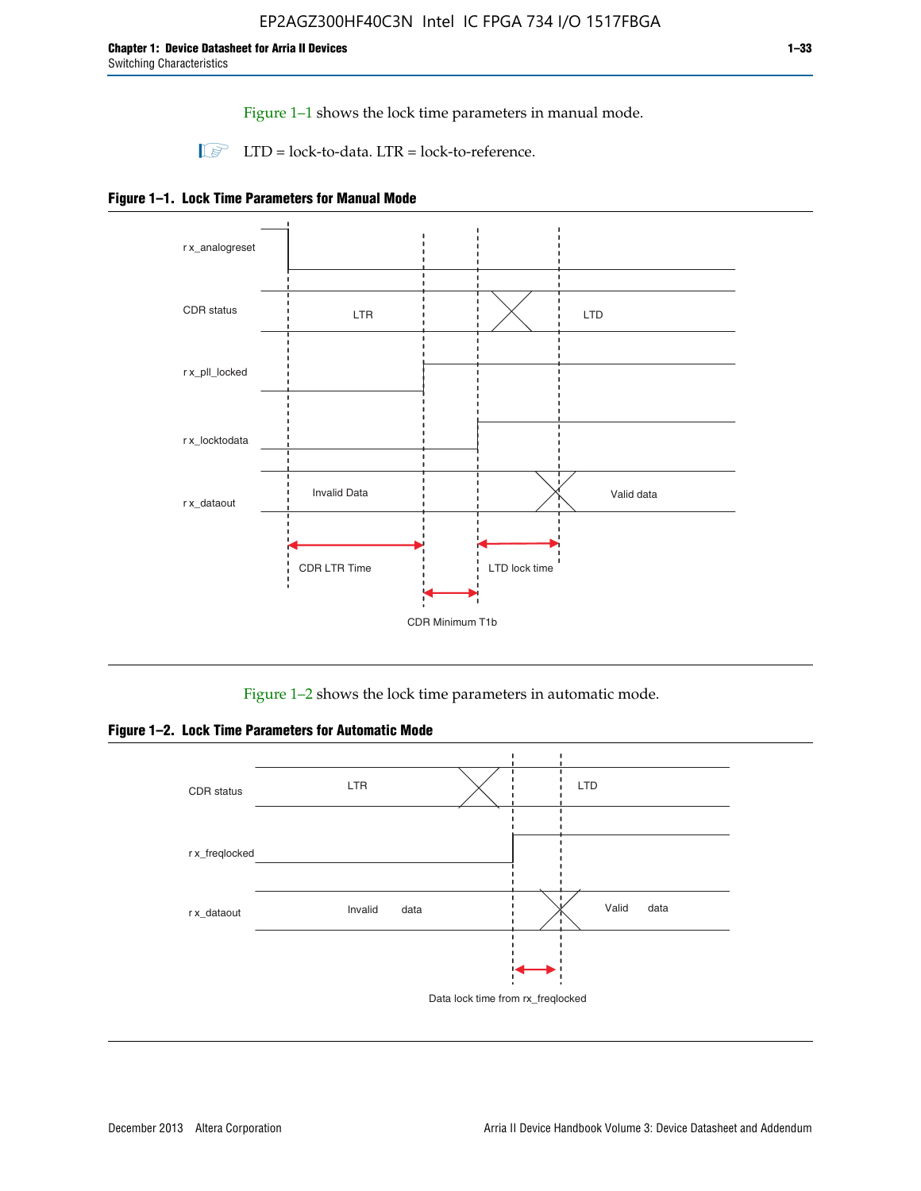Figure 1–1 shows the lock time parameters in manual mode.

LTD = lock-to-data. LTR = lock-to-reference.

**Figure 1–1. Lock Time Parameters for Manual Mode**

rx_analogreset

CDR status LTR LTD

rx_pll_locked

rx_locktodata

rx_dataout Invalid Data Valid data

CDR LTR Time

LTD lock time

CDR Minimum T1b

Figure 1–2 shows the lock time parameters in automatic mode.

**Figure 1–2. Lock Time Parameters for Automatic Mode**

CDR status LTR LTD

rx_freqlocked

rx_dataout Invalid data Valid data

Data lock time from rx_freqlocked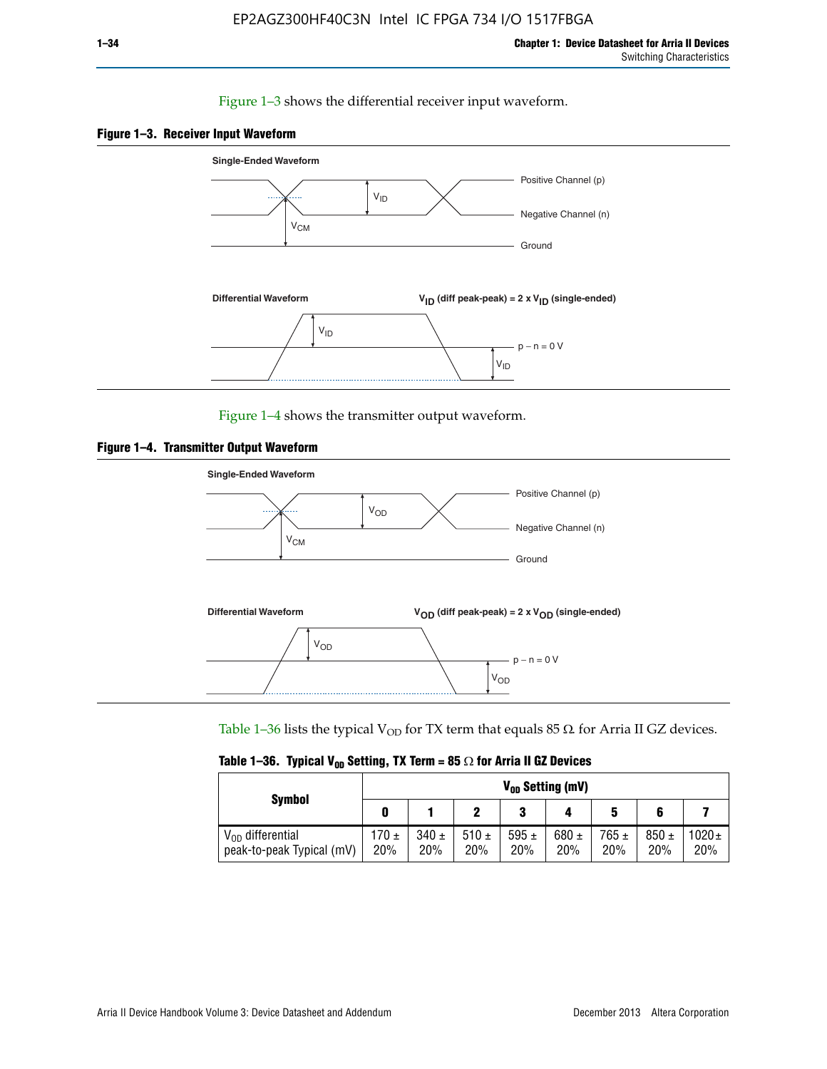Figure 1–3 shows the differential receiver input waveform.

**Figure 1–3. Receiver Input Waveform**

Figure 1–4 shows the transmitter output waveform.

**Figure 1–4. Transmitter Output Waveform**

Table 1–36 lists the typical $V_{OD}$ for TX term that equals 85 Ω for Arria II GZ devices.

**Table 1–36. Typical $V_{OD}$ Setting, TX Term = 85 Ω for Arria II GZ Devices**

| Symbol | $V_{OD}$ Setting (mV) | | | | | | | |
|---|---|---|---|---|---|---|---|---|
| | 0 | 1 | 2 | 3 | 4 | 5 | 6 | 7 |
| $V_{OD}$ differential peak-to-peak Typical (mV) | 170 ± 20% | 340 ± 20% | 510 ± 20% | 595 ± 20% | 680 ± 20% | 765 ± 20% | 850 ± 20% | 1020 ± 20% |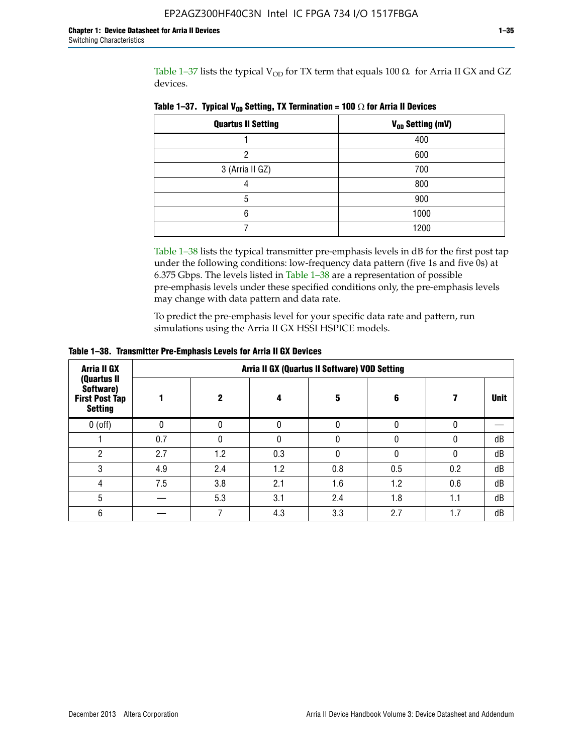Table 1–37 lists the typical $V_{OD}$ for TX term that equals 100 Ω for Arria II GX and GZ devices.

**Table 1–37. Typical $V_{OD}$ Setting, TX Termination = 100 Ω for Arria II Devices**

| Quartus II Setting | $V_{OD}$ Setting (mV) |
|---|---|
| 1 | 400 |
| 2 | 600 |
| 3 (Arria II GZ) | 700 |
| 4 | 800 |
| 5 | 900 |
| 6 | 1000 |
| 7 | 1200 |

Table 1–38 lists the typical transmitter pre-emphasis levels in dB for the first post tap under the following conditions: low-frequency data pattern (five 1s and five 0s) at 6.375 Gbps. The levels listed in Table 1–38 are a representation of possible pre-emphasis levels under these specified conditions only, the pre-emphasis levels may change with data pattern and data rate.

To predict the pre-emphasis level for your specific data rate and pattern, run simulations using the Arria II GX HSSI HSPICE models.

**Table 1–38. Transmitter Pre-Emphasis Levels for Arria II GX Devices**

| Arria II GX (Quartus II Software) First Post Tap Setting | Arria II GX (Quartus II Software) VOD Setting | | | | | | |
|---|---|---|---|---|---|---|---|
| | 1 | 2 | 4 | 5 | 6 | 7 | Unit |
| 0 (off) | 0 | 0 | 0 | 0 | 0 | 0 | — |
| 1 | 0.7 | 0 | 0 | 0 | 0 | 0 | dB |
| 2 | 2.7 | 1.2 | 0.3 | 0 | 0 | 0 | dB |
| 3 | 4.9 | 2.4 | 1.2 | 0.8 | 0.5 | 0.2 | dB |
| 4 | 7.5 | 3.8 | 2.1 | 1.6 | 1.2 | 0.6 | dB |
| 5 | — | 5.3 | 3.1 | 2.4 | 1.8 | 1.1 | dB |
| 6 | — | 7 | 4.3 | 3.3 | 2.7 | 1.7 | dB |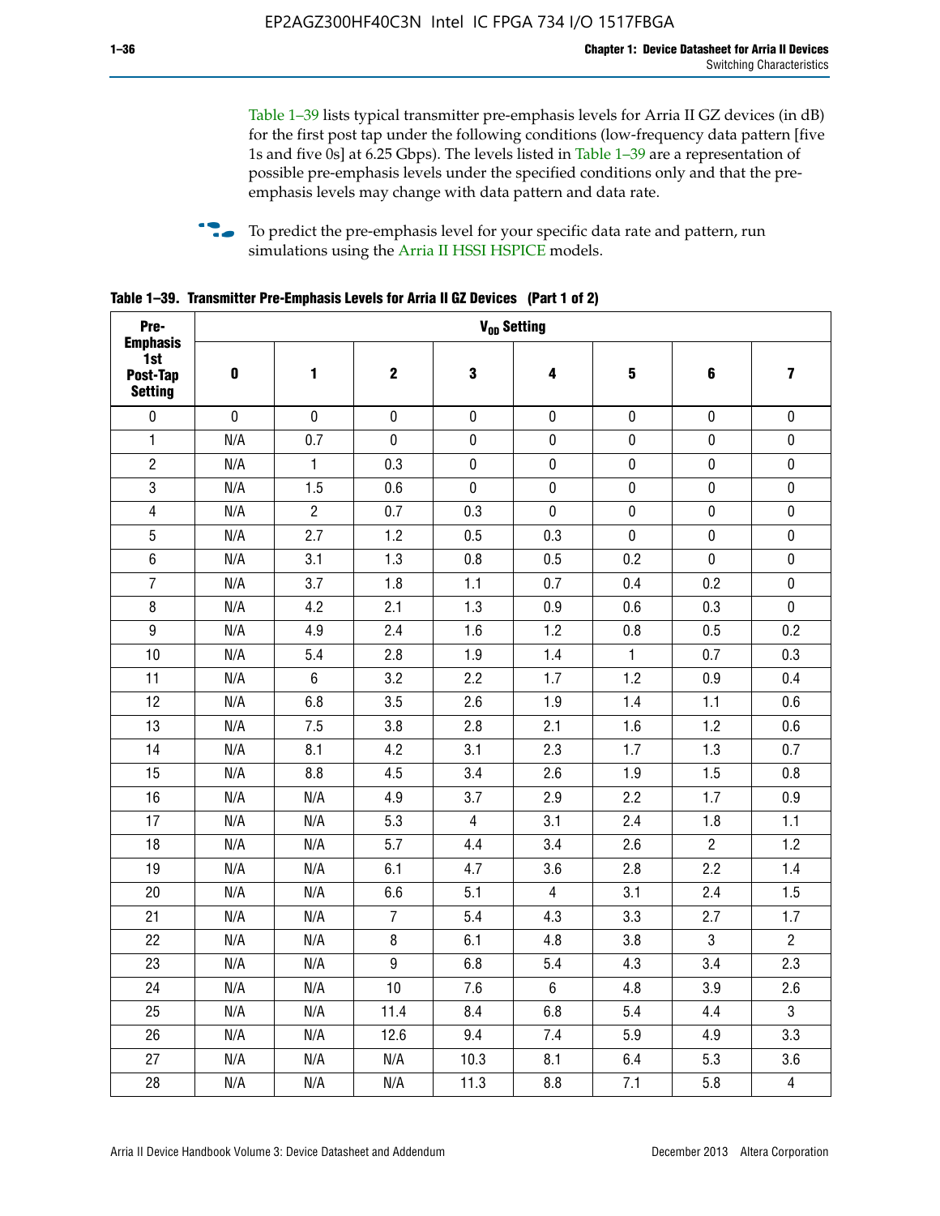Table 1–39 lists typical transmitter pre-emphasis levels for Arria II GZ devices (in dB) for the first post tap under the following conditions (low-frequency data pattern [five 1s and five 0s] at 6.25 Gbps). The levels listed in Table 1–39 are a representation of possible pre-emphasis levels under the specified conditions only and that the pre-emphasis levels may change with data pattern and data rate.

To predict the pre-emphasis level for your specific data rate and pattern, run simulations using the Arria II HSSI HSPICE models.

**Table 1–39. Transmitter Pre-Emphasis Levels for Arria II GZ Devices (Part 1 of 2)**

| Pre-Emphasis 1st Post-Tap Setting | $V_{OD}$ Setting | | | | | | | |
|---|---|---|---|---|---|---|---|---|
| | 0 | 1 | 2 | 3 | 4 | 5 | 6 | 7 |
| 0 | 0 | 0 | 0 | 0 | 0 | 0 | 0 | 0 |
| 1 | N/A | 0.7 | 0 | 0 | 0 | 0 | 0 | 0 |
| 2 | N/A | 1 | 0.3 | 0 | 0 | 0 | 0 | 0 |
| 3 | N/A | 1.5 | 0.6 | 0 | 0 | 0 | 0 | 0 |
| 4 | N/A | 2 | 0.7 | 0.3 | 0 | 0 | 0 | 0 |
| 5 | N/A | 2.7 | 1.2 | 0.5 | 0.3 | 0 | 0 | 0 |
| 6 | N/A | 3.1 | 1.3 | 0.8 | 0.5 | 0.2 | 0 | 0 |
| 7 | N/A | 3.7 | 1.8 | 1.1 | 0.7 | 0.4 | 0.2 | 0 |
| 8 | N/A | 4.2 | 2.1 | 1.3 | 0.9 | 0.6 | 0.3 | 0 |
| 9 | N/A | 4.9 | 2.4 | 1.6 | 1.2 | 0.8 | 0.5 | 0.2 |
| 10 | N/A | 5.4 | 2.8 | 1.9 | 1.4 | 1 | 0.7 | 0.3 |
| 11 | N/A | 6 | 3.2 | 2.2 | 1.7 | 1.2 | 0.9 | 0.4 |
| 12 | N/A | 6.8 | 3.5 | 2.6 | 1.9 | 1.4 | 1.1 | 0.6 |
| 13 | N/A | 7.5 | 3.8 | 2.8 | 2.1 | 1.6 | 1.2 | 0.6 |
| 14 | N/A | 8.1 | 4.2 | 3.1 | 2.3 | 1.7 | 1.3 | 0.7 |
| 15 | N/A | 8.8 | 4.5 | 3.4 | 2.6 | 1.9 | 1.5 | 0.8 |
| 16 | N/A | N/A | 4.9 | 3.7 | 2.9 | 2.2 | 1.7 | 0.9 |
| 17 | N/A | N/A | 5.3 | 4 | 3.1 | 2.4 | 1.8 | 1.1 |
| 18 | N/A | N/A | 5.7 | 4.4 | 3.4 | 2.6 | 2 | 1.2 |
| 19 | N/A | N/A | 6.1 | 4.7 | 3.6 | 2.8 | 2.2 | 1.4 |
| 20 | N/A | N/A | 6.6 | 5.1 | 4 | 3.1 | 2.4 | 1.5 |
| 21 | N/A | N/A | 7 | 5.4 | 4.3 | 3.3 | 2.7 | 1.7 |
| 22 | N/A | N/A | 8 | 6.1 | 4.8 | 3.8 | 3 | 2 |
| 23 | N/A | N/A | 9 | 6.8 | 5.4 | 4.3 | 3.4 | 2.3 |
| 24 | N/A | N/A | 10 | 7.6 | 6 | 4.8 | 3.9 | 2.6 |
| 25 | N/A | N/A | 11.4 | 8.4 | 6.8 | 5.4 | 4.4 | 3 |
| 26 | N/A | N/A | 12.6 | 9.4 | 7.4 | 5.9 | 4.9 | 3.3 |
| 27 | N/A | N/A | N/A | 10.3 | 8.1 | 6.4 | 5.3 | 3.6 |
| 28 | N/A | N/A | N/A | 11.3 | 8.8 | 7.1 | 5.8 | 4 |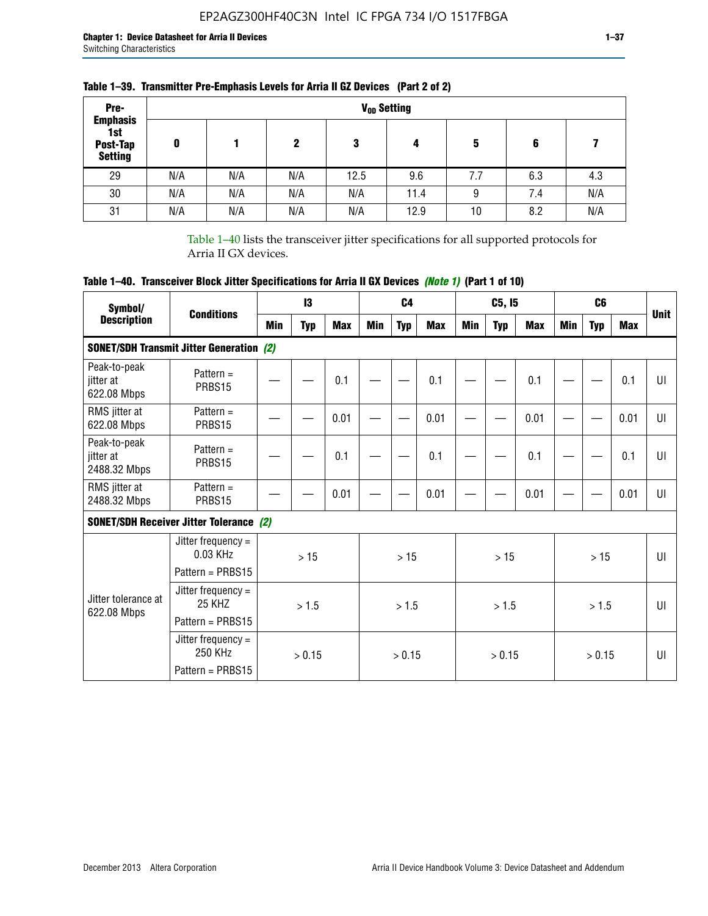**Table 1–39. Transmitter Pre-Emphasis Levels for Arria II GZ Devices (Part 2 of 2)**

| Pre-Emphasis 1st Post-Tap Setting | $V_{OD}$ Setting | | | | | | | |
|---|---|---|---|---|---|---|---|---|
| | 0 | 1 | 2 | 3 | 4 | 5 | 6 | 7 |
| 29 | N/A | N/A | N/A | 12.5 | 9.6 | 7.7 | 6.3 | 4.3 |
| 30 | N/A | N/A | N/A | N/A | 11.4 | 9 | 7.4 | N/A |
| 31 | N/A | N/A | N/A | N/A | 12.9 | 10 | 8.2 | N/A |

Table 1–40 lists the transceiver jitter specifications for all supported protocols for Arria II GX devices.

**Table 1–40. Transceiver Block Jitter Specifications for Arria II GX Devices *(Note 1)* (Part 1 of 10)**

| Symbol/ Description | Conditions | I3 | | | C4 | | | C5, I5 | | | C6 | | | Unit |
|---|---|---|---|---|---|---|---|---|---|---|---|---|---|---|
| | | Min | Typ | Max | Min | Typ | Max | Min | Typ | Max | Min | Typ | Max | |
| **SONET/SDH Transmit Jitter Generation *(2)*** | | | | | | | | | | | | | | |
| Peak-to-peak jitter at 622.08 Mbps | Pattern = PRBS15 | — | — | 0.1 | — | — | 0.1 | — | — | 0.1 | — | — | 0.1 | UI |
| RMS jitter at 622.08 Mbps | Pattern = PRBS15 | — | — | 0.01 | — | — | 0.01 | — | — | 0.01 | — | — | 0.01 | UI |
| Peak-to-peak jitter at 2488.32 Mbps | Pattern = PRBS15 | — | — | 0.1 | — | — | 0.1 | — | — | 0.1 | — | — | 0.1 | UI |
| RMS jitter at 2488.32 Mbps | Pattern = PRBS15 | — | — | 0.01 | — | — | 0.01 | — | — | 0.01 | — | — | 0.01 | UI |
| **SONET/SDH Receiver Jitter Tolerance *(2)*** | | | | | | | | | | | | | | |
| Jitter tolerance at 622.08 Mbps | Jitter frequency = 0.03 KHz Pattern = PRBS15 | > 15 | | | > 15 | | | > 15 | | | > 15 | | | UI |
| | Jitter frequency = 25 KHZ Pattern = PRBS15 | > 1.5 | | | > 1.5 | | | > 1.5 | | | > 1.5 | | | UI |
| | Jitter frequency = 250 KHz Pattern = PRBS15 | > 0.15 | | | > 0.15 | | | > 0.15 | | | > 0.15 | | | UI |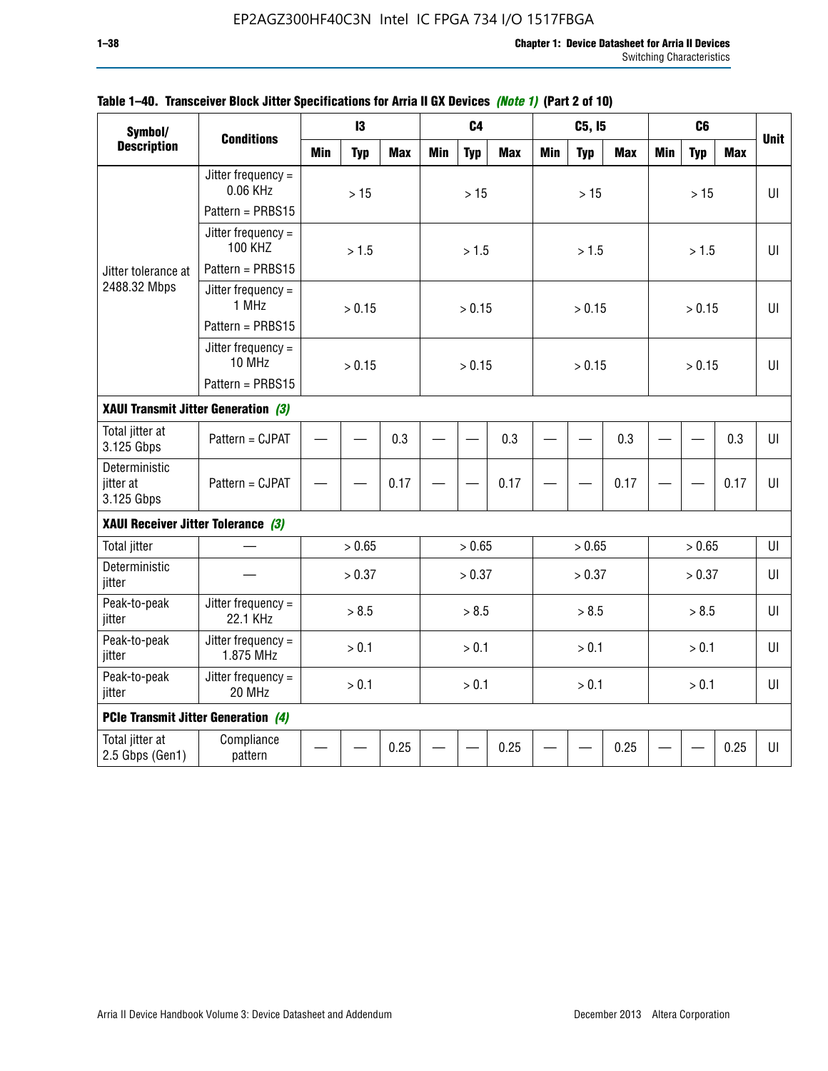**Table 1–40. Transceiver Block Jitter Specifications for Arria II GX Devices *(Note 1)* (Part 2 of 10)**

| Symbol/ Description | Conditions | I3 | | | C4 | | | C5, I5 | | | C6 | | | Unit |
|---|---|---|---|---|---|---|---|---|---|---|---|---|---|---|
| | | Min | Typ | Max | Min | Typ | Max | Min | Typ | Max | Min | Typ | Max | |
| Jitter tolerance at 2488.32 Mbps | Jitter frequency = 0.06 KHz Pattern = PRBS15 | | > 15 | | | > 15 | | | > 15 | | | > 15 | | UI |
| | Jitter frequency = 100 KHZ Pattern = PRBS15 | | > 1.5 | | | > 1.5 | | | > 1.5 | | | > 1.5 | | UI |
| | Jitter frequency = 1 MHz Pattern = PRBS15 | | > 0.15 | | | > 0.15 | | | > 0.15 | | | > 0.15 | | UI |
| | Jitter frequency = 10 MHz Pattern = PRBS15 | | > 0.15 | | | > 0.15 | | | > 0.15 | | | > 0.15 | | UI |
| **XAUI Transmit Jitter Generation *(3)*** | | | | | | | | | | | | | | |
| Total jitter at 3.125 Gbps | Pattern = CJPAT | — | — | 0.3 | — | — | 0.3 | — | — | 0.3 | — | — | 0.3 | UI |
| Deterministic jitter at 3.125 Gbps | Pattern = CJPAT | — | — | 0.17 | — | — | 0.17 | — | — | 0.17 | — | — | 0.17 | UI |
| **XAUI Receiver Jitter Tolerance *(3)*** | | | | | | | | | | | | | | |
| Total jitter | — | | > 0.65 | | | > 0.65 | | | > 0.65 | | | > 0.65 | | UI |
| Deterministic jitter | — | | > 0.37 | | | > 0.37 | | | > 0.37 | | | > 0.37 | | UI |
| Peak-to-peak jitter | Jitter frequency = 22.1 KHz | | > 8.5 | | | > 8.5 | | | > 8.5 | | | > 8.5 | | UI |
| Peak-to-peak jitter | Jitter frequency = 1.875 MHz | | > 0.1 | | | > 0.1 | | | > 0.1 | | | > 0.1 | | UI |
| Peak-to-peak jitter | Jitter frequency = 20 MHz | | > 0.1 | | | > 0.1 | | | > 0.1 | | | > 0.1 | | UI |
| **PCIe Transmit Jitter Generation *(4)*** | | | | | | | | | | | | | | |
| Total jitter at 2.5 Gbps (Gen1) | Compliance pattern | — | — | 0.25 | — | — | 0.25 | — | — | 0.25 | — | — | 0.25 | UI |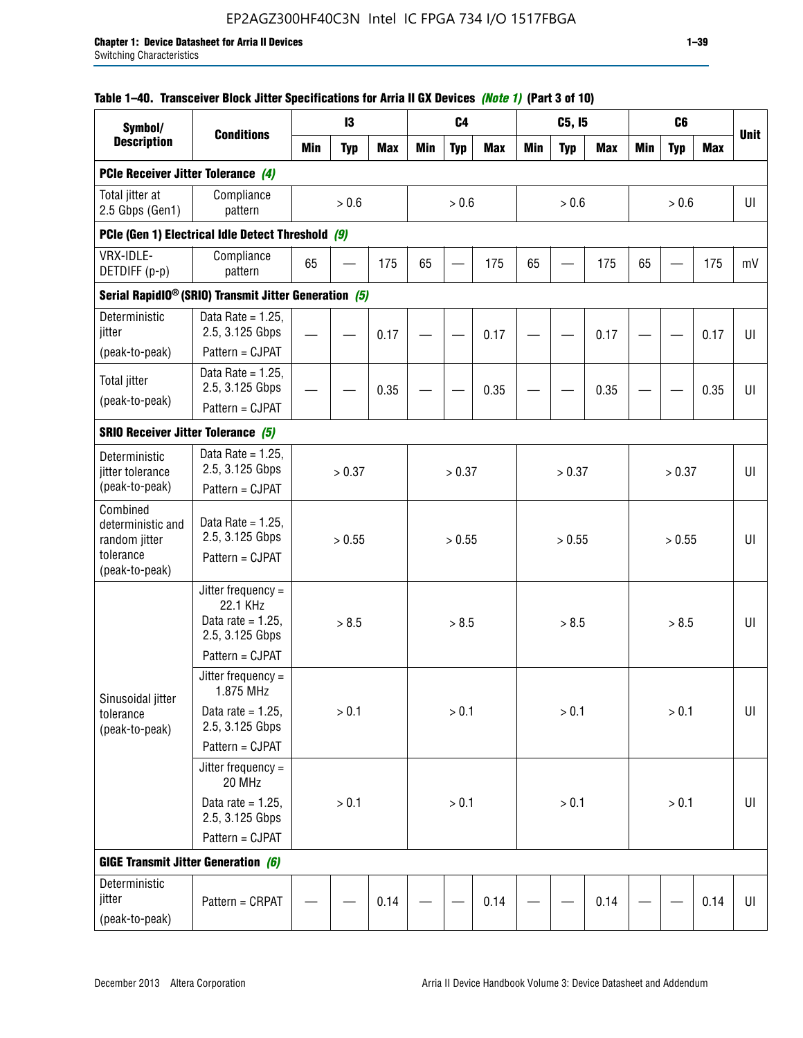EP2AGZ300HF40C3N Intel IC FPGA 734 I/O 1517FBGA

**Table 1–40. Transceiver Block Jitter Specifications for Arria II GX Devices *(Note 1)* (Part 3 of 10)**

| Symbol/ Description | Conditions | I3 | | | C4 | | | C5, I5 | | | C6 | | | Unit |
|---|---|---|---|---|---|---|---|---|---|---|---|---|---|---|
| | | Min | Typ | Max | Min | Typ | Max | Min | Typ | Max | Min | Typ | Max | |
| **PCIe Receiver Jitter Tolerance *(4)*** | | | | | | | | | | | | | | |
| Total jitter at 2.5 Gbps (Gen1) | Compliance pattern | > 0.6 | | | > 0.6 | | | > 0.6 | | | > 0.6 | | | UI |
| **PCIe (Gen 1) Electrical Idle Detect Threshold *(9)*** | | | | | | | | | | | | | | |
| VRX-IDLE-DETDIFF (p-p) | Compliance pattern | 65 | — | 175 | 65 | — | 175 | 65 | — | 175 | 65 | — | 175 | mV |
| **Serial RapidIO® (SRIO) Transmit Jitter Generation *(5)*** | | | | | | | | | | | | | | |
| Deterministic jitter (peak-to-peak) | Data Rate = 1.25, 2.5, 3.125 Gbps Pattern = CJPAT | — | — | 0.17 | — | — | 0.17 | — | — | 0.17 | — | — | 0.17 | UI |
| Total jitter (peak-to-peak) | Data Rate = 1.25, 2.5, 3.125 Gbps Pattern = CJPAT | — | — | 0.35 | — | — | 0.35 | — | — | 0.35 | — | — | 0.35 | UI |
| **SRIO Receiver Jitter Tolerance *(5)*** | | | | | | | | | | | | | | |
| Deterministic jitter tolerance (peak-to-peak) | Data Rate = 1.25, 2.5, 3.125 Gbps Pattern = CJPAT | > 0.37 | | | > 0.37 | | | > 0.37 | | | > 0.37 | | | UI |
| Combined deterministic and random jitter tolerance (peak-to-peak) | Data Rate = 1.25, 2.5, 3.125 Gbps Pattern = CJPAT | > 0.55 | | | > 0.55 | | | > 0.55 | | | > 0.55 | | | UI |
| Sinusoidal jitter tolerance (peak-to-peak) | Jitter frequency = 22.1 KHz Data rate = 1.25, 2.5, 3.125 Gbps Pattern = CJPAT | > 8.5 | | | > 8.5 | | | > 8.5 | | | > 8.5 | | | UI |
| | Jitter frequency = 1.875 MHz Data rate = 1.25, 2.5, 3.125 Gbps Pattern = CJPAT | > 0.1 | | | > 0.1 | | | > 0.1 | | | > 0.1 | | | UI |
| | Jitter frequency = 20 MHz Data rate = 1.25, 2.5, 3.125 Gbps Pattern = CJPAT | > 0.1 | | | > 0.1 | | | > 0.1 | | | > 0.1 | | | UI |
| **GIGE Transmit Jitter Generation *(6)*** | | | | | | | | | | | | | | |
| Deterministic jitter (peak-to-peak) | Pattern = CRPAT | — | — | 0.14 | — | — | 0.14 | — | — | 0.14 | — | — | 0.14 | UI |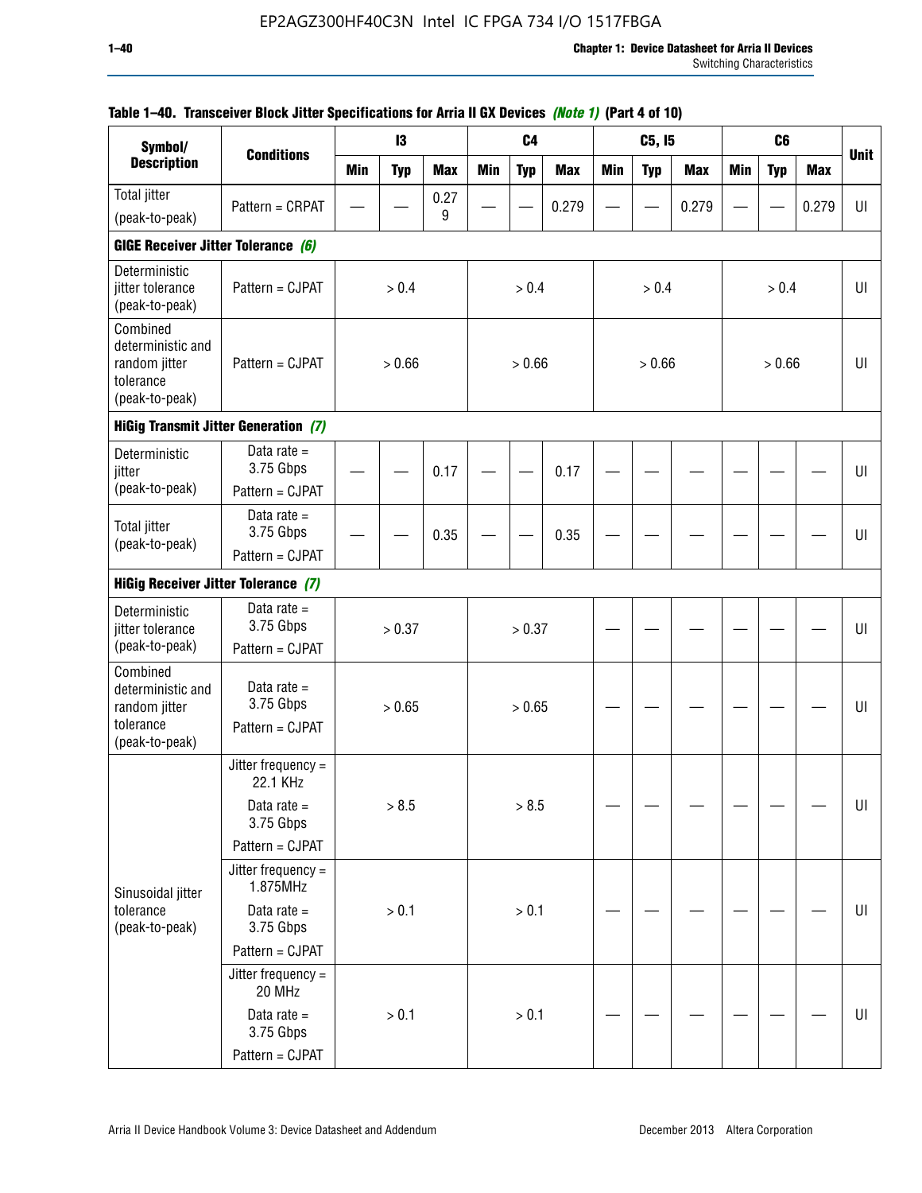**Table 1–40. Transceiver Block Jitter Specifications for Arria II GX Devices *(Note 1)* (Part 4 of 10)**

| Symbol/ Description | Conditions | I3 | | | C4 | | | C5, I5 | | | C6 | | | Unit |
|---|---|---|---|---|---|---|---|---|---|---|---|---|---|---|
| | | Min | Typ | Max | Min | Typ | Max | Min | Typ | Max | Min | Typ | Max | |
| Total jitter (peak-to-peak) | Pattern = CRPAT | — | — | 0.279 | — | — | 0.279 | — | — | 0.279 | — | — | 0.279 | UI |
| **GIGE Receiver Jitter Tolerance** *(6)* | | | | | | | | | | | | | | |
| Deterministic jitter tolerance (peak-to-peak) | Pattern = CJPAT | > 0.4 | | | > 0.4 | | | > 0.4 | | | > 0.4 | | | UI |
| Combined deterministic and random jitter tolerance (peak-to-peak) | Pattern = CJPAT | > 0.66 | | | > 0.66 | | | > 0.66 | | | > 0.66 | | | UI |
| **HiGig Transmit Jitter Generation** *(7)* | | | | | | | | | | | | | | |
| Deterministic jitter (peak-to-peak) | Data rate = 3.75 Gbps Pattern = CJPAT | — | — | 0.17 | — | — | 0.17 | — | — | — | — | — | — | UI |
| Total jitter (peak-to-peak) | Data rate = 3.75 Gbps Pattern = CJPAT | — | — | 0.35 | — | — | 0.35 | — | — | — | — | — | — | UI |
| **HiGig Receiver Jitter Tolerance** *(7)* | | | | | | | | | | | | | | |
| Deterministic jitter tolerance (peak-to-peak) | Data rate = 3.75 Gbps Pattern = CJPAT | > 0.37 | | | > 0.37 | | | — | — | — | — | — | — | UI |
| Combined deterministic and random jitter tolerance (peak-to-peak) | Data rate = 3.75 Gbps Pattern = CJPAT | > 0.65 | | | > 0.65 | | | — | — | — | — | — | — | UI |
| Sinusoidal jitter tolerance (peak-to-peak) | Jitter frequency = 22.1 KHz Data rate = 3.75 Gbps Pattern = CJPAT | > 8.5 | | | > 8.5 | | | — | — | — | — | — | — | UI |
| | Jitter frequency = 1.875MHz Data rate = 3.75 Gbps Pattern = CJPAT | > 0.1 | | | > 0.1 | | | — | — | — | — | — | — | UI |
| | Jitter frequency = 20 MHz Data rate = 3.75 Gbps Pattern = CJPAT | > 0.1 | | | > 0.1 | | | — | — | — | — | — | — | UI |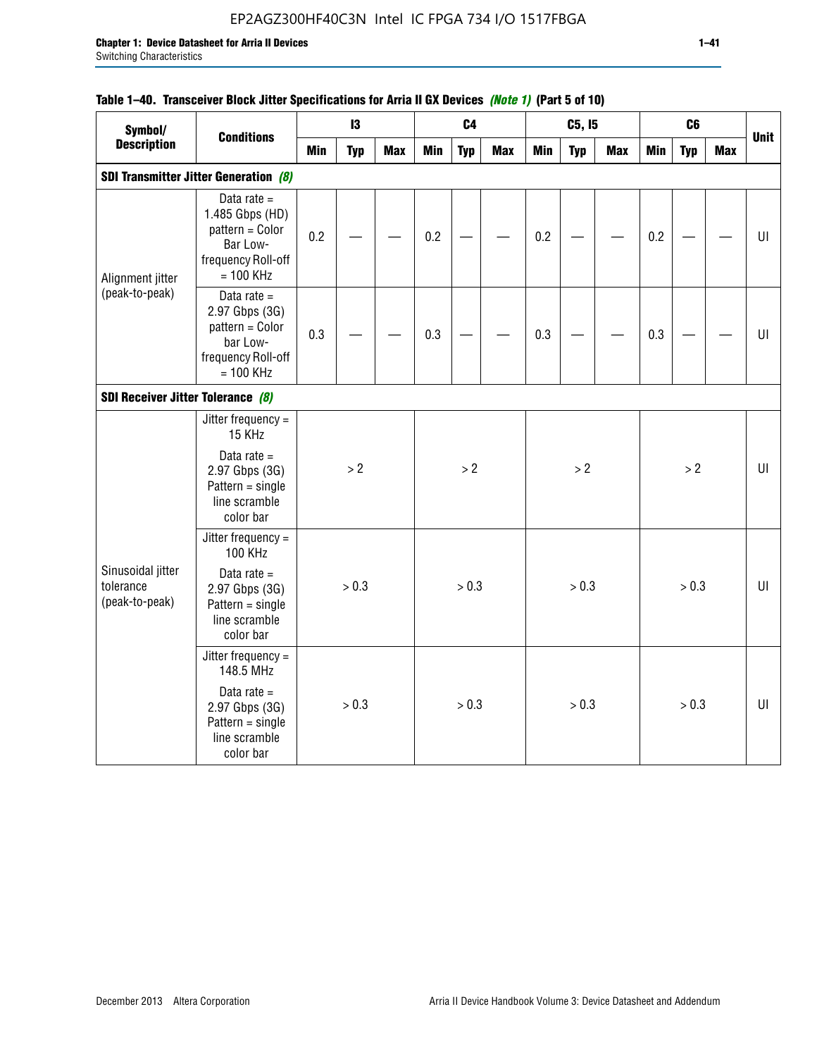**Table 1–40. Transceiver Block Jitter Specifications for Arria II GX Devices *(Note 1)* (Part 5 of 10)**

| Symbol/ Description | Conditions | I3 | | | C4 | | | C5, I5 | | | C6 | | | Unit |
|---|---|---|---|---|---|---|---|---|---|---|---|---|---|---|
| | | Min | Typ | Max | Min | Typ | Max | Min | Typ | Max | Min | Typ | Max | |
| **SDI Transmitter Jitter Generation** *(8)* | | | | | | | | | | | | | | |
| Alignment jitter (peak-to-peak) | Data rate = 1.485 Gbps (HD) pattern = Color Bar Low-frequency Roll-off = 100 KHz | 0.2 | — | — | 0.2 | — | — | 0.2 | — | — | 0.2 | — | — | UI |
| | Data rate = 2.97 Gbps (3G) pattern = Color bar Low-frequency Roll-off = 100 KHz | 0.3 | — | — | 0.3 | — | — | 0.3 | — | — | 0.3 | — | — | UI |
| **SDI Receiver Jitter Tolerance** *(8)* | | | | | | | | | | | | | | |
| Sinusoidal jitter tolerance (peak-to-peak) | Jitter frequency = 15 KHz<br>Data rate = 2.97 Gbps (3G) Pattern = single line scramble color bar | > 2 | | | > 2 | | | > 2 | | | > 2 | | | UI |
| | Jitter frequency = 100 KHz<br>Data rate = 2.97 Gbps (3G) Pattern = single line scramble color bar | > 0.3 | | | > 0.3 | | | > 0.3 | | | > 0.3 | | | UI |
| | Jitter frequency = 148.5 MHz<br>Data rate = 2.97 Gbps (3G) Pattern = single line scramble color bar | > 0.3 | | | > 0.3 | | | > 0.3 | | | > 0.3 | | | UI |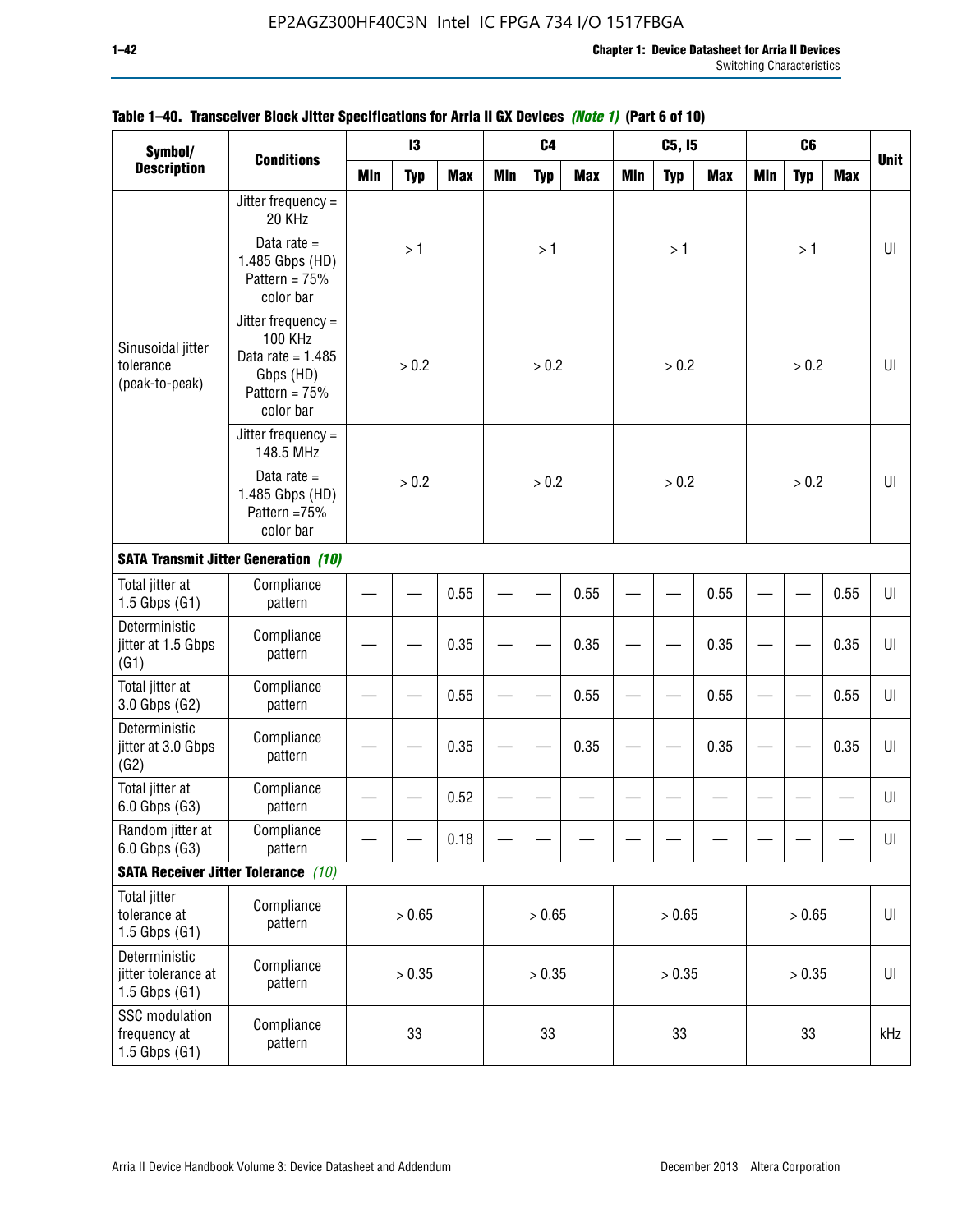**Table 1–40. Transceiver Block Jitter Specifications for Arria II GX Devices *(Note 1)* (Part 6 of 10)**

| Symbol/ Description | Conditions | I3 | | | C4 | | | C5, I5 | | | C6 | | | Unit |
|---|---|---|---|---|---|---|---|---|---|---|---|---|---|---|
| | | Min | Typ | Max | Min | Typ | Max | Min | Typ | Max | Min | Typ | Max | |
| Sinusoidal jitter tolerance (peak-to-peak) | Jitter frequency = 20 KHz Data rate = 1.485 Gbps (HD) Pattern = 75% color bar | | > 1 | | | > 1 | | | > 1 | | | > 1 | | UI |
| | Jitter frequency = 100 KHz Data rate = 1.485 Gbps (HD) Pattern = 75% color bar | | > 0.2 | | | > 0.2 | | | > 0.2 | | | > 0.2 | | UI |
| | Jitter frequency = 148.5 MHz Data rate = 1.485 Gbps (HD) Pattern =75% color bar | | > 0.2 | | | > 0.2 | | | > 0.2 | | | > 0.2 | | UI |
| **SATA Transmit Jitter Generation** *(10)* | | | | | | | | | | | | | | |
| Total jitter at 1.5 Gbps (G1) | Compliance pattern | — | — | 0.55 | — | — | 0.55 | — | — | 0.55 | — | — | 0.55 | UI |
| Deterministic jitter at 1.5 Gbps (G1) | Compliance pattern | — | — | 0.35 | — | — | 0.35 | — | — | 0.35 | — | — | 0.35 | UI |
| Total jitter at 3.0 Gbps (G2) | Compliance pattern | — | — | 0.55 | — | — | 0.55 | — | — | 0.55 | — | — | 0.55 | UI |
| Deterministic jitter at 3.0 Gbps (G2) | Compliance pattern | — | — | 0.35 | — | — | 0.35 | — | — | 0.35 | — | — | 0.35 | UI |
| Total jitter at 6.0 Gbps (G3) | Compliance pattern | — | — | 0.52 | — | — | — | — | — | — | — | — | — | UI |
| Random jitter at 6.0 Gbps (G3) | Compliance pattern | — | — | 0.18 | — | — | — | — | — | — | — | — | — | UI |
| **SATA Receiver Jitter Tolerance** *(10)* | | | | | | | | | | | | | | |
| Total jitter tolerance at 1.5 Gbps (G1) | Compliance pattern | | > 0.65 | | | > 0.65 | | | > 0.65 | | | > 0.65 | | UI |
| Deterministic jitter tolerance at 1.5 Gbps (G1) | Compliance pattern | | > 0.35 | | | > 0.35 | | | > 0.35 | | | > 0.35 | | UI |
| SSC modulation frequency at 1.5 Gbps (G1) | Compliance pattern | | 33 | | | 33 | | | 33 | | | 33 | | kHz |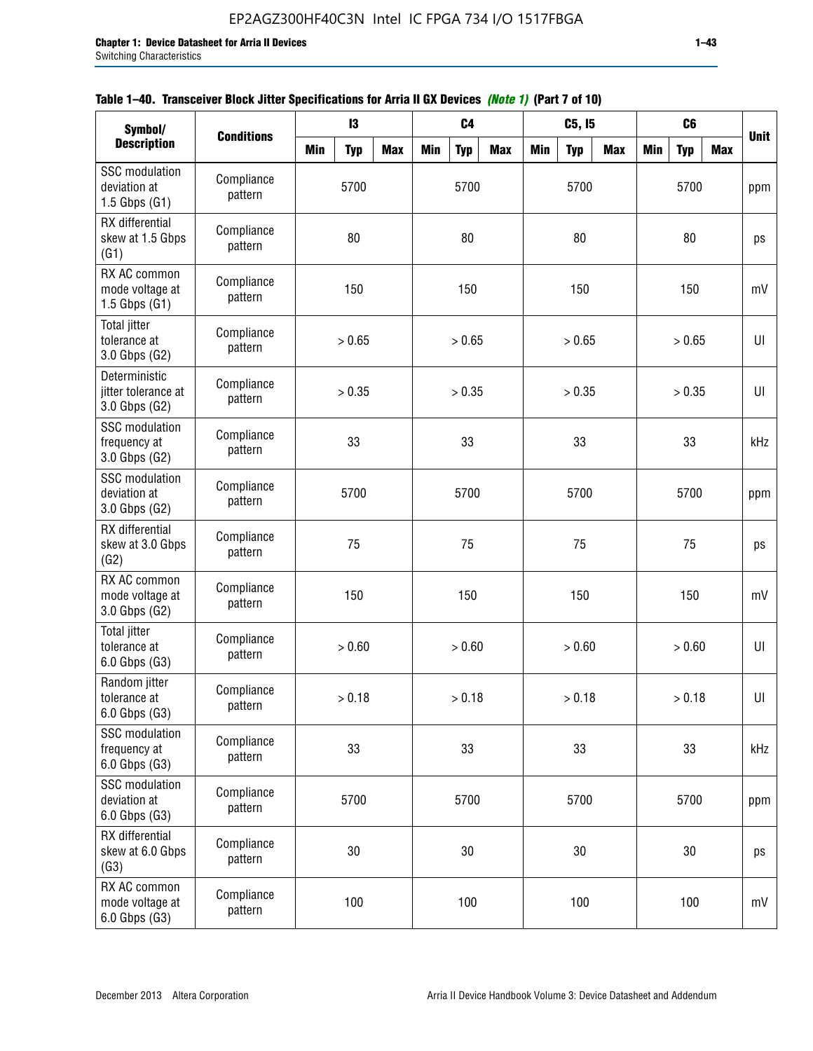**Table 1–40. Transceiver Block Jitter Specifications for Arria II GX Devices *(Note 1)* (Part 7 of 10)**

| Symbol/ Description | Conditions | I3 | | | C4 | | | C5, I5 | | | C6 | | | Unit |
|---|---|---|---|---|---|---|---|---|---|---|---|---|---|---|
| | | Min | Typ | Max | Min | Typ | Max | Min | Typ | Max | Min | Typ | Max | |
| SSC modulation deviation at 1.5 Gbps (G1) | Compliance pattern | | 5700 | | | 5700 | | | 5700 | | | 5700 | | ppm |
| RX differential skew at 1.5 Gbps (G1) | Compliance pattern | | 80 | | | 80 | | | 80 | | | 80 | | ps |
| RX AC common mode voltage at 1.5 Gbps (G1) | Compliance pattern | | 150 | | | 150 | | | 150 | | | 150 | | mV |
| Total jitter tolerance at 3.0 Gbps (G2) | Compliance pattern | | > 0.65 | | | > 0.65 | | | > 0.65 | | | > 0.65 | | UI |
| Deterministic jitter tolerance at 3.0 Gbps (G2) | Compliance pattern | | > 0.35 | | | > 0.35 | | | > 0.35 | | | > 0.35 | | UI |
| SSC modulation frequency at 3.0 Gbps (G2) | Compliance pattern | | 33 | | | 33 | | | 33 | | | 33 | | kHz |
| SSC modulation deviation at 3.0 Gbps (G2) | Compliance pattern | | 5700 | | | 5700 | | | 5700 | | | 5700 | | ppm |
| RX differential skew at 3.0 Gbps (G2) | Compliance pattern | | 75 | | | 75 | | | 75 | | | 75 | | ps |
| RX AC common mode voltage at 3.0 Gbps (G2) | Compliance pattern | | 150 | | | 150 | | | 150 | | | 150 | | mV |
| Total jitter tolerance at 6.0 Gbps (G3) | Compliance pattern | | > 0.60 | | | > 0.60 | | | > 0.60 | | | > 0.60 | | UI |
| Random jitter tolerance at 6.0 Gbps (G3) | Compliance pattern | | > 0.18 | | | > 0.18 | | | > 0.18 | | | > 0.18 | | UI |
| SSC modulation frequency at 6.0 Gbps (G3) | Compliance pattern | | 33 | | | 33 | | | 33 | | | 33 | | kHz |
| SSC modulation deviation at 6.0 Gbps (G3) | Compliance pattern | | 5700 | | | 5700 | | | 5700 | | | 5700 | | ppm |
| RX differential skew at 6.0 Gbps (G3) | Compliance pattern | | 30 | | | 30 | | | 30 | | | 30 | | ps |
| RX AC common mode voltage at 6.0 Gbps (G3) | Compliance pattern | | 100 | | | 100 | | | 100 | | | 100 | | mV |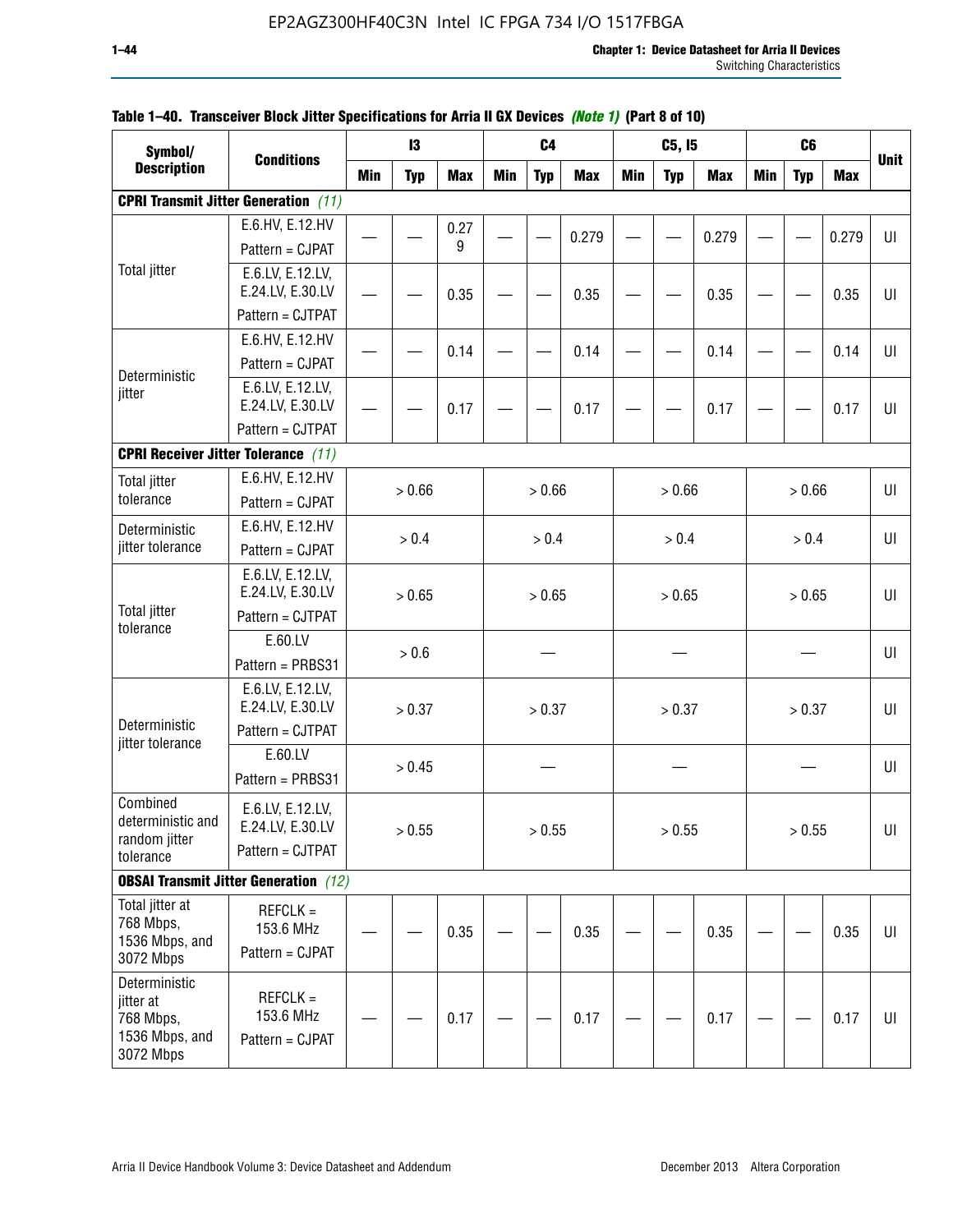**Table 1–40. Transceiver Block Jitter Specifications for Arria II GX Devices *(Note 1)* (Part 8 of 10)**

| Symbol/ Description | Conditions | I3 | | | C4 | | | C5, I5 | | | C6 | | | Unit |
|---|---|---|---|---|---|---|---|---|---|---|---|---|---|---|
| | | Min | Typ | Max | Min | Typ | Max | Min | Typ | Max | Min | Typ | Max | |
| **CPRI Transmit Jitter Generation** *(11)* | | | | | | | | | | | | | | |
| Total jitter | E.6.HV, E.12.HV Pattern = CJPAT | — | — | 0.279 | — | — | 0.279 | — | — | 0.279 | — | — | 0.279 | UI |
| | E.6.LV, E.12.LV, E.24.LV, E.30.LV Pattern = CJTPAT | — | — | 0.35 | — | — | 0.35 | — | — | 0.35 | — | — | 0.35 | UI |
| Deterministic jitter | E.6.HV, E.12.HV Pattern = CJPAT | — | — | 0.14 | — | — | 0.14 | — | — | 0.14 | — | — | 0.14 | UI |
| | E.6.LV, E.12.LV, E.24.LV, E.30.LV Pattern = CJTPAT | — | — | 0.17 | — | — | 0.17 | — | — | 0.17 | — | — | 0.17 | UI |
| **CPRI Receiver Jitter Tolerance** *(11)* | | | | | | | | | | | | | | |
| Total jitter tolerance | E.6.HV, E.12.HV Pattern = CJPAT | > 0.66 | | | > 0.66 | | | > 0.66 | | | > 0.66 | | | UI |
| Deterministic jitter tolerance | E.6.HV, E.12.HV Pattern = CJPAT | > 0.4 | | | > 0.4 | | | > 0.4 | | | > 0.4 | | | UI |
| Total jitter tolerance | E.6.LV, E.12.LV, E.24.LV, E.30.LV Pattern = CJTPAT | > 0.65 | | | > 0.65 | | | > 0.65 | | | > 0.65 | | | UI |
| | E.60.LV Pattern = PRBS31 | > 0.6 | | | — | | | — | | | — | | | UI |
| Deterministic jitter tolerance | E.6.LV, E.12.LV, E.24.LV, E.30.LV Pattern = CJTPAT | > 0.37 | | | > 0.37 | | | > 0.37 | | | > 0.37 | | | UI |
| | E.60.LV Pattern = PRBS31 | > 0.45 | | | — | | | — | | | — | | | UI |
| Combined deterministic and random jitter tolerance | E.6.LV, E.12.LV, E.24.LV, E.30.LV Pattern = CJTPAT | > 0.55 | | | > 0.55 | | | > 0.55 | | | > 0.55 | | | UI |
| **OBSAI Transmit Jitter Generation** *(12)* | | | | | | | | | | | | | | |
| Total jitter at 768 Mbps, 1536 Mbps, and 3072 Mbps | REFCLK = 153.6 MHz Pattern = CJPAT | — | — | 0.35 | — | — | 0.35 | — | — | 0.35 | — | — | 0.35 | UI |
| Deterministic jitter at 768 Mbps, 1536 Mbps, and 3072 Mbps | REFCLK = 153.6 MHz Pattern = CJPAT | — | — | 0.17 | — | — | 0.17 | — | — | 0.17 | — | — | 0.17 | UI |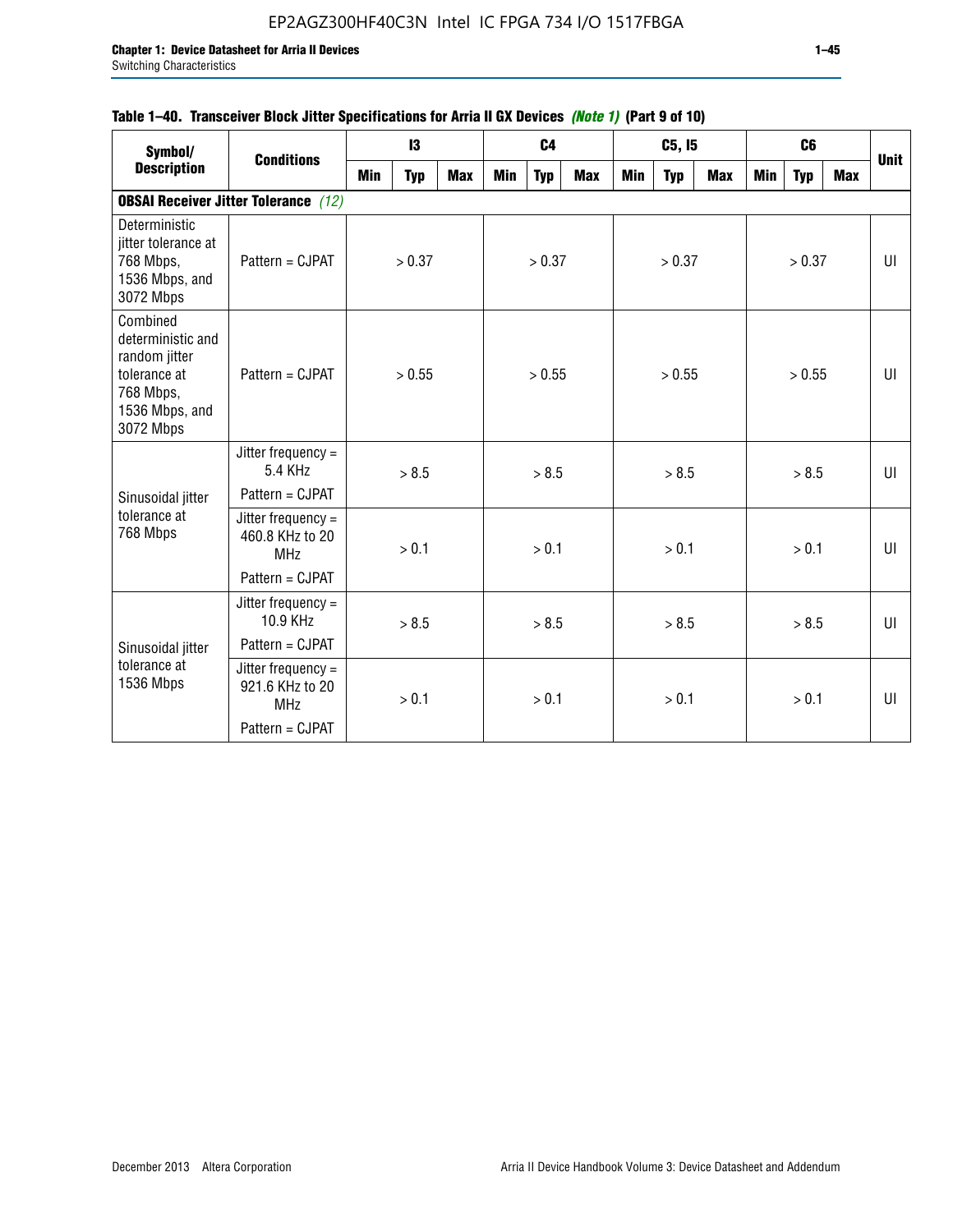Table 1–40. Transceiver Block Jitter Specifications for Arria II GX Devices *(Note 1)* (Part 9 of 10)

| Symbol/ Description | Conditions | I3 | | | C4 | | | C5, I5 | | | C6 | | | Unit |
|---|---|---|---|---|---|---|---|---|---|---|---|---|---|---|
| | | Min | Typ | Max | Min | Typ | Max | Min | Typ | Max | Min | Typ | Max | |
| **OBSAI Receiver Jitter Tolerance** *(12)* | | | | | | | | | | | | | | |
| Deterministic jitter tolerance at 768 Mbps, 1536 Mbps, and 3072 Mbps | Pattern = CJPAT | | > 0.37 | | | > 0.37 | | | > 0.37 | | | > 0.37 | | UI |
| Combined deterministic and random jitter tolerance at 768 Mbps, 1536 Mbps, and 3072 Mbps | Pattern = CJPAT | | > 0.55 | | | > 0.55 | | | > 0.55 | | | > 0.55 | | UI |
| Sinusoidal jitter tolerance at 768 Mbps | Jitter frequency = 5.4 KHz<br>Pattern = CJPAT | | > 8.5 | | | > 8.5 | | | > 8.5 | | | > 8.5 | | UI |
| | Jitter frequency = 460.8 KHz to 20 MHz<br>Pattern = CJPAT | | > 0.1 | | | > 0.1 | | | > 0.1 | | | > 0.1 | | UI |
| Sinusoidal jitter tolerance at 1536 Mbps | Jitter frequency = 10.9 KHz<br>Pattern = CJPAT | | > 8.5 | | | > 8.5 | | | > 8.5 | | | > 8.5 | | UI |
| | Jitter frequency = 921.6 KHz to 20 MHz<br>Pattern = CJPAT | | > 0.1 | | | > 0.1 | | | > 0.1 | | | > 0.1 | | UI |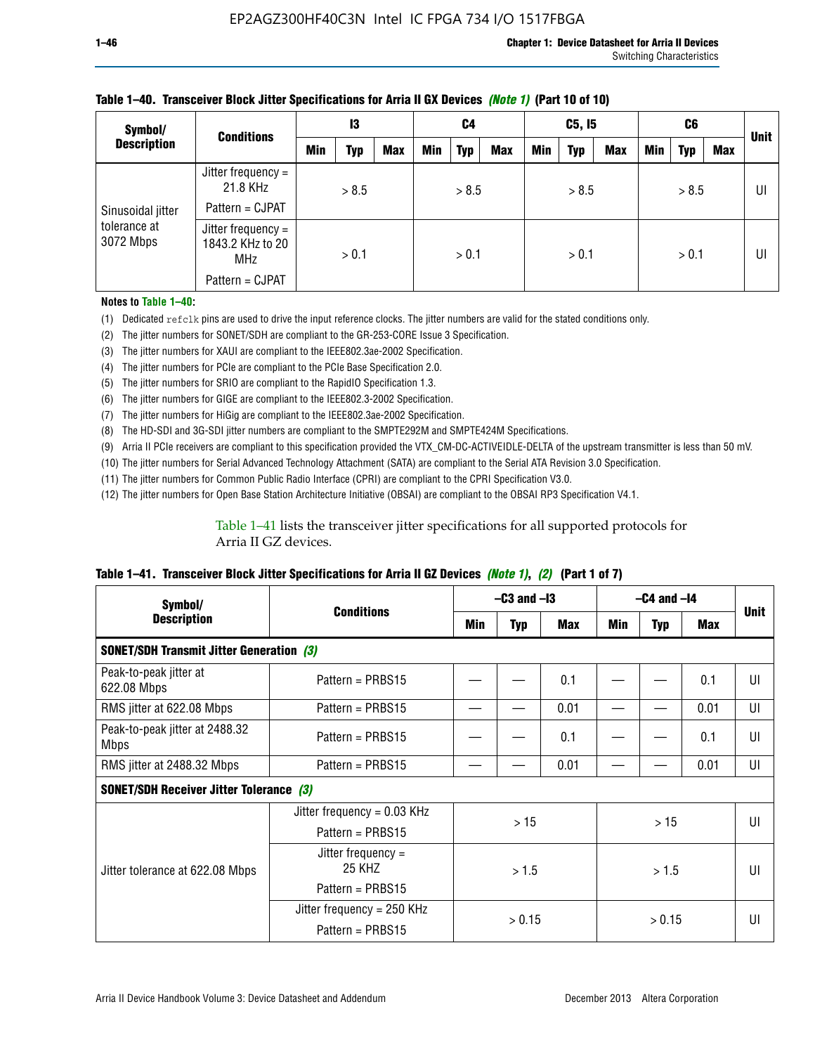**Table 1–40. Transceiver Block Jitter Specifications for Arria II GX Devices *(Note 1)* (Part 10 of 10)**

| Symbol/ Description | Conditions | I3 | | | C4 | | | C5, I5 | | | C6 | | | Unit |
|---|---|---|---|---|---|---|---|---|---|---|---|---|---|---|
| | | Min | Typ | Max | Min | Typ | Max | Min | Typ | Max | Min | Typ | Max | |
| Sinusoidal jitter tolerance at 3072 Mbps | Jitter frequency = 21.8 KHz<br>Pattern = CJPAT | > 8.5 | | | > 8.5 | | | > 8.5 | | | > 8.5 | | | UI |
| | Jitter frequency = 1843.2 KHz to 20 MHz<br>Pattern = CJPAT | > 0.1 | | | > 0.1 | | | > 0.1 | | | > 0.1 | | | UI |

**Notes to Table 1–40:**

(1) Dedicated `refclk` pins are used to drive the input reference clocks. The jitter numbers are valid for the stated conditions only.
(2) The jitter numbers for SONET/SDH are compliant to the GR-253-CORE Issue 3 Specification.
(3) The jitter numbers for XAUI are compliant to the IEEE802.3ae-2002 Specification.
(4) The jitter numbers for PCIe are compliant to the PCIe Base Specification 2.0.
(5) The jitter numbers for SRIO are compliant to the RapidIO Specification 1.3.
(6) The jitter numbers for GIGE are compliant to the IEEE802.3-2002 Specification.
(7) The jitter numbers for HiGig are compliant to the IEEE802.3ae-2002 Specification.
(8) The HD-SDI and 3G-SDI jitter numbers are compliant to the SMPTE292M and SMPTE424M Specifications.
(9) Arria II PCIe receivers are compliant to this specification provided the VTX_CM-DC-ACTIVEIDLE-DELTA of the upstream transmitter is less than 50 mV.
(10) The jitter numbers for Serial Advanced Technology Attachment (SATA) are compliant to the Serial ATA Revision 3.0 Specification.
(11) The jitter numbers for Common Public Radio Interface (CPRI) are compliant to the CPRI Specification V3.0.
(12) The jitter numbers for Open Base Station Architecture Initiative (OBSAI) are compliant to the OBSAI RP3 Specification V4.1.

Table 1–41 lists the transceiver jitter specifications for all supported protocols for Arria II GZ devices.

**Table 1–41. Transceiver Block Jitter Specifications for Arria II GZ Devices *(Note 1)*, *(2)* (Part 1 of 7)**

| Symbol/ Description | Conditions | –C3 and –I3 | | | –C4 and –I4 | | | Unit |
|---|---|---|---|---|---|---|---|---|
| | | Min | Typ | Max | Min | Typ | Max | |
| **SONET/SDH Transmit Jitter Generation *(3)*** | | | | | | | | |
| Peak-to-peak jitter at 622.08 Mbps | Pattern = PRBS15 | — | — | 0.1 | — | — | 0.1 | UI |
| RMS jitter at 622.08 Mbps | Pattern = PRBS15 | — | — | 0.01 | — | — | 0.01 | UI |
| Peak-to-peak jitter at 2488.32 Mbps | Pattern = PRBS15 | — | — | 0.1 | — | — | 0.1 | UI |
| RMS jitter at 2488.32 Mbps | Pattern = PRBS15 | — | — | 0.01 | — | — | 0.01 | UI |
| **SONET/SDH Receiver Jitter Tolerance *(3)*** | | | | | | | | |
| Jitter tolerance at 622.08 Mbps | Jitter frequency = 0.03 KHz<br>Pattern = PRBS15 | > 15 | | | > 15 | | | UI |
| | Jitter frequency = 25 KHZ<br>Pattern = PRBS15 | > 1.5 | | | > 1.5 | | | UI |
| | Jitter frequency = 250 KHz<br>Pattern = PRBS15 | > 0.15 | | | > 0.15 | | | UI |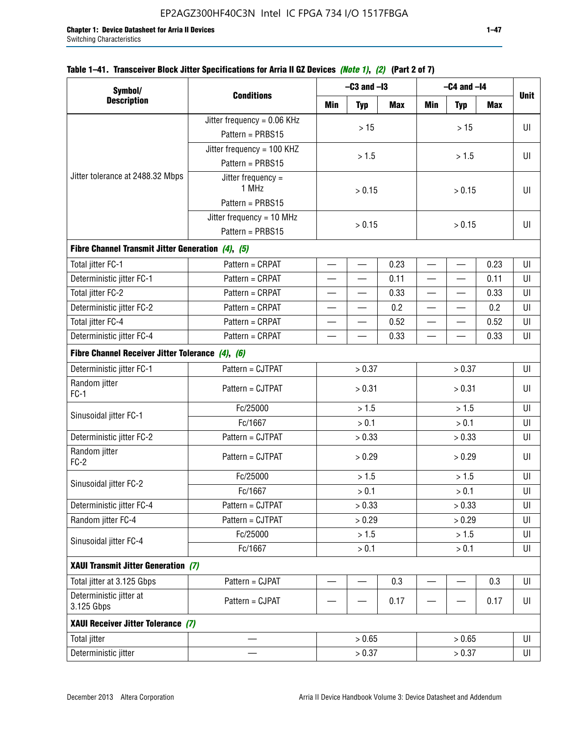**Table 1–41. Transceiver Block Jitter Specifications for Arria II GZ Devices** *(Note 1)*, *(2)* **(Part 2 of 7)**

| Symbol/ Description | Conditions | –C3 and –I3 | | | –C4 and –I4 | | | Unit |
|---|---|---|---|---|---|---|---|---|
| | | Min | Typ | Max | Min | Typ | Max | |
| Jitter tolerance at 2488.32 Mbps | Jitter frequency = 0.06 KHz Pattern = PRBS15 | > 15 | | | > 15 | | | UI |
| | Jitter frequency = 100 KHZ Pattern = PRBS15 | > 1.5 | | | > 1.5 | | | UI |
| | Jitter frequency = 1 MHz Pattern = PRBS15 | > 0.15 | | | > 0.15 | | | UI |
| | Jitter frequency = 10 MHz Pattern = PRBS15 | > 0.15 | | | > 0.15 | | | UI |
| **Fibre Channel Transmit Jitter Generation** *(4)*, *(5)* | | | | | | | | |
| Total jitter FC-1 | Pattern = CRPAT | — | — | 0.23 | — | — | 0.23 | UI |
| Deterministic jitter FC-1 | Pattern = CRPAT | — | — | 0.11 | — | — | 0.11 | UI |
| Total jitter FC-2 | Pattern = CRPAT | — | — | 0.33 | — | — | 0.33 | UI |
| Deterministic jitter FC-2 | Pattern = CRPAT | — | — | 0.2 | — | — | 0.2 | UI |
| Total jitter FC-4 | Pattern = CRPAT | — | — | 0.52 | — | — | 0.52 | UI |
| Deterministic jitter FC-4 | Pattern = CRPAT | — | — | 0.33 | — | — | 0.33 | UI |
| **Fibre Channel Receiver Jitter Tolerance** *(4)*, *(6)* | | | | | | | | |
| Deterministic jitter FC-1 | Pattern = CJTPAT | > 0.37 | | | > 0.37 | | | UI |
| Random jitter FC-1 | Pattern = CJTPAT | > 0.31 | | | > 0.31 | | | UI |
| Sinusoidal jitter FC-1 | Fc/25000 | > 1.5 | | | > 1.5 | | | UI |
| | Fc/1667 | > 0.1 | | | > 0.1 | | | UI |
| Deterministic jitter FC-2 | Pattern = CJTPAT | > 0.33 | | | > 0.33 | | | UI |
| Random jitter FC-2 | Pattern = CJTPAT | > 0.29 | | | > 0.29 | | | UI |
| Sinusoidal jitter FC-2 | Fc/25000 | > 1.5 | | | > 1.5 | | | UI |
| | Fc/1667 | > 0.1 | | | > 0.1 | | | UI |
| Deterministic jitter FC-4 | Pattern = CJTPAT | > 0.33 | | | > 0.33 | | | UI |
| Random jitter FC-4 | Pattern = CJTPAT | > 0.29 | | | > 0.29 | | | UI |
| Sinusoidal jitter FC-4 | Fc/25000 | > 1.5 | | | > 1.5 | | | UI |
| | Fc/1667 | > 0.1 | | | > 0.1 | | | UI |
| **XAUI Transmit Jitter Generation** *(7)* | | | | | | | | |
| Total jitter at 3.125 Gbps | Pattern = CJPAT | — | — | 0.3 | — | — | 0.3 | UI |
| Deterministic jitter at 3.125 Gbps | Pattern = CJPAT | — | — | 0.17 | — | — | 0.17 | UI |
| **XAUI Receiver Jitter Tolerance** *(7)* | | | | | | | | |
| Total jitter | — | > 0.65 | | | > 0.65 | | | UI |
| Deterministic jitter | — | > 0.37 | | | > 0.37 | | | UI |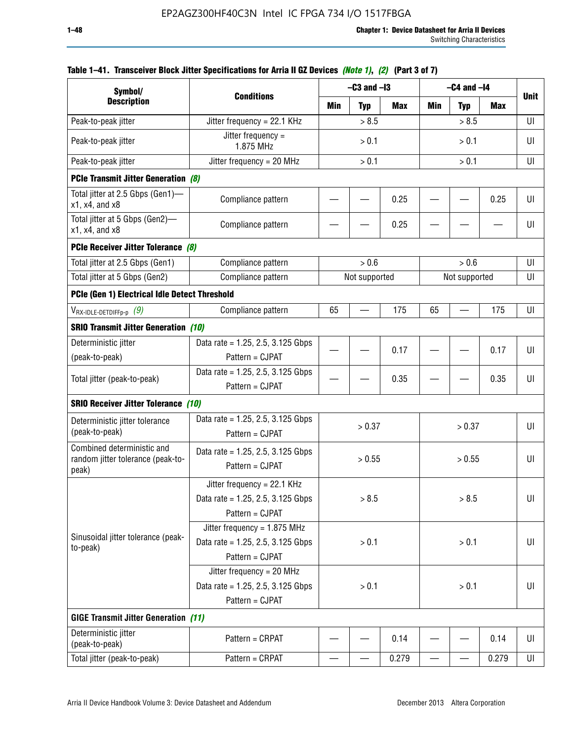**Table 1–41. Transceiver Block Jitter Specifications for Arria II GZ Devices *(Note 1)*, *(2)* (Part 3 of 7)**

| Symbol/ Description | Conditions | –C3 and –I3 | | | –C4 and –I4 | | | Unit |
|---|---|---|---|---|---|---|---|---|
| | | Min | Typ | Max | Min | Typ | Max | |
| Peak-to-peak jitter | Jitter frequency = 22.1 KHz | > 8.5 | | | > 8.5 | | | UI |
| Peak-to-peak jitter | Jitter frequency = 1.875 MHz | > 0.1 | | | > 0.1 | | | UI |
| Peak-to-peak jitter | Jitter frequency = 20 MHz | > 0.1 | | | > 0.1 | | | UI |
| **PCIe Transmit Jitter Generation** *(8)* | | | | | | | | |
| Total jitter at 2.5 Gbps (Gen1)—x1, x4, and x8 | Compliance pattern | — | — | 0.25 | — | — | 0.25 | UI |
| Total jitter at 5 Gbps (Gen2)—x1, x4, and x8 | Compliance pattern | — | — | 0.25 | — | — | — | UI |
| **PCIe Receiver Jitter Tolerance** *(8)* | | | | | | | | |
| Total jitter at 2.5 Gbps (Gen1) | Compliance pattern | > 0.6 | | | > 0.6 | | | UI |
| Total jitter at 5 Gbps (Gen2) | Compliance pattern | Not supported | | | Not supported | | | UI |
| **PCIe (Gen 1) Electrical Idle Detect Threshold** | | | | | | | | |
| $V_{RX\text{-}IDLE\text{-}DETDIFFp\text{-}p}$ *(9)* | Compliance pattern | 65 | — | 175 | 65 | — | 175 | UI |
| **SRIO Transmit Jitter Generation** *(10)* | | | | | | | | |
| Deterministic jitter (peak-to-peak) | Data rate = 1.25, 2.5, 3.125 Gbps Pattern = CJPAT | — | — | 0.17 | — | — | 0.17 | UI |
| Total jitter (peak-to-peak) | Data rate = 1.25, 2.5, 3.125 Gbps Pattern = CJPAT | — | — | 0.35 | — | — | 0.35 | UI |
| **SRIO Receiver Jitter Tolerance** *(10)* | | | | | | | | |
| Deterministic jitter tolerance (peak-to-peak) | Data rate = 1.25, 2.5, 3.125 Gbps Pattern = CJPAT | > 0.37 | | | > 0.37 | | | UI |
| Combined deterministic and random jitter tolerance (peak-to-peak) | Data rate = 1.25, 2.5, 3.125 Gbps Pattern = CJPAT | > 0.55 | | | > 0.55 | | | UI |
| Sinusoidal jitter tolerance (peak-to-peak) | Jitter frequency = 22.1 KHz Data rate = 1.25, 2.5, 3.125 Gbps Pattern = CJPAT | > 8.5 | | | > 8.5 | | | UI |
| | Jitter frequency = 1.875 MHz Data rate = 1.25, 2.5, 3.125 Gbps Pattern = CJPAT | > 0.1 | | | > 0.1 | | | UI |
| | Jitter frequency = 20 MHz Data rate = 1.25, 2.5, 3.125 Gbps Pattern = CJPAT | > 0.1 | | | > 0.1 | | | UI |
| **GIGE Transmit Jitter Generation** *(11)* | | | | | | | | |
| Deterministic jitter (peak-to-peak) | Pattern = CRPAT | — | — | 0.14 | — | — | 0.14 | UI |
| Total jitter (peak-to-peak) | Pattern = CRPAT | — | — | 0.279 | — | — | 0.279 | UI |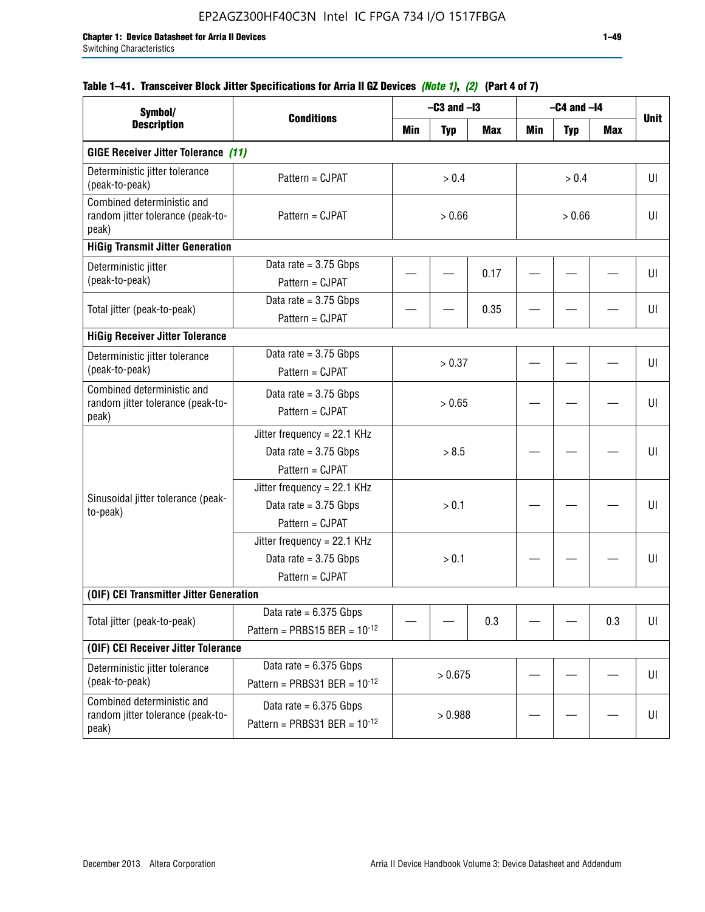#### Table 1–41. Transceiver Block Jitter Specifications for Arria II GZ Devices *(Note 1)*, *(2)* (Part 4 of 7)

| Symbol/ Description | Conditions | –C3 and –I3 | | | –C4 and –I4 | | | Unit |
|---|---|---|---|---|---|---|---|---|
| | | Min | Typ | Max | Min | Typ | Max | |
| **GIGE Receiver Jitter Tolerance** *(11)* | | | | | | | | |
| Deterministic jitter tolerance (peak-to-peak) | Pattern = CJPAT | > 0.4 | | | > 0.4 | | | UI |
| Combined deterministic and random jitter tolerance (peak-to-peak) | Pattern = CJPAT | > 0.66 | | | > 0.66 | | | UI |
| **HiGig Transmit Jitter Generation** | | | | | | | | |
| Deterministic jitter (peak-to-peak) | Data rate = 3.75 Gbps Pattern = CJPAT | — | — | 0.17 | — | — | — | UI |
| Total jitter (peak-to-peak) | Data rate = 3.75 Gbps Pattern = CJPAT | — | — | 0.35 | — | — | — | UI |
| **HiGig Receiver Jitter Tolerance** | | | | | | | | |
| Deterministic jitter tolerance (peak-to-peak) | Data rate = 3.75 Gbps Pattern = CJPAT | > 0.37 | | | — | — | — | UI |
| Combined deterministic and random jitter tolerance (peak-to-peak) | Data rate = 3.75 Gbps Pattern = CJPAT | > 0.65 | | | — | — | — | UI |
| Sinusoidal jitter tolerance (peak-to-peak) | Jitter frequency = 22.1 KHz Data rate = 3.75 Gbps Pattern = CJPAT | > 8.5 | | | — | — | — | UI |
| | Jitter frequency = 22.1 KHz Data rate = 3.75 Gbps Pattern = CJPAT | > 0.1 | | | — | — | — | UI |
| | Jitter frequency = 22.1 KHz Data rate = 3.75 Gbps Pattern = CJPAT | > 0.1 | | | — | — | — | UI |
| **(OIF) CEI Transmitter Jitter Generation** | | | | | | | | |
| Total jitter (peak-to-peak) | Data rate = 6.375 Gbps Pattern = PRBS15 BER = $10^{-12}$ | — | — | 0.3 | — | — | 0.3 | UI |
| **(OIF) CEI Receiver Jitter Tolerance** | | | | | | | | |
| Deterministic jitter tolerance (peak-to-peak) | Data rate = 6.375 Gbps Pattern = PRBS31 BER = $10^{-12}$ | > 0.675 | | | — | — | — | UI |
| Combined deterministic and random jitter tolerance (peak-to-peak) | Data rate = 6.375 Gbps Pattern = PRBS31 BER = $10^{-12}$ | > 0.988 | | | — | — | — | UI |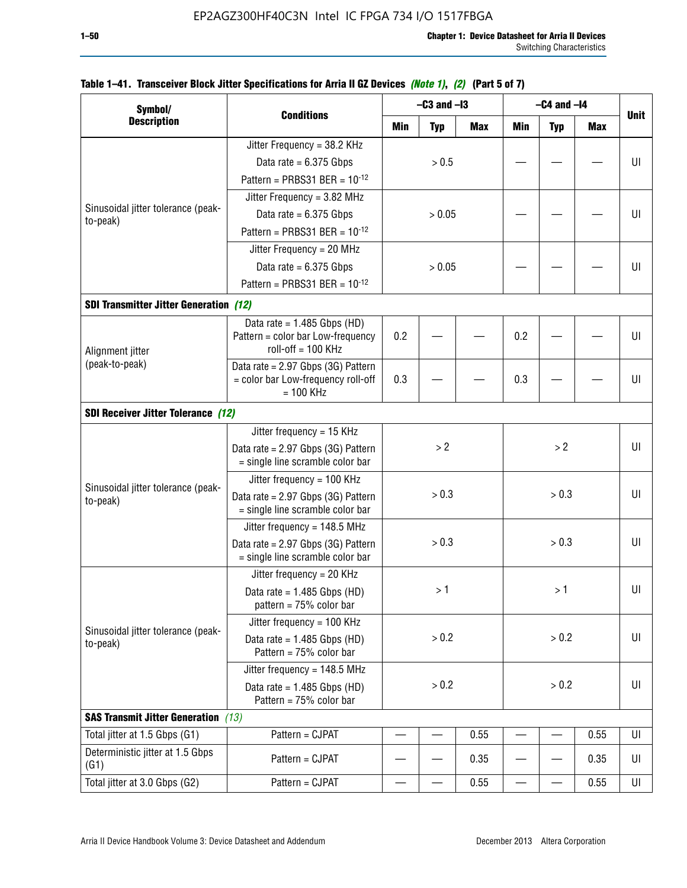**Table 1–41. Transceiver Block Jitter Specifications for Arria II GZ Devices *(Note 1)*, *(2)* (Part 5 of 7)**

| Symbol/ Description | Conditions | –C3 and –I3 | | | –C4 and –I4 | | | Unit |
|---|---|---|---|---|---|---|---|---|
| | | Min | Typ | Max | Min | Typ | Max | |
| Sinusoidal jitter tolerance (peak-to-peak) | Jitter Frequency = 38.2 KHz<br>Data rate = 6.375 Gbps<br>Pattern = PRBS31 BER = $10^{-12}$ | > 0.5 | | | — | — | — | UI |
| | Jitter Frequency = 3.82 MHz<br>Data rate = 6.375 Gbps<br>Pattern = PRBS31 BER = $10^{-12}$ | > 0.05 | | | — | — | — | UI |
| | Jitter Frequency = 20 MHz<br>Data rate = 6.375 Gbps<br>Pattern = PRBS31 BER = $10^{-12}$ | > 0.05 | | | — | — | — | UI |
| **SDI Transmitter Jitter Generation** *(12)* | | | | | | | | |
| Alignment jitter (peak-to-peak) | Data rate = 1.485 Gbps (HD) Pattern = color bar Low-frequency roll-off = 100 KHz | 0.2 | — | — | 0.2 | — | — | UI |
| | Data rate = 2.97 Gbps (3G) Pattern = color bar Low-frequency roll-off = 100 KHz | 0.3 | — | — | 0.3 | — | — | UI |
| **SDI Receiver Jitter Tolerance** *(12)* | | | | | | | | |
| Sinusoidal jitter tolerance (peak-to-peak) | Jitter frequency = 15 KHz<br>Data rate = 2.97 Gbps (3G) Pattern = single line scramble color bar | > 2 | | | > 2 | | | UI |
| | Jitter frequency = 100 KHz<br>Data rate = 2.97 Gbps (3G) Pattern = single line scramble color bar | > 0.3 | | | > 0.3 | | | UI |
| | Jitter frequency = 148.5 MHz<br>Data rate = 2.97 Gbps (3G) Pattern = single line scramble color bar | > 0.3 | | | > 0.3 | | | UI |
| Sinusoidal jitter tolerance (peak-to-peak) | Jitter frequency = 20 KHz<br>Data rate = 1.485 Gbps (HD) pattern = 75% color bar | > 1 | | | > 1 | | | UI |
| | Jitter frequency = 100 KHz<br>Data rate = 1.485 Gbps (HD) Pattern = 75% color bar | > 0.2 | | | > 0.2 | | | UI |
| | Jitter frequency = 148.5 MHz<br>Data rate = 1.485 Gbps (HD) Pattern = 75% color bar | > 0.2 | | | > 0.2 | | | UI |
| **SAS Transmit Jitter Generation** *(13)* | | | | | | | | |
| Total jitter at 1.5 Gbps (G1) | Pattern = CJPAT | — | — | 0.55 | — | — | 0.55 | UI |
| Deterministic jitter at 1.5 Gbps (G1) | Pattern = CJPAT | — | — | 0.35 | — | — | 0.35 | UI |
| Total jitter at 3.0 Gbps (G2) | Pattern = CJPAT | — | — | 0.55 | — | — | 0.55 | UI |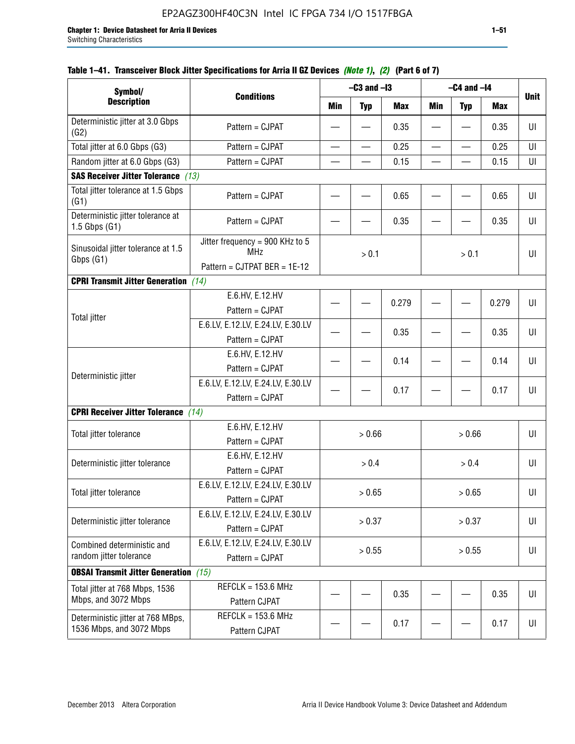**Table 1–41. Transceiver Block Jitter Specifications for Arria II GZ Devices *(Note 1)*, *(2)* (Part 6 of 7)**

| Symbol/ Description | Conditions | –C3 and –I3 | | | –C4 and –I4 | | | Unit |
|---|---|---|---|---|---|---|---|---|
| | | Min | Typ | Max | Min | Typ | Max | |
| Deterministic jitter at 3.0 Gbps (G2) | Pattern = CJPAT | — | — | 0.35 | — | — | 0.35 | UI |
| Total jitter at 6.0 Gbps (G3) | Pattern = CJPAT | — | — | 0.25 | — | — | 0.25 | UI |
| Random jitter at 6.0 Gbps (G3) | Pattern = CJPAT | — | — | 0.15 | — | — | 0.15 | UI |
| **SAS Receiver Jitter Tolerance** *(13)* | | | | | | | | |
| Total jitter tolerance at 1.5 Gbps (G1) | Pattern = CJPAT | — | — | 0.65 | — | — | 0.65 | UI |
| Deterministic jitter tolerance at 1.5 Gbps (G1) | Pattern = CJPAT | — | — | 0.35 | — | — | 0.35 | UI |
| Sinusoidal jitter tolerance at 1.5 Gbps (G1) | Jitter frequency = 900 KHz to 5 MHz<br>Pattern = CJTPAT BER = 1E-12 | > 0.1 | | | > 0.1 | | | UI |
| **CPRI Transmit Jitter Generation** *(14)* | | | | | | | | |
| Total jitter | E.6.HV, E.12.HV<br>Pattern = CJPAT | — | — | 0.279 | — | — | 0.279 | UI |
| | E.6.LV, E.12.LV, E.24.LV, E.30.LV<br>Pattern = CJPAT | — | — | 0.35 | — | — | 0.35 | UI |
| Deterministic jitter | E.6.HV, E.12.HV<br>Pattern = CJPAT | — | — | 0.14 | — | — | 0.14 | UI |
| | E.6.LV, E.12.LV, E.24.LV, E.30.LV<br>Pattern = CJPAT | — | — | 0.17 | — | — | 0.17 | UI |
| **CPRI Receiver Jitter Tolerance** *(14)* | | | | | | | | |
| Total jitter tolerance | E.6.HV, E.12.HV<br>Pattern = CJPAT | > 0.66 | | | > 0.66 | | | UI |
| Deterministic jitter tolerance | E.6.HV, E.12.HV<br>Pattern = CJPAT | > 0.4 | | | > 0.4 | | | UI |
| Total jitter tolerance | E.6.LV, E.12.LV, E.24.LV, E.30.LV<br>Pattern = CJPAT | > 0.65 | | | > 0.65 | | | UI |
| Deterministic jitter tolerance | E.6.LV, E.12.LV, E.24.LV, E.30.LV<br>Pattern = CJPAT | > 0.37 | | | > 0.37 | | | UI |
| Combined deterministic and random jitter tolerance | E.6.LV, E.12.LV, E.24.LV, E.30.LV<br>Pattern = CJPAT | > 0.55 | | | > 0.55 | | | UI |
| **OBSAI Transmit Jitter Generation** *(15)* | | | | | | | | |
| Total jitter at 768 Mbps, 1536 Mbps, and 3072 Mbps | REFCLK = 153.6 MHz<br>Pattern CJPAT | — | — | 0.35 | — | — | 0.35 | UI |
| Deterministic jitter at 768 MBps, 1536 Mbps, and 3072 Mbps | REFCLK = 153.6 MHz<br>Pattern CJPAT | — | — | 0.17 | — | — | 0.17 | UI |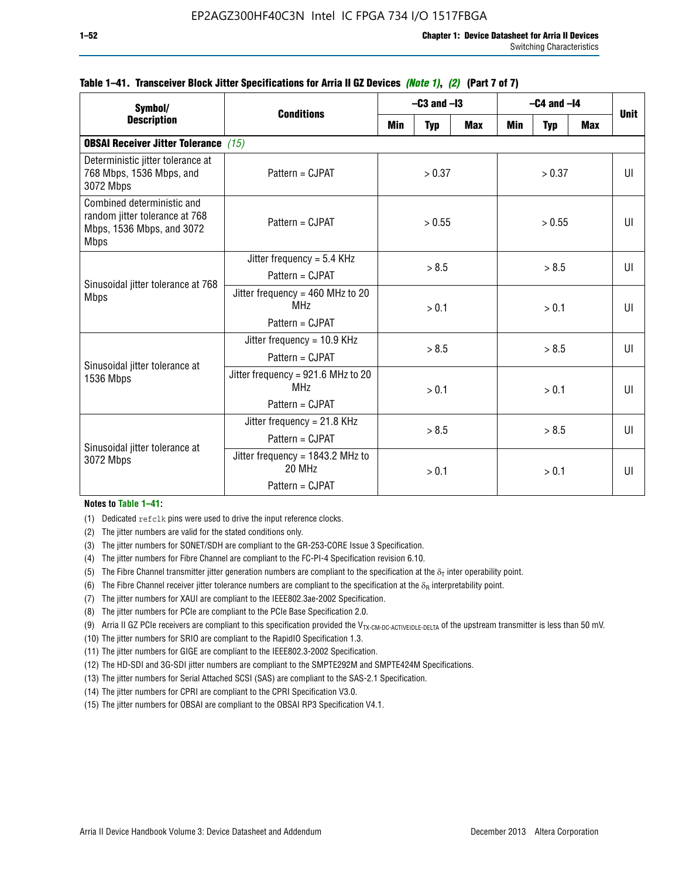**Table 1–41. Transceiver Block Jitter Specifications for Arria II GZ Devices** *(Note 1)*, *(2)* **(Part 7 of 7)**

| Symbol/ Description | Conditions | –C3 and –I3 | | | –C4 and –I4 | | | Unit |
|---|---|---|---|---|---|---|---|---|
| | | Min | Typ | Max | Min | Typ | Max | |
| **OBSAI Receiver Jitter Tolerance** *(15)* | | | | | | | | |
| Deterministic jitter tolerance at 768 Mbps, 1536 Mbps, and 3072 Mbps | Pattern = CJPAT | > 0.37 | | | > 0.37 | | | UI |
| Combined deterministic and random jitter tolerance at 768 Mbps, 1536 Mbps, and 3072 Mbps | Pattern = CJPAT | > 0.55 | | | > 0.55 | | | UI |
| Sinusoidal jitter tolerance at 768 Mbps | Jitter frequency = 5.4 KHz<br>Pattern = CJPAT | > 8.5 | | | > 8.5 | | | UI |
| | Jitter frequency = 460 MHz to 20 MHz<br>Pattern = CJPAT | > 0.1 | | | > 0.1 | | | UI |
| Sinusoidal jitter tolerance at 1536 Mbps | Jitter frequency = 10.9 KHz<br>Pattern = CJPAT | > 8.5 | | | > 8.5 | | | UI |
| | Jitter frequency = 921.6 MHz to 20 MHz<br>Pattern = CJPAT | > 0.1 | | | > 0.1 | | | UI |
| Sinusoidal jitter tolerance at 3072 Mbps | Jitter frequency = 21.8 KHz<br>Pattern = CJPAT | > 8.5 | | | > 8.5 | | | UI |
| | Jitter frequency = 1843.2 MHz to 20 MHz<br>Pattern = CJPAT | > 0.1 | | | > 0.1 | | | UI |

**Notes to Table 1–41:**

(1) Dedicated `refclk` pins were used to drive the input reference clocks.
(2) The jitter numbers are valid for the stated conditions only.
(3) The jitter numbers for SONET/SDH are compliant to the GR-253-CORE Issue 3 Specification.
(4) The jitter numbers for Fibre Channel are compliant to the FC-PI-4 Specification revision 6.10.
(5) The Fibre Channel transmitter jitter generation numbers are compliant to the specification at the $\delta_T$ inter operability point.
(6) The Fibre Channel receiver jitter tolerance numbers are compliant to the specification at the $\delta_R$ interpretability point.
(7) The jitter numbers for XAUI are compliant to the IEEE802.3ae-2002 Specification.
(8) The jitter numbers for PCIe are compliant to the PCIe Base Specification 2.0.
(9) Arria II GZ PCIe receivers are compliant to this specification provided the $V_{TX\text{-}CM\text{-}DC\text{-}ACTIVEIDLE\text{-}DELTA}$ of the upstream transmitter is less than 50 mV.
(10) The jitter numbers for SRIO are compliant to the RapidIO Specification 1.3.
(11) The jitter numbers for GIGE are compliant to the IEEE802.3-2002 Specification.
(12) The HD-SDI and 3G-SDI jitter numbers are compliant to the SMPTE292M and SMPTE424M Specifications.
(13) The jitter numbers for Serial Attached SCSI (SAS) are compliant to the SAS-2.1 Specification.
(14) The jitter numbers for CPRI are compliant to the CPRI Specification V3.0.
(15) The jitter numbers for OBSAI are compliant to the OBSAI RP3 Specification V4.1.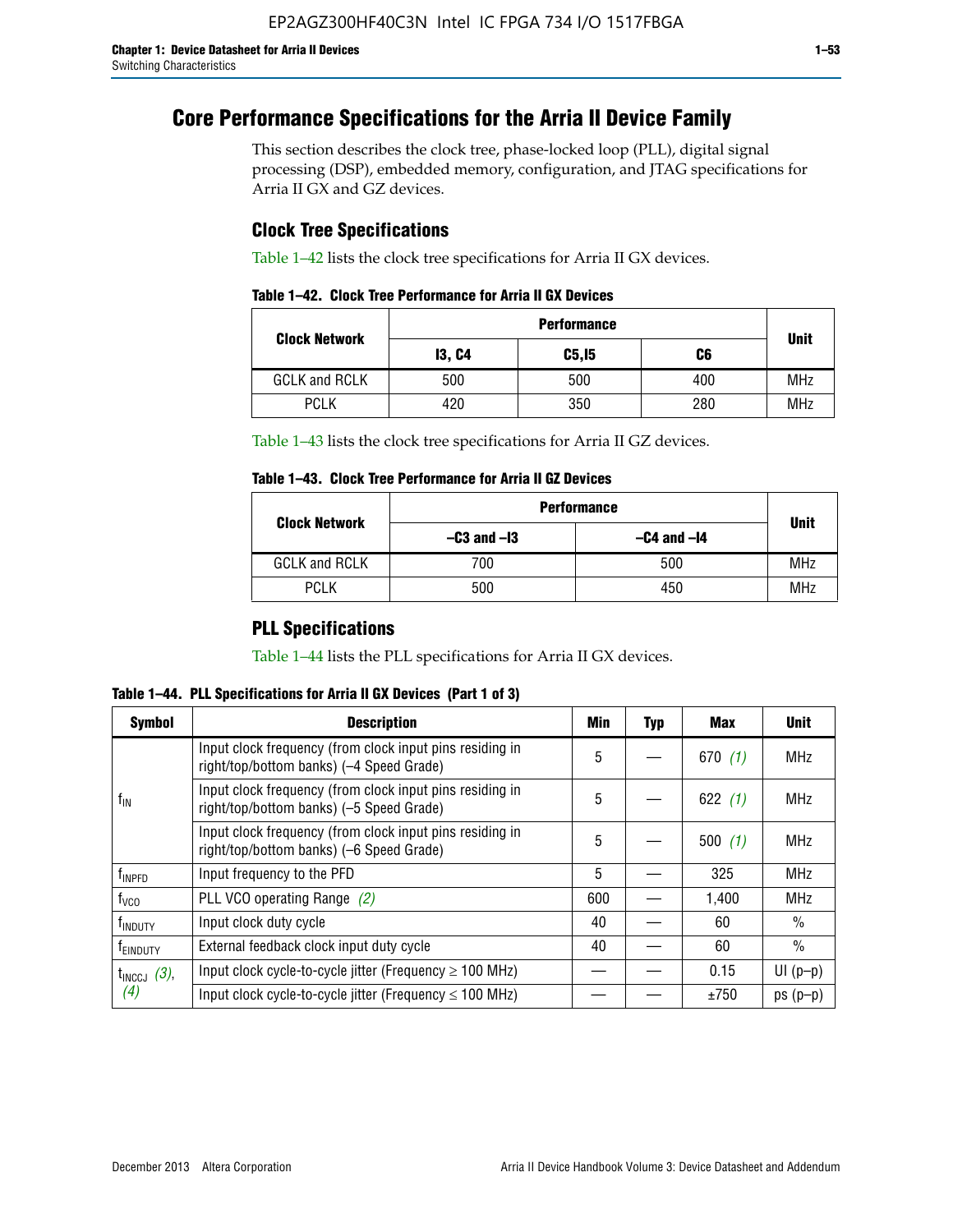# Core Performance Specifications for the Arria II Device Family

This section describes the clock tree, phase-locked loop (PLL), digital signal processing (DSP), embedded memory, configuration, and JTAG specifications for Arria II GX and GZ devices.

## Clock Tree Specifications

Table 1–42 lists the clock tree specifications for Arria II GX devices.

**Table 1–42. Clock Tree Performance for Arria II GX Devices**

| Clock Network | Performance | | | Unit |
|---|---|---|---|---|
| | I3, C4 | C5,I5 | C6 | |
| GCLK and RCLK | 500 | 500 | 400 | MHz |
| PCLK | 420 | 350 | 280 | MHz |

Table 1–43 lists the clock tree specifications for Arria II GZ devices.

**Table 1–43. Clock Tree Performance for Arria II GZ Devices**

| Clock Network | Performance | | Unit |
|---|---|---|---|
| | –C3 and –I3 | –C4 and –I4 | |
| GCLK and RCLK | 700 | 500 | MHz |
| PCLK | 500 | 450 | MHz |

## PLL Specifications

Table 1–44 lists the PLL specifications for Arria II GX devices.

**Table 1–44. PLL Specifications for Arria II GX Devices (Part 1 of 3)**

| Symbol | Description | Min | Typ | Max | Unit |
|---|---|---|---|---|---|
| $f_{IN}$ | Input clock frequency (from clock input pins residing in right/top/bottom banks) (–4 Speed Grade) | 5 | — | 670 *(1)* | MHz |
| | Input clock frequency (from clock input pins residing in right/top/bottom banks) (–5 Speed Grade) | 5 | — | 622 *(1)* | MHz |
| | Input clock frequency (from clock input pins residing in right/top/bottom banks) (–6 Speed Grade) | 5 | — | 500 *(1)* | MHz |
| $f_{INPFD}$ | Input frequency to the PFD | 5 | — | 325 | MHz |
| $f_{VCO}$ | PLL VCO operating Range *(2)* | 600 | — | 1,400 | MHz |
| $f_{INDUTY}$ | Input clock duty cycle | 40 | — | 60 | % |
| $f_{EINDUTY}$ | External feedback clock input duty cycle | 40 | — | 60 | % |
| $t_{INCCJ}$ *(3)*, *(4)* | Input clock cycle-to-cycle jitter (Frequency ≥ 100 MHz) | — | — | 0.15 | UI (p–p) |
| | Input clock cycle-to-cycle jitter (Frequency ≤ 100 MHz) | — | — | ±750 | ps (p–p) |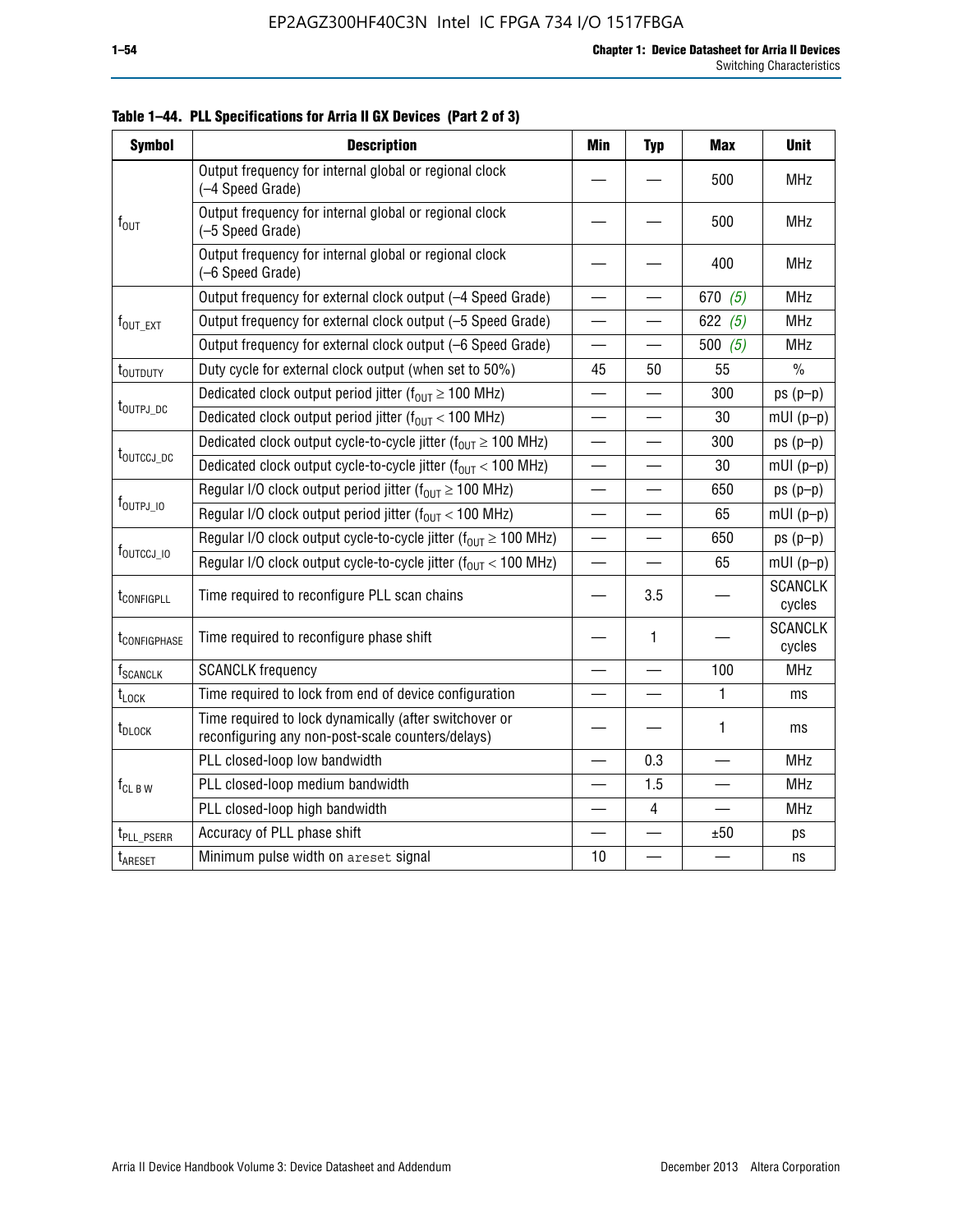**Table 1–44. PLL Specifications for Arria II GX Devices (Part 2 of 3)**

| Symbol | Description | Min | Typ | Max | Unit |
|---|---|---|---|---|---|
| $f_{OUT}$ | Output frequency for internal global or regional clock (–4 Speed Grade) | — | — | 500 | MHz |
| | Output frequency for internal global or regional clock (–5 Speed Grade) | — | — | 500 | MHz |
| | Output frequency for internal global or regional clock (–6 Speed Grade) | — | — | 400 | MHz |
| $f_{OUT\_EXT}$ | Output frequency for external clock output (–4 Speed Grade) | — | — | 670 *(5)* | MHz |
| | Output frequency for external clock output (–5 Speed Grade) | — | — | 622 *(5)* | MHz |
| | Output frequency for external clock output (–6 Speed Grade) | — | — | 500 *(5)* | MHz |
| $t_{OUTDUTY}$ | Duty cycle for external clock output (when set to 50%) | 45 | 50 | 55 | % |
| $t_{OUTPJ\_DC}$ | Dedicated clock output period jitter ($f_{OUT} \geq 100$ MHz) | — | — | 300 | ps (p–p) |
| | Dedicated clock output period jitter ($f_{OUT} < 100$ MHz) | — | — | 30 | mUI (p–p) |
| $t_{OUTCCJ\_DC}$ | Dedicated clock output cycle-to-cycle jitter ($f_{OUT} \geq 100$ MHz) | — | — | 300 | ps (p–p) |
| | Dedicated clock output cycle-to-cycle jitter ($f_{OUT} < 100$ MHz) | — | — | 30 | mUI (p–p) |
| $f_{OUTPJ\_IO}$ | Regular I/O clock output period jitter ($f_{OUT} \geq 100$ MHz) | — | — | 650 | ps (p–p) |
| | Regular I/O clock output period jitter ($f_{OUT} < 100$ MHz) | — | — | 65 | mUI (p–p) |
| $f_{OUTCCJ\_IO}$ | Regular I/O clock output cycle-to-cycle jitter ($f_{OUT} \geq 100$ MHz) | — | — | 650 | ps (p–p) |
| | Regular I/O clock output cycle-to-cycle jitter ($f_{OUT} < 100$ MHz) | — | — | 65 | mUI (p–p) |
| $t_{CONFIGPLL}$ | Time required to reconfigure PLL scan chains | — | 3.5 | — | SCANCLK cycles |
| $t_{CONFIGPHASE}$ | Time required to reconfigure phase shift | — | 1 | — | SCANCLK cycles |
| $f_{SCANCLK}$ | SCANCLK frequency | — | — | 100 | MHz |
| $t_{LOCK}$ | Time required to lock from end of device configuration | — | — | 1 | ms |
| $t_{DLOCK}$ | Time required to lock dynamically (after switchover or reconfiguring any non-post-scale counters/delays) | — | — | 1 | ms |
| $f_{CL\ B\ W}$ | PLL closed-loop low bandwidth | — | 0.3 | — | MHz |
| | PLL closed-loop medium bandwidth | — | 1.5 | — | MHz |
| | PLL closed-loop high bandwidth | — | 4 | — | MHz |
| $t_{PLL\_PSERR}$ | Accuracy of PLL phase shift | — | — | ±50 | ps |
| $t_{ARESET}$ | Minimum pulse width on areset signal | 10 | — | — | ns |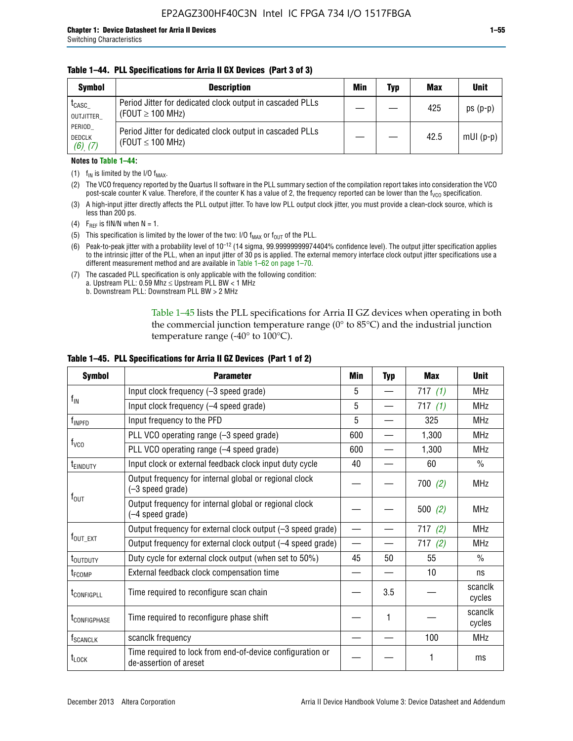**Table 1–44. PLL Specifications for Arria II GX Devices (Part 3 of 3)**

| Symbol | Description | Min | Typ | Max | Unit |
|---|---|---|---|---|---|
| $t_{CASC\_OUTJITTER\_PERIOD\_DEDCLK}$ (6), (7) | Period Jitter for dedicated clock output in cascaded PLLs (FOUT ≥ 100 MHz) | — | — | 425 | ps (p-p) |
| | Period Jitter for dedicated clock output in cascaded PLLs (FOUT ≤ 100 MHz) | — | — | 42.5 | mUI (p-p) |

**Notes to Table 1–44:**

(1) $f_{IN}$ is limited by the I/O $f_{MAX}$.

(2) The VCO frequency reported by the Quartus II software in the PLL summary section of the compilation report takes into consideration the VCO post-scale counter K value. Therefore, if the counter K has a value of 2, the frequency reported can be lower than the $f_{VCO}$ specification.

(3) A high-input jitter directly affects the PLL output jitter. To have low PLL output clock jitter, you must provide a clean-clock source, which is less than 200 ps.

(4) $F_{REF}$ is fIN/N when N = 1.

(5) This specification is limited by the lower of the two: I/O $f_{MAX}$ or $f_{OUT}$ of the PLL.

(6) Peak-to-peak jitter with a probability level of $10^{-12}$ (14 sigma, 99.99999999974404% confidence level). The output jitter specification applies to the intrinsic jitter of the PLL, when an input jitter of 30 ps is applied. The external memory interface clock output jitter specifications use a different measurement method and are available in Table 1–62 on page 1–70.

(7) The cascaded PLL specification is only applicable with the following condition:
a. Upstream PLL: 0.59 Mhz ≤ Upstream PLL BW < 1 MHz
b. Downstream PLL: Downstream PLL BW > 2 MHz

Table 1–45 lists the PLL specifications for Arria II GZ devices when operating in both the commercial junction temperature range (0° to 85°C) and the industrial junction temperature range (-40° to 100°C).

**Table 1–45. PLL Specifications for Arria II GZ Devices (Part 1 of 2)**

| Symbol | Parameter | Min | Typ | Max | Unit |
|---|---|---|---|---|---|
| $f_{IN}$ | Input clock frequency (–3 speed grade) | 5 | — | 717 (1) | MHz |
| | Input clock frequency (–4 speed grade) | 5 | — | 717 (1) | MHz |
| $f_{INPFD}$ | Input frequency to the PFD | 5 | — | 325 | MHz |
| $f_{VCO}$ | PLL VCO operating range (–3 speed grade) | 600 | — | 1,300 | MHz |
| | PLL VCO operating range (–4 speed grade) | 600 | — | 1,300 | MHz |
| $t_{EINDUTY}$ | Input clock or external feedback clock input duty cycle | 40 | — | 60 | % |
| $f_{OUT}$ | Output frequency for internal global or regional clock (–3 speed grade) | — | — | 700 (2) | MHz |
| | Output frequency for internal global or regional clock (–4 speed grade) | — | — | 500 (2) | MHz |
| $f_{OUT\_EXT}$ | Output frequency for external clock output (–3 speed grade) | — | — | 717 (2) | MHz |
| | Output frequency for external clock output (–4 speed grade) | — | — | 717 (2) | MHz |
| $t_{OUTDUTY}$ | Duty cycle for external clock output (when set to 50%) | 45 | 50 | 55 | % |
| $t_{FCOMP}$ | External feedback clock compensation time | — | — | 10 | ns |
| $t_{CONFIGPLL}$ | Time required to reconfigure scan chain | — | 3.5 | — | scanclk cycles |
| $t_{CONFIGPHASE}$ | Time required to reconfigure phase shift | — | 1 | — | scanclk cycles |
| $f_{SCANCLK}$ | scanclk frequency | — | — | 100 | MHz |
| $t_{LOCK}$ | Time required to lock from end-of-device configuration or de-assertion of areset | — | — | 1 | ms |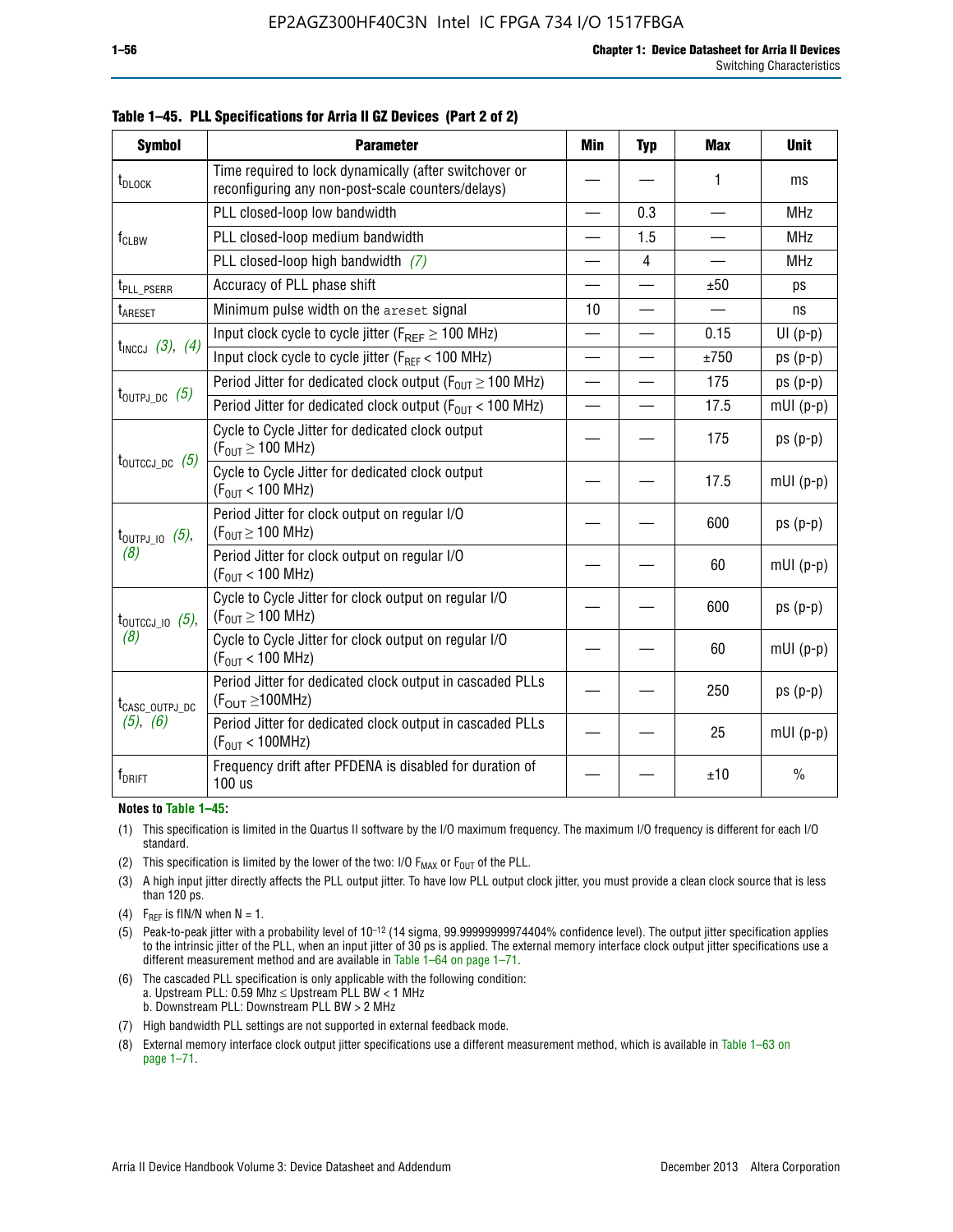**Table 1–45. PLL Specifications for Arria II GZ Devices (Part 2 of 2)**

| Symbol | Parameter | Min | Typ | Max | Unit |
|---|---|---|---|---|---|
| $t_{DLOCK}$ | Time required to lock dynamically (after switchover or reconfiguring any non-post-scale counters/delays) | — | — | 1 | ms |
| $f_{CLBW}$ | PLL closed-loop low bandwidth | — | 0.3 | — | MHz |
| | PLL closed-loop medium bandwidth | — | 1.5 | — | MHz |
| | PLL closed-loop high bandwidth *(7)* | — | 4 | — | MHz |
| $t_{PLL\_PSERR}$ | Accuracy of PLL phase shift | — | — | ±50 | ps |
| $t_{ARESET}$ | Minimum pulse width on the `areset` signal | 10 | — | — | ns |
| $t_{INCCJ}$ *(3)*, *(4)* | Input clock cycle to cycle jitter ($F_{REF} \geq 100$ MHz) | — | — | 0.15 | UI (p-p) |
| | Input clock cycle to cycle jitter ($F_{REF} < 100$ MHz) | — | — | ±750 | ps (p-p) |
| $t_{OUTPJ\_DC}$ *(5)* | Period Jitter for dedicated clock output ($F_{OUT} \geq 100$ MHz) | — | — | 175 | ps (p-p) |
| | Period Jitter for dedicated clock output ($F_{OUT} < 100$ MHz) | — | — | 17.5 | mUI (p-p) |
| $t_{OUTCCJ\_DC}$ *(5)* | Cycle to Cycle Jitter for dedicated clock output ($F_{OUT} \geq 100$ MHz) | — | — | 175 | ps (p-p) |
| | Cycle to Cycle Jitter for dedicated clock output ($F_{OUT} < 100$ MHz) | — | — | 17.5 | mUI (p-p) |
| $t_{OUTPJ\_IO}$ *(5)*, *(8)* | Period Jitter for clock output on regular I/O ($F_{OUT} \geq 100$ MHz) | — | — | 600 | ps (p-p) |
| | Period Jitter for clock output on regular I/O ($F_{OUT} < 100$ MHz) | — | — | 60 | mUI (p-p) |
| $t_{OUTCCJ\_IO}$ *(5)*, *(8)* | Cycle to Cycle Jitter for clock output on regular I/O ($F_{OUT} \geq 100$ MHz) | — | — | 600 | ps (p-p) |
| | Cycle to Cycle Jitter for clock output on regular I/O ($F_{OUT} < 100$ MHz) | — | — | 60 | mUI (p-p) |
| $t_{CASC\_OUTPJ\_DC}$ *(5)*, *(6)* | Period Jitter for dedicated clock output in cascaded PLLs ($F_{OUT} \geq 100$MHz) | — | — | 250 | ps (p-p) |
| | Period Jitter for dedicated clock output in cascaded PLLs ($F_{OUT} < 100$MHz) | — | — | 25 | mUI (p-p) |
| $f_{DRIFT}$ | Frequency drift after PFDENA is disabled for duration of 100 us | — | — | ±10 | % |

**Notes to Table 1–45:**

(1) This specification is limited in the Quartus II software by the I/O maximum frequency. The maximum I/O frequency is different for each I/O standard.

(2) This specification is limited by the lower of the two: I/O $F_{MAX}$ or $F_{OUT}$ of the PLL.

(3) A high input jitter directly affects the PLL output jitter. To have low PLL output clock jitter, you must provide a clean clock source that is less than 120 ps.

(4) $F_{REF}$ is fIN/N when N = 1.

(5) Peak-to-peak jitter with a probability level of $10^{-12}$ (14 sigma, 99.99999999974404% confidence level). The output jitter specification applies to the intrinsic jitter of the PLL, when an input jitter of 30 ps is applied. The external memory interface clock output jitter specifications use a different measurement method and are available in Table 1–64 on page 1–71.

(6) The cascaded PLL specification is only applicable with the following condition:
a. Upstream PLL: 0.59 Mhz ≤ Upstream PLL BW < 1 MHz
b. Downstream PLL: Downstream PLL BW > 2 MHz

(7) High bandwidth PLL settings are not supported in external feedback mode.

(8) External memory interface clock output jitter specifications use a different measurement method, which is available in Table 1–63 on page 1–71.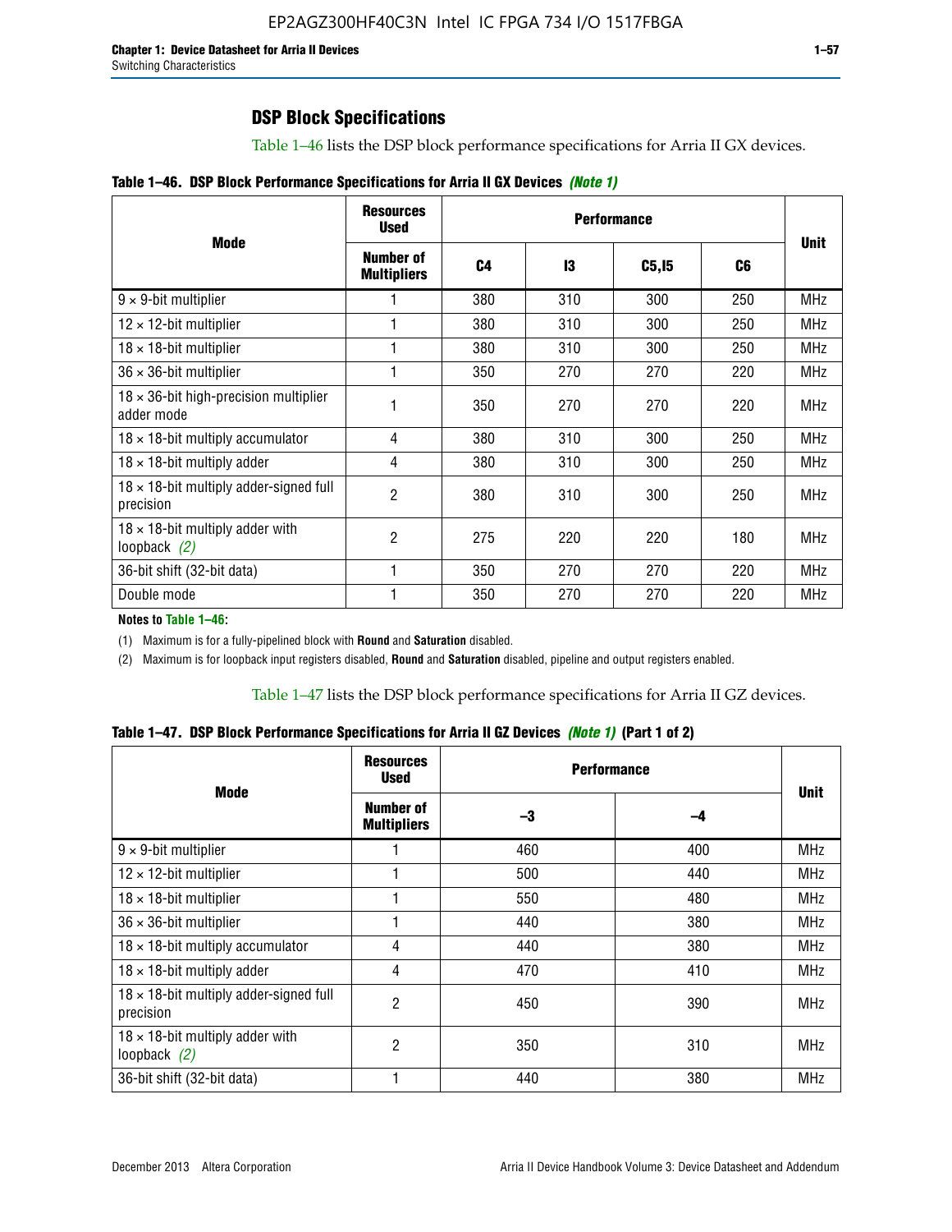### DSP Block Specifications

Table 1–46 lists the DSP block performance specifications for Arria II GX devices.

**Table 1–46. DSP Block Performance Specifications for Arria II GX Devices *(Note 1)***

| Mode | Resources Used | Performance | | | | Unit |
|---|---|---|---|---|---|---|
| | Number of Multipliers | C4 | I3 | C5,I5 | C6 | |
| 9 × 9-bit multiplier | 1 | 380 | 310 | 300 | 250 | MHz |
| 12 × 12-bit multiplier | 1 | 380 | 310 | 300 | 250 | MHz |
| 18 × 18-bit multiplier | 1 | 380 | 310 | 300 | 250 | MHz |
| 36 × 36-bit multiplier | 1 | 350 | 270 | 270 | 220 | MHz |
| 18 × 36-bit high-precision multiplier adder mode | 1 | 350 | 270 | 270 | 220 | MHz |
| 18 × 18-bit multiply accumulator | 4 | 380 | 310 | 300 | 250 | MHz |
| 18 × 18-bit multiply adder | 4 | 380 | 310 | 300 | 250 | MHz |
| 18 × 18-bit multiply adder-signed full precision | 2 | 380 | 310 | 300 | 250 | MHz |
| 18 × 18-bit multiply adder with loopback *(2)* | 2 | 275 | 220 | 220 | 180 | MHz |
| 36-bit shift (32-bit data) | 1 | 350 | 270 | 270 | 220 | MHz |
| Double mode | 1 | 350 | 270 | 270 | 220 | MHz |

**Notes to Table 1–46:**

(1) Maximum is for a fully-pipelined block with **Round** and **Saturation** disabled.

(2) Maximum is for loopback input registers disabled, **Round** and **Saturation** disabled, pipeline and output registers enabled.

Table 1–47 lists the DSP block performance specifications for Arria II GZ devices.

**Table 1–47. DSP Block Performance Specifications for Arria II GZ Devices *(Note 1)* (Part 1 of 2)**

| Mode | Resources Used | Performance | | Unit |
|---|---|---|---|---|
| | Number of Multipliers | –3 | –4 | |
| 9 × 9-bit multiplier | 1 | 460 | 400 | MHz |
| 12 × 12-bit multiplier | 1 | 500 | 440 | MHz |
| 18 × 18-bit multiplier | 1 | 550 | 480 | MHz |
| 36 × 36-bit multiplier | 1 | 440 | 380 | MHz |
| 18 × 18-bit multiply accumulator | 4 | 440 | 380 | MHz |
| 18 × 18-bit multiply adder | 4 | 470 | 410 | MHz |
| 18 × 18-bit multiply adder-signed full precision | 2 | 450 | 390 | MHz |
| 18 × 18-bit multiply adder with loopback *(2)* | 2 | 350 | 310 | MHz |
| 36-bit shift (32-bit data) | 1 | 440 | 380 | MHz |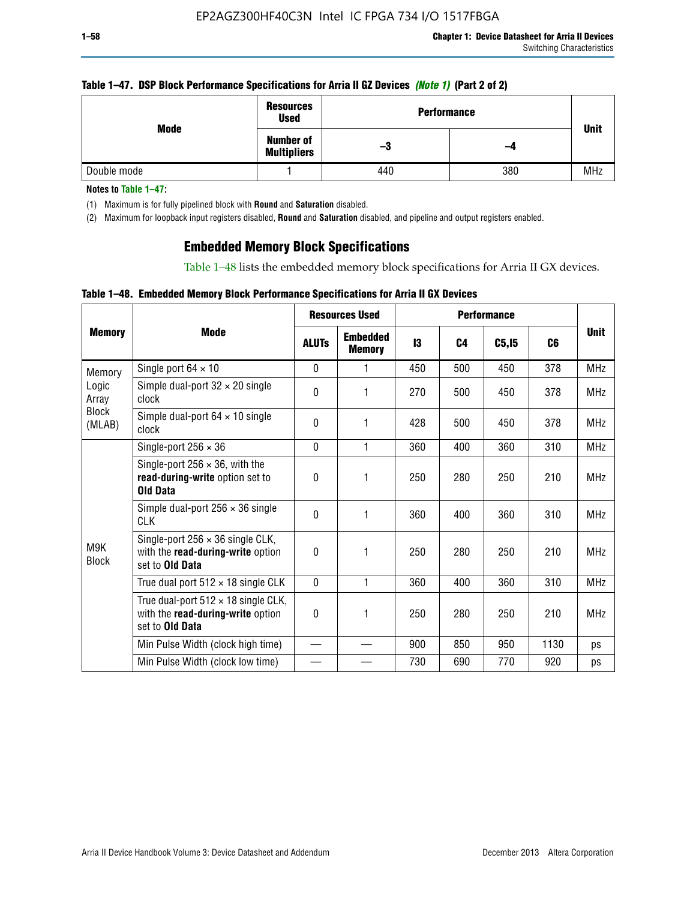**Table 1–47. DSP Block Performance Specifications for Arria II GZ Devices** *(Note 1)* **(Part 2 of 2)**

| Mode | Resources Used | Performance | | Unit |
|---|---|---|---|---|
| | Number of Multipliers | –3 | –4 | |
| Double mode | 1 | 440 | 380 | MHz |

**Notes to Table 1–47:**

(1) Maximum is for fully pipelined block with **Round** and **Saturation** disabled.

(2) Maximum for loopback input registers disabled, **Round** and **Saturation** disabled, and pipeline and output registers enabled.

## Embedded Memory Block Specifications

Table 1–48 lists the embedded memory block specifications for Arria II GX devices.

**Table 1–48. Embedded Memory Block Performance Specifications for Arria II GX Devices**

| Memory | Mode | Resources Used | | Performance | | | | Unit |
|---|---|---|---|---|---|---|---|---|
| | | ALUTs | Embedded Memory | I3 | C4 | C5,I5 | C6 | |
| Memory Logic Array Block (MLAB) | Single port 64 × 10 | 0 | 1 | 450 | 500 | 450 | 378 | MHz |
| | Simple dual-port 32 × 20 single clock | 0 | 1 | 270 | 500 | 450 | 378 | MHz |
| | Simple dual-port 64 × 10 single clock | 0 | 1 | 428 | 500 | 450 | 378 | MHz |
| M9K Block | Single-port 256 × 36 | 0 | 1 | 360 | 400 | 360 | 310 | MHz |
| | Single-port 256 × 36, with the **read-during-write** option set to **Old Data** | 0 | 1 | 250 | 280 | 250 | 210 | MHz |
| | Simple dual-port 256 × 36 single CLK | 0 | 1 | 360 | 400 | 360 | 310 | MHz |
| | Single-port 256 × 36 single CLK, with the **read-during-write** option set to **Old Data** | 0 | 1 | 250 | 280 | 250 | 210 | MHz |
| | True dual port 512 × 18 single CLK | 0 | 1 | 360 | 400 | 360 | 310 | MHz |
| | True dual-port 512 × 18 single CLK, with the **read-during-write** option set to **Old Data** | 0 | 1 | 250 | 280 | 250 | 210 | MHz |
| | Min Pulse Width (clock high time) | — | — | 900 | 850 | 950 | 1130 | ps |
| | Min Pulse Width (clock low time) | — | — | 730 | 690 | 770 | 920 | ps |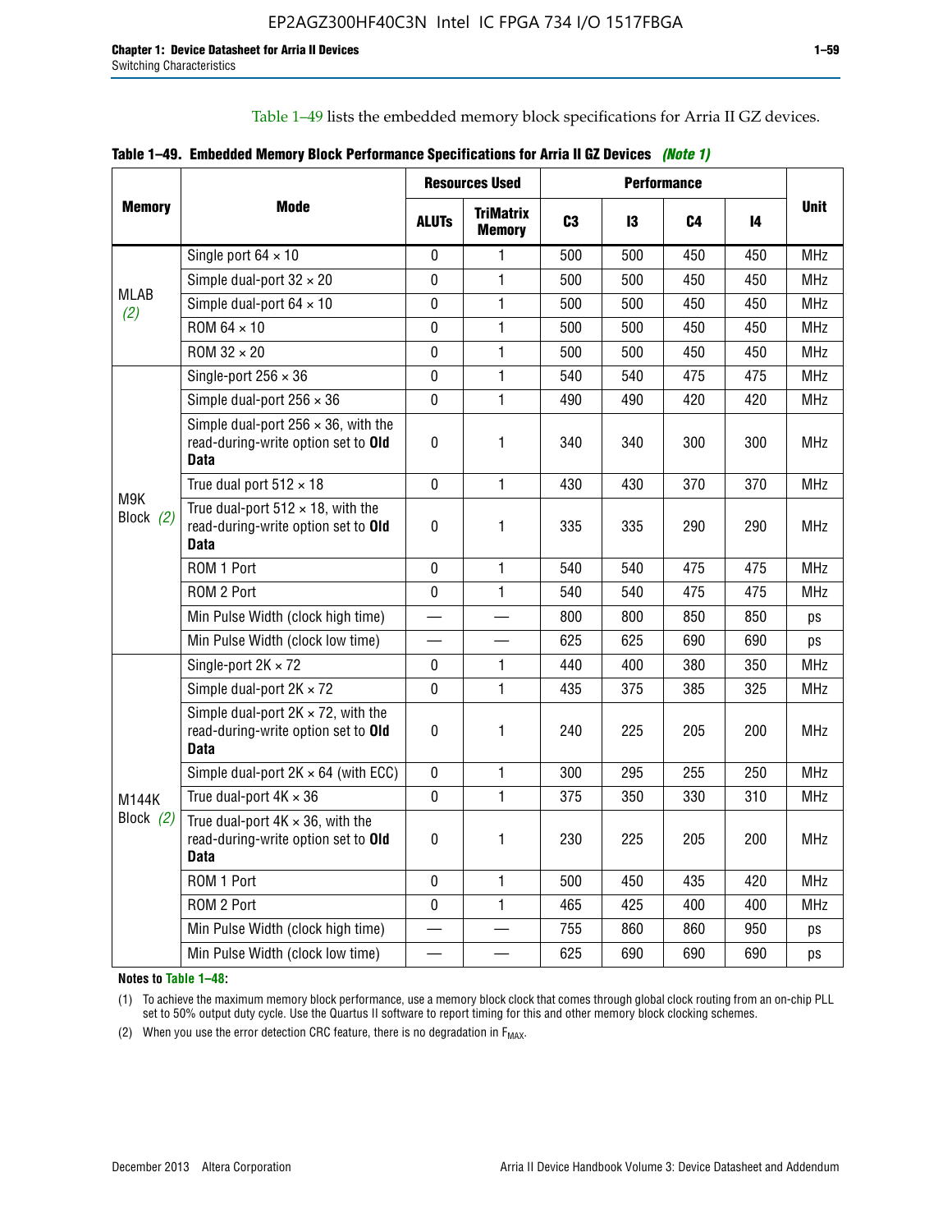Table 1–49 lists the embedded memory block specifications for Arria II GZ devices.

**Table 1–49. Embedded Memory Block Performance Specifications for Arria II GZ Devices** *(Note 1)*

| Memory | Mode | Resources Used | | Performance | | | | Unit |
|---|---|---|---|---|---|---|---|---|
| | | ALUTs | TriMatrix Memory | C3 | I3 | C4 | I4 | |
| MLAB *(2)* | Single port 64 × 10 | 0 | 1 | 500 | 500 | 450 | 450 | MHz |
| | Simple dual-port 32 × 20 | 0 | 1 | 500 | 500 | 450 | 450 | MHz |
| | Simple dual-port 64 × 10 | 0 | 1 | 500 | 500 | 450 | 450 | MHz |
| | ROM 64 × 10 | 0 | 1 | 500 | 500 | 450 | 450 | MHz |
| | ROM 32 × 20 | 0 | 1 | 500 | 500 | 450 | 450 | MHz |
| M9K Block *(2)* | Single-port 256 × 36 | 0 | 1 | 540 | 540 | 475 | 475 | MHz |
| | Simple dual-port 256 × 36 | 0 | 1 | 490 | 490 | 420 | 420 | MHz |
| | Simple dual-port 256 × 36, with the read-during-write option set to **Old Data** | 0 | 1 | 340 | 340 | 300 | 300 | MHz |
| | True dual port 512 × 18 | 0 | 1 | 430 | 430 | 370 | 370 | MHz |
| | True dual-port 512 × 18, with the read-during-write option set to **Old Data** | 0 | 1 | 335 | 335 | 290 | 290 | MHz |
| | ROM 1 Port | 0 | 1 | 540 | 540 | 475 | 475 | MHz |
| | ROM 2 Port | 0 | 1 | 540 | 540 | 475 | 475 | MHz |
| | Min Pulse Width (clock high time) | — | — | 800 | 800 | 850 | 850 | ps |
| | Min Pulse Width (clock low time) | — | — | 625 | 625 | 690 | 690 | ps |
| M144K Block *(2)* | Single-port 2K × 72 | 0 | 1 | 440 | 400 | 380 | 350 | MHz |
| | Simple dual-port 2K × 72 | 0 | 1 | 435 | 375 | 385 | 325 | MHz |
| | Simple dual-port 2K × 72, with the read-during-write option set to **Old Data** | 0 | 1 | 240 | 225 | 205 | 200 | MHz |
| | Simple dual-port 2K × 64 (with ECC) | 0 | 1 | 300 | 295 | 255 | 250 | MHz |
| | True dual-port 4K × 36 | 0 | 1 | 375 | 350 | 330 | 310 | MHz |
| | True dual-port 4K × 36, with the read-during-write option set to **Old Data** | 0 | 1 | 230 | 225 | 205 | 200 | MHz |
| | ROM 1 Port | 0 | 1 | 500 | 450 | 435 | 420 | MHz |
| | ROM 2 Port | 0 | 1 | 465 | 425 | 400 | 400 | MHz |
| | Min Pulse Width (clock high time) | — | — | 755 | 860 | 860 | 950 | ps |
| | Min Pulse Width (clock low time) | — | — | 625 | 690 | 690 | 690 | ps |

**Notes to Table 1–48:**

(1) To achieve the maximum memory block performance, use a memory block clock that comes through global clock routing from an on-chip PLL set to 50% output duty cycle. Use the Quartus II software to report timing for this and other memory block clocking schemes.

(2) When you use the error detection CRC feature, there is no degradation in $F_{MAX}$.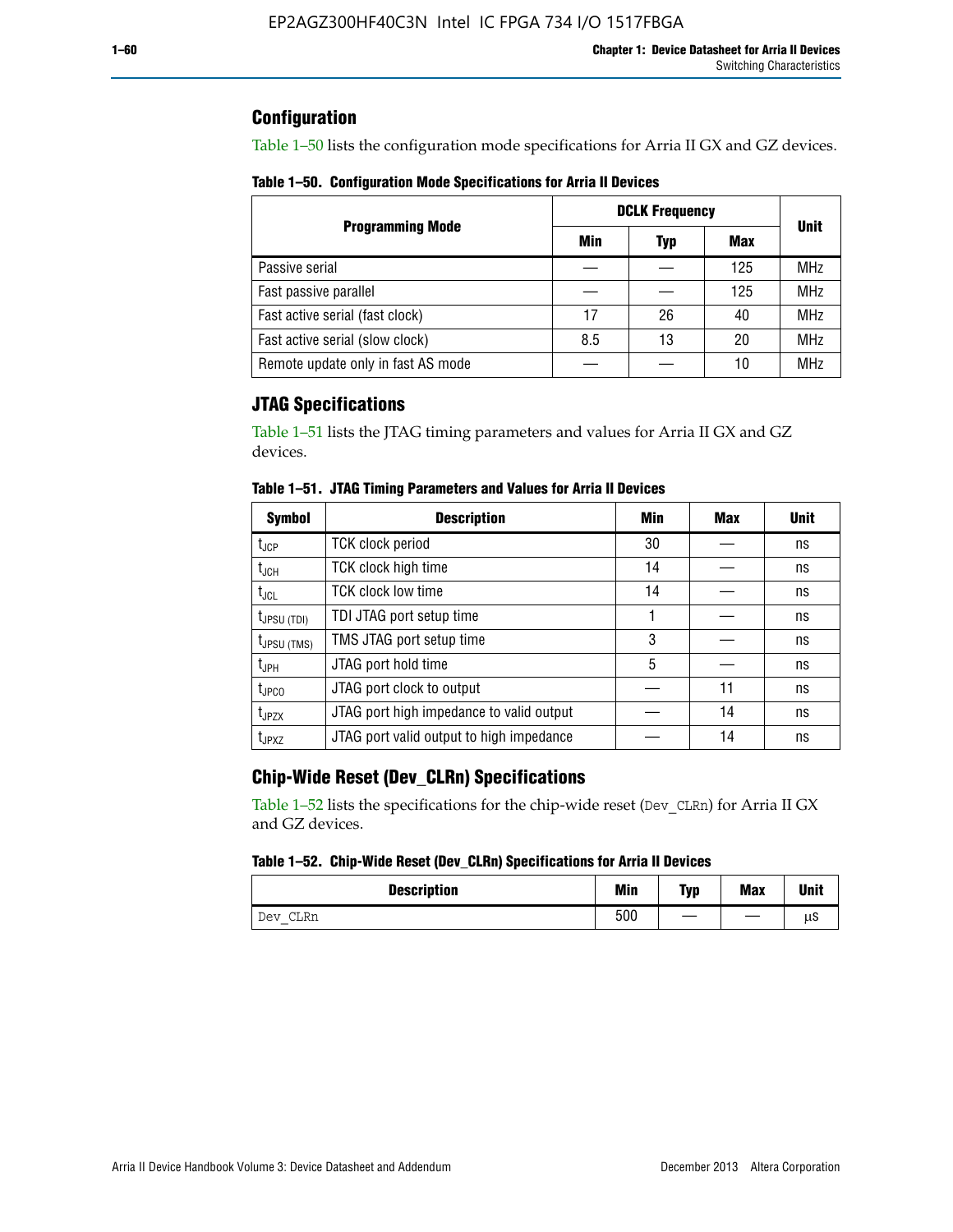## Configuration

Table 1–50 lists the configuration mode specifications for Arria II GX and GZ devices.

**Table 1–50. Configuration Mode Specifications for Arria II Devices**

| Programming Mode | DCLK Frequency | | | Unit |
|---|---|---|---|---|
| | Min | Typ | Max | |
| Passive serial | — | — | 125 | MHz |
| Fast passive parallel | — | — | 125 | MHz |
| Fast active serial (fast clock) | 17 | 26 | 40 | MHz |
| Fast active serial (slow clock) | 8.5 | 13 | 20 | MHz |
| Remote update only in fast AS mode | — | — | 10 | MHz |

## JTAG Specifications

Table 1–51 lists the JTAG timing parameters and values for Arria II GX and GZ devices.

**Table 1–51. JTAG Timing Parameters and Values for Arria II Devices**

| Symbol | Description | Min | Max | Unit |
|---|---|---|---|---|
| $t_{JCP}$ | TCK clock period | 30 | — | ns |
| $t_{JCH}$ | TCK clock high time | 14 | — | ns |
| $t_{JCL}$ | TCK clock low time | 14 | — | ns |
| $t_{JPSU (TDI)}$ | TDI JTAG port setup time | 1 | — | ns |
| $t_{JPSU (TMS)}$ | TMS JTAG port setup time | 3 | — | ns |
| $t_{JPH}$ | JTAG port hold time | 5 | — | ns |
| $t_{JPCO}$ | JTAG port clock to output | — | 11 | ns |
| $t_{JPZX}$ | JTAG port high impedance to valid output | — | 14 | ns |
| $t_{JPXZ}$ | JTAG port valid output to high impedance | — | 14 | ns |

## Chip-Wide Reset (Dev_CLRn) Specifications

Table 1–52 lists the specifications for the chip-wide reset (`Dev_CLRn`) for Arria II GX and GZ devices.

**Table 1–52. Chip-Wide Reset (Dev_CLRn) Specifications for Arria II Devices**

| Description | Min | Typ | Max | Unit |
|---|---|---|---|---|
| `Dev_CLRn` | 500 | — | — | µs |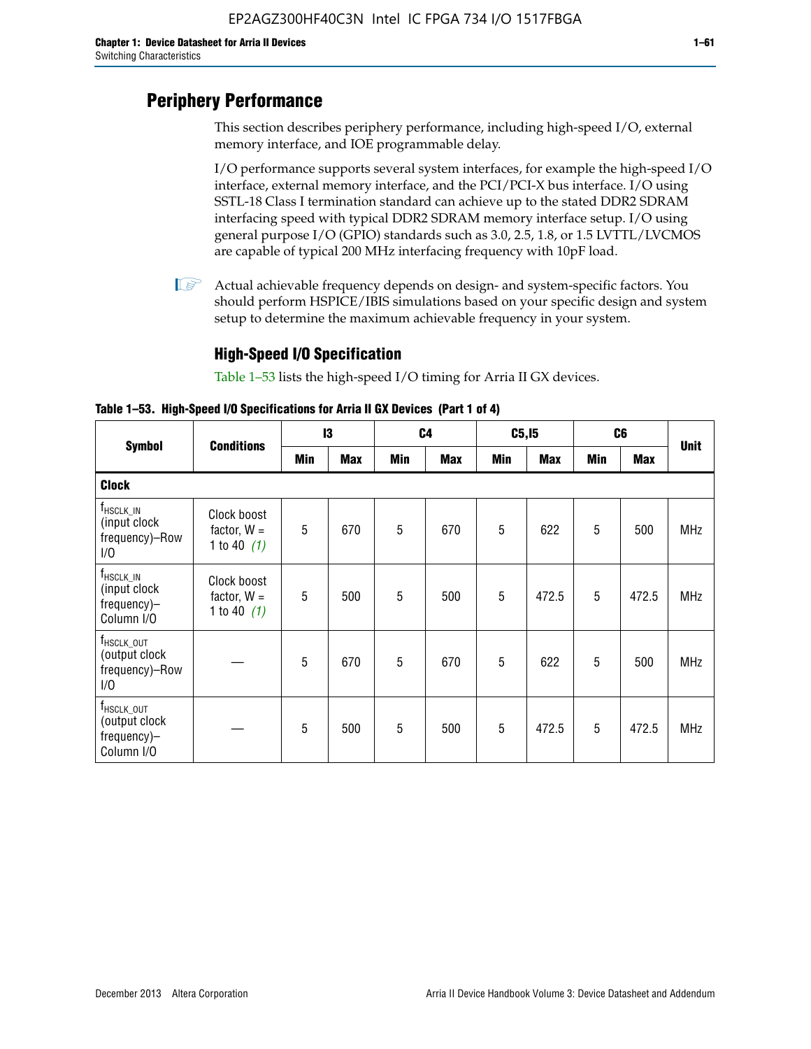## Periphery Performance

This section describes periphery performance, including high-speed I/O, external memory interface, and IOE programmable delay.

I/O performance supports several system interfaces, for example the high-speed I/O interface, external memory interface, and the PCI/PCI-X bus interface. I/O using SSTL-18 Class I termination standard can achieve up to the stated DDR2 SDRAM interfacing speed with typical DDR2 SDRAM memory interface setup. I/O using general purpose I/O (GPIO) standards such as 3.0, 2.5, 1.8, or 1.5 LVTTL/LVCMOS are capable of typical 200 MHz interfacing frequency with 10pF load.

Actual achievable frequency depends on design- and system-specific factors. You should perform HSPICE/IBIS simulations based on your specific design and system setup to determine the maximum achievable frequency in your system.

### High-Speed I/O Specification

Table 1–53 lists the high-speed I/O timing for Arria II GX devices.

**Table 1–53. High-Speed I/O Specifications for Arria II GX Devices (Part 1 of 4)**

| Symbol | Conditions | I3 | | C4 | | C5,I5 | | C6 | | Unit |
|---|---|---|---|---|---|---|---|---|---|---|
| | | Min | Max | Min | Max | Min | Max | Min | Max | |
| **Clock** | | | | | | | | | | |
| $f_{HSCLK\_IN}$ (input clock frequency)–Row I/O | Clock boost factor, W = 1 to 40 *(1)* | 5 | 670 | 5 | 670 | 5 | 622 | 5 | 500 | MHz |
| $f_{HSCLK\_IN}$ (input clock frequency)–Column I/O | Clock boost factor, W = 1 to 40 *(1)* | 5 | 500 | 5 | 500 | 5 | 472.5 | 5 | 472.5 | MHz |
| $f_{HSCLK\_OUT}$ (output clock frequency)–Row I/O | — | 5 | 670 | 5 | 670 | 5 | 622 | 5 | 500 | MHz |
| $f_{HSCLK\_OUT}$ (output clock frequency)–Column I/O | — | 5 | 500 | 5 | 500 | 5 | 472.5 | 5 | 472.5 | MHz |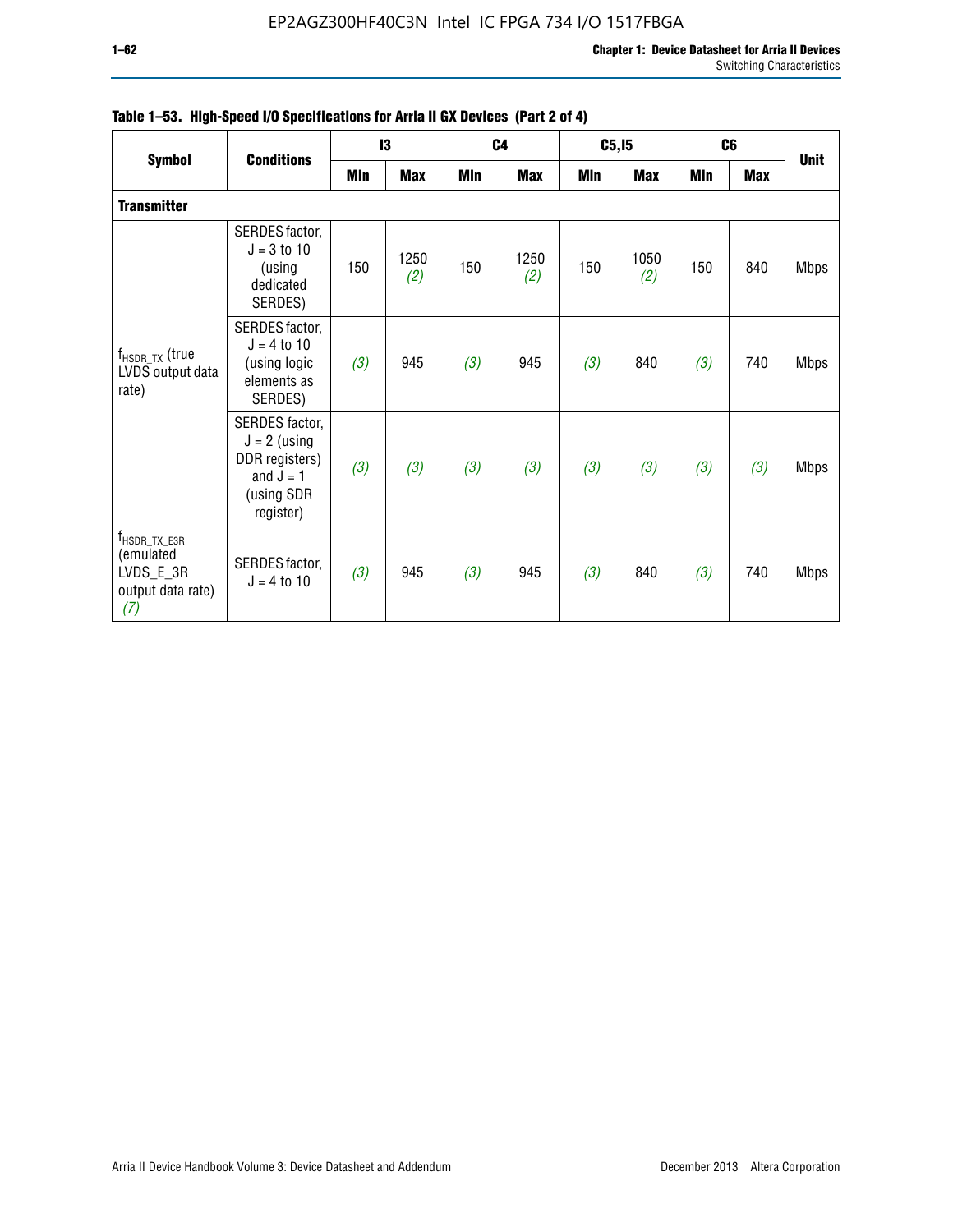**Table 1–53. High-Speed I/O Specifications for Arria II GX Devices (Part 2 of 4)**

| Symbol | Conditions | I3 | | C4 | | C5,I5 | | C6 | | Unit |
|---|---|---|---|---|---|---|---|---|---|---|
| | | Min | Max | Min | Max | Min | Max | Min | Max | |
| **Transmitter** | | | | | | | | | | |
| $f_{HSDR\_TX}$ (true LVDS output data rate) | SERDES factor, J = 3 to 10 (using dedicated SERDES) | 150 | 1250 *(2)* | 150 | 1250 *(2)* | 150 | 1050 *(2)* | 150 | 840 | Mbps |
| | SERDES factor, J = 4 to 10 (using logic elements as SERDES) | *(3)* | 945 | *(3)* | 945 | *(3)* | 840 | *(3)* | 740 | Mbps |
| | SERDES factor, J = 2 (using DDR registers) and J = 1 (using SDR register) | *(3)* | *(3)* | *(3)* | *(3)* | *(3)* | *(3)* | *(3)* | *(3)* | Mbps |
| $f_{HSDR\_TX\_E3R}$ (emulated LVDS_E_3R output data rate) *(7)* | SERDES factor, J = 4 to 10 | *(3)* | 945 | *(3)* | 945 | *(3)* | 840 | *(3)* | 740 | Mbps |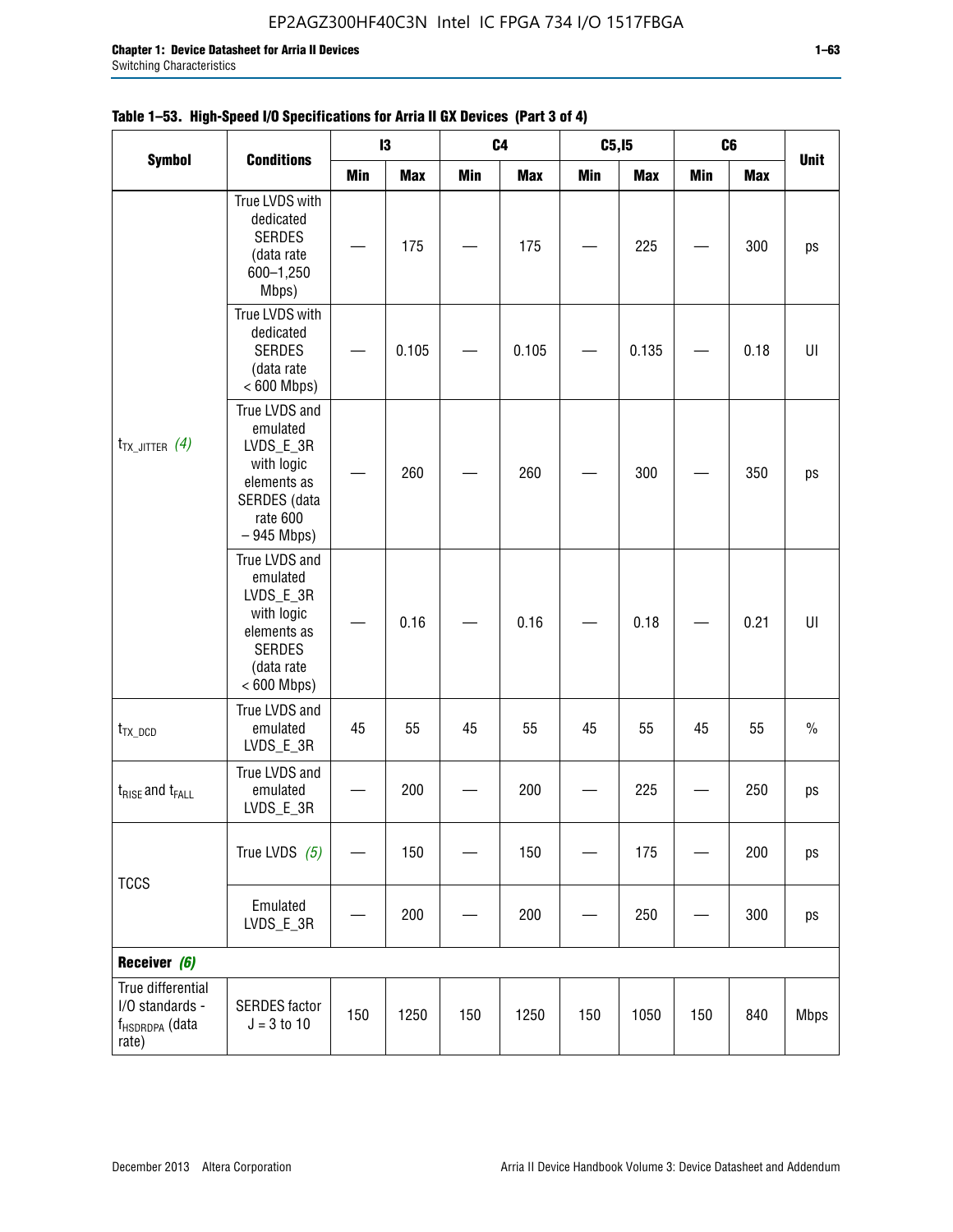**Table 1–53. High-Speed I/O Specifications for Arria II GX Devices (Part 3 of 4)**

| Symbol | Conditions | I3 | | C4 | | C5,I5 | | C6 | | Unit |
|---|---|---|---|---|---|---|---|---|---|---|
| | | Min | Max | Min | Max | Min | Max | Min | Max | |
| $t_{TX\_JITTER}$ *(4)* | True LVDS with dedicated SERDES (data rate 600–1,250 Mbps) | — | 175 | — | 175 | — | 225 | — | 300 | ps |
| | True LVDS with dedicated SERDES (data rate < 600 Mbps) | — | 0.105 | — | 0.105 | — | 0.135 | — | 0.18 | UI |
| | True LVDS and emulated LVDS_E_3R with logic elements as SERDES (data rate 600 – 945 Mbps) | — | 260 | — | 260 | — | 300 | — | 350 | ps |
| | True LVDS and emulated LVDS_E_3R with logic elements as SERDES (data rate < 600 Mbps) | — | 0.16 | — | 0.16 | — | 0.18 | — | 0.21 | UI |
| $t_{TX\_DCD}$ | True LVDS and emulated LVDS_E_3R | 45 | 55 | 45 | 55 | 45 | 55 | 45 | 55 | % |
| $t_{RISE}$ and $t_{FALL}$ | True LVDS and emulated LVDS_E_3R | — | 200 | — | 200 | — | 225 | — | 250 | ps |
| TCCS | True LVDS *(5)* | — | 150 | — | 150 | — | 175 | — | 200 | ps |
| | Emulated LVDS_E_3R | — | 200 | — | 200 | — | 250 | — | 300 | ps |
| **Receiver *(6)*** | | | | | | | | | | |
| True differential I/O standards - $f_{HSDRDPA}$ (data rate) | SERDES factor J = 3 to 10 | 150 | 1250 | 150 | 1250 | 150 | 1050 | 150 | 840 | Mbps |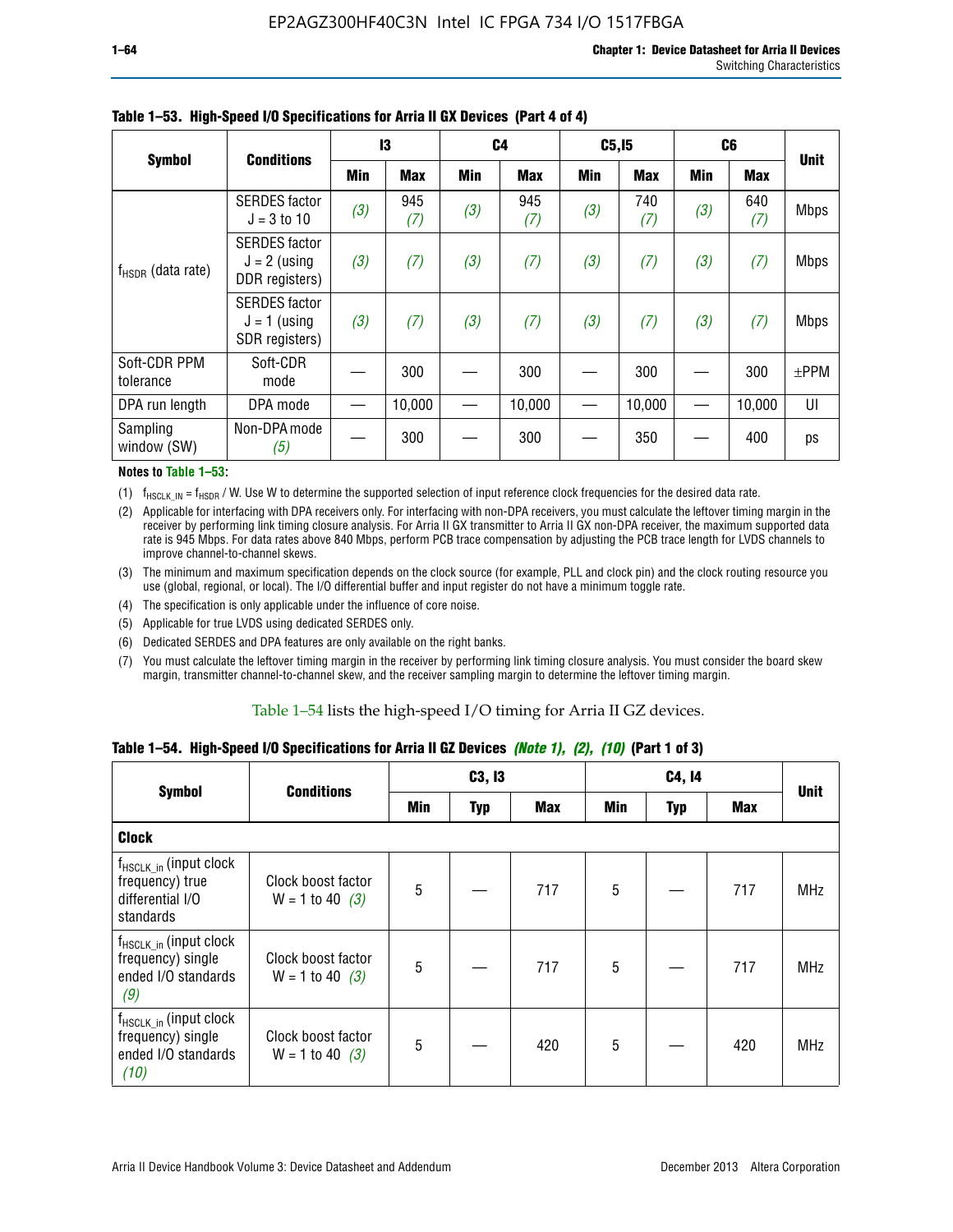**Table 1–53. High-Speed I/O Specifications for Arria II GX Devices (Part 4 of 4)**

| Symbol | Conditions | I3 | | C4 | | C5,I5 | | C6 | | Unit |
|---|---|---|---|---|---|---|---|---|---|---|
| | | Min | Max | Min | Max | Min | Max | Min | Max | |
| $f_{HSDR}$ (data rate) | SERDES factor J = 3 to 10 | (3) | 945 (7) | (3) | 945 (7) | (3) | 740 (7) | (3) | 640 (7) | Mbps |
| | SERDES factor J = 2 (using DDR registers) | (3) | (7) | (3) | (7) | (3) | (7) | (3) | (7) | Mbps |
| | SERDES factor J = 1 (using SDR registers) | (3) | (7) | (3) | (7) | (3) | (7) | (3) | (7) | Mbps |
| Soft-CDR PPM tolerance | Soft-CDR mode | — | 300 | — | 300 | — | 300 | — | 300 | ±PPM |
| DPA run length | DPA mode | — | 10,000 | — | 10,000 | — | 10,000 | — | 10,000 | UI |
| Sampling window (SW) | Non-DPA mode (5) | — | 300 | — | 300 | — | 350 | — | 400 | ps |

**Notes to Table 1–53:**

(1) $f_{HSCLK\_IN} = f_{HSDR}$ / W. Use W to determine the supported selection of input reference clock frequencies for the desired data rate.

(2) Applicable for interfacing with DPA receivers only. For interfacing with non-DPA receivers, you must calculate the leftover timing margin in the receiver by performing link timing closure analysis. For Arria II GX transmitter to Arria II GX non-DPA receiver, the maximum supported data rate is 945 Mbps. For data rates above 840 Mbps, perform PCB trace compensation by adjusting the PCB trace length for LVDS channels to improve channel-to-channel skews.

(3) The minimum and maximum specification depends on the clock source (for example, PLL and clock pin) and the clock routing resource you use (global, regional, or local). The I/O differential buffer and input register do not have a minimum toggle rate.

(4) The specification is only applicable under the influence of core noise.

(5) Applicable for true LVDS using dedicated SERDES only.

(6) Dedicated SERDES and DPA features are only available on the right banks.

(7) You must calculate the leftover timing margin in the receiver by performing link timing closure analysis. You must consider the board skew margin, transmitter channel-to-channel skew, and the receiver sampling margin to determine the leftover timing margin.

Table 1–54 lists the high-speed I/O timing for Arria II GZ devices.

**Table 1–54. High-Speed I/O Specifications for Arria II GZ Devices *(Note 1), (2), (10)* (Part 1 of 3)**

| Symbol | Conditions | C3, I3 | | | C4, I4 | | | Unit |
|---|---|---|---|---|---|---|---|---|
| | | Min | Typ | Max | Min | Typ | Max | |
| **Clock** | | | | | | | | |
| $f_{HSCLK\_in}$ (input clock frequency) true differential I/O standards | Clock boost factor W = 1 to 40 (3) | 5 | — | 717 | 5 | — | 717 | MHz |
| $f_{HSCLK\_in}$ (input clock frequency) single ended I/O standards (9) | Clock boost factor W = 1 to 40 (3) | 5 | — | 717 | 5 | — | 717 | MHz |
| $f_{HSCLK\_in}$ (input clock frequency) single ended I/O standards (10) | Clock boost factor W = 1 to 40 (3) | 5 | — | 420 | 5 | — | 420 | MHz |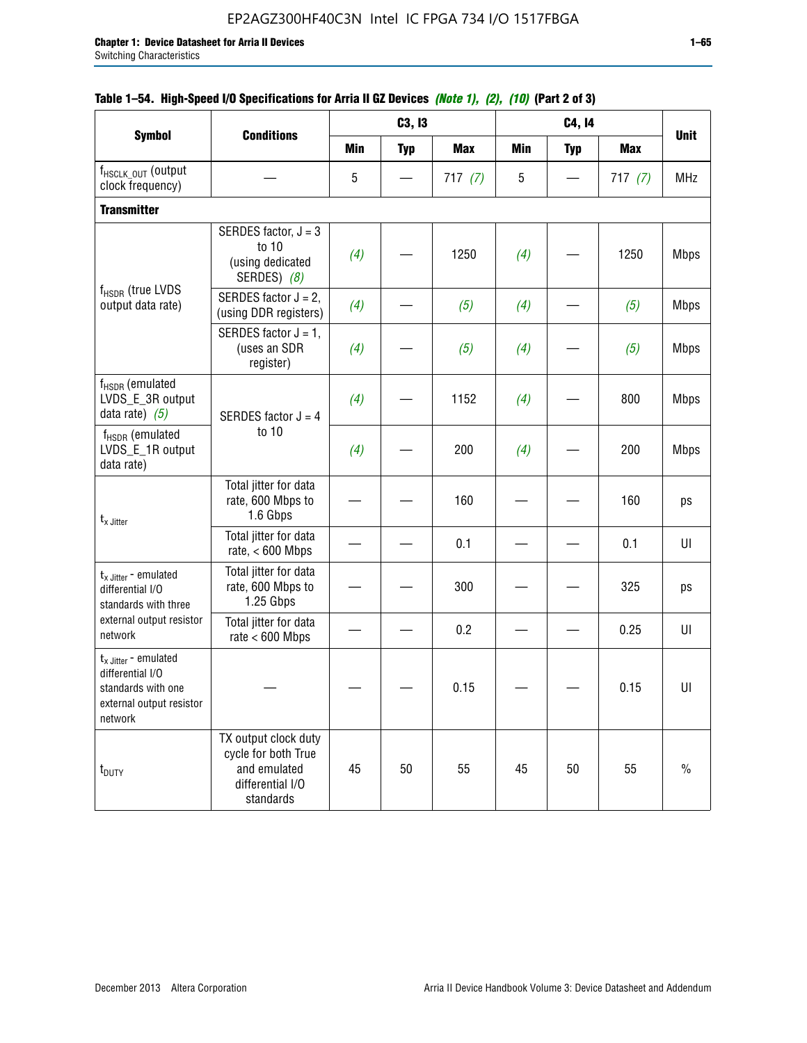**Table 1–54. High-Speed I/O Specifications for Arria II GZ Devices** *(Note 1), (2), (10)* **(Part 2 of 3)**

| Symbol | Conditions | C3, I3 | | | C4, I4 | | | Unit |
|---|---|---|---|---|---|---|---|---|
| | | Min | Typ | Max | Min | Typ | Max | |
| $f_{HSCLK\_OUT}$ (output clock frequency) | — | 5 | — | 717 *(7)* | 5 | — | 717 *(7)* | MHz |
| **Transmitter** | | | | | | | | |
| $f_{HSDR}$ (true LVDS output data rate) | SERDES factor, J = 3 to 10 (using dedicated SERDES) *(8)* | *(4)* | — | 1250 | *(4)* | — | 1250 | Mbps |
| | SERDES factor J = 2, (using DDR registers) | *(4)* | — | *(5)* | *(4)* | — | *(5)* | Mbps |
| | SERDES factor J = 1, (uses an SDR register) | *(4)* | — | *(5)* | *(4)* | — | *(5)* | Mbps |
| $f_{HSDR}$ (emulated LVDS_E_3R output data rate) *(5)* | SERDES factor J = 4 to 10 | *(4)* | — | 1152 | *(4)* | — | 800 | Mbps |
| $f_{HSDR}$ (emulated LVDS_E_1R output data rate) | | *(4)* | — | 200 | *(4)* | — | 200 | Mbps |
| $t_{x\ Jitter}$ | Total jitter for data rate, 600 Mbps to 1.6 Gbps | — | — | 160 | — | — | 160 | ps |
| | Total jitter for data rate, < 600 Mbps | — | — | 0.1 | — | — | 0.1 | UI |
| $t_{x\ Jitter}$ - emulated differential I/O standards with three external output resistor network | Total jitter for data rate, 600 Mbps to 1.25 Gbps | — | — | 300 | — | — | 325 | ps |
| | Total jitter for data rate < 600 Mbps | — | — | 0.2 | — | — | 0.25 | UI |
| $t_{x\ Jitter}$ - emulated differential I/O standards with one external output resistor network | — | — | — | 0.15 | — | — | 0.15 | UI |
| $t_{DUTY}$ | TX output clock duty cycle for both True and emulated differential I/O standards | 45 | 50 | 55 | 45 | 50 | 55 | % |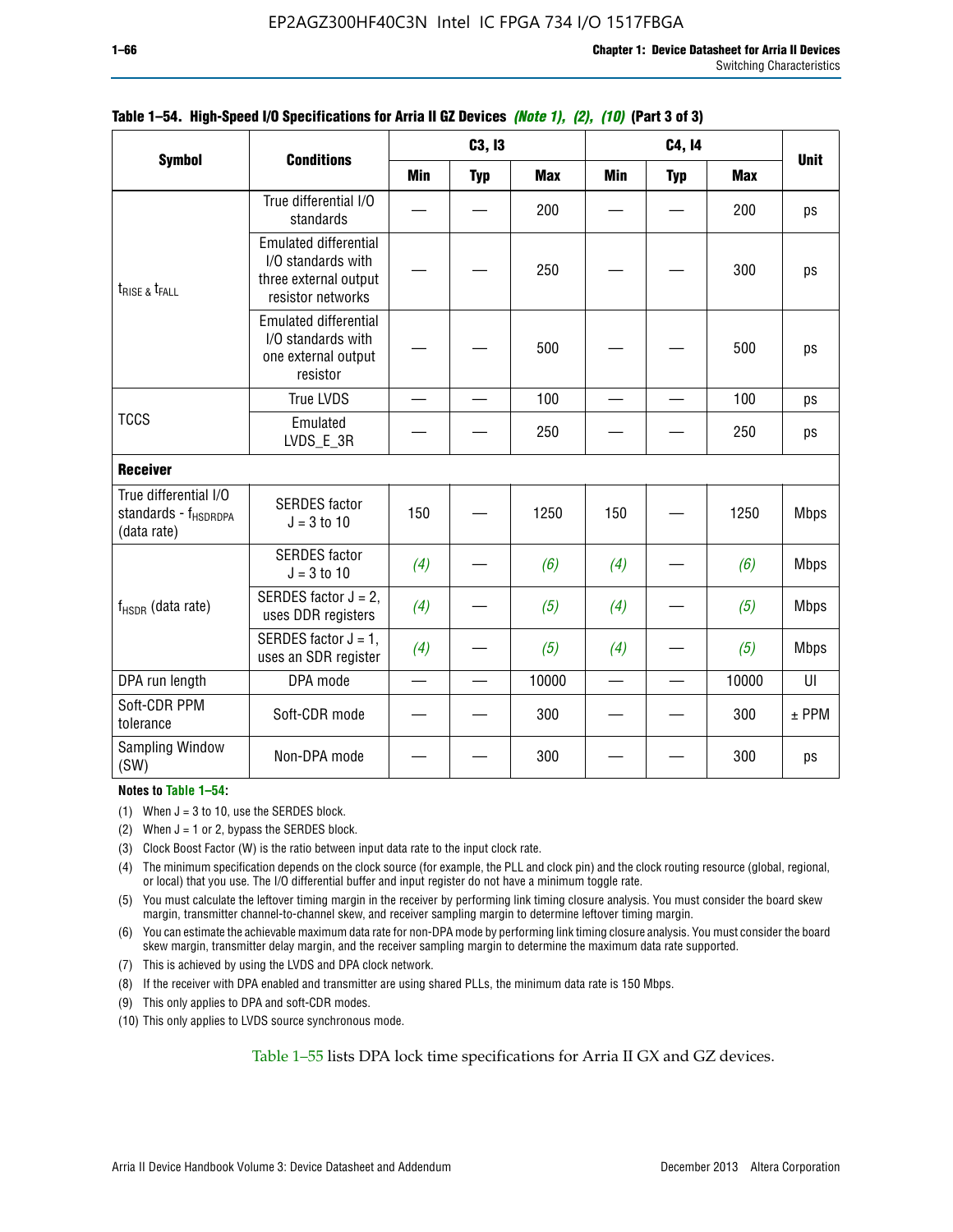**Table 1–54. High-Speed I/O Specifications for Arria II GZ Devices *(Note 1), (2), (10)* (Part 3 of 3)**

| Symbol | Conditions | C3, I3 | | | C4, I4 | | | Unit |
|---|---|---|---|---|---|---|---|---|
| | | Min | Typ | Max | Min | Typ | Max | |
| $t_{RISE}$ & $t_{FALL}$ | True differential I/O standards | — | — | 200 | — | — | 200 | ps |
| | Emulated differential I/O standards with three external output resistor networks | — | — | 250 | — | — | 300 | ps |
| | Emulated differential I/O standards with one external output resistor | — | — | 500 | — | — | 500 | ps |
| TCCS | True LVDS | — | — | 100 | — | — | 100 | ps |
| | Emulated LVDS_E_3R | — | — | 250 | — | — | 250 | ps |
| **Receiver** | | | | | | | | |
| True differential I/O standards - $f_{HSDRDPA}$ (data rate) | SERDES factor J = 3 to 10 | 150 | — | 1250 | 150 | — | 1250 | Mbps |
| $f_{HSDR}$ (data rate) | SERDES factor J = 3 to 10 | *(4)* | — | *(6)* | *(4)* | — | *(6)* | Mbps |
| | SERDES factor J = 2, uses DDR registers | *(4)* | — | *(5)* | *(4)* | — | *(5)* | Mbps |
| | SERDES factor J = 1, uses an SDR register | *(4)* | — | *(5)* | *(4)* | — | *(5)* | Mbps |
| DPA run length | DPA mode | — | — | 10000 | — | — | 10000 | UI |
| Soft-CDR PPM tolerance | Soft-CDR mode | — | — | 300 | — | — | 300 | ± PPM |
| Sampling Window (SW) | Non-DPA mode | — | — | 300 | — | — | 300 | ps |

**Notes to Table 1–54:**

(1) When J = 3 to 10, use the SERDES block.

(2) When J = 1 or 2, bypass the SERDES block.

(3) Clock Boost Factor (W) is the ratio between input data rate to the input clock rate.

(4) The minimum specification depends on the clock source (for example, the PLL and clock pin) and the clock routing resource (global, regional, or local) that you use. The I/O differential buffer and input register do not have a minimum toggle rate.

(5) You must calculate the leftover timing margin in the receiver by performing link timing closure analysis. You must consider the board skew margin, transmitter channel-to-channel skew, and receiver sampling margin to determine leftover timing margin.

(6) You can estimate the achievable maximum data rate for non-DPA mode by performing link timing closure analysis. You must consider the board skew margin, transmitter delay margin, and the receiver sampling margin to determine the maximum data rate supported.

(7) This is achieved by using the LVDS and DPA clock network.

(8) If the receiver with DPA enabled and transmitter are using shared PLLs, the minimum data rate is 150 Mbps.

(9) This only applies to DPA and soft-CDR modes.

(10) This only applies to LVDS source synchronous mode.

Table 1–55 lists DPA lock time specifications for Arria II GX and GZ devices.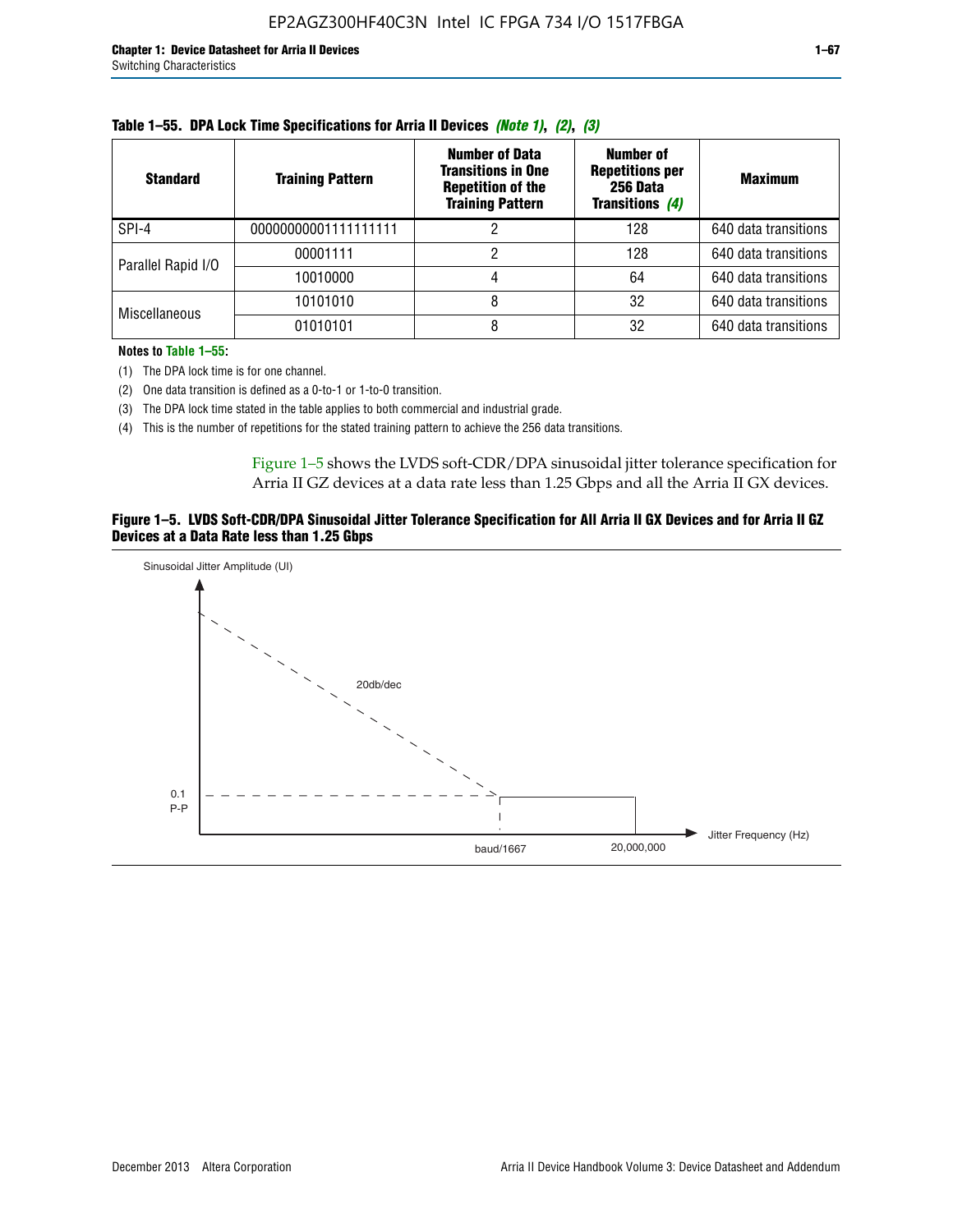**Table 1–55. DPA Lock Time Specifications for Arria II Devices *(Note 1)*, *(2)*, *(3)***

| Standard | Training Pattern | Number of Data Transitions in One Repetition of the Training Pattern | Number of Repetitions per 256 Data Transitions *(4)* | Maximum |
|---|---|---|---|---|
| SPI-4 | 00000000001111111111 | 2 | 128 | 640 data transitions |
| Parallel Rapid I/O | 00001111 | 2 | 128 | 640 data transitions |
| | 10010000 | 4 | 64 | 640 data transitions |
| Miscellaneous | 10101010 | 8 | 32 | 640 data transitions |
| | 01010101 | 8 | 32 | 640 data transitions |

**Notes to Table 1–55:**

(1) The DPA lock time is for one channel.

(2) One data transition is defined as a 0-to-1 or 1-to-0 transition.

(3) The DPA lock time stated in the table applies to both commercial and industrial grade.

(4) This is the number of repetitions for the stated training pattern to achieve the 256 data transitions.

Figure 1–5 shows the LVDS soft-CDR/DPA sinusoidal jitter tolerance specification for Arria II GZ devices at a data rate less than 1.25 Gbps and all the Arria II GX devices.

**Figure 1–5. LVDS Soft-CDR/DPA Sinusoidal Jitter Tolerance Specification for All Arria II GX Devices and for Arria II GZ Devices at a Data Rate less than 1.25 Gbps**

Sinusoidal Jitter Amplitude (UI)

20db/dec

0.1 P-P

baud/1667

20,000,000

Jitter Frequency (Hz)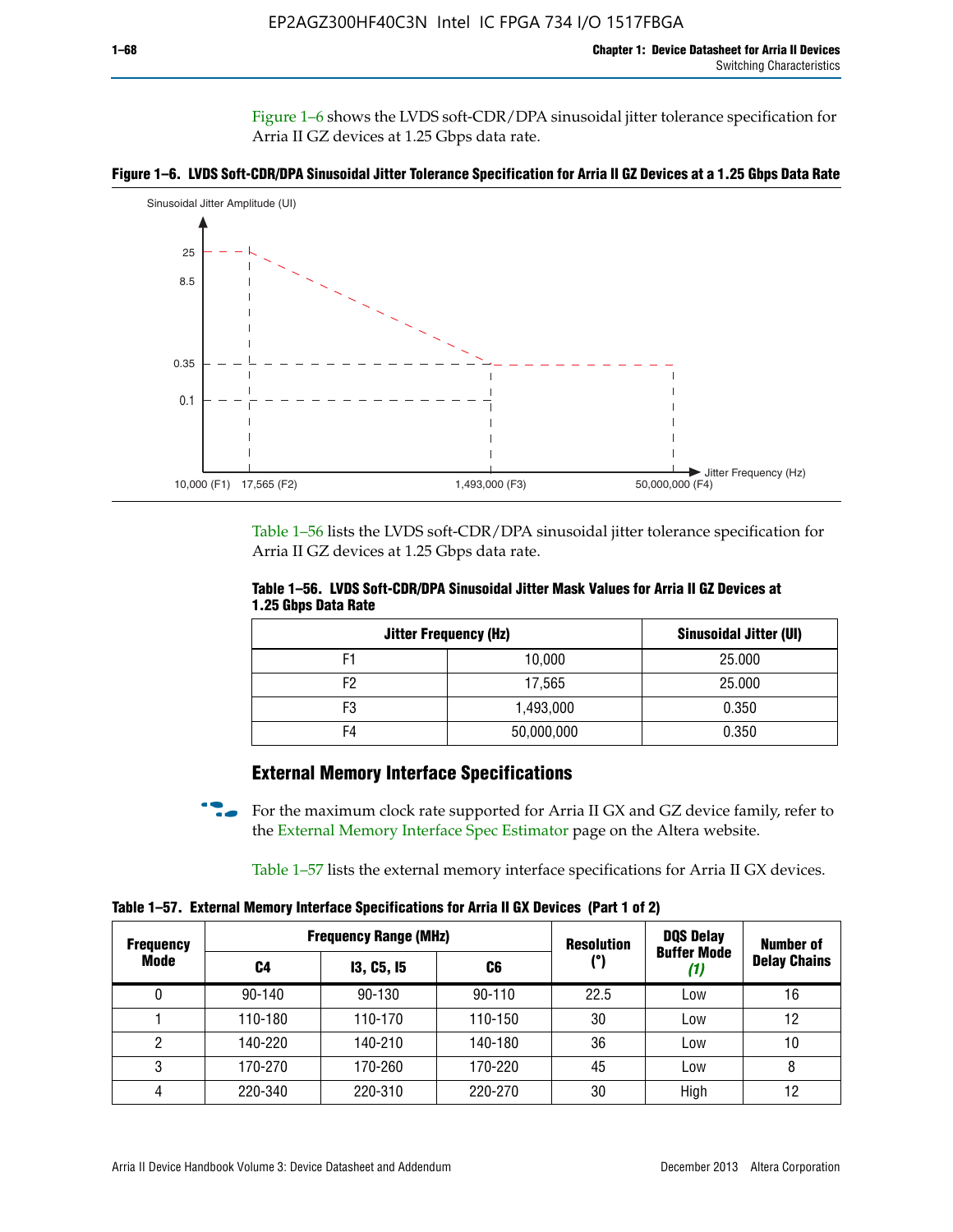Figure 1–6 shows the LVDS soft-CDR/DPA sinusoidal jitter tolerance specification for Arria II GZ devices at 1.25 Gbps data rate.

**Figure 1–6. LVDS Soft-CDR/DPA Sinusoidal Jitter Tolerance Specification for Arria II GZ Devices at a 1.25 Gbps Data Rate**

Table 1–56 lists the LVDS soft-CDR/DPA sinusoidal jitter tolerance specification for Arria II GZ devices at 1.25 Gbps data rate.

**Table 1–56. LVDS Soft-CDR/DPA Sinusoidal Jitter Mask Values for Arria II GZ Devices at 1.25 Gbps Data Rate**

| Jitter Frequency (Hz) | | Sinusoidal Jitter (UI) |
|---|---|---|
| F1 | 10,000 | 25.000 |
| F2 | 17,565 | 25.000 |
| F3 | 1,493,000 | 0.350 |
| F4 | 50,000,000 | 0.350 |

## External Memory Interface Specifications

For the maximum clock rate supported for Arria II GX and GZ device family, refer to the External Memory Interface Spec Estimator page on the Altera website.

Table 1–57 lists the external memory interface specifications for Arria II GX devices.

**Table 1–57. External Memory Interface Specifications for Arria II GX Devices (Part 1 of 2)**

| Frequency Mode | Frequency Range (MHz) | | | Resolution (°) | DQS Delay Buffer Mode *(1)* | Number of Delay Chains |
|---|---|---|---|---|---|---|
| | C4 | I3, C5, I5 | C6 | | | |
| 0 | 90-140 | 90-130 | 90-110 | 22.5 | Low | 16 |
| 1 | 110-180 | 110-170 | 110-150 | 30 | Low | 12 |
| 2 | 140-220 | 140-210 | 140-180 | 36 | Low | 10 |
| 3 | 170-270 | 170-260 | 170-220 | 45 | Low | 8 |
| 4 | 220-340 | 220-310 | 220-270 | 30 | High | 12 |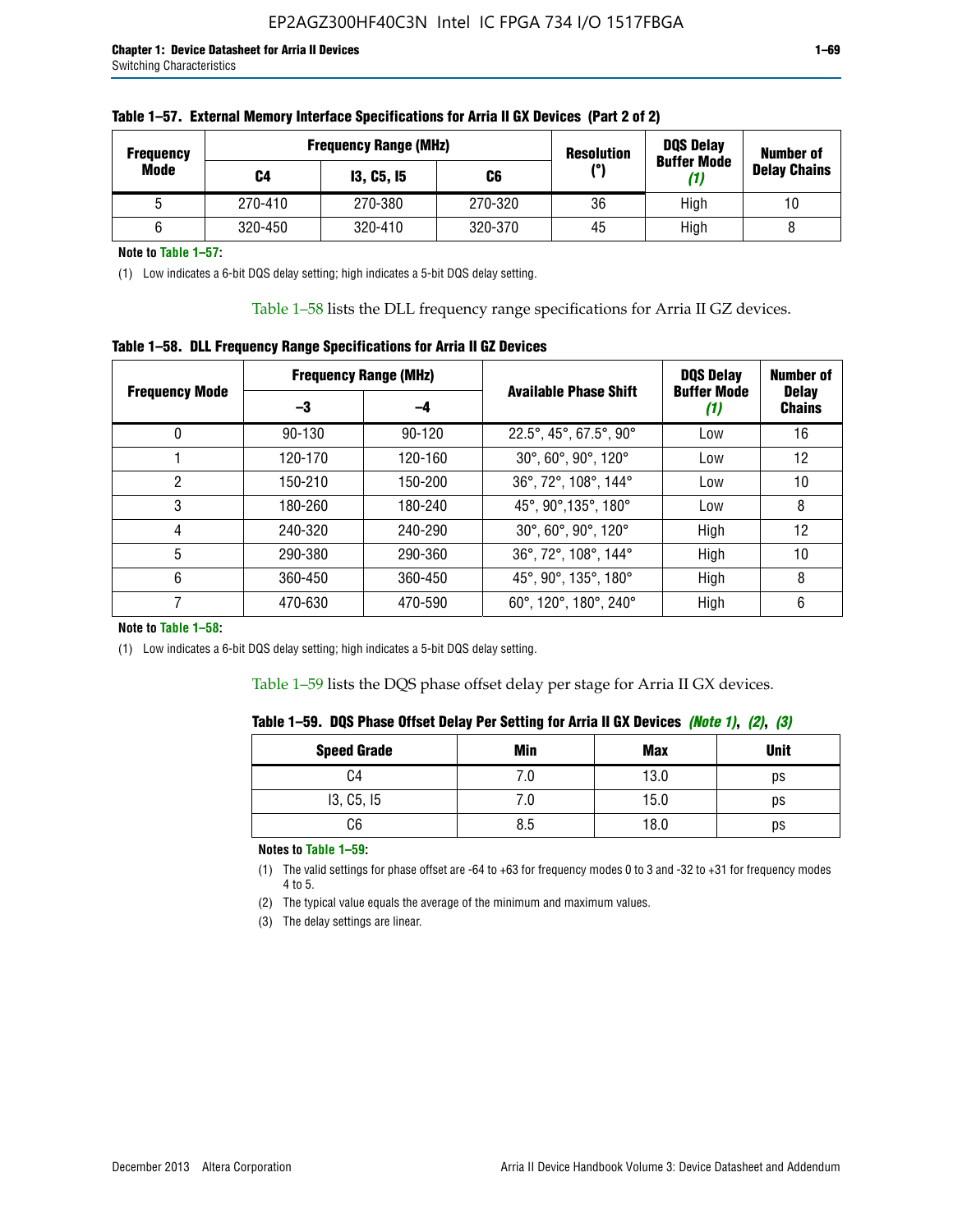**Table 1–57. External Memory Interface Specifications for Arria II GX Devices (Part 2 of 2)**

| Frequency Mode | Frequency Range (MHz) | | | Resolution (°) | DQS Delay Buffer Mode (1) | Number of Delay Chains |
|---|---|---|---|---|---|---|
| | C4 | I3, C5, I5 | C6 | | | |
| 5 | 270-410 | 270-380 | 270-320 | 36 | High | 10 |
| 6 | 320-450 | 320-410 | 320-370 | 45 | High | 8 |

**Note to Table 1–57:**

(1) Low indicates a 6-bit DQS delay setting; high indicates a 5-bit DQS delay setting.

Table 1–58 lists the DLL frequency range specifications for Arria II GZ devices.

**Table 1–58. DLL Frequency Range Specifications for Arria II GZ Devices**

| Frequency Mode | Frequency Range (MHz) | | Available Phase Shift | DQS Delay Buffer Mode (1) | Number of Delay Chains |
|---|---|---|---|---|---|
| | –3 | –4 | | | |
| 0 | 90-130 | 90-120 | 22.5°, 45°, 67.5°, 90° | Low | 16 |
| 1 | 120-170 | 120-160 | 30°, 60°, 90°, 120° | Low | 12 |
| 2 | 150-210 | 150-200 | 36°, 72°, 108°, 144° | Low | 10 |
| 3 | 180-260 | 180-240 | 45°, 90°,135°, 180° | Low | 8 |
| 4 | 240-320 | 240-290 | 30°, 60°, 90°, 120° | High | 12 |
| 5 | 290-380 | 290-360 | 36°, 72°, 108°, 144° | High | 10 |
| 6 | 360-450 | 360-450 | 45°, 90°, 135°, 180° | High | 8 |
| 7 | 470-630 | 470-590 | 60°, 120°, 180°, 240° | High | 6 |

**Note to Table 1–58:**

(1) Low indicates a 6-bit DQS delay setting; high indicates a 5-bit DQS delay setting.

Table 1–59 lists the DQS phase offset delay per stage for Arria II GX devices.

**Table 1–59. DQS Phase Offset Delay Per Setting for Arria II GX Devices** *(Note 1)*, *(2)*, *(3)*

| Speed Grade | Min | Max | Unit |
|---|---|---|---|
| C4 | 7.0 | 13.0 | ps |
| I3, C5, I5 | 7.0 | 15.0 | ps |
| C6 | 8.5 | 18.0 | ps |

**Notes to Table 1–59:**

(1) The valid settings for phase offset are -64 to +63 for frequency modes 0 to 3 and -32 to +31 for frequency modes 4 to 5.

(2) The typical value equals the average of the minimum and maximum values.

(3) The delay settings are linear.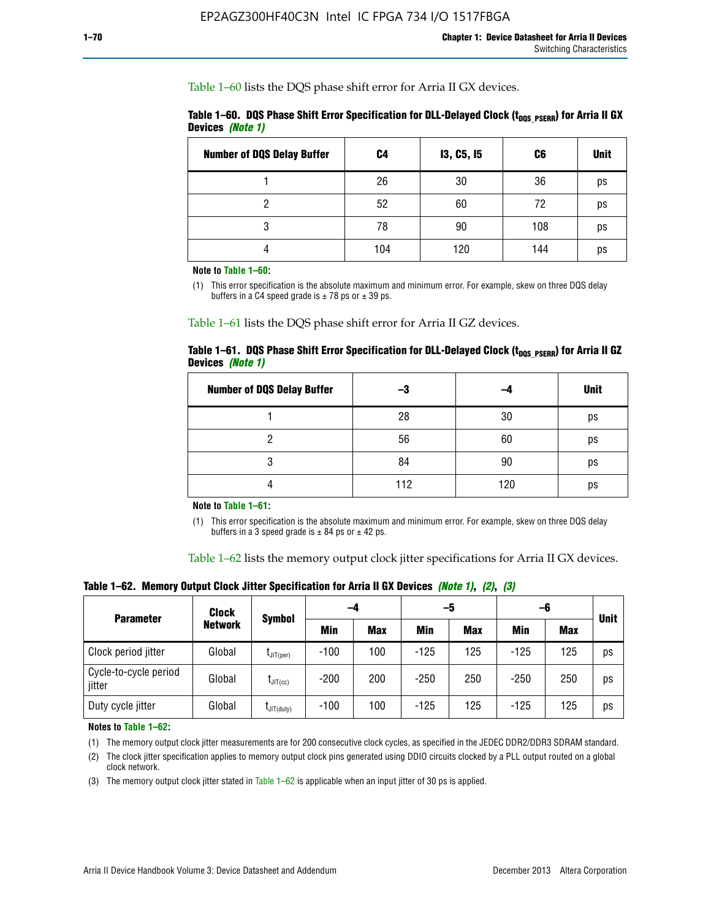Table 1–60 lists the DQS phase shift error for Arria II GX devices.

**Table 1–60. DQS Phase Shift Error Specification for DLL-Delayed Clock ($t_{DQS\_PSERR}$) for Arria II GX Devices** *(Note 1)*

| Number of DQS Delay Buffer | C4 | I3, C5, I5 | C6 | Unit |
|---|---|---|---|---|
| 1 | 26 | 30 | 36 | ps |
| 2 | 52 | 60 | 72 | ps |
| 3 | 78 | 90 | 108 | ps |
| 4 | 104 | 120 | 144 | ps |

**Note to Table 1–60:**

(1) This error specification is the absolute maximum and minimum error. For example, skew on three DQS delay buffers in a C4 speed grade is ± 78 ps or ± 39 ps.

Table 1–61 lists the DQS phase shift error for Arria II GZ devices.

**Table 1–61. DQS Phase Shift Error Specification for DLL-Delayed Clock ($t_{DQS\_PSERR}$) for Arria II GZ Devices** *(Note 1)*

| Number of DQS Delay Buffer | –3 | –4 | Unit |
|---|---|---|---|
| 1 | 28 | 30 | ps |
| 2 | 56 | 60 | ps |
| 3 | 84 | 90 | ps |
| 4 | 112 | 120 | ps |

**Note to Table 1–61:**

(1) This error specification is the absolute maximum and minimum error. For example, skew on three DQS delay buffers in a 3 speed grade is ± 84 ps or ± 42 ps.

Table 1–62 lists the memory output clock jitter specifications for Arria II GX devices.

**Table 1–62. Memory Output Clock Jitter Specification for Arria II GX Devices** *(Note 1)*, *(2)*, *(3)*

| Parameter | Clock Network | Symbol | –4 | | –5 | | –6 | | Unit |
|---|---|---|---|---|---|---|---|---|---|
| | | | Min | Max | Min | Max | Min | Max | |
| Clock period jitter | Global | $t_{JIT(per)}$ | -100 | 100 | -125 | 125 | -125 | 125 | ps |
| Cycle-to-cycle period jitter | Global | $t_{JIT(cc)}$ | -200 | 200 | -250 | 250 | -250 | 250 | ps |
| Duty cycle jitter | Global | $t_{JIT(duty)}$ | -100 | 100 | -125 | 125 | -125 | 125 | ps |

**Notes to Table 1–62:**

(1) The memory output clock jitter measurements are for 200 consecutive clock cycles, as specified in the JEDEC DDR2/DDR3 SDRAM standard.

(2) The clock jitter specification applies to memory output clock pins generated using DDIO circuits clocked by a PLL output routed on a global clock network.

(3) The memory output clock jitter stated in Table 1–62 is applicable when an input jitter of 30 ps is applied.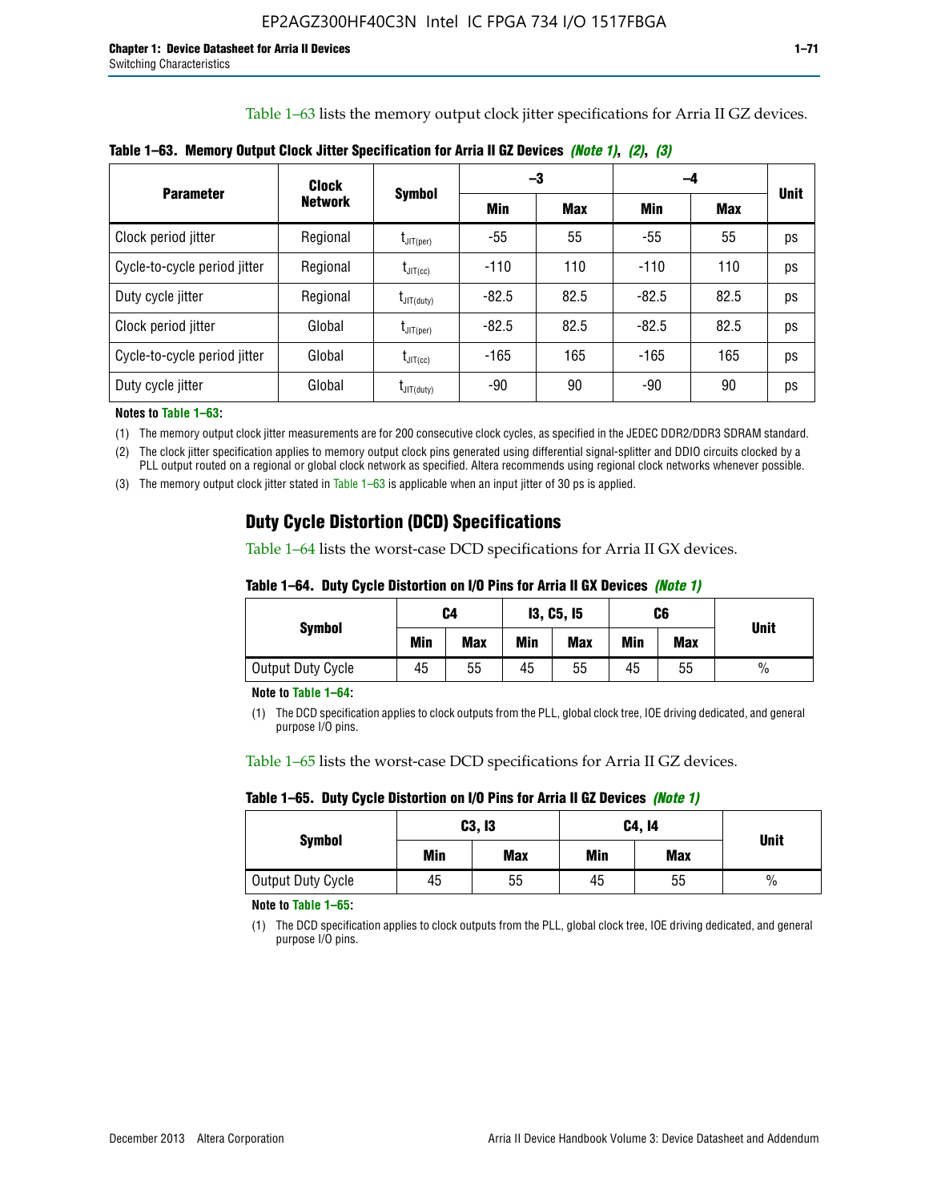Table 1–63 lists the memory output clock jitter specifications for Arria II GZ devices.

**Table 1–63. Memory Output Clock Jitter Specification for Arria II GZ Devices** *(Note 1)*, *(2)*, *(3)*

| Parameter | Clock Network | Symbol | –3 | | –4 | | Unit |
|---|---|---|---|---|---|---|---|
| | | | Min | Max | Min | Max | |
| Clock period jitter | Regional | $t_{JIT(per)}$ | -55 | 55 | -55 | 55 | ps |
| Cycle-to-cycle period jitter | Regional | $t_{JIT(cc)}$ | -110 | 110 | -110 | 110 | ps |
| Duty cycle jitter | Regional | $t_{JIT(duty)}$ | -82.5 | 82.5 | -82.5 | 82.5 | ps |
| Clock period jitter | Global | $t_{JIT(per)}$ | -82.5 | 82.5 | -82.5 | 82.5 | ps |
| Cycle-to-cycle period jitter | Global | $t_{JIT(cc)}$ | -165 | 165 | -165 | 165 | ps |
| Duty cycle jitter | Global | $t_{JIT(duty)}$ | -90 | 90 | -90 | 90 | ps |

**Notes to Table 1–63:**

(1) The memory output clock jitter measurements are for 200 consecutive clock cycles, as specified in the JEDEC DDR2/DDR3 SDRAM standard.

(2) The clock jitter specification applies to memory output clock pins generated using differential signal-splitter and DDIO circuits clocked by a PLL output routed on a regional or global clock network as specified. Altera recommends using regional clock networks whenever possible.

(3) The memory output clock jitter stated in Table 1–63 is applicable when an input jitter of 30 ps is applied.

## Duty Cycle Distortion (DCD) Specifications

Table 1–64 lists the worst-case DCD specifications for Arria II GX devices.

**Table 1–64. Duty Cycle Distortion on I/O Pins for Arria II GX Devices** *(Note 1)*

| Symbol | C4 | | I3, C5, I5 | | C6 | | Unit |
|---|---|---|---|---|---|---|---|
| | Min | Max | Min | Max | Min | Max | |
| Output Duty Cycle | 45 | 55 | 45 | 55 | 45 | 55 | % |

**Note to Table 1–64:**

(1) The DCD specification applies to clock outputs from the PLL, global clock tree, IOE driving dedicated, and general purpose I/O pins.

Table 1–65 lists the worst-case DCD specifications for Arria II GZ devices.

**Table 1–65. Duty Cycle Distortion on I/O Pins for Arria II GZ Devices** *(Note 1)*

| Symbol | C3, I3 | | C4, I4 | | Unit |
|---|---|---|---|---|---|
| | Min | Max | Min | Max | |
| Output Duty Cycle | 45 | 55 | 45 | 55 | % |

**Note to Table 1–65:**

(1) The DCD specification applies to clock outputs from the PLL, global clock tree, IOE driving dedicated, and general purpose I/O pins.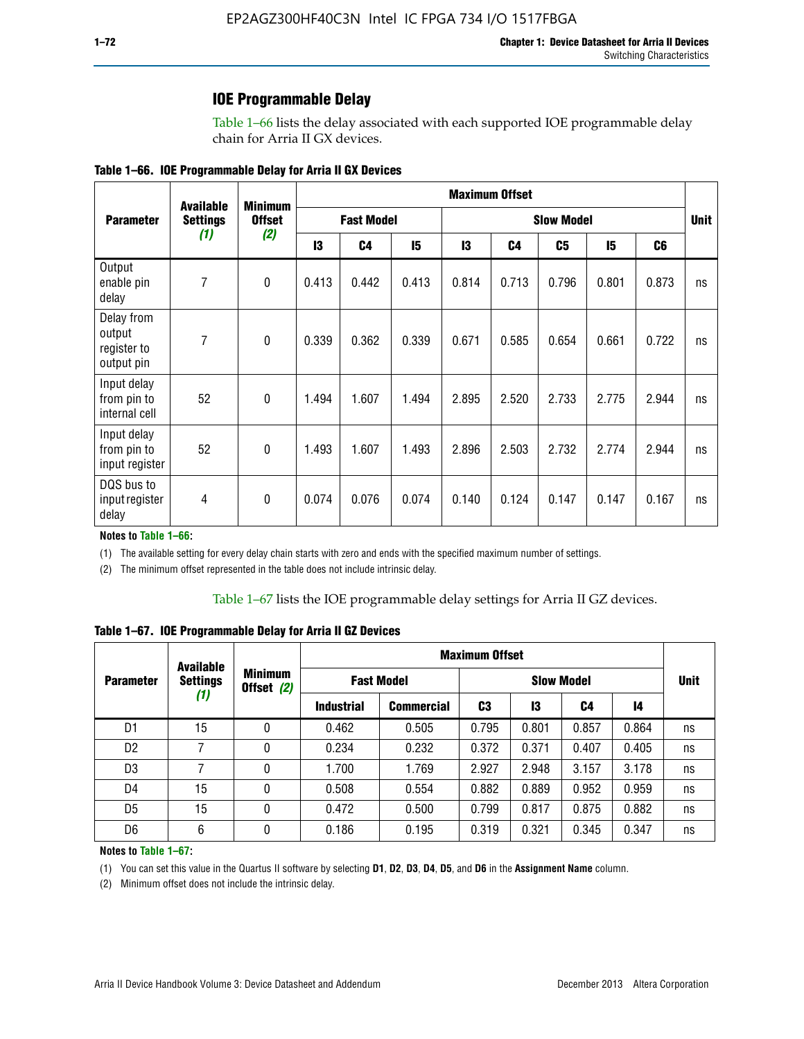## IOE Programmable Delay

Table 1–66 lists the delay associated with each supported IOE programmable delay chain for Arria II GX devices.

**Table 1–66. IOE Programmable Delay for Arria II GX Devices**

| Parameter | Available Settings *(1)* | Minimum Offset *(2)* | Maximum Offset | | | | | | | | Unit |
|---|---|---|---|---|---|---|---|---|---|---|---|
| | | | Fast Model | | | Slow Model | | | | | |
| | | | I3 | C4 | I5 | I3 | C4 | C5 | I5 | C6 | |
| Output enable pin delay | 7 | 0 | 0.413 | 0.442 | 0.413 | 0.814 | 0.713 | 0.796 | 0.801 | 0.873 | ns |
| Delay from output register to output pin | 7 | 0 | 0.339 | 0.362 | 0.339 | 0.671 | 0.585 | 0.654 | 0.661 | 0.722 | ns |
| Input delay from pin to internal cell | 52 | 0 | 1.494 | 1.607 | 1.494 | 2.895 | 2.520 | 2.733 | 2.775 | 2.944 | ns |
| Input delay from pin to input register | 52 | 0 | 1.493 | 1.607 | 1.493 | 2.896 | 2.503 | 2.732 | 2.774 | 2.944 | ns |
| DQS bus to input register delay | 4 | 0 | 0.074 | 0.076 | 0.074 | 0.140 | 0.124 | 0.147 | 0.147 | 0.167 | ns |

**Notes to Table 1–66:**

(1) The available setting for every delay chain starts with zero and ends with the specified maximum number of settings.

(2) The minimum offset represented in the table does not include intrinsic delay.

Table 1–67 lists the IOE programmable delay settings for Arria II GZ devices.

**Table 1–67. IOE Programmable Delay for Arria II GZ Devices**

| Parameter | Available Settings *(1)* | Minimum Offset *(2)* | Maximum Offset | | | | | | Unit |
|---|---|---|---|---|---|---|---|---|---|
| | | | Fast Model | | Slow Model | | | | |
| | | | Industrial | Commercial | C3 | I3 | C4 | I4 | |
| D1 | 15 | 0 | 0.462 | 0.505 | 0.795 | 0.801 | 0.857 | 0.864 | ns |
| D2 | 7 | 0 | 0.234 | 0.232 | 0.372 | 0.371 | 0.407 | 0.405 | ns |
| D3 | 7 | 0 | 1.700 | 1.769 | 2.927 | 2.948 | 3.157 | 3.178 | ns |
| D4 | 15 | 0 | 0.508 | 0.554 | 0.882 | 0.889 | 0.952 | 0.959 | ns |
| D5 | 15 | 0 | 0.472 | 0.500 | 0.799 | 0.817 | 0.875 | 0.882 | ns |
| D6 | 6 | 0 | 0.186 | 0.195 | 0.319 | 0.321 | 0.345 | 0.347 | ns |

**Notes to Table 1–67:**

(1) You can set this value in the Quartus II software by selecting **D1**, **D2**, **D3**, **D4**, **D5**, and **D6** in the **Assignment Name** column.

(2) Minimum offset does not include the intrinsic delay.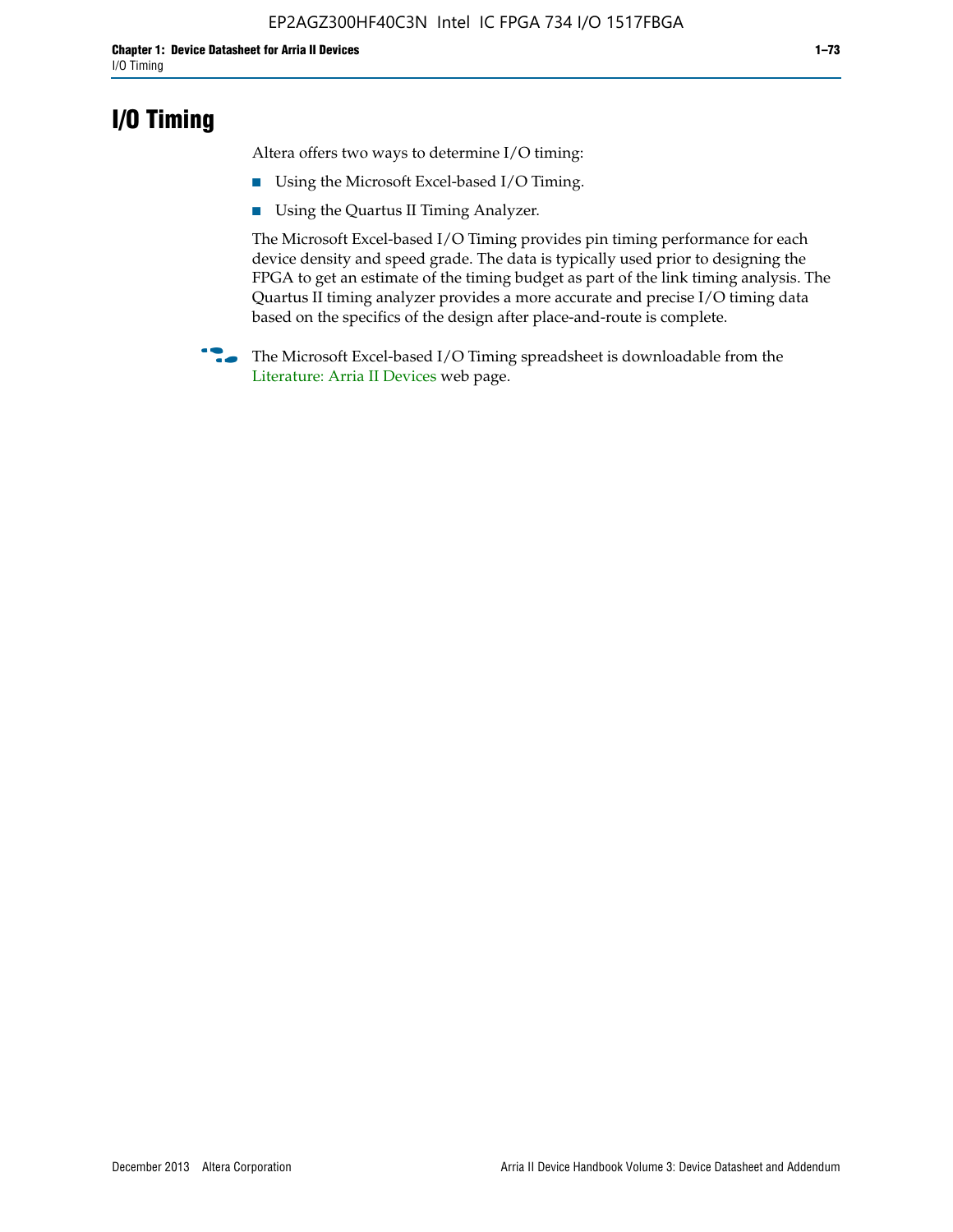# I/O Timing

Altera offers two ways to determine I/O timing:

- Using the Microsoft Excel-based I/O Timing.
- Using the Quartus II Timing Analyzer.

The Microsoft Excel-based I/O Timing provides pin timing performance for each device density and speed grade. The data is typically used prior to designing the FPGA to get an estimate of the timing budget as part of the link timing analysis. The Quartus II timing analyzer provides a more accurate and precise I/O timing data based on the specifics of the design after place-and-route is complete.

The Microsoft Excel-based I/O Timing spreadsheet is downloadable from the Literature: Arria II Devices web page.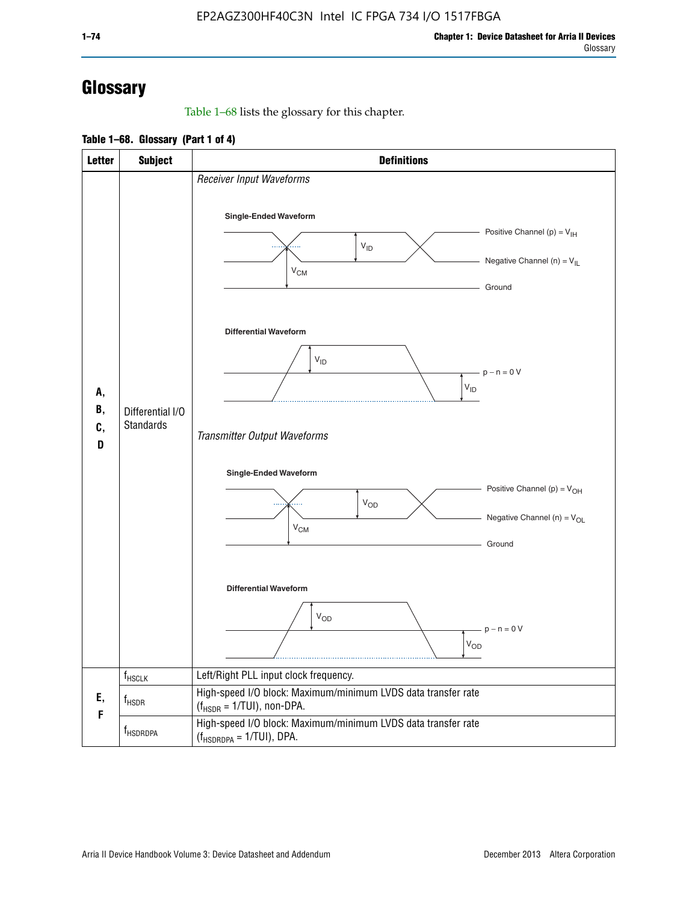# Glossary

Table 1–68 lists the glossary for this chapter.

**Table 1–68. Glossary (Part 1 of 4)**

| Letter | Subject | Definitions |
|---|---|---|
| A, B, C, D | Differential I/O Standards | *Receiver Input Waveforms*<br>**Single-Ended Waveform**<br>Positive Channel (p) = $V_{IH}$<br>Negative Channel (n) = $V_{IL}$<br>Ground<br>$V_{ID}$, $V_{CM}$<br>**Differential Waveform**<br>$V_{ID}$<br>p − n = 0 V<br>$V_{ID}$<br>*Transmitter Output Waveforms*<br>**Single-Ended Waveform**<br>Positive Channel (p) = $V_{OH}$<br>Negative Channel (n) = $V_{OL}$<br>Ground<br>$V_{OD}$, $V_{CM}$<br>**Differential Waveform**<br>$V_{OD}$<br>p − n = 0 V<br>$V_{OD}$ |
| E, F | $f_{HSCLK}$ | Left/Right PLL input clock frequency. |
| | $f_{HSDR}$ | High-speed I/O block: Maximum/minimum LVDS data transfer rate ($f_{HSDR}$ = 1/TUI), non-DPA. |
| | $f_{HSDRDPA}$ | High-speed I/O block: Maximum/minimum LVDS data transfer rate ($f_{HSDRDPA}$ = 1/TUI), DPA. |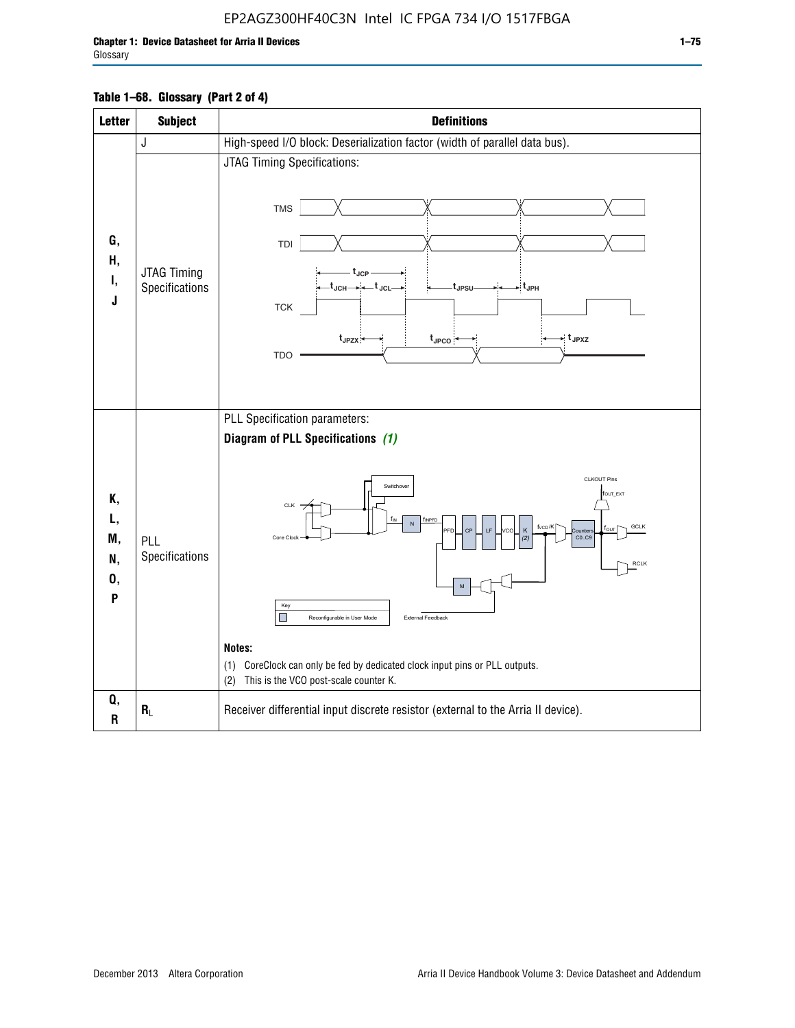**Table 1–68. Glossary (Part 2 of 4)**

| Letter | Subject | Definitions |
|---|---|---|
| G, H, I, J | J | High-speed I/O block: Deserialization factor (width of parallel data bus). |
| | JTAG Timing Specifications | JTAG Timing Specifications: |
| K, L, M, N, O, P | PLL Specifications | PLL Specification parameters: **Diagram of PLL Specifications** *(1)* **Notes:** (1) CoreClock can only be fed by dedicated clock input pins or PLL outputs. (2) This is the VCO post-scale counter K. |
| Q, R | $R_L$ | Receiver differential input discrete resistor (external to the Arria II device). |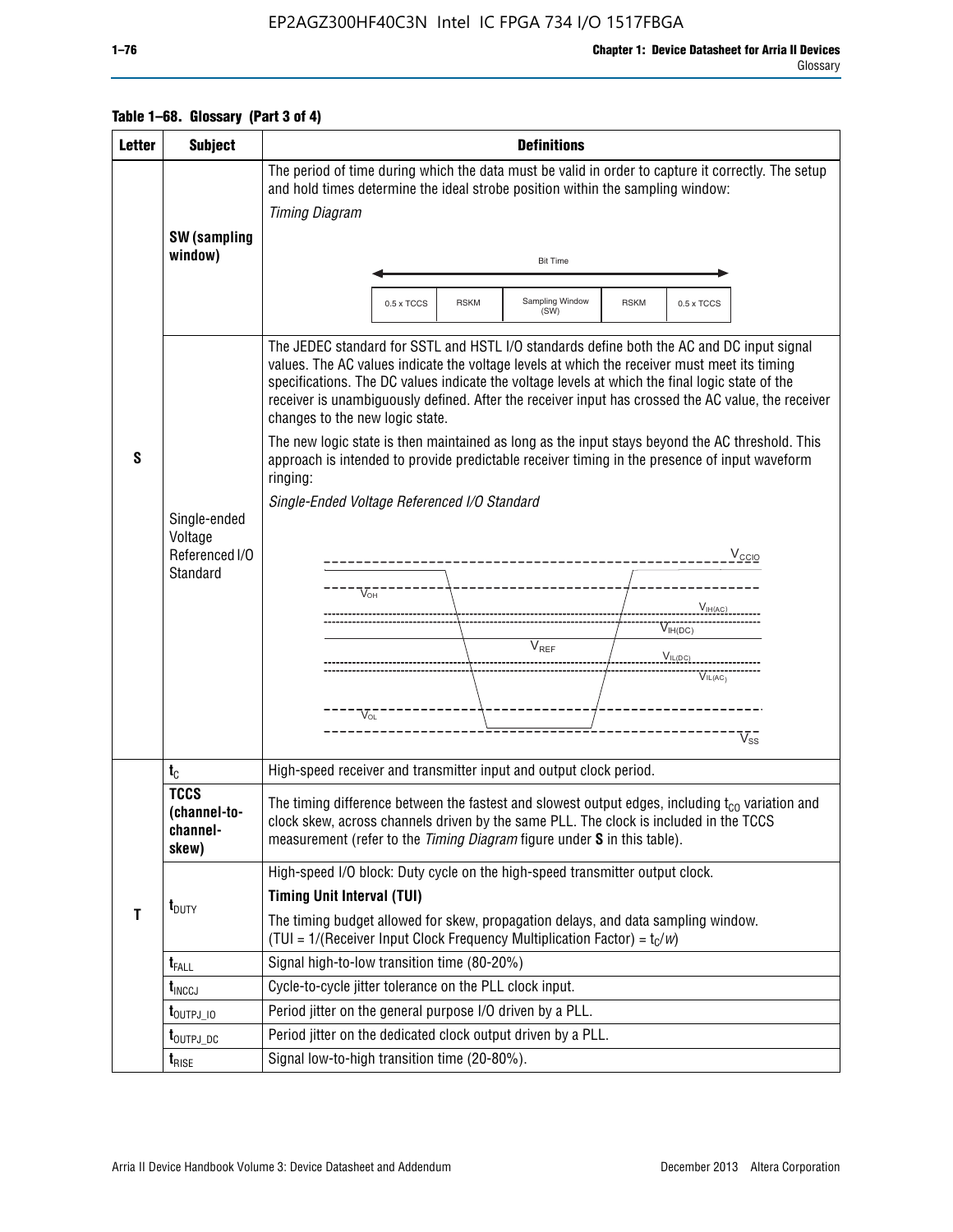**Table 1–68. Glossary (Part 3 of 4)**

| Letter | Subject | Definitions |
|---|---|---|
| S | **SW (sampling window)** | The period of time during which the data must be valid in order to capture it correctly. The setup and hold times determine the ideal strobe position within the sampling window: *Timing Diagram* Bit Time: 0.5 x TCCS / RSKM / Sampling Window (SW) / RSKM / 0.5 x TCCS |
| | Single-ended Voltage Referenced I/O Standard | The JEDEC standard for SSTL and HSTL I/O standards define both the AC and DC input signal values. The AC values indicate the voltage levels at which the receiver must meet its timing specifications. The DC values indicate the voltage levels at which the final logic state of the receiver is unambiguously defined. After the receiver input has crossed the AC value, the receiver changes to the new logic state. The new logic state is then maintained as long as the input stays beyond the AC threshold. This approach is intended to provide predictable receiver timing in the presence of input waveform ringing: *Single-Ended Voltage Referenced I/O Standard* ($V_{CCIO}$, $V_{OH}$, $V_{IH(AC)}$, $V_{IH(DC)}$, $V_{REF}$, $V_{IL(DC)}$, $V_{IL(AC)}$, $V_{OL}$, $V_{SS}$) |
| T | $t_C$ | High-speed receiver and transmitter input and output clock period. |
| | **TCCS (channel-to-channel-skew)** | The timing difference between the fastest and slowest output edges, including $t_{CO}$ variation and clock skew, across channels driven by the same PLL. The clock is included in the TCCS measurement (refer to the *Timing Diagram* figure under **S** in this table). |
| | $t_{DUTY}$ | High-speed I/O block: Duty cycle on the high-speed transmitter output clock. **Timing Unit Interval (TUI)** The timing budget allowed for skew, propagation delays, and data sampling window. (TUI = 1/(Receiver Input Clock Frequency Multiplication Factor) = $t_C/w$) |
| | $t_{FALL}$ | Signal high-to-low transition time (80-20%) |
| | $t_{INCCJ}$ | Cycle-to-cycle jitter tolerance on the PLL clock input. |
| | $t_{OUTPJ\_IO}$ | Period jitter on the general purpose I/O driven by a PLL. |
| | $t_{OUTPJ\_DC}$ | Period jitter on the dedicated clock output driven by a PLL. |
| | $t_{RISE}$ | Signal low-to-high transition time (20-80%). |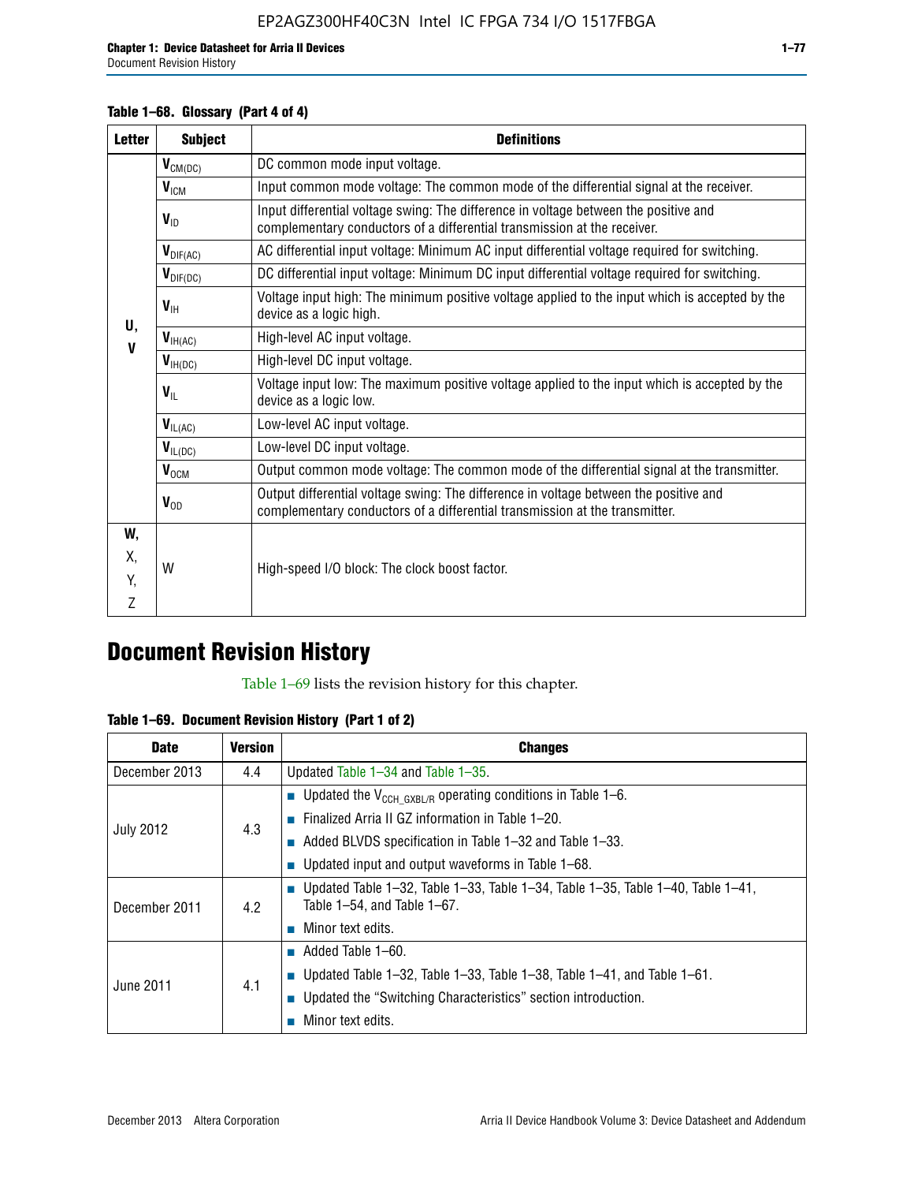**Table 1–68. Glossary (Part 4 of 4)**

| Letter | Subject | Definitions |
|---|---|---|
| U, V | $V_{CM(DC)}$ | DC common mode input voltage. |
| | $V_{ICM}$ | Input common mode voltage: The common mode of the differential signal at the receiver. |
| | $V_{ID}$ | Input differential voltage swing: The difference in voltage between the positive and complementary conductors of a differential transmission at the receiver. |
| | $V_{DIF(AC)}$ | AC differential input voltage: Minimum AC input differential voltage required for switching. |
| | $V_{DIF(DC)}$ | DC differential input voltage: Minimum DC input differential voltage required for switching. |
| | $V_{IH}$ | Voltage input high: The minimum positive voltage applied to the input which is accepted by the device as a logic high. |
| | $V_{IH(AC)}$ | High-level AC input voltage. |
| | $V_{IH(DC)}$ | High-level DC input voltage. |
| | $V_{IL}$ | Voltage input low: The maximum positive voltage applied to the input which is accepted by the device as a logic low. |
| | $V_{IL(AC)}$ | Low-level AC input voltage. |
| | $V_{IL(DC)}$ | Low-level DC input voltage. |
| | $V_{OCM}$ | Output common mode voltage: The common mode of the differential signal at the transmitter. |
| | $V_{OD}$ | Output differential voltage swing: The difference in voltage between the positive and complementary conductors of a differential transmission at the transmitter. |
| W, X, Y, Z | W | High-speed I/O block: The clock boost factor. |

# Document Revision History

Table 1–69 lists the revision history for this chapter.

**Table 1–69. Document Revision History (Part 1 of 2)**

| Date | Version | Changes |
|---|---|---|
| December 2013 | 4.4 | Updated Table 1–34 and Table 1–35. |
| July 2012 | 4.3 | ■ Updated the $V_{CCH\_GXBL/R}$ operating conditions in Table 1–6.<br>■ Finalized Arria II GZ information in Table 1–20.<br>■ Added BLVDS specification in Table 1–32 and Table 1–33.<br>■ Updated input and output waveforms in Table 1–68. |
| December 2011 | 4.2 | ■ Updated Table 1–32, Table 1–33, Table 1–34, Table 1–35, Table 1–40, Table 1–41, Table 1–54, and Table 1–67.<br>■ Minor text edits. |
| June 2011 | 4.1 | ■ Added Table 1–60.<br>■ Updated Table 1–32, Table 1–33, Table 1–38, Table 1–41, and Table 1–61.<br>■ Updated the “Switching Characteristics” section introduction.<br>■ Minor text edits. |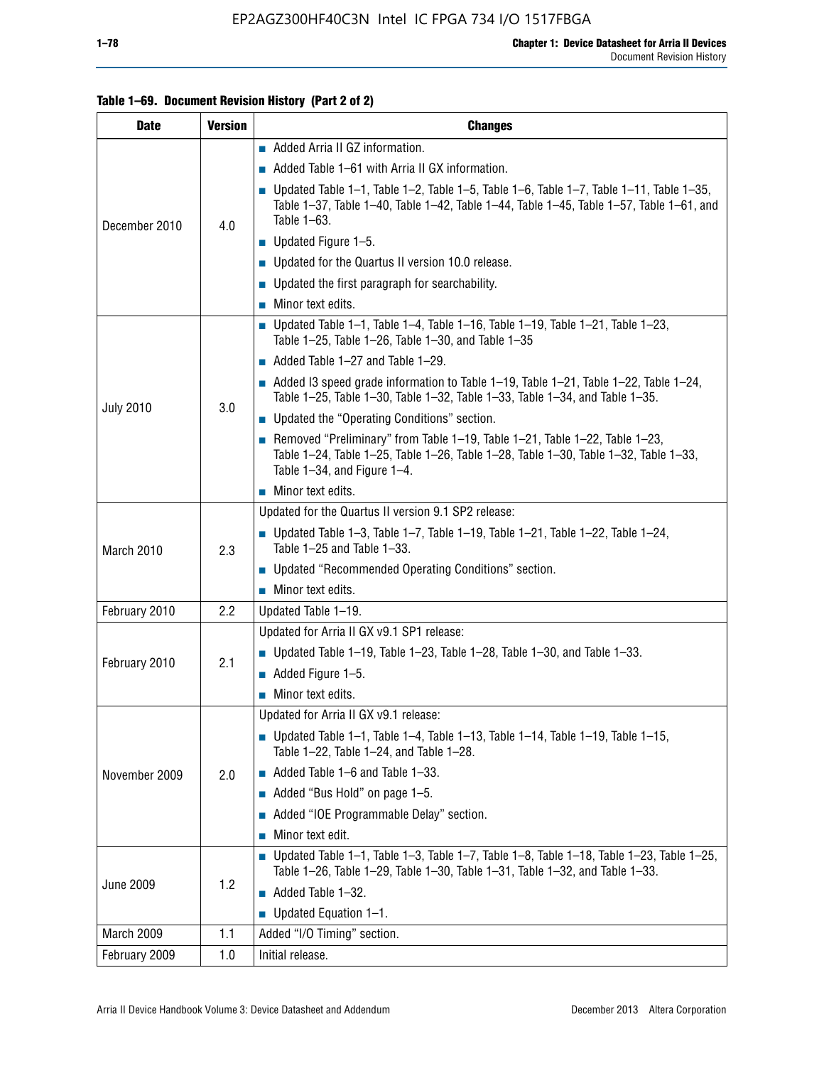**Table 1–69. Document Revision History (Part 2 of 2)**

| Date | Version | Changes |
|---|---|---|
| December 2010 | 4.0 | ■ Added Arria II GZ information.<br>■ Added Table 1–61 with Arria II GX information.<br>■ Updated Table 1–1, Table 1–2, Table 1–5, Table 1–6, Table 1–7, Table 1–11, Table 1–35, Table 1–37, Table 1–40, Table 1–42, Table 1–44, Table 1–45, Table 1–57, Table 1–61, and Table 1–63.<br>■ Updated Figure 1–5.<br>■ Updated for the Quartus II version 10.0 release.<br>■ Updated the first paragraph for searchability.<br>■ Minor text edits. |
| July 2010 | 3.0 | ■ Updated Table 1–1, Table 1–4, Table 1–16, Table 1–19, Table 1–21, Table 1–23, Table 1–25, Table 1–26, Table 1–30, and Table 1–35<br>■ Added Table 1–27 and Table 1–29.<br>■ Added I3 speed grade information to Table 1–19, Table 1–21, Table 1–22, Table 1–24, Table 1–25, Table 1–30, Table 1–32, Table 1–33, Table 1–34, and Table 1–35.<br>■ Updated the "Operating Conditions" section.<br>■ Removed "Preliminary" from Table 1–19, Table 1–21, Table 1–22, Table 1–23, Table 1–24, Table 1–25, Table 1–26, Table 1–28, Table 1–30, Table 1–32, Table 1–33, Table 1–34, and Figure 1–4.<br>■ Minor text edits. |
| March 2010 | 2.3 | Updated for the Quartus II version 9.1 SP2 release:<br>■ Updated Table 1–3, Table 1–7, Table 1–19, Table 1–21, Table 1–22, Table 1–24, Table 1–25 and Table 1–33.<br>■ Updated "Recommended Operating Conditions" section.<br>■ Minor text edits. |
| February 2010 | 2.2 | Updated Table 1–19. |
| February 2010 | 2.1 | Updated for Arria II GX v9.1 SP1 release:<br>■ Updated Table 1–19, Table 1–23, Table 1–28, Table 1–30, and Table 1–33.<br>■ Added Figure 1–5.<br>■ Minor text edits. |
| November 2009 | 2.0 | Updated for Arria II GX v9.1 release:<br>■ Updated Table 1–1, Table 1–4, Table 1–13, Table 1–14, Table 1–19, Table 1–15, Table 1–22, Table 1–24, and Table 1–28.<br>■ Added Table 1–6 and Table 1–33.<br>■ Added "Bus Hold" on page 1–5.<br>■ Added "IOE Programmable Delay" section.<br>■ Minor text edit. |
| June 2009 | 1.2 | ■ Updated Table 1–1, Table 1–3, Table 1–7, Table 1–8, Table 1–18, Table 1–23, Table 1–25, Table 1–26, Table 1–29, Table 1–30, Table 1–31, Table 1–32, and Table 1–33.<br>■ Added Table 1–32.<br>■ Updated Equation 1–1. |
| March 2009 | 1.1 | Added "I/O Timing" section. |
| February 2009 | 1.0 | Initial release. |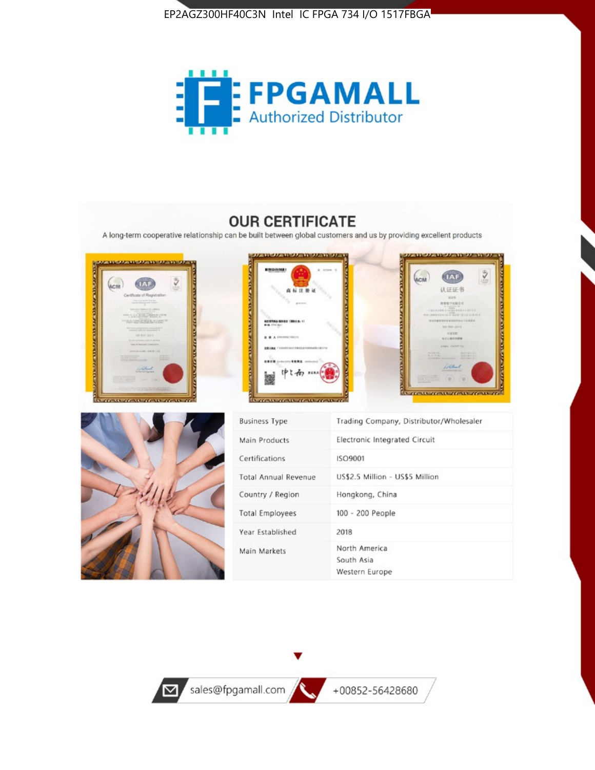# FPGAMALL

Authorized Distributor

## OUR CERTIFICATE

A long-term cooperative relationship can be built between global customers and us by providing excellent products

| | |
|---|---|
| Business Type | Trading Company, Distributor/Wholesaler |
| Main Products | Electronic Integrated Circuit |
| Certifications | ISO9001 |
| Total Annual Revenue | US$2.5 Million - US$5 Million |
| Country / Region | Hongkong, China |
| Total Employees | 100 - 200 People |
| Year Established | 2018 |
| Main Markets | North America<br>South Asia<br>Western Europe |

sales@fpgamall.com

+00852-56428680